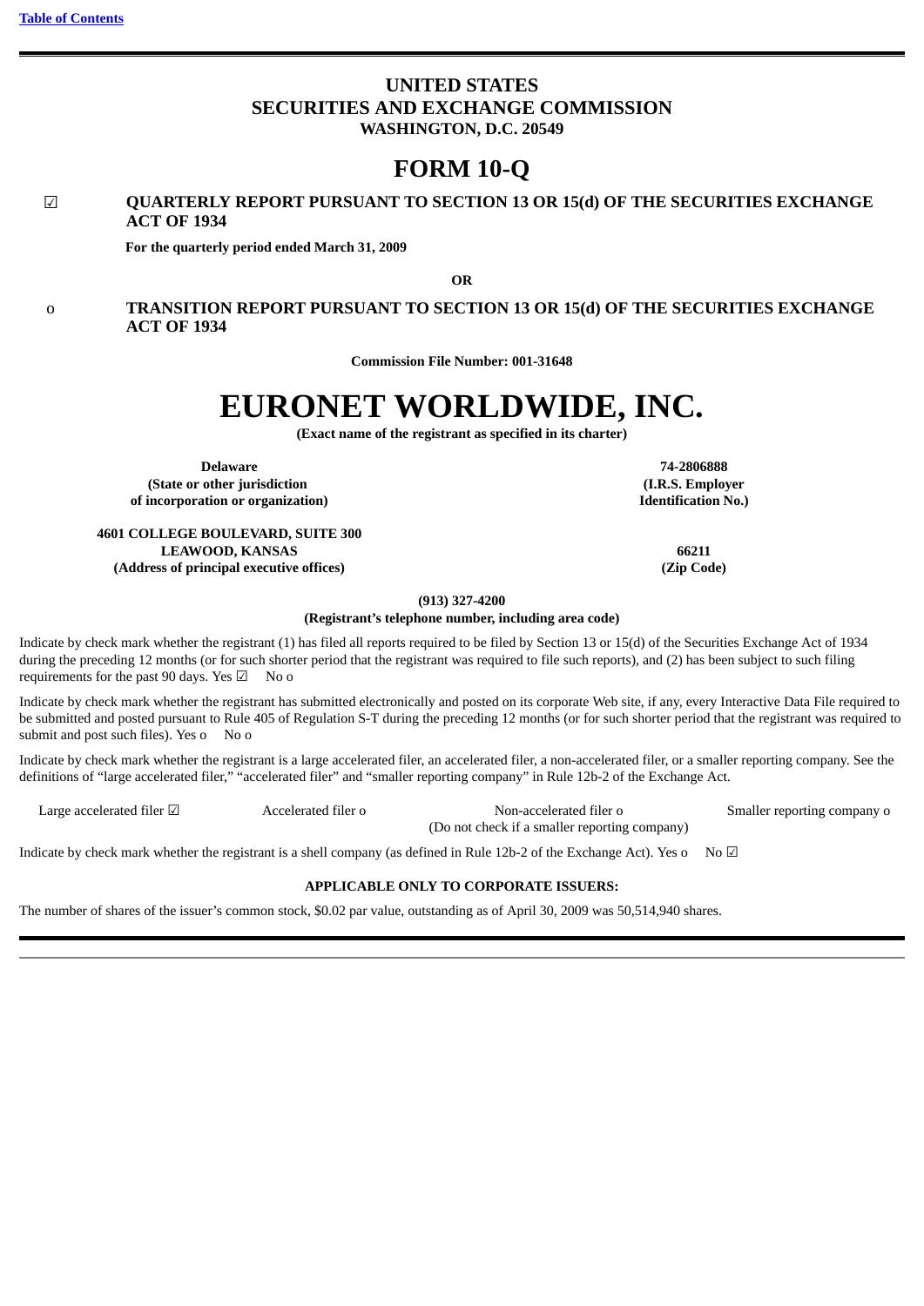[Table of Contents](#)

# UNITED STATES
# SECURITIES AND EXCHANGE COMMISSION
**WASHINGTON, D.C. 20549**

# FORM 10-Q

☑ **QUARTERLY REPORT PURSUANT TO SECTION 13 OR 15(d) OF THE SECURITIES EXCHANGE ACT OF 1934**

**For the quarterly period ended March 31, 2009**

**OR**

o **TRANSITION REPORT PURSUANT TO SECTION 13 OR 15(d) OF THE SECURITIES EXCHANGE ACT OF 1934**

**Commission File Number: 001-31648**

# EURONET WORLDWIDE, INC.
**(Exact name of the registrant as specified in its charter)**

| | |
|---|---|
| **Delaware**<br>**(State or other jurisdiction of incorporation or organization)** | **74-2806888**<br>**(I.R.S. Employer Identification No.)** |
| **4601 COLLEGE BOULEVARD, SUITE 300**<br>**LEAWOOD, KANSAS**<br>**(Address of principal executive offices)** | **66211**<br>**(Zip Code)** |

**(913) 327-4200**
**(Registrant's telephone number, including area code)**

Indicate by check mark whether the registrant (1) has filed all reports required to be filed by Section 13 or 15(d) of the Securities Exchange Act of 1934 during the preceding 12 months (or for such shorter period that the registrant was required to file such reports), and (2) has been subject to such filing requirements for the past 90 days. Yes ☑ No o

Indicate by check mark whether the registrant has submitted electronically and posted on its corporate Web site, if any, every Interactive Data File required to be submitted and posted pursuant to Rule 405 of Regulation S-T during the preceding 12 months (or for such shorter period that the registrant was required to submit and post such files). Yes o No o

Indicate by check mark whether the registrant is a large accelerated filer, an accelerated filer, a non-accelerated filer, or a smaller reporting company. See the definitions of "large accelerated filer," "accelerated filer" and "smaller reporting company" in Rule 12b-2 of the Exchange Act.

| | | | |
|---|---|---|---|
| Large accelerated filer ☑ | Accelerated filer o | Non-accelerated filer o<br>(Do not check if a smaller reporting company) | Smaller reporting company o |

Indicate by check mark whether the registrant is a shell company (as defined in Rule 12b-2 of the Exchange Act). Yes o No ☑

**APPLICABLE ONLY TO CORPORATE ISSUERS:**

The number of shares of the issuer's common stock, $0.02 par value, outstanding as of April 30, 2009 was 50,514,940 shares.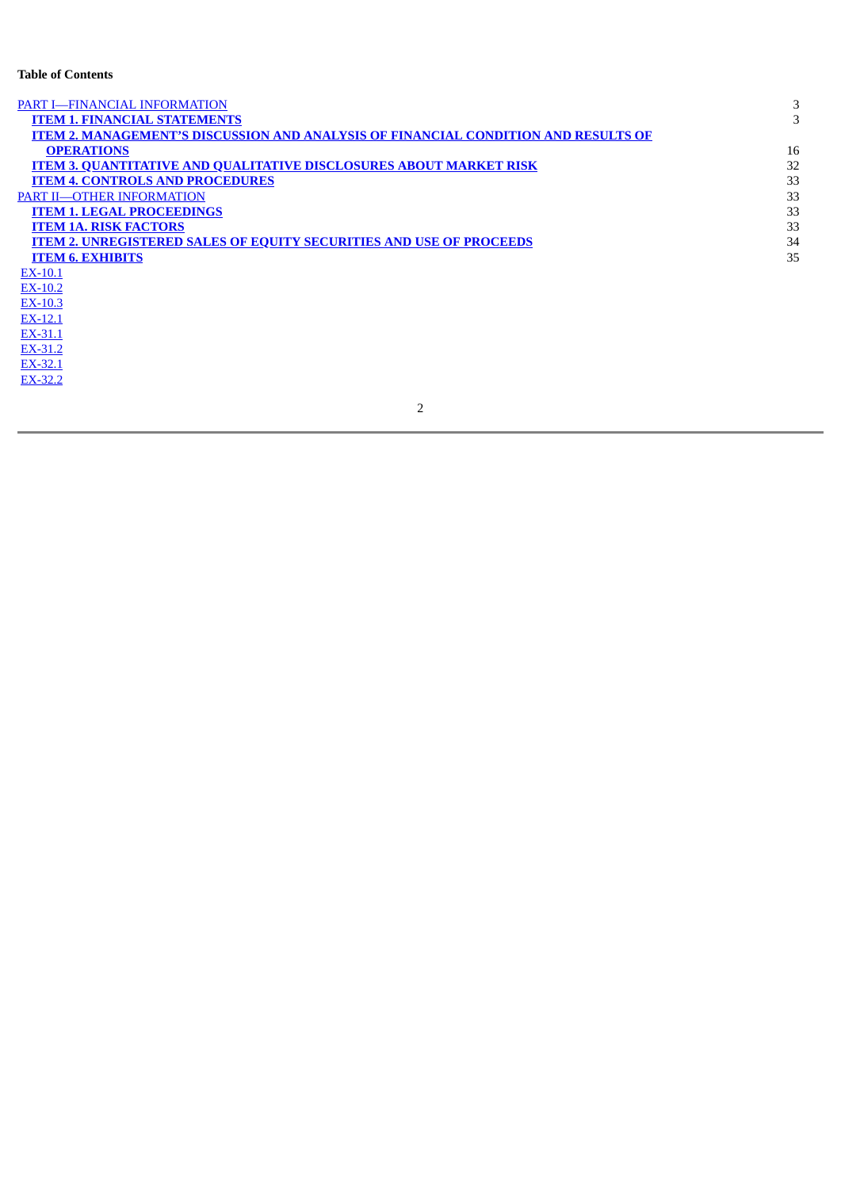**Table of Contents**

| | |
|---|---|
| PART I—FINANCIAL INFORMATION | 3 |
| **ITEM 1. FINANCIAL STATEMENTS** | 3 |
| **ITEM 2. MANAGEMENT'S DISCUSSION AND ANALYSIS OF FINANCIAL CONDITION AND RESULTS OF OPERATIONS** | 16 |
| **ITEM 3. QUANTITATIVE AND QUALITATIVE DISCLOSURES ABOUT MARKET RISK** | 32 |
| **ITEM 4. CONTROLS AND PROCEDURES** | 33 |
| PART II—OTHER INFORMATION | 33 |
| **ITEM 1. LEGAL PROCEEDINGS** | 33 |
| **ITEM 1A. RISK FACTORS** | 33 |
| **ITEM 2. UNREGISTERED SALES OF EQUITY SECURITIES AND USE OF PROCEEDS** | 34 |
| **ITEM 6. EXHIBITS** | 35 |
| EX-10.1 | |
| EX-10.2 | |
| EX-10.3 | |
| EX-12.1 | |
| EX-31.1 | |
| EX-31.2 | |
| EX-32.1 | |
| EX-32.2 | |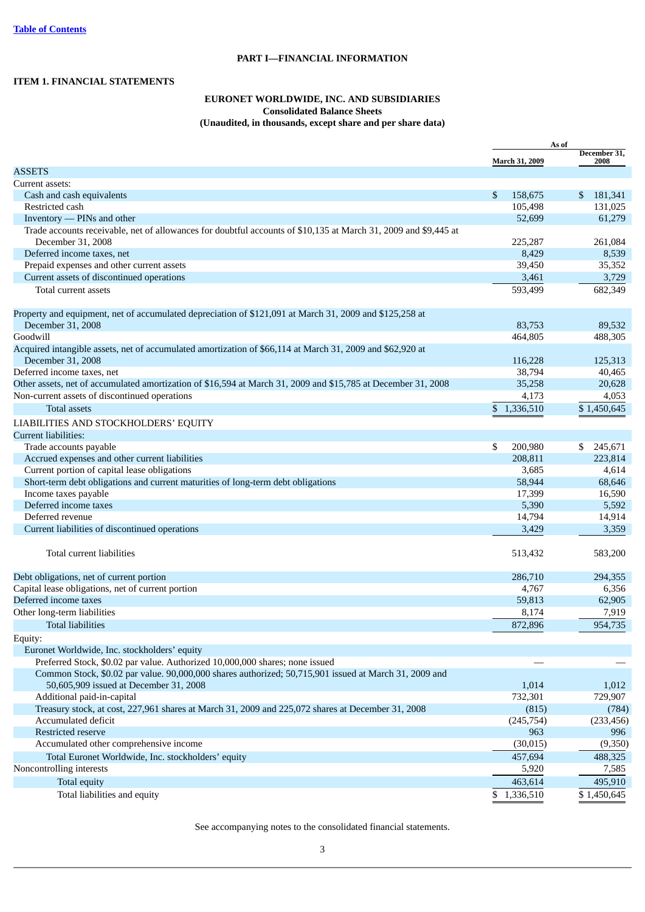Table of Contents

# PART I—FINANCIAL INFORMATION

## ITEM 1. FINANCIAL STATEMENTS

### EURONET WORLDWIDE, INC. AND SUBSIDIARIES
**Consolidated Balance Sheets**
**(Unaudited, in thousands, except share and per share data)**

| | As of | |
|---|---|---|
| | March 31, 2009 | December 31, 2008 |
| ASSETS | | |
| Current assets: | | |
| Cash and cash equivalents | $ 158,675 | $ 181,341 |
| Restricted cash | 105,498 | 131,025 |
| Inventory — PINs and other | 52,699 | 61,279 |
| Trade accounts receivable, net of allowances for doubtful accounts of $10,135 at March 31, 2009 and $9,445 at December 31, 2008 | 225,287 | 261,084 |
| Deferred income taxes, net | 8,429 | 8,539 |
| Prepaid expenses and other current assets | 39,450 | 35,352 |
| Current assets of discontinued operations | 3,461 | 3,729 |
| Total current assets | 593,499 | 682,349 |
| Property and equipment, net of accumulated depreciation of $121,091 at March 31, 2009 and $125,258 at December 31, 2008 | 83,753 | 89,532 |
| Goodwill | 464,805 | 488,305 |
| Acquired intangible assets, net of accumulated amortization of $66,114 at March 31, 2009 and $62,920 at December 31, 2008 | 116,228 | 125,313 |
| Deferred income taxes, net | 38,794 | 40,465 |
| Other assets, net of accumulated amortization of $16,594 at March 31, 2009 and $15,785 at December 31, 2008 | 35,258 | 20,628 |
| Non-current assets of discontinued operations | 4,173 | 4,053 |
| Total assets | $ 1,336,510 | $ 1,450,645 |
| LIABILITIES AND STOCKHOLDERS' EQUITY | | |
| Current liabilities: | | |
| Trade accounts payable | $ 200,980 | $ 245,671 |
| Accrued expenses and other current liabilities | 208,811 | 223,814 |
| Current portion of capital lease obligations | 3,685 | 4,614 |
| Short-term debt obligations and current maturities of long-term debt obligations | 58,944 | 68,646 |
| Income taxes payable | 17,399 | 16,590 |
| Deferred income taxes | 5,390 | 5,592 |
| Deferred revenue | 14,794 | 14,914 |
| Current liabilities of discontinued operations | 3,429 | 3,359 |
| Total current liabilities | 513,432 | 583,200 |
| Debt obligations, net of current portion | 286,710 | 294,355 |
| Capital lease obligations, net of current portion | 4,767 | 6,356 |
| Deferred income taxes | 59,813 | 62,905 |
| Other long-term liabilities | 8,174 | 7,919 |
| Total liabilities | 872,896 | 954,735 |
| Equity: | | |
| Euronet Worldwide, Inc. stockholders' equity | | |
| Preferred Stock, $0.02 par value. Authorized 10,000,000 shares; none issued | — | — |
| Common Stock, $0.02 par value. 90,000,000 shares authorized; 50,715,901 issued at March 31, 2009 and 50,605,909 issued at December 31, 2008 | 1,014 | 1,012 |
| Additional paid-in-capital | 732,301 | 729,907 |
| Treasury stock, at cost, 227,961 shares at March 31, 2009 and 225,072 shares at December 31, 2008 | (815) | (784) |
| Accumulated deficit | (245,754) | (233,456) |
| Restricted reserve | 963 | 996 |
| Accumulated other comprehensive income | (30,015) | (9,350) |
| Total Euronet Worldwide, Inc. stockholders' equity | 457,694 | 488,325 |
| Noncontrolling interests | 5,920 | 7,585 |
| Total equity | 463,614 | 495,910 |
| Total liabilities and equity | $ 1,336,510 | $ 1,450,645 |

See accompanying notes to the consolidated financial statements.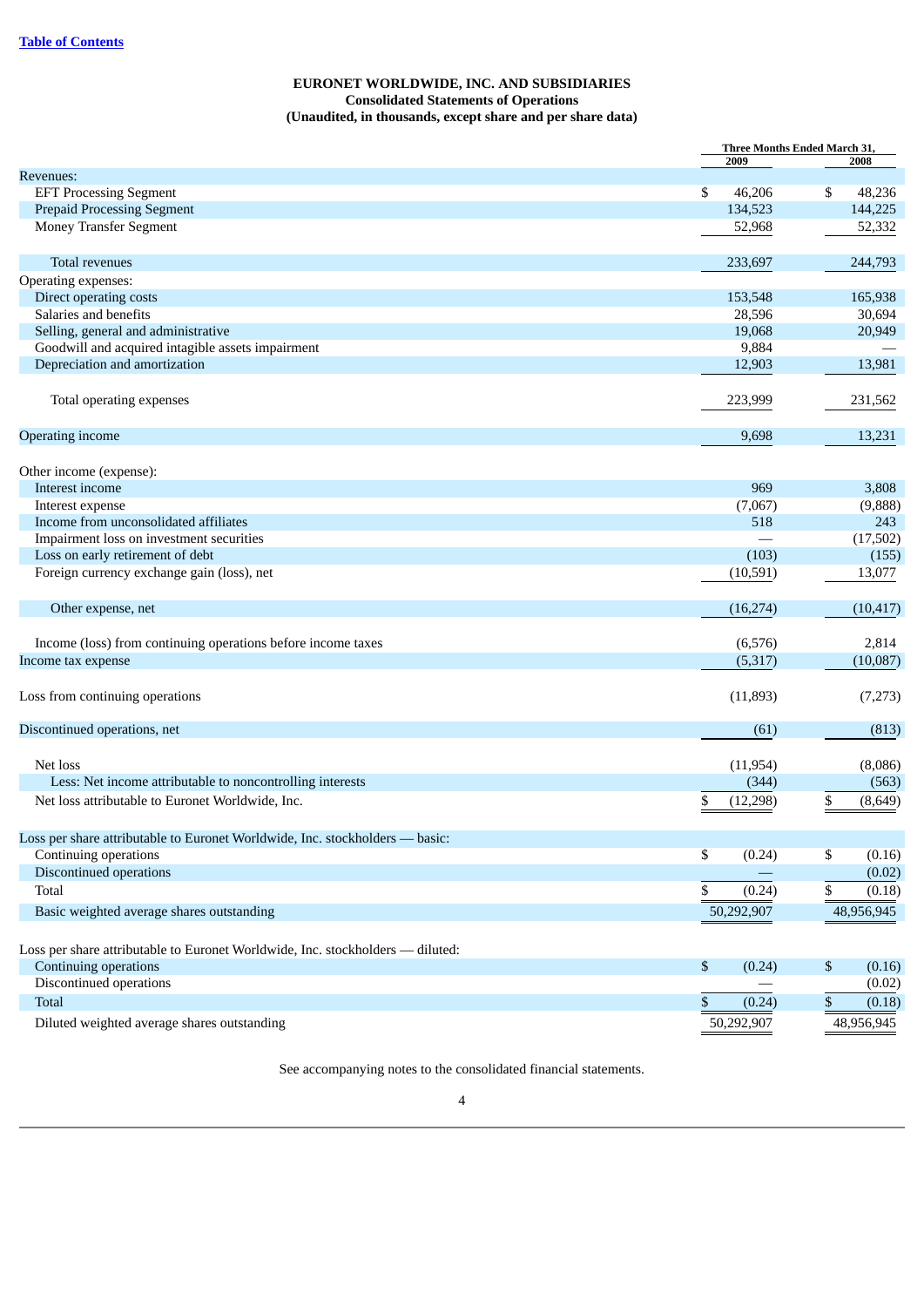**EURONET WORLDWIDE, INC. AND SUBSIDIARIES**
**Consolidated Statements of Operations**
**(Unaudited, in thousands, except share and per share data)**

| | Three Months Ended March 31, | |
|---|---|---|
| | 2009 | 2008 |
| Revenues: | | |
| EFT Processing Segment | $ 46,206 | $ 48,236 |
| Prepaid Processing Segment | 134,523 | 144,225 |
| Money Transfer Segment | 52,968 | 52,332 |
| Total revenues | 233,697 | 244,793 |
| Operating expenses: | | |
| Direct operating costs | 153,548 | 165,938 |
| Salaries and benefits | 28,596 | 30,694 |
| Selling, general and administrative | 19,068 | 20,949 |
| Goodwill and acquired intagible assets impairment | 9,884 | — |
| Depreciation and amortization | 12,903 | 13,981 |
| Total operating expenses | 223,999 | 231,562 |
| Operating income | 9,698 | 13,231 |
| Other income (expense): | | |
| Interest income | 969 | 3,808 |
| Interest expense | (7,067) | (9,888) |
| Income from unconsolidated affiliates | 518 | 243 |
| Impairment loss on investment securities | — | (17,502) |
| Loss on early retirement of debt | (103) | (155) |
| Foreign currency exchange gain (loss), net | (10,591) | 13,077 |
| Other expense, net | (16,274) | (10,417) |
| Income (loss) from continuing operations before income taxes | (6,576) | 2,814 |
| Income tax expense | (5,317) | (10,087) |
| Loss from continuing operations | (11,893) | (7,273) |
| Discontinued operations, net | (61) | (813) |
| Net loss | (11,954) | (8,086) |
| Less: Net income attributable to noncontrolling interests | (344) | (563) |
| Net loss attributable to Euronet Worldwide, Inc. | $ (12,298) | $ (8,649) |
| Loss per share attributable to Euronet Worldwide, Inc. stockholders — basic: | | |
| Continuing operations | $ (0.24) | $ (0.16) |
| Discontinued operations | — | (0.02) |
| Total | $ (0.24) | $ (0.18) |
| Basic weighted average shares outstanding | 50,292,907 | 48,956,945 |
| Loss per share attributable to Euronet Worldwide, Inc. stockholders — diluted: | | |
| Continuing operations | $ (0.24) | $ (0.16) |
| Discontinued operations | — | (0.02) |
| Total | $ (0.24) | $ (0.18) |
| Diluted weighted average shares outstanding | 50,292,907 | 48,956,945 |

See accompanying notes to the consolidated financial statements.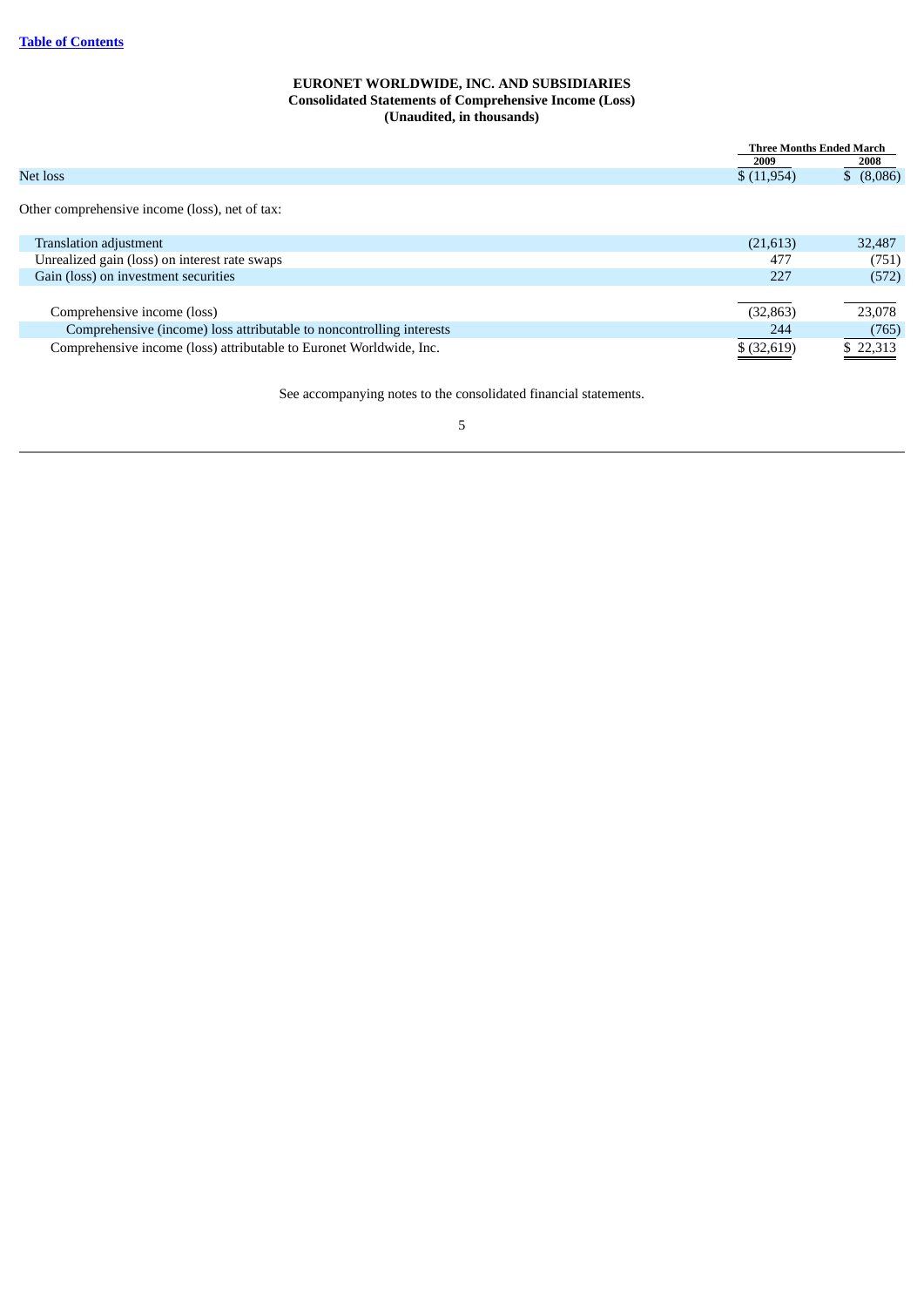[Table of Contents](#)

**EURONET WORLDWIDE, INC. AND SUBSIDIARIES**
**Consolidated Statements of Comprehensive Income (Loss)**
**(Unaudited, in thousands)**

| | Three Months Ended March | |
|---|---|---|
| | 2009 | 2008 |
| Net loss | $ (11,954) | $ (8,086) |
| Other comprehensive income (loss), net of tax: | | |
| Translation adjustment | (21,613) | 32,487 |
| Unrealized gain (loss) on interest rate swaps | 477 | (751) |
| Gain (loss) on investment securities | 227 | (572) |
| Comprehensive income (loss) | (32,863) | 23,078 |
| Comprehensive (income) loss attributable to noncontrolling interests | 244 | (765) |
| Comprehensive income (loss) attributable to Euronet Worldwide, Inc. | $ (32,619) | $ 22,313 |

See accompanying notes to the consolidated financial statements.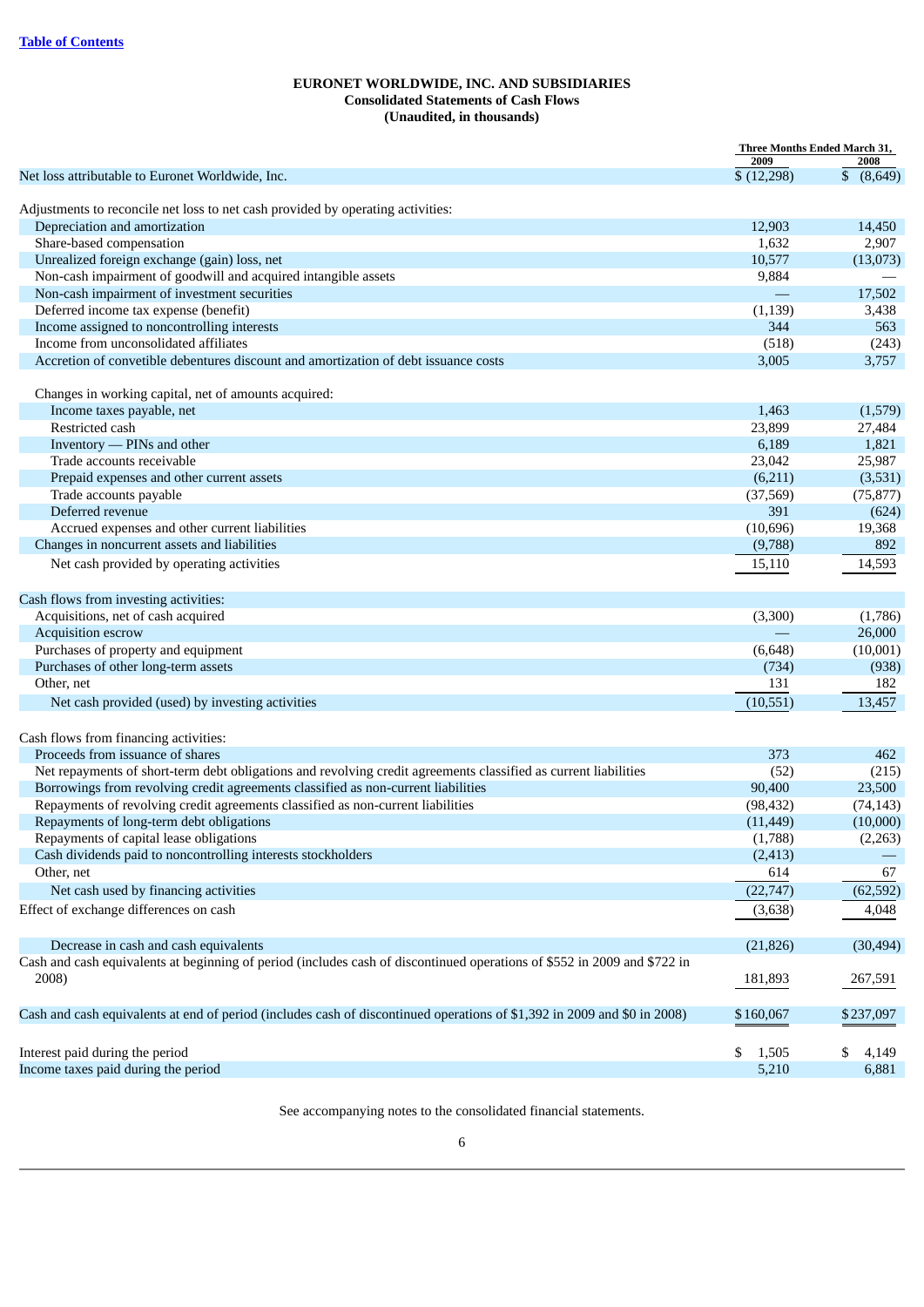[Table of Contents](#)

**EURONET WORLDWIDE, INC. AND SUBSIDIARIES**
**Consolidated Statements of Cash Flows**
**(Unaudited, in thousands)**

| | Three Months Ended March 31, | |
|---|---|---|
| | 2009 | 2008 |
| Net loss attributable to Euronet Worldwide, Inc. | $ (12,298) | $ (8,649) |
| Adjustments to reconcile net loss to net cash provided by operating activities: | | |
| Depreciation and amortization | 12,903 | 14,450 |
| Share-based compensation | 1,632 | 2,907 |
| Unrealized foreign exchange (gain) loss, net | 10,577 | (13,073) |
| Non-cash impairment of goodwill and acquired intangible assets | 9,884 | — |
| Non-cash impairment of investment securities | — | 17,502 |
| Deferred income tax expense (benefit) | (1,139) | 3,438 |
| Income assigned to noncontrolling interests | 344 | 563 |
| Income from unconsolidated affiliates | (518) | (243) |
| Accretion of convetible debentures discount and amortization of debt issuance costs | 3,005 | 3,757 |
| Changes in working capital, net of amounts acquired: | | |
| Income taxes payable, net | 1,463 | (1,579) |
| Restricted cash | 23,899 | 27,484 |
| Inventory — PINs and other | 6,189 | 1,821 |
| Trade accounts receivable | 23,042 | 25,987 |
| Prepaid expenses and other current assets | (6,211) | (3,531) |
| Trade accounts payable | (37,569) | (75,877) |
| Deferred revenue | 391 | (624) |
| Accrued expenses and other current liabilities | (10,696) | 19,368 |
| Changes in noncurrent assets and liabilities | (9,788) | 892 |
| Net cash provided by operating activities | 15,110 | 14,593 |
| Cash flows from investing activities: | | |
| Acquisitions, net of cash acquired | (3,300) | (1,786) |
| Acquisition escrow | — | 26,000 |
| Purchases of property and equipment | (6,648) | (10,001) |
| Purchases of other long-term assets | (734) | (938) |
| Other, net | 131 | 182 |
| Net cash provided (used) by investing activities | (10,551) | 13,457 |
| Cash flows from financing activities: | | |
| Proceeds from issuance of shares | 373 | 462 |
| Net repayments of short-term debt obligations and revolving credit agreements classified as current liabilities | (52) | (215) |
| Borrowings from revolving credit agreements classified as non-current liabilities | 90,400 | 23,500 |
| Repayments of revolving credit agreements classified as non-current liabilities | (98,432) | (74,143) |
| Repayments of long-term debt obligations | (11,449) | (10,000) |
| Repayments of capital lease obligations | (1,788) | (2,263) |
| Cash dividends paid to noncontrolling interests stockholders | (2,413) | — |
| Other, net | 614 | 67 |
| Net cash used by financing activities | (22,747) | (62,592) |
| Effect of exchange differences on cash | (3,638) | 4,048 |
| Decrease in cash and cash equivalents | (21,826) | (30,494) |
| Cash and cash equivalents at beginning of period (includes cash of discontinued operations of $552 in 2009 and $722 in 2008) | 181,893 | 267,591 |
| Cash and cash equivalents at end of period (includes cash of discontinued operations of $1,392 in 2009 and $0 in 2008) | $ 160,067 | $ 237,097 |
| Interest paid during the period | $ 1,505 | $ 4,149 |
| Income taxes paid during the period | 5,210 | 6,881 |

See accompanying notes to the consolidated financial statements.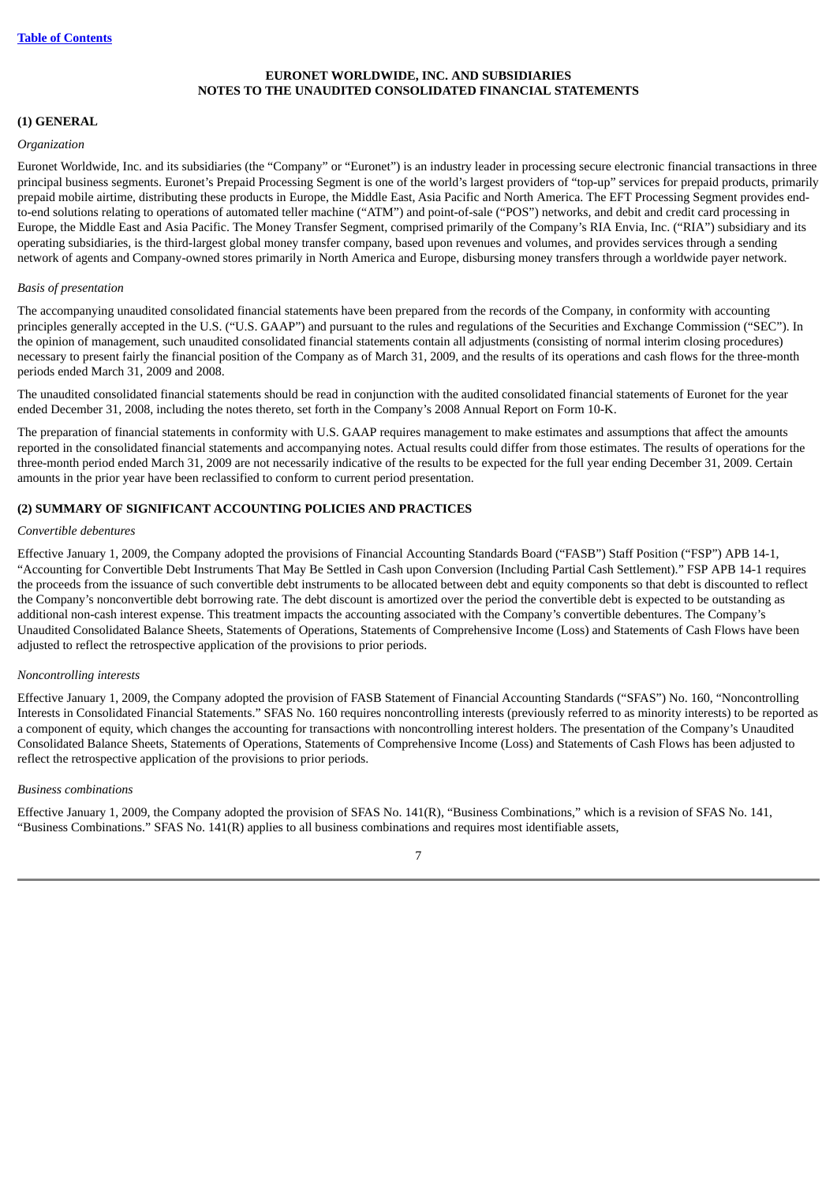**EURONET WORLDWIDE, INC. AND SUBSIDIARIES**
**NOTES TO THE UNAUDITED CONSOLIDATED FINANCIAL STATEMENTS**

## (1) GENERAL

*Organization*

Euronet Worldwide, Inc. and its subsidiaries (the "Company" or "Euronet") is an industry leader in processing secure electronic financial transactions in three principal business segments. Euronet's Prepaid Processing Segment is one of the world's largest providers of "top-up" services for prepaid products, primarily prepaid mobile airtime, distributing these products in Europe, the Middle East, Asia Pacific and North America. The EFT Processing Segment provides end-to-end solutions relating to operations of automated teller machine ("ATM") and point-of-sale ("POS") networks, and debit and credit card processing in Europe, the Middle East and Asia Pacific. The Money Transfer Segment, comprised primarily of the Company's RIA Envia, Inc. ("RIA") subsidiary and its operating subsidiaries, is the third-largest global money transfer company, based upon revenues and volumes, and provides services through a sending network of agents and Company-owned stores primarily in North America and Europe, disbursing money transfers through a worldwide payer network.

*Basis of presentation*

The accompanying unaudited consolidated financial statements have been prepared from the records of the Company, in conformity with accounting principles generally accepted in the U.S. ("U.S. GAAP") and pursuant to the rules and regulations of the Securities and Exchange Commission ("SEC"). In the opinion of management, such unaudited consolidated financial statements contain all adjustments (consisting of normal interim closing procedures) necessary to present fairly the financial position of the Company as of March 31, 2009, and the results of its operations and cash flows for the three-month periods ended March 31, 2009 and 2008.

The unaudited consolidated financial statements should be read in conjunction with the audited consolidated financial statements of Euronet for the year ended December 31, 2008, including the notes thereto, set forth in the Company's 2008 Annual Report on Form 10-K.

The preparation of financial statements in conformity with U.S. GAAP requires management to make estimates and assumptions that affect the amounts reported in the consolidated financial statements and accompanying notes. Actual results could differ from those estimates. The results of operations for the three-month period ended March 31, 2009 are not necessarily indicative of the results to be expected for the full year ending December 31, 2009. Certain amounts in the prior year have been reclassified to conform to current period presentation.

## (2) SUMMARY OF SIGNIFICANT ACCOUNTING POLICIES AND PRACTICES

*Convertible debentures*

Effective January 1, 2009, the Company adopted the provisions of Financial Accounting Standards Board ("FASB") Staff Position ("FSP") APB 14-1, "Accounting for Convertible Debt Instruments That May Be Settled in Cash upon Conversion (Including Partial Cash Settlement)." FSP APB 14-1 requires the proceeds from the issuance of such convertible debt instruments to be allocated between debt and equity components so that debt is discounted to reflect the Company's nonconvertible debt borrowing rate. The debt discount is amortized over the period the convertible debt is expected to be outstanding as additional non-cash interest expense. This treatment impacts the accounting associated with the Company's convertible debentures. The Company's Unaudited Consolidated Balance Sheets, Statements of Operations, Statements of Comprehensive Income (Loss) and Statements of Cash Flows have been adjusted to reflect the retrospective application of the provisions to prior periods.

*Noncontrolling interests*

Effective January 1, 2009, the Company adopted the provision of FASB Statement of Financial Accounting Standards ("SFAS") No. 160, "Noncontrolling Interests in Consolidated Financial Statements." SFAS No. 160 requires noncontrolling interests (previously referred to as minority interests) to be reported as a component of equity, which changes the accounting for transactions with noncontrolling interest holders. The presentation of the Company's Unaudited Consolidated Balance Sheets, Statements of Operations, Statements of Comprehensive Income (Loss) and Statements of Cash Flows has been adjusted to reflect the retrospective application of the provisions to prior periods.

*Business combinations*

Effective January 1, 2009, the Company adopted the provision of SFAS No. 141(R), "Business Combinations," which is a revision of SFAS No. 141, "Business Combinations." SFAS No. 141(R) applies to all business combinations and requires most identifiable assets,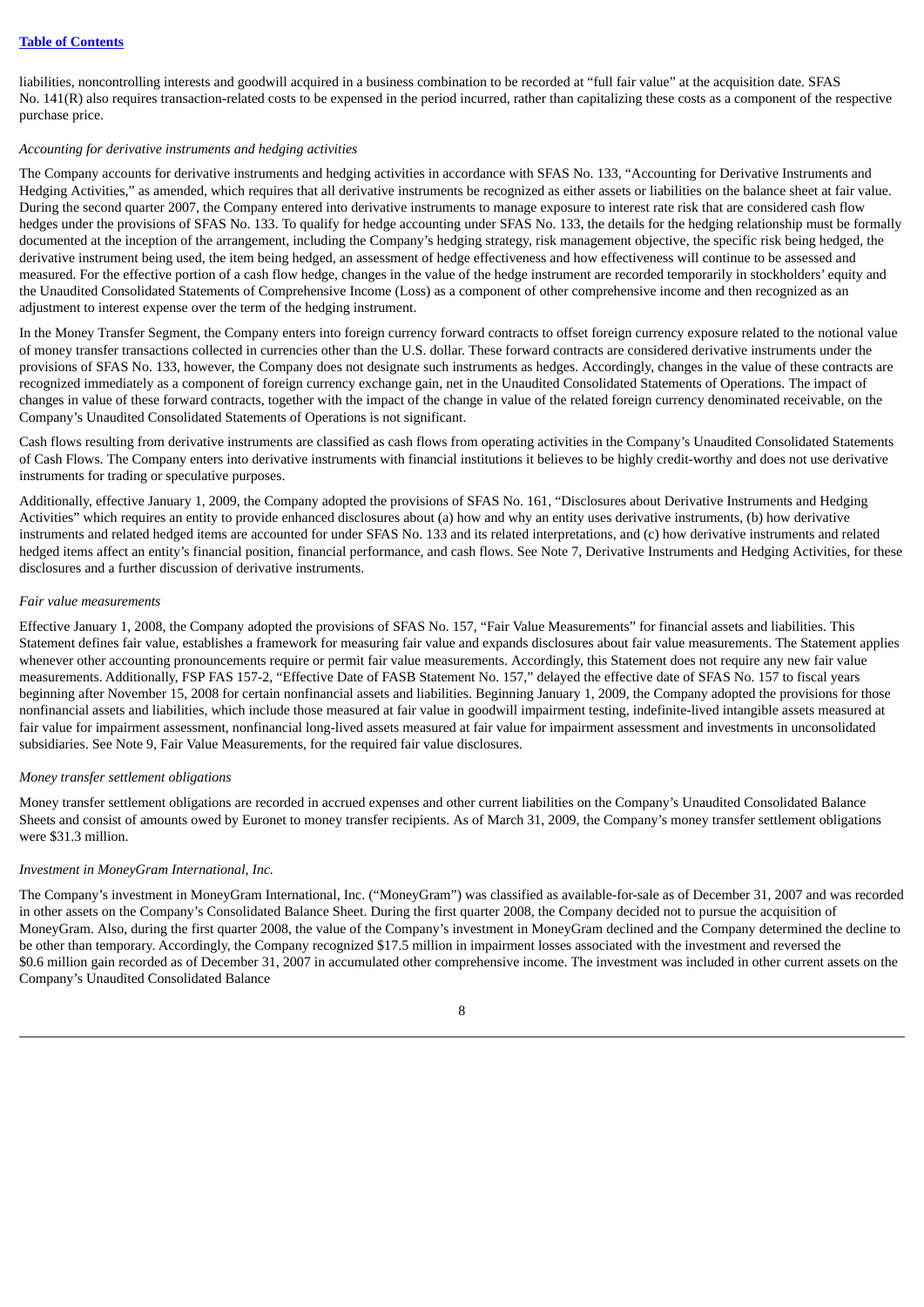liabilities, noncontrolling interests and goodwill acquired in a business combination to be recorded at "full fair value" at the acquisition date. SFAS No. 141(R) also requires transaction-related costs to be expensed in the period incurred, rather than capitalizing these costs as a component of the respective purchase price.

*Accounting for derivative instruments and hedging activities*

The Company accounts for derivative instruments and hedging activities in accordance with SFAS No. 133, "Accounting for Derivative Instruments and Hedging Activities," as amended, which requires that all derivative instruments be recognized as either assets or liabilities on the balance sheet at fair value. During the second quarter 2007, the Company entered into derivative instruments to manage exposure to interest rate risk that are considered cash flow hedges under the provisions of SFAS No. 133. To qualify for hedge accounting under SFAS No. 133, the details for the hedging relationship must be formally documented at the inception of the arrangement, including the Company's hedging strategy, risk management objective, the specific risk being hedged, the derivative instrument being used, the item being hedged, an assessment of hedge effectiveness and how effectiveness will continue to be assessed and measured. For the effective portion of a cash flow hedge, changes in the value of the hedge instrument are recorded temporarily in stockholders' equity and the Unaudited Consolidated Statements of Comprehensive Income (Loss) as a component of other comprehensive income and then recognized as an adjustment to interest expense over the term of the hedging instrument.

In the Money Transfer Segment, the Company enters into foreign currency forward contracts to offset foreign currency exposure related to the notional value of money transfer transactions collected in currencies other than the U.S. dollar. These forward contracts are considered derivative instruments under the provisions of SFAS No. 133, however, the Company does not designate such instruments as hedges. Accordingly, changes in the value of these contracts are recognized immediately as a component of foreign currency exchange gain, net in the Unaudited Consolidated Statements of Operations. The impact of changes in value of these forward contracts, together with the impact of the change in value of the related foreign currency denominated receivable, on the Company's Unaudited Consolidated Statements of Operations is not significant.

Cash flows resulting from derivative instruments are classified as cash flows from operating activities in the Company's Unaudited Consolidated Statements of Cash Flows. The Company enters into derivative instruments with financial institutions it believes to be highly credit-worthy and does not use derivative instruments for trading or speculative purposes.

Additionally, effective January 1, 2009, the Company adopted the provisions of SFAS No. 161, "Disclosures about Derivative Instruments and Hedging Activities" which requires an entity to provide enhanced disclosures about (a) how and why an entity uses derivative instruments, (b) how derivative instruments and related hedged items are accounted for under SFAS No. 133 and its related interpretations, and (c) how derivative instruments and related hedged items affect an entity's financial position, financial performance, and cash flows. See Note 7, Derivative Instruments and Hedging Activities, for these disclosures and a further discussion of derivative instruments.

*Fair value measurements*

Effective January 1, 2008, the Company adopted the provisions of SFAS No. 157, "Fair Value Measurements" for financial assets and liabilities. This Statement defines fair value, establishes a framework for measuring fair value and expands disclosures about fair value measurements. The Statement applies whenever other accounting pronouncements require or permit fair value measurements. Accordingly, this Statement does not require any new fair value measurements. Additionally, FSP FAS 157-2, "Effective Date of FASB Statement No. 157," delayed the effective date of SFAS No. 157 to fiscal years beginning after November 15, 2008 for certain nonfinancial assets and liabilities. Beginning January 1, 2009, the Company adopted the provisions for those nonfinancial assets and liabilities, which include those measured at fair value in goodwill impairment testing, indefinite-lived intangible assets measured at fair value for impairment assessment, nonfinancial long-lived assets measured at fair value for impairment assessment and investments in unconsolidated subsidiaries. See Note 9, Fair Value Measurements, for the required fair value disclosures.

*Money transfer settlement obligations*

Money transfer settlement obligations are recorded in accrued expenses and other current liabilities on the Company's Unaudited Consolidated Balance Sheets and consist of amounts owed by Euronet to money transfer recipients. As of March 31, 2009, the Company's money transfer settlement obligations were $31.3 million.

*Investment in MoneyGram International, Inc.*

The Company's investment in MoneyGram International, Inc. ("MoneyGram") was classified as available-for-sale as of December 31, 2007 and was recorded in other assets on the Company's Consolidated Balance Sheet. During the first quarter 2008, the Company decided not to pursue the acquisition of MoneyGram. Also, during the first quarter 2008, the value of the Company's investment in MoneyGram declined and the Company determined the decline to be other than temporary. Accordingly, the Company recognized $17.5 million in impairment losses associated with the investment and reversed the $0.6 million gain recorded as of December 31, 2007 in accumulated other comprehensive income. The investment was included in other current assets on the Company's Unaudited Consolidated Balance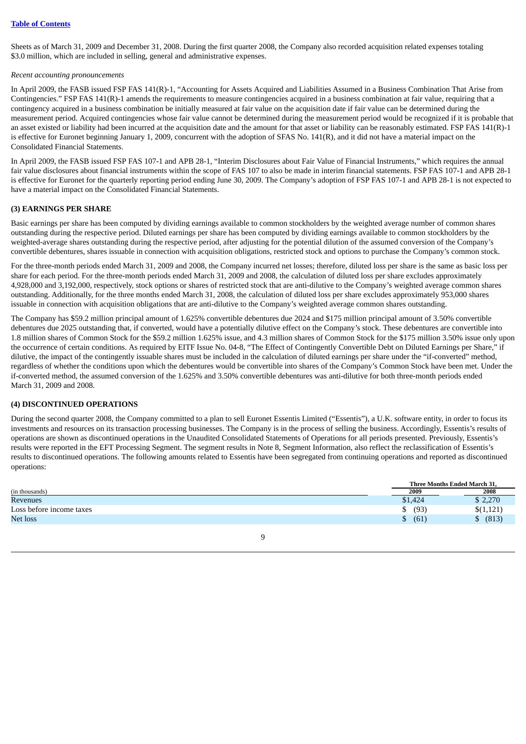Sheets as of March 31, 2009 and December 31, 2008. During the first quarter 2008, the Company also recorded acquisition related expenses totaling $3.0 million, which are included in selling, general and administrative expenses.

*Recent accounting pronouncements*

In April 2009, the FASB issued FSP FAS 141(R)-1, "Accounting for Assets Acquired and Liabilities Assumed in a Business Combination That Arise from Contingencies." FSP FAS 141(R)-1 amends the requirements to measure contingencies acquired in a business combination at fair value, requiring that a contingency acquired in a business combination be initially measured at fair value on the acquisition date if fair value can be determined during the measurement period. Acquired contingencies whose fair value cannot be determined during the measurement period would be recognized if it is probable that an asset existed or liability had been incurred at the acquisition date and the amount for that asset or liability can be reasonably estimated. FSP FAS 141(R)-1 is effective for Euronet beginning January 1, 2009, concurrent with the adoption of SFAS No. 141(R), and it did not have a material impact on the Consolidated Financial Statements.

In April 2009, the FASB issued FSP FAS 107-1 and APB 28-1, "Interim Disclosures about Fair Value of Financial Instruments," which requires the annual fair value disclosures about financial instruments within the scope of FAS 107 to also be made in interim financial statements. FSP FAS 107-1 and APB 28-1 is effective for Euronet for the quarterly reporting period ending June 30, 2009. The Company's adoption of FSP FAS 107-1 and APB 28-1 is not expected to have a material impact on the Consolidated Financial Statements.

**(3) EARNINGS PER SHARE**

Basic earnings per share has been computed by dividing earnings available to common stockholders by the weighted average number of common shares outstanding during the respective period. Diluted earnings per share has been computed by dividing earnings available to common stockholders by the weighted-average shares outstanding during the respective period, after adjusting for the potential dilution of the assumed conversion of the Company's convertible debentures, shares issuable in connection with acquisition obligations, restricted stock and options to purchase the Company's common stock.

For the three-month periods ended March 31, 2009 and 2008, the Company incurred net losses; therefore, diluted loss per share is the same as basic loss per share for each period. For the three-month periods ended March 31, 2009 and 2008, the calculation of diluted loss per share excludes approximately 4,928,000 and 3,192,000, respectively, stock options or shares of restricted stock that are anti-dilutive to the Company's weighted average common shares outstanding. Additionally, for the three months ended March 31, 2008, the calculation of diluted loss per share excludes approximately 953,000 shares issuable in connection with acquisition obligations that are anti-dilutive to the Company's weighted average common shares outstanding.

The Company has $59.2 million principal amount of 1.625% convertible debentures due 2024 and $175 million principal amount of 3.50% convertible debentures due 2025 outstanding that, if converted, would have a potentially dilutive effect on the Company's stock. These debentures are convertible into 1.8 million shares of Common Stock for the $59.2 million 1.625% issue, and 4.3 million shares of Common Stock for the $175 million 3.50% issue only upon the occurrence of certain conditions. As required by EITF Issue No. 04-8, "The Effect of Contingently Convertible Debt on Diluted Earnings per Share," if dilutive, the impact of the contingently issuable shares must be included in the calculation of diluted earnings per share under the "if-converted" method, regardless of whether the conditions upon which the debentures would be convertible into shares of the Company's Common Stock have been met. Under the if-converted method, the assumed conversion of the 1.625% and 3.50% convertible debentures was anti-dilutive for both three-month periods ended March 31, 2009 and 2008.

**(4) DISCONTINUED OPERATIONS**

During the second quarter 2008, the Company committed to a plan to sell Euronet Essentis Limited ("Essentis"), a U.K. software entity, in order to focus its investments and resources on its transaction processing businesses. The Company is in the process of selling the business. Accordingly, Essentis's results of operations are shown as discontinued operations in the Unaudited Consolidated Statements of Operations for all periods presented. Previously, Essentis's results were reported in the EFT Processing Segment. The segment results in Note 8, Segment Information, also reflect the reclassification of Essentis's results to discontinued operations. The following amounts related to Essentis have been segregated from continuing operations and reported as discontinued operations:

| | Three Months Ended March 31, | |
|---|---|---|
| (in thousands) | 2009 | 2008 |
| Revenues | $1,424 | $ 2,270 |
| Loss before income taxes | $ (93) | $(1,121) |
| Net loss | $ (61) | $ (813) |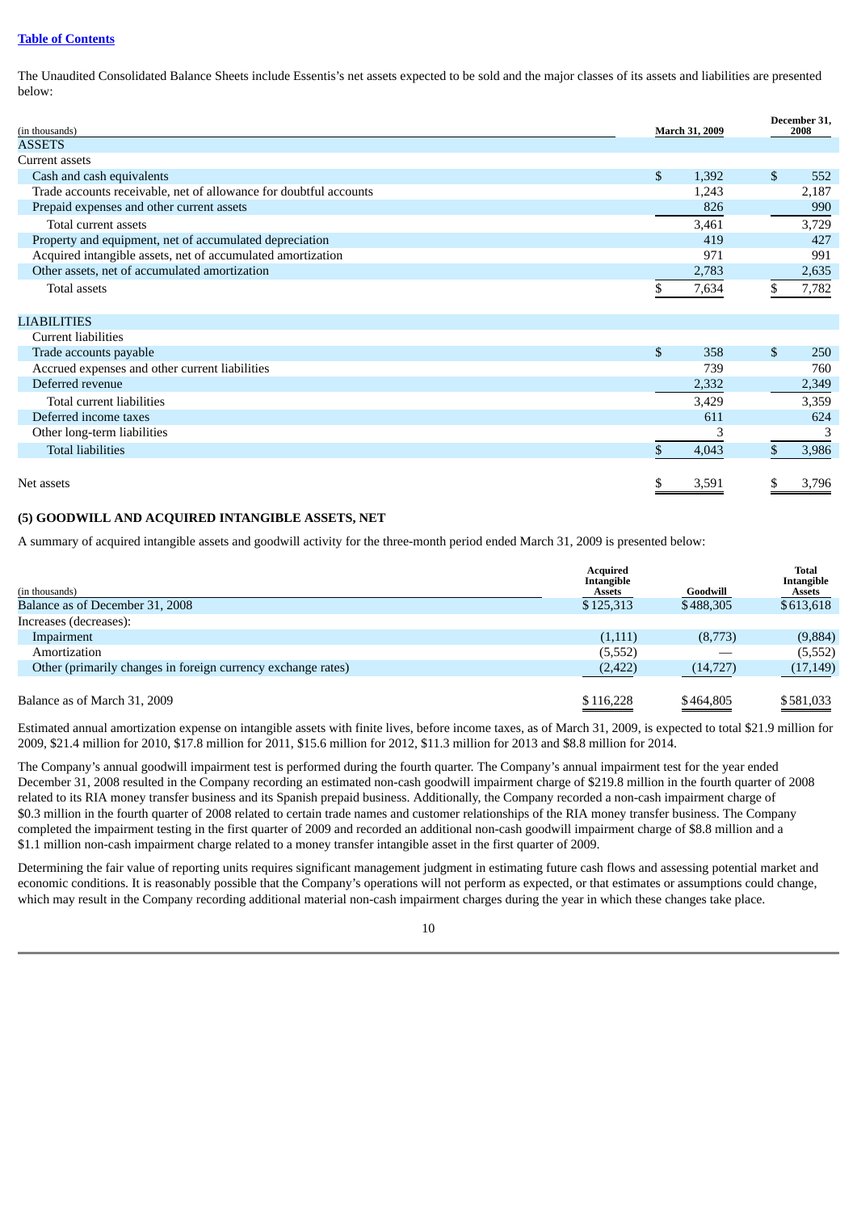The Unaudited Consolidated Balance Sheets include Essentis's net assets expected to be sold and the major classes of its assets and liabilities are presented below:

| (in thousands) | March 31, 2009 | December 31, 2008 |
|---|---|---|
| **ASSETS** | | |
| Current assets | | |
| Cash and cash equivalents | $ 1,392 | $ 552 |
| Trade accounts receivable, net of allowance for doubtful accounts | 1,243 | 2,187 |
| Prepaid expenses and other current assets | 826 | 990 |
| Total current assets | 3,461 | 3,729 |
| Property and equipment, net of accumulated depreciation | 419 | 427 |
| Acquired intangible assets, net of accumulated amortization | 971 | 991 |
| Other assets, net of accumulated amortization | 2,783 | 2,635 |
| Total assets | $ 7,634 | $ 7,782 |
| **LIABILITIES** | | |
| Current liabilities | | |
| Trade accounts payable | $ 358 | $ 250 |
| Accrued expenses and other current liabilities | 739 | 760 |
| Deferred revenue | 2,332 | 2,349 |
| Total current liabilities | 3,429 | 3,359 |
| Deferred income taxes | 611 | 624 |
| Other long-term liabilities | 3 | 3 |
| Total liabilities | $ 4,043 | $ 3,986 |
| Net assets | $ 3,591 | $ 3,796 |

## (5) GOODWILL AND ACQUIRED INTANGIBLE ASSETS, NET

A summary of acquired intangible assets and goodwill activity for the three-month period ended March 31, 2009 is presented below:

| (in thousands) | Acquired Intangible Assets | Goodwill | Total Intangible Assets |
|---|---|---|---|
| Balance as of December 31, 2008 | $ 125,313 | $ 488,305 | $ 613,618 |
| Increases (decreases): | | | |
| Impairment | (1,111) | (8,773) | (9,884) |
| Amortization | (5,552) | — | (5,552) |
| Other (primarily changes in foreign currency exchange rates) | (2,422) | (14,727) | (17,149) |
| Balance as of March 31, 2009 | $ 116,228 | $ 464,805 | $ 581,033 |

Estimated annual amortization expense on intangible assets with finite lives, before income taxes, as of March 31, 2009, is expected to total $21.9 million for 2009, $21.4 million for 2010, $17.8 million for 2011, $15.6 million for 2012, $11.3 million for 2013 and $8.8 million for 2014.

The Company's annual goodwill impairment test is performed during the fourth quarter. The Company's annual impairment test for the year ended December 31, 2008 resulted in the Company recording an estimated non-cash goodwill impairment charge of $219.8 million in the fourth quarter of 2008 related to its RIA money transfer business and its Spanish prepaid business. Additionally, the Company recorded a non-cash impairment charge of $0.3 million in the fourth quarter of 2008 related to certain trade names and customer relationships of the RIA money transfer business. The Company completed the impairment testing in the first quarter of 2009 and recorded an additional non-cash goodwill impairment charge of $8.8 million and a $1.1 million non-cash impairment charge related to a money transfer intangible asset in the first quarter of 2009.

Determining the fair value of reporting units requires significant management judgment in estimating future cash flows and assessing potential market and economic conditions. It is reasonably possible that the Company's operations will not perform as expected, or that estimates or assumptions could change, which may result in the Company recording additional material non-cash impairment charges during the year in which these changes take place.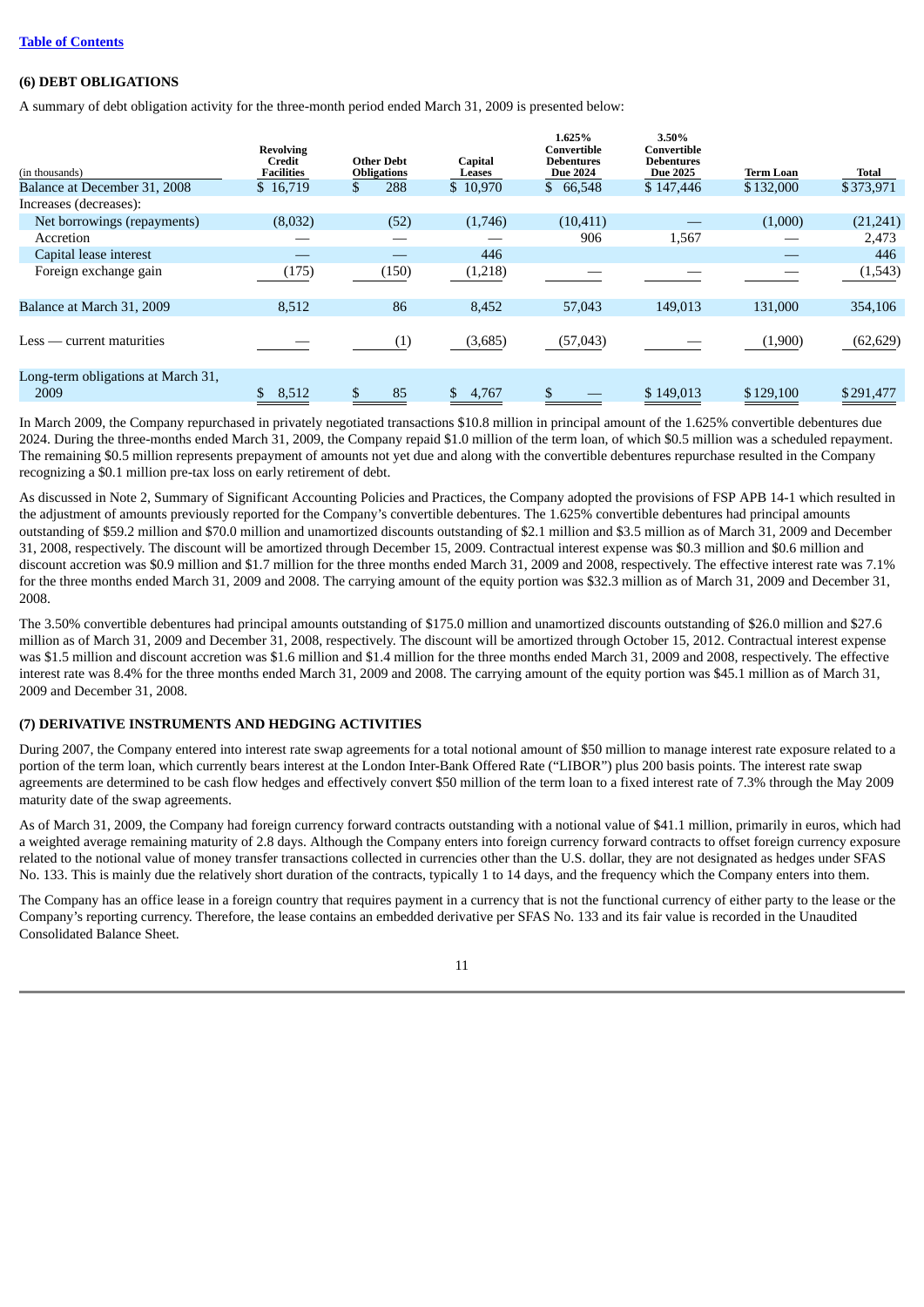## (6) DEBT OBLIGATIONS

A summary of debt obligation activity for the three-month period ended March 31, 2009 is presented below:

| (in thousands) | Revolving Credit Facilities | Other Debt Obligations | Capital Leases | 1.625% Convertible Debentures Due 2024 | 3.50% Convertible Debentures Due 2025 | Term Loan | Total |
|---|---|---|---|---|---|---|---|
| Balance at December 31, 2008 | $ 16,719 | $ 288 | $ 10,970 | $ 66,548 | $ 147,446 | $ 132,000 | $ 373,971 |
| Increases (decreases): | | | | | | | |
| Net borrowings (repayments) | (8,032) | (52) | (1,746) | (10,411) | — | (1,000) | (21,241) |
| Accretion | — | — | — | 906 | 1,567 | — | 2,473 |
| Capital lease interest | — | — | 446 | | | — | 446 |
| Foreign exchange gain | (175) | (150) | (1,218) | — | — | — | (1,543) |
| Balance at March 31, 2009 | 8,512 | 86 | 8,452 | 57,043 | 149,013 | 131,000 | 354,106 |
| Less — current maturities | — | (1) | (3,685) | (57,043) | — | (1,900) | (62,629) |
| Long-term obligations at March 31, 2009 | $ 8,512 | $ 85 | $ 4,767 | $ — | $ 149,013 | $ 129,100 | $ 291,477 |

In March 2009, the Company repurchased in privately negotiated transactions $10.8 million in principal amount of the 1.625% convertible debentures due 2024. During the three-months ended March 31, 2009, the Company repaid $1.0 million of the term loan, of which $0.5 million was a scheduled repayment. The remaining $0.5 million represents prepayment of amounts not yet due and along with the convertible debentures repurchase resulted in the Company recognizing a $0.1 million pre-tax loss on early retirement of debt.

As discussed in Note 2, Summary of Significant Accounting Policies and Practices, the Company adopted the provisions of FSP APB 14-1 which resulted in the adjustment of amounts previously reported for the Company's convertible debentures. The 1.625% convertible debentures had principal amounts outstanding of $59.2 million and $70.0 million and unamortized discounts outstanding of $2.1 million and $3.5 million as of March 31, 2009 and December 31, 2008, respectively. The discount will be amortized through December 15, 2009. Contractual interest expense was $0.3 million and $0.6 million and discount accretion was $0.9 million and $1.7 million for the three months ended March 31, 2009 and 2008, respectively. The effective interest rate was 7.1% for the three months ended March 31, 2009 and 2008. The carrying amount of the equity portion was $32.3 million as of March 31, 2009 and December 31, 2008.

The 3.50% convertible debentures had principal amounts outstanding of $175.0 million and unamortized discounts outstanding of $26.0 million and $27.6 million as of March 31, 2009 and December 31, 2008, respectively. The discount will be amortized through October 15, 2012. Contractual interest expense was $1.5 million and discount accretion was $1.6 million and $1.4 million for the three months ended March 31, 2009 and 2008, respectively. The effective interest rate was 8.4% for the three months ended March 31, 2009 and 2008. The carrying amount of the equity portion was $45.1 million as of March 31, 2009 and December 31, 2008.

## (7) DERIVATIVE INSTRUMENTS AND HEDGING ACTIVITIES

During 2007, the Company entered into interest rate swap agreements for a total notional amount of $50 million to manage interest rate exposure related to a portion of the term loan, which currently bears interest at the London Inter-Bank Offered Rate ("LIBOR") plus 200 basis points. The interest rate swap agreements are determined to be cash flow hedges and effectively convert $50 million of the term loan to a fixed interest rate of 7.3% through the May 2009 maturity date of the swap agreements.

As of March 31, 2009, the Company had foreign currency forward contracts outstanding with a notional value of $41.1 million, primarily in euros, which had a weighted average remaining maturity of 2.8 days. Although the Company enters into foreign currency forward contracts to offset foreign currency exposure related to the notional value of money transfer transactions collected in currencies other than the U.S. dollar, they are not designated as hedges under SFAS No. 133. This is mainly due the relatively short duration of the contracts, typically 1 to 14 days, and the frequency which the Company enters into them.

The Company has an office lease in a foreign country that requires payment in a currency that is not the functional currency of either party to the lease or the Company's reporting currency. Therefore, the lease contains an embedded derivative per SFAS No. 133 and its fair value is recorded in the Unaudited Consolidated Balance Sheet.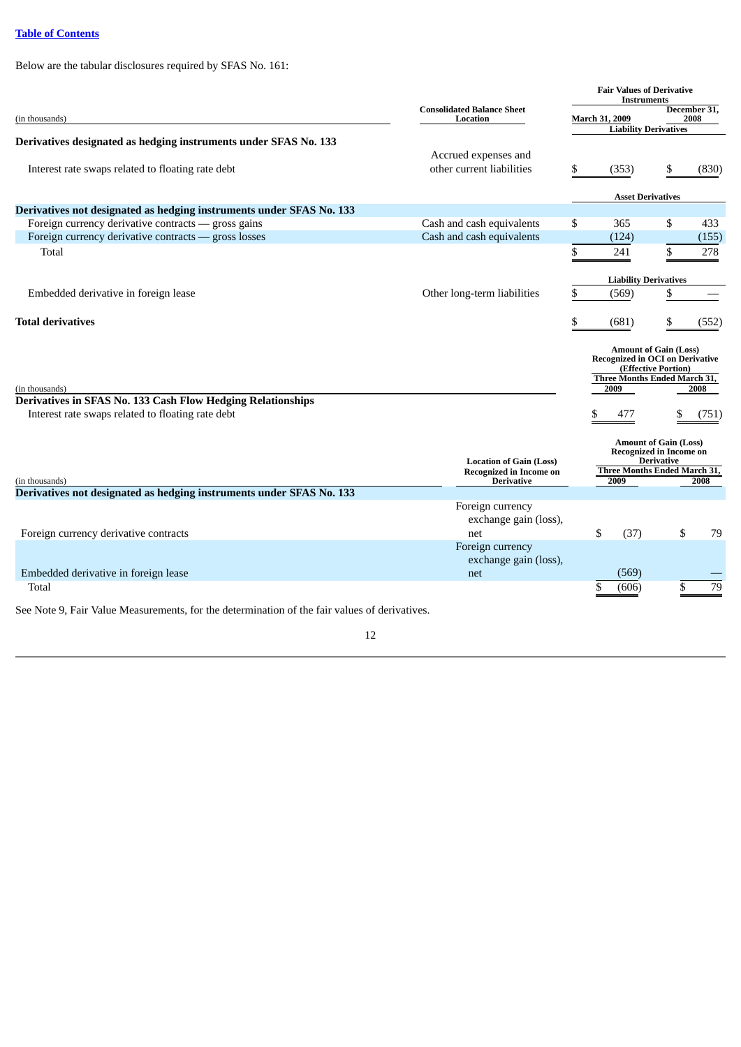[Table of Contents](#)

Below are the tabular disclosures required by SFAS No. 161:

| (in thousands) | Consolidated Balance Sheet Location | Fair Values of Derivative Instruments | |
|---|---|---|---|
| | | March 31, 2009 | December 31, 2008 |
| | | Liability Derivatives | |
| **Derivatives designated as hedging instruments under SFAS No. 133** | | | |
| Interest rate swaps related to floating rate debt | Accrued expenses and other current liabilities | $ (353) | $ (830) |
| | | Asset Derivatives | |
| **Derivatives not designated as hedging instruments under SFAS No. 133** | | | |
| Foreign currency derivative contracts — gross gains | Cash and cash equivalents | $ 365 | $ 433 |
| Foreign currency derivative contracts — gross losses | Cash and cash equivalents | (124) | (155) |
| Total | | $ 241 | $ 278 |
| | | Liability Derivatives | |
| Embedded derivative in foreign lease | Other long-term liabilities | $ (569) | $ — |
| **Total derivatives** | | $ (681) | $ (552) |

| (in thousands) | Amount of Gain (Loss) Recognized in OCI on Derivative (Effective Portion) Three Months Ended March 31, 2009 | 2008 |
|---|---|---|
| **Derivatives in SFAS No. 133 Cash Flow Hedging Relationships** | | |
| Interest rate swaps related to floating rate debt | $ 477 | $ (751) |

| (in thousands) | Location of Gain (Loss) Recognized in Income on Derivative | Amount of Gain (Loss) Recognized in Income on Derivative Three Months Ended March 31, 2009 | 2008 |
|---|---|---|---|
| **Derivatives not designated as hedging instruments under SFAS No. 133** | | | |
| Foreign currency derivative contracts | Foreign currency exchange gain (loss), net | $ (37) | $ 79 |
| Embedded derivative in foreign lease | Foreign currency exchange gain (loss), net | (569) | — |
| Total | | $ (606) | $ 79 |

See Note 9, Fair Value Measurements, for the determination of the fair values of derivatives.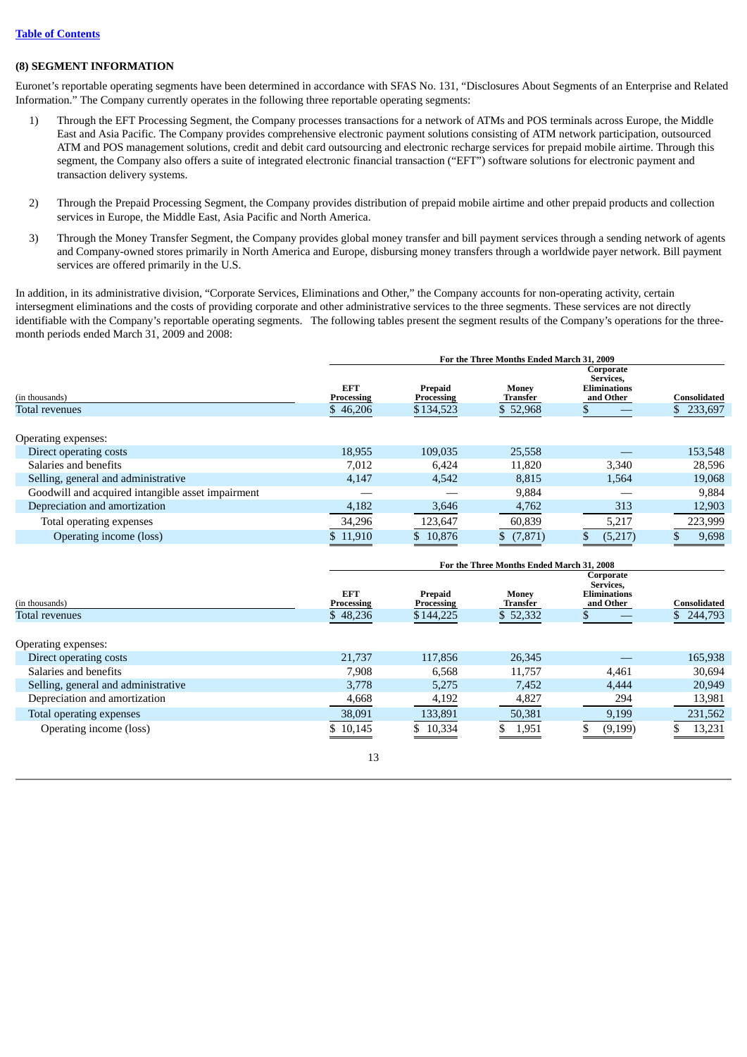### (8) SEGMENT INFORMATION

Euronet's reportable operating segments have been determined in accordance with SFAS No. 131, "Disclosures About Segments of an Enterprise and Related Information." The Company currently operates in the following three reportable operating segments:

1) Through the EFT Processing Segment, the Company processes transactions for a network of ATMs and POS terminals across Europe, the Middle East and Asia Pacific. The Company provides comprehensive electronic payment solutions consisting of ATM network participation, outsourced ATM and POS management solutions, credit and debit card outsourcing and electronic recharge services for prepaid mobile airtime. Through this segment, the Company also offers a suite of integrated electronic financial transaction ("EFT") software solutions for electronic payment and transaction delivery systems.

2) Through the Prepaid Processing Segment, the Company provides distribution of prepaid mobile airtime and other prepaid products and collection services in Europe, the Middle East, Asia Pacific and North America.

3) Through the Money Transfer Segment, the Company provides global money transfer and bill payment services through a sending network of agents and Company-owned stores primarily in North America and Europe, disbursing money transfers through a worldwide payer network. Bill payment services are offered primarily in the U.S.

In addition, in its administrative division, "Corporate Services, Eliminations and Other," the Company accounts for non-operating activity, certain intersegment eliminations and the costs of providing corporate and other administrative services to the three segments. These services are not directly identifiable with the Company's reportable operating segments. The following tables present the segment results of the Company's operations for the three-month periods ended March 31, 2009 and 2008:

| (in thousands) | For the Three Months Ended March 31, 2009 | | | | |
|---|---|---|---|---|---|
| | EFT Processing | Prepaid Processing | Money Transfer | Corporate Services, Eliminations and Other | Consolidated |
| Total revenues | $ 46,206 | $ 134,523 | $ 52,968 | $ — | $ 233,697 |
| Operating expenses: | | | | | |
| Direct operating costs | 18,955 | 109,035 | 25,558 | — | 153,548 |
| Salaries and benefits | 7,012 | 6,424 | 11,820 | 3,340 | 28,596 |
| Selling, general and administrative | 4,147 | 4,542 | 8,815 | 1,564 | 19,068 |
| Goodwill and acquired intangible asset impairment | — | — | 9,884 | — | 9,884 |
| Depreciation and amortization | 4,182 | 3,646 | 4,762 | 313 | 12,903 |
| Total operating expenses | 34,296 | 123,647 | 60,839 | 5,217 | 223,999 |
| Operating income (loss) | $ 11,910 | $ 10,876 | $ (7,871) | $ (5,217) | $ 9,698 |

| (in thousands) | For the Three Months Ended March 31, 2008 | | | | |
|---|---|---|---|---|---|
| | EFT Processing | Prepaid Processing | Money Transfer | Corporate Services, Eliminations and Other | Consolidated |
| Total revenues | $ 48,236 | $ 144,225 | $ 52,332 | $ — | $ 244,793 |
| Operating expenses: | | | | | |
| Direct operating costs | 21,737 | 117,856 | 26,345 | — | 165,938 |
| Salaries and benefits | 7,908 | 6,568 | 11,757 | 4,461 | 30,694 |
| Selling, general and administrative | 3,778 | 5,275 | 7,452 | 4,444 | 20,949 |
| Depreciation and amortization | 4,668 | 4,192 | 4,827 | 294 | 13,981 |
| Total operating expenses | 38,091 | 133,891 | 50,381 | 9,199 | 231,562 |
| Operating income (loss) | $ 10,145 | $ 10,334 | $ 1,951 | $ (9,199) | $ 13,231 |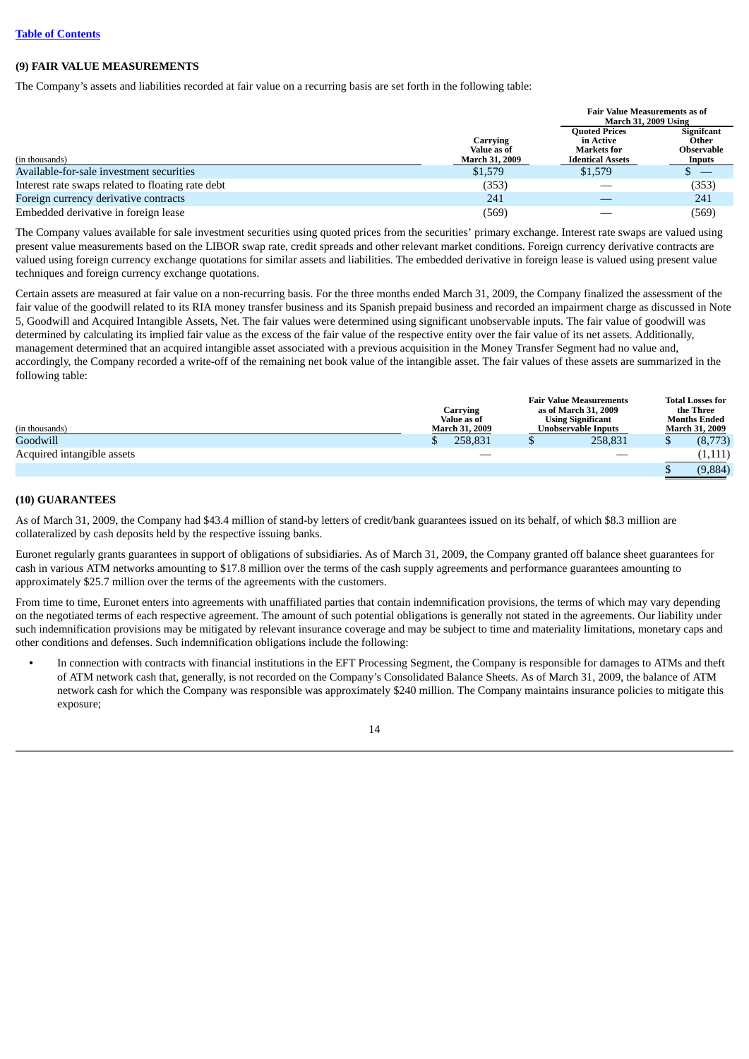## (9) FAIR VALUE MEASUREMENTS

The Company's assets and liabilities recorded at fair value on a recurring basis are set forth in the following table:

| (in thousands) | Carrying Value as of March 31, 2009 | Fair Value Measurements as of March 31, 2009 Using | |
|---|---|---|---|
| | | Quoted Prices in Active Markets for Identical Assets | Signifcant Other Observable Inputs |
| Available-for-sale investment securities | $1,579 | $1,579 | $ — |
| Interest rate swaps related to floating rate debt | (353) | — | (353) |
| Foreign currency derivative contracts | 241 | — | 241 |
| Embedded derivative in foreign lease | (569) | — | (569) |

The Company values available for sale investment securities using quoted prices from the securities' primary exchange. Interest rate swaps are valued using present value measurements based on the LIBOR swap rate, credit spreads and other relevant market conditions. Foreign currency derivative contracts are valued using foreign currency exchange quotations for similar assets and liabilities. The embedded derivative in foreign lease is valued using present value techniques and foreign currency exchange quotations.

Certain assets are measured at fair value on a non-recurring basis. For the three months ended March 31, 2009, the Company finalized the assessment of the fair value of the goodwill related to its RIA money transfer business and its Spanish prepaid business and recorded an impairment charge as discussed in Note 5, Goodwill and Acquired Intangible Assets, Net. The fair values were determined using significant unobservable inputs. The fair value of goodwill was determined by calculating its implied fair value as the excess of the fair value of the respective entity over the fair value of its net assets. Additionally, management determined that an acquired intangible asset associated with a previous acquisition in the Money Transfer Segment had no value and, accordingly, the Company recorded a write-off of the remaining net book value of the intangible asset. The fair values of these assets are summarized in the following table:

| (in thousands) | Carrying Value as of March 31, 2009 | Fair Value Measurements as of March 31, 2009 Using Significant Unobservable Inputs | Total Losses for the Three Months Ended March 31, 2009 |
|---|---|---|---|
| Goodwill | $ 258,831 | $ 258,831 | $ (8,773) |
| Acquired intangible assets | — | — | (1,111) |
| | | | $ (9,884) |

## (10) GUARANTEES

As of March 31, 2009, the Company had $43.4 million of stand-by letters of credit/bank guarantees issued on its behalf, of which $8.3 million are collateralized by cash deposits held by the respective issuing banks.

Euronet regularly grants guarantees in support of obligations of subsidiaries. As of March 31, 2009, the Company granted off balance sheet guarantees for cash in various ATM networks amounting to $17.8 million over the terms of the cash supply agreements and performance guarantees amounting to approximately $25.7 million over the terms of the agreements with the customers.

From time to time, Euronet enters into agreements with unaffiliated parties that contain indemnification provisions, the terms of which may vary depending on the negotiated terms of each respective agreement. The amount of such potential obligations is generally not stated in the agreements. Our liability under such indemnification provisions may be mitigated by relevant insurance coverage and may be subject to time and materiality limitations, monetary caps and other conditions and defenses. Such indemnification obligations include the following:

- In connection with contracts with financial institutions in the EFT Processing Segment, the Company is responsible for damages to ATMs and theft of ATM network cash that, generally, is not recorded on the Company's Consolidated Balance Sheets. As of March 31, 2009, the balance of ATM network cash for which the Company was responsible was approximately $240 million. The Company maintains insurance policies to mitigate this exposure;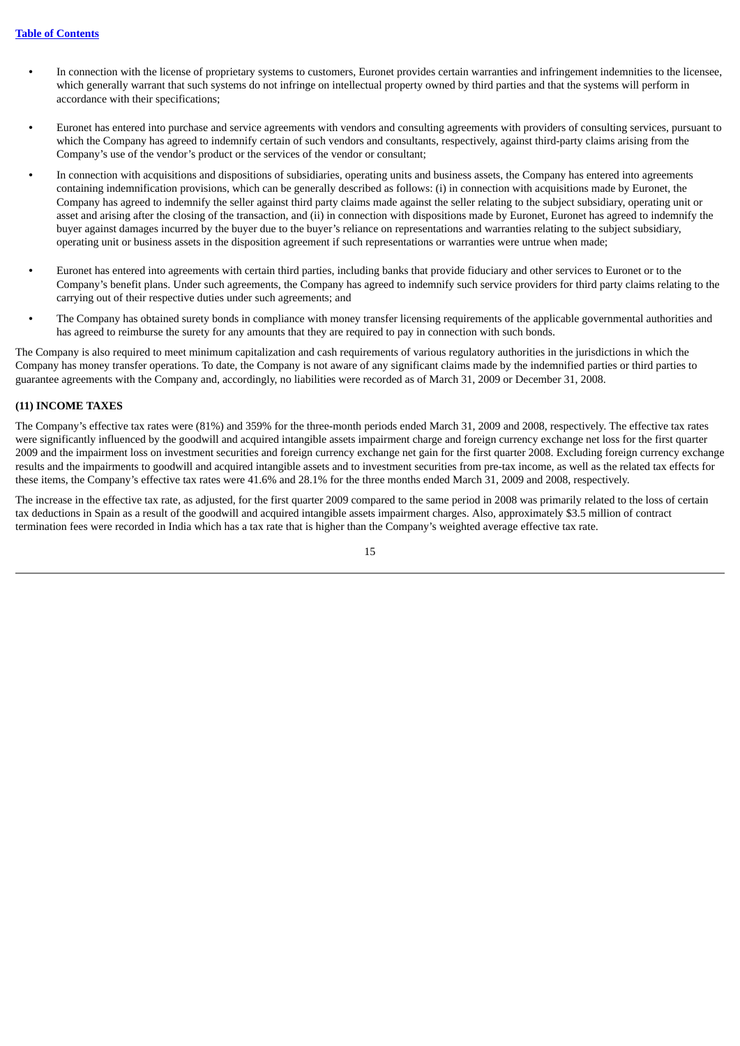- In connection with the license of proprietary systems to customers, Euronet provides certain warranties and infringement indemnities to the licensee, which generally warrant that such systems do not infringe on intellectual property owned by third parties and that the systems will perform in accordance with their specifications;
- Euronet has entered into purchase and service agreements with vendors and consulting agreements with providers of consulting services, pursuant to which the Company has agreed to indemnify certain of such vendors and consultants, respectively, against third-party claims arising from the Company's use of the vendor's product or the services of the vendor or consultant;
- In connection with acquisitions and dispositions of subsidiaries, operating units and business assets, the Company has entered into agreements containing indemnification provisions, which can be generally described as follows: (i) in connection with acquisitions made by Euronet, the Company has agreed to indemnify the seller against third party claims made against the seller relating to the subject subsidiary, operating unit or asset and arising after the closing of the transaction, and (ii) in connection with dispositions made by Euronet, Euronet has agreed to indemnify the buyer against damages incurred by the buyer due to the buyer's reliance on representations and warranties relating to the subject subsidiary, operating unit or business assets in the disposition agreement if such representations or warranties were untrue when made;
- Euronet has entered into agreements with certain third parties, including banks that provide fiduciary and other services to Euronet or to the Company's benefit plans. Under such agreements, the Company has agreed to indemnify such service providers for third party claims relating to the carrying out of their respective duties under such agreements; and
- The Company has obtained surety bonds in compliance with money transfer licensing requirements of the applicable governmental authorities and has agreed to reimburse the surety for any amounts that they are required to pay in connection with such bonds.

The Company is also required to meet minimum capitalization and cash requirements of various regulatory authorities in the jurisdictions in which the Company has money transfer operations. To date, the Company is not aware of any significant claims made by the indemnified parties or third parties to guarantee agreements with the Company and, accordingly, no liabilities were recorded as of March 31, 2009 or December 31, 2008.

**(11) INCOME TAXES**

The Company's effective tax rates were (81%) and 359% for the three-month periods ended March 31, 2009 and 2008, respectively. The effective tax rates were significantly influenced by the goodwill and acquired intangible assets impairment charge and foreign currency exchange net loss for the first quarter 2009 and the impairment loss on investment securities and foreign currency exchange net gain for the first quarter 2008. Excluding foreign currency exchange results and the impairments to goodwill and acquired intangible assets and to investment securities from pre-tax income, as well as the related tax effects for these items, the Company's effective tax rates were 41.6% and 28.1% for the three months ended March 31, 2009 and 2008, respectively.

The increase in the effective tax rate, as adjusted, for the first quarter 2009 compared to the same period in 2008 was primarily related to the loss of certain tax deductions in Spain as a result of the goodwill and acquired intangible assets impairment charges. Also, approximately $3.5 million of contract termination fees were recorded in India which has a tax rate that is higher than the Company's weighted average effective tax rate.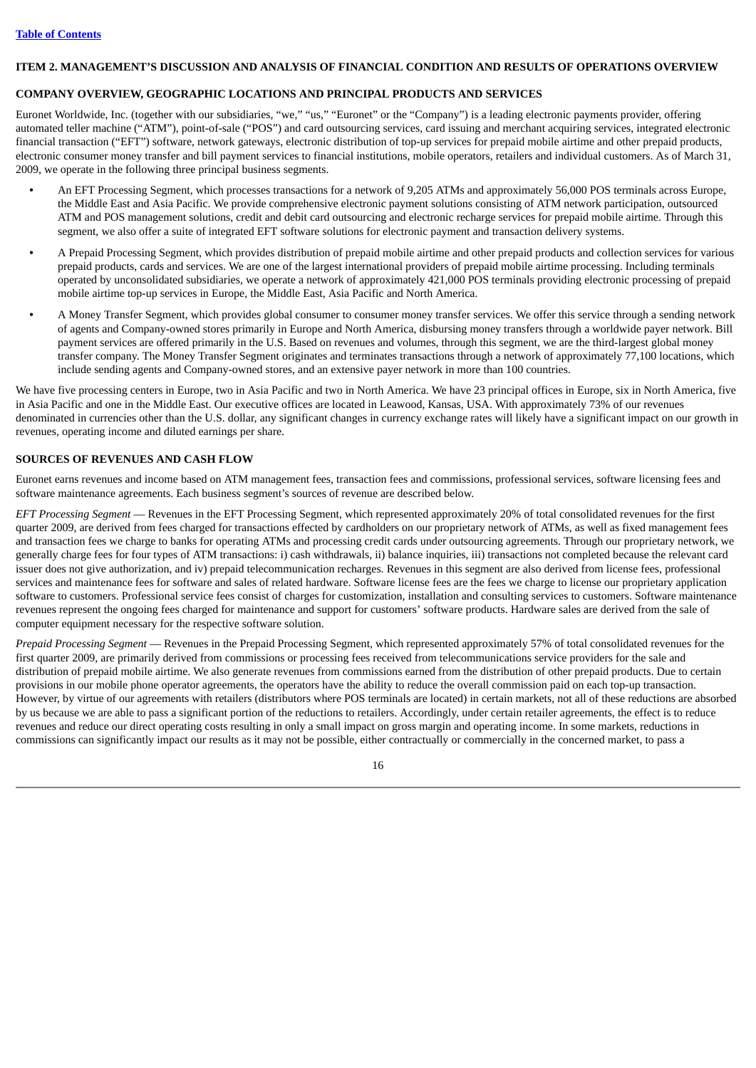## ITEM 2. MANAGEMENT'S DISCUSSION AND ANALYSIS OF FINANCIAL CONDITION AND RESULTS OF OPERATIONS OVERVIEW

### COMPANY OVERVIEW, GEOGRAPHIC LOCATIONS AND PRINCIPAL PRODUCTS AND SERVICES

Euronet Worldwide, Inc. (together with our subsidiaries, "we," "us," "Euronet" or the "Company") is a leading electronic payments provider, offering automated teller machine ("ATM"), point-of-sale ("POS") and card outsourcing services, card issuing and merchant acquiring services, integrated electronic financial transaction ("EFT") software, network gateways, electronic distribution of top-up services for prepaid mobile airtime and other prepaid products, electronic consumer money transfer and bill payment services to financial institutions, mobile operators, retailers and individual customers. As of March 31, 2009, we operate in the following three principal business segments.

- An EFT Processing Segment, which processes transactions for a network of 9,205 ATMs and approximately 56,000 POS terminals across Europe, the Middle East and Asia Pacific. We provide comprehensive electronic payment solutions consisting of ATM network participation, outsourced ATM and POS management solutions, credit and debit card outsourcing and electronic recharge services for prepaid mobile airtime. Through this segment, we also offer a suite of integrated EFT software solutions for electronic payment and transaction delivery systems.
- A Prepaid Processing Segment, which provides distribution of prepaid mobile airtime and other prepaid products and collection services for various prepaid products, cards and services. We are one of the largest international providers of prepaid mobile airtime processing. Including terminals operated by unconsolidated subsidiaries, we operate a network of approximately 421,000 POS terminals providing electronic processing of prepaid mobile airtime top-up services in Europe, the Middle East, Asia Pacific and North America.
- A Money Transfer Segment, which provides global consumer to consumer money transfer services. We offer this service through a sending network of agents and Company-owned stores primarily in Europe and North America, disbursing money transfers through a worldwide payer network. Bill payment services are offered primarily in the U.S. Based on revenues and volumes, through this segment, we are the third-largest global money transfer company. The Money Transfer Segment originates and terminates transactions through a network of approximately 77,100 locations, which include sending agents and Company-owned stores, and an extensive payer network in more than 100 countries.

We have five processing centers in Europe, two in Asia Pacific and two in North America. We have 23 principal offices in Europe, six in North America, five in Asia Pacific and one in the Middle East. Our executive offices are located in Leawood, Kansas, USA. With approximately 73% of our revenues denominated in currencies other than the U.S. dollar, any significant changes in currency exchange rates will likely have a significant impact on our growth in revenues, operating income and diluted earnings per share.

### SOURCES OF REVENUES AND CASH FLOW

Euronet earns revenues and income based on ATM management fees, transaction fees and commissions, professional services, software licensing fees and software maintenance agreements. Each business segment's sources of revenue are described below.

*EFT Processing Segment* — Revenues in the EFT Processing Segment, which represented approximately 20% of total consolidated revenues for the first quarter 2009, are derived from fees charged for transactions effected by cardholders on our proprietary network of ATMs, as well as fixed management fees and transaction fees we charge to banks for operating ATMs and processing credit cards under outsourcing agreements. Through our proprietary network, we generally charge fees for four types of ATM transactions: i) cash withdrawals, ii) balance inquiries, iii) transactions not completed because the relevant card issuer does not give authorization, and iv) prepaid telecommunication recharges. Revenues in this segment are also derived from license fees, professional services and maintenance fees for software and sales of related hardware. Software license fees are the fees we charge to license our proprietary application software to customers. Professional service fees consist of charges for customization, installation and consulting services to customers. Software maintenance revenues represent the ongoing fees charged for maintenance and support for customers' software products. Hardware sales are derived from the sale of computer equipment necessary for the respective software solution.

*Prepaid Processing Segment* — Revenues in the Prepaid Processing Segment, which represented approximately 57% of total consolidated revenues for the first quarter 2009, are primarily derived from commissions or processing fees received from telecommunications service providers for the sale and distribution of prepaid mobile airtime. We also generate revenues from commissions earned from the distribution of other prepaid products. Due to certain provisions in our mobile phone operator agreements, the operators have the ability to reduce the overall commission paid on each top-up transaction. However, by virtue of our agreements with retailers (distributors where POS terminals are located) in certain markets, not all of these reductions are absorbed by us because we are able to pass a significant portion of the reductions to retailers. Accordingly, under certain retailer agreements, the effect is to reduce revenues and reduce our direct operating costs resulting in only a small impact on gross margin and operating income. In some markets, reductions in commissions can significantly impact our results as it may not be possible, either contractually or commercially in the concerned market, to pass a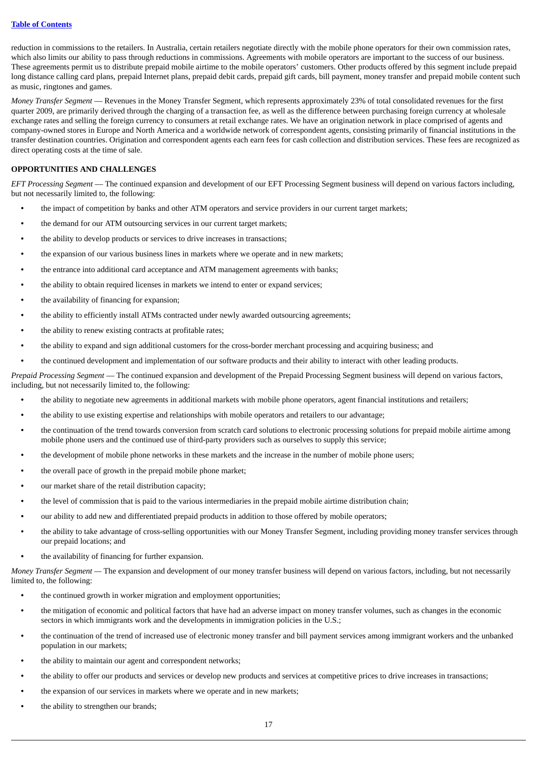reduction in commissions to the retailers. In Australia, certain retailers negotiate directly with the mobile phone operators for their own commission rates, which also limits our ability to pass through reductions in commissions. Agreements with mobile operators are important to the success of our business. These agreements permit us to distribute prepaid mobile airtime to the mobile operators' customers. Other products offered by this segment include prepaid long distance calling card plans, prepaid Internet plans, prepaid debit cards, prepaid gift cards, bill payment, money transfer and prepaid mobile content such as music, ringtones and games.

*Money Transfer Segment* — Revenues in the Money Transfer Segment, which represents approximately 23% of total consolidated revenues for the first quarter 2009, are primarily derived through the charging of a transaction fee, as well as the difference between purchasing foreign currency at wholesale exchange rates and selling the foreign currency to consumers at retail exchange rates. We have an origination network in place comprised of agents and company-owned stores in Europe and North America and a worldwide network of correspondent agents, consisting primarily of financial institutions in the transfer destination countries. Origination and correspondent agents each earn fees for cash collection and distribution services. These fees are recognized as direct operating costs at the time of sale.

**OPPORTUNITIES AND CHALLENGES**

*EFT Processing Segment* — The continued expansion and development of our EFT Processing Segment business will depend on various factors including, but not necessarily limited to, the following:

- the impact of competition by banks and other ATM operators and service providers in our current target markets;
- the demand for our ATM outsourcing services in our current target markets;
- the ability to develop products or services to drive increases in transactions;
- the expansion of our various business lines in markets where we operate and in new markets;
- the entrance into additional card acceptance and ATM management agreements with banks;
- the ability to obtain required licenses in markets we intend to enter or expand services;
- the availability of financing for expansion;
- the ability to efficiently install ATMs contracted under newly awarded outsourcing agreements;
- the ability to renew existing contracts at profitable rates;
- the ability to expand and sign additional customers for the cross-border merchant processing and acquiring business; and
- the continued development and implementation of our software products and their ability to interact with other leading products.

*Prepaid Processing Segment* — The continued expansion and development of the Prepaid Processing Segment business will depend on various factors, including, but not necessarily limited to, the following:

- the ability to negotiate new agreements in additional markets with mobile phone operators, agent financial institutions and retailers;
- the ability to use existing expertise and relationships with mobile operators and retailers to our advantage;
- the continuation of the trend towards conversion from scratch card solutions to electronic processing solutions for prepaid mobile airtime among mobile phone users and the continued use of third-party providers such as ourselves to supply this service;
- the development of mobile phone networks in these markets and the increase in the number of mobile phone users;
- the overall pace of growth in the prepaid mobile phone market;
- our market share of the retail distribution capacity;
- the level of commission that is paid to the various intermediaries in the prepaid mobile airtime distribution chain;
- our ability to add new and differentiated prepaid products in addition to those offered by mobile operators;
- the ability to take advantage of cross-selling opportunities with our Money Transfer Segment, including providing money transfer services through our prepaid locations; and
- the availability of financing for further expansion.

*Money Transfer Segment* — The expansion and development of our money transfer business will depend on various factors, including, but not necessarily limited to, the following:

- the continued growth in worker migration and employment opportunities;
- the mitigation of economic and political factors that have had an adverse impact on money transfer volumes, such as changes in the economic sectors in which immigrants work and the developments in immigration policies in the U.S.;
- the continuation of the trend of increased use of electronic money transfer and bill payment services among immigrant workers and the unbanked population in our markets;
- the ability to maintain our agent and correspondent networks;
- the ability to offer our products and services or develop new products and services at competitive prices to drive increases in transactions;
- the expansion of our services in markets where we operate and in new markets;
- the ability to strengthen our brands;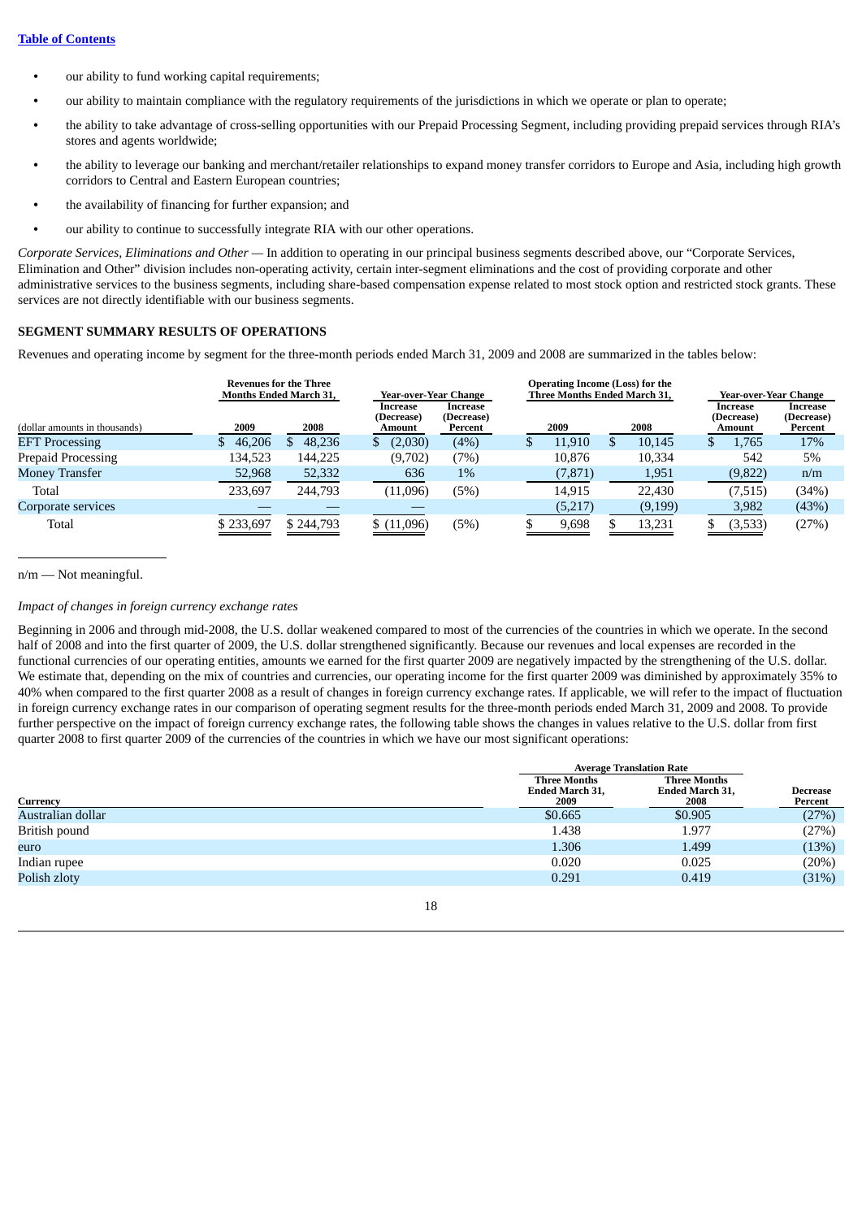- our ability to fund working capital requirements;
- our ability to maintain compliance with the regulatory requirements of the jurisdictions in which we operate or plan to operate;
- the ability to take advantage of cross-selling opportunities with our Prepaid Processing Segment, including providing prepaid services through RIA's stores and agents worldwide;
- the ability to leverage our banking and merchant/retailer relationships to expand money transfer corridors to Europe and Asia, including high growth corridors to Central and Eastern European countries;
- the availability of financing for further expansion; and
- our ability to continue to successfully integrate RIA with our other operations.

*Corporate Services, Eliminations and Other* — In addition to operating in our principal business segments described above, our "Corporate Services, Elimination and Other" division includes non-operating activity, certain inter-segment eliminations and the cost of providing corporate and other administrative services to the business segments, including share-based compensation expense related to most stock option and restricted stock grants. These services are not directly identifiable with our business segments.

## SEGMENT SUMMARY RESULTS OF OPERATIONS

Revenues and operating income by segment for the three-month periods ended March 31, 2009 and 2008 are summarized in the tables below:

| (dollar amounts in thousands) | Revenues for the Three Months Ended March 31, 2009 | Revenues for the Three Months Ended March 31, 2008 | Year-over-Year Change Increase (Decrease) Amount | Year-over-Year Change Increase (Decrease) Percent | Operating Income (Loss) for the Three Months Ended March 31, 2009 | Operating Income (Loss) for the Three Months Ended March 31, 2008 | Year-over-Year Change Increase (Decrease) Amount | Year-over-Year Change Increase (Decrease) Percent |
|---|---|---|---|---|---|---|---|---|
| EFT Processing | $ 46,206 | $ 48,236 | $ (2,030) | (4%) | $ 11,910 | $ 10,145 | $ 1,765 | 17% |
| Prepaid Processing | 134,523 | 144,225 | (9,702) | (7%) | 10,876 | 10,334 | 542 | 5% |
| Money Transfer | 52,968 | 52,332 | 636 | 1% | (7,871) | 1,951 | (9,822) | n/m |
| Total | 233,697 | 244,793 | (11,096) | (5%) | 14,915 | 22,430 | (7,515) | (34%) |
| Corporate services | — | — | — | | (5,217) | (9,199) | 3,982 | (43%) |
| Total | $ 233,697 | $ 244,793 | $ (11,096) | (5%) | $ 9,698 | $ 13,231 | $ (3,533) | (27%) |

n/m — Not meaningful.

*Impact of changes in foreign currency exchange rates*

Beginning in 2006 and through mid-2008, the U.S. dollar weakened compared to most of the currencies of the countries in which we operate. In the second half of 2008 and into the first quarter of 2009, the U.S. dollar strengthened significantly. Because our revenues and local expenses are recorded in the functional currencies of our operating entities, amounts we earned for the first quarter 2009 are negatively impacted by the strengthening of the U.S. dollar. We estimate that, depending on the mix of countries and currencies, our operating income for the first quarter 2009 was diminished by approximately 35% to 40% when compared to the first quarter 2008 as a result of changes in foreign currency exchange rates. If applicable, we will refer to the impact of fluctuation in foreign currency exchange rates in our comparison of operating segment results for the three-month periods ended March 31, 2009 and 2008. To provide further perspective on the impact of foreign currency exchange rates, the following table shows the changes in values relative to the U.S. dollar from first quarter 2008 to first quarter 2009 of the currencies of the countries in which we have our most significant operations:

| Currency | Average Translation Rate Three Months Ended March 31, 2009 | Average Translation Rate Three Months Ended March 31, 2008 | Decrease Percent |
|---|---|---|---|
| Australian dollar | $0.665 | $0.905 | (27%) |
| British pound | 1.438 | 1.977 | (27%) |
| euro | 1.306 | 1.499 | (13%) |
| Indian rupee | 0.020 | 0.025 | (20%) |
| Polish zloty | 0.291 | 0.419 | (31%) |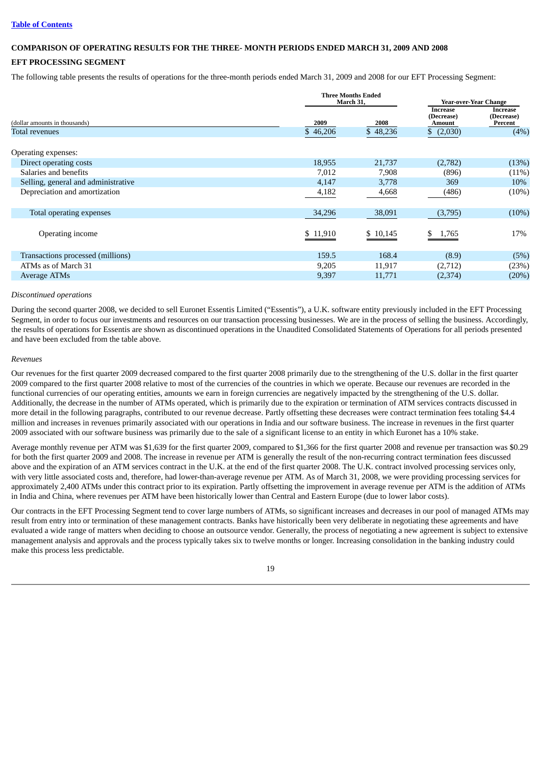## COMPARISON OF OPERATING RESULTS FOR THE THREE- MONTH PERIODS ENDED MARCH 31, 2009 AND 2008

### EFT PROCESSING SEGMENT

The following table presents the results of operations for the three-month periods ended March 31, 2009 and 2008 for our EFT Processing Segment:

| | Three Months Ended March 31, | | Year-over-Year Change | |
|---|---|---|---|---|
| (dollar amounts in thousands) | 2009 | 2008 | Increase (Decrease) Amount | Increase (Decrease) Percent |
| Total revenues | $ 46,206 | $ 48,236 | $ (2,030) | (4%) |
| Operating expenses: | | | | |
| Direct operating costs | 18,955 | 21,737 | (2,782) | (13%) |
| Salaries and benefits | 7,012 | 7,908 | (896) | (11%) |
| Selling, general and administrative | 4,147 | 3,778 | 369 | 10% |
| Depreciation and amortization | 4,182 | 4,668 | (486) | (10%) |
| Total operating expenses | 34,296 | 38,091 | (3,795) | (10%) |
| Operating income | $ 11,910 | $ 10,145 | $ 1,765 | 17% |
| Transactions processed (millions) | 159.5 | 168.4 | (8.9) | (5%) |
| ATMs as of March 31 | 9,205 | 11,917 | (2,712) | (23%) |
| Average ATMs | 9,397 | 11,771 | (2,374) | (20%) |

*Discontinued operations*

During the second quarter 2008, we decided to sell Euronet Essentis Limited ("Essentis"), a U.K. software entity previously included in the EFT Processing Segment, in order to focus our investments and resources on our transaction processing businesses. We are in the process of selling the business. Accordingly, the results of operations for Essentis are shown as discontinued operations in the Unaudited Consolidated Statements of Operations for all periods presented and have been excluded from the table above.

*Revenues*

Our revenues for the first quarter 2009 decreased compared to the first quarter 2008 primarily due to the strengthening of the U.S. dollar in the first quarter 2009 compared to the first quarter 2008 relative to most of the currencies of the countries in which we operate. Because our revenues are recorded in the functional currencies of our operating entities, amounts we earn in foreign currencies are negatively impacted by the strengthening of the U.S. dollar. Additionally, the decrease in the number of ATMs operated, which is primarily due to the expiration or termination of ATM services contracts discussed in more detail in the following paragraphs, contributed to our revenue decrease. Partly offsetting these decreases were contract termination fees totaling $4.4 million and increases in revenues primarily associated with our operations in India and our software business. The increase in revenues in the first quarter 2009 associated with our software business was primarily due to the sale of a significant license to an entity in which Euronet has a 10% stake.

Average monthly revenue per ATM was $1,639 for the first quarter 2009, compared to $1,366 for the first quarter 2008 and revenue per transaction was $0.29 for both the first quarter 2009 and 2008. The increase in revenue per ATM is generally the result of the non-recurring contract termination fees discussed above and the expiration of an ATM services contract in the U.K. at the end of the first quarter 2008. The U.K. contract involved processing services only, with very little associated costs and, therefore, had lower-than-average revenue per ATM. As of March 31, 2008, we were providing processing services for approximately 2,400 ATMs under this contract prior to its expiration. Partly offsetting the improvement in average revenue per ATM is the addition of ATMs in India and China, where revenues per ATM have been historically lower than Central and Eastern Europe (due to lower labor costs).

Our contracts in the EFT Processing Segment tend to cover large numbers of ATMs, so significant increases and decreases in our pool of managed ATMs may result from entry into or termination of these management contracts. Banks have historically been very deliberate in negotiating these agreements and have evaluated a wide range of matters when deciding to choose an outsource vendor. Generally, the process of negotiating a new agreement is subject to extensive management analysis and approvals and the process typically takes six to twelve months or longer. Increasing consolidation in the banking industry could make this process less predictable.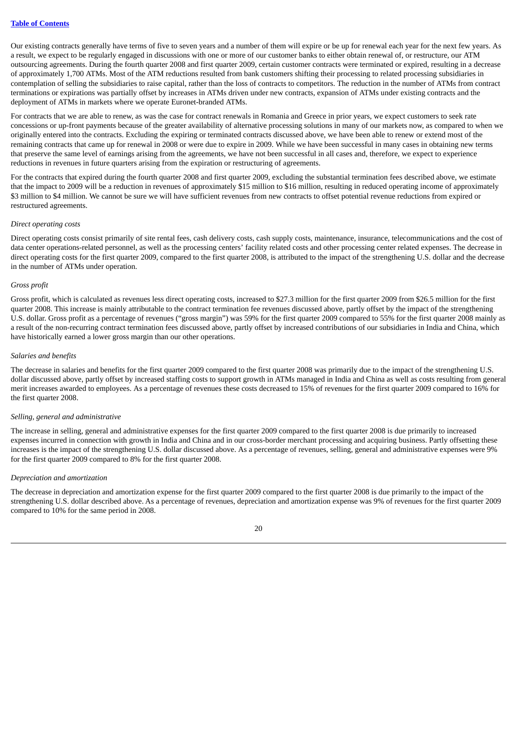Our existing contracts generally have terms of five to seven years and a number of them will expire or be up for renewal each year for the next few years. As a result, we expect to be regularly engaged in discussions with one or more of our customer banks to either obtain renewal of, or restructure, our ATM outsourcing agreements. During the fourth quarter 2008 and first quarter 2009, certain customer contracts were terminated or expired, resulting in a decrease of approximately 1,700 ATMs. Most of the ATM reductions resulted from bank customers shifting their processing to related processing subsidiaries in contemplation of selling the subsidiaries to raise capital, rather than the loss of contracts to competitors. The reduction in the number of ATMs from contract terminations or expirations was partially offset by increases in ATMs driven under new contracts, expansion of ATMs under existing contracts and the deployment of ATMs in markets where we operate Euronet-branded ATMs.

For contracts that we are able to renew, as was the case for contract renewals in Romania and Greece in prior years, we expect customers to seek rate concessions or up-front payments because of the greater availability of alternative processing solutions in many of our markets now, as compared to when we originally entered into the contracts. Excluding the expiring or terminated contracts discussed above, we have been able to renew or extend most of the remaining contracts that came up for renewal in 2008 or were due to expire in 2009. While we have been successful in many cases in obtaining new terms that preserve the same level of earnings arising from the agreements, we have not been successful in all cases and, therefore, we expect to experience reductions in revenues in future quarters arising from the expiration or restructuring of agreements.

For the contracts that expired during the fourth quarter 2008 and first quarter 2009, excluding the substantial termination fees described above, we estimate that the impact to 2009 will be a reduction in revenues of approximately $15 million to $16 million, resulting in reduced operating income of approximately $3 million to $4 million. We cannot be sure we will have sufficient revenues from new contracts to offset potential revenue reductions from expired or restructured agreements.

*Direct operating costs*

Direct operating costs consist primarily of site rental fees, cash delivery costs, cash supply costs, maintenance, insurance, telecommunications and the cost of data center operations-related personnel, as well as the processing centers' facility related costs and other processing center related expenses. The decrease in direct operating costs for the first quarter 2009, compared to the first quarter 2008, is attributed to the impact of the strengthening U.S. dollar and the decrease in the number of ATMs under operation.

*Gross profit*

Gross profit, which is calculated as revenues less direct operating costs, increased to $27.3 million for the first quarter 2009 from $26.5 million for the first quarter 2008. This increase is mainly attributable to the contract termination fee revenues discussed above, partly offset by the impact of the strengthening U.S. dollar. Gross profit as a percentage of revenues ("gross margin") was 59% for the first quarter 2009 compared to 55% for the first quarter 2008 mainly as a result of the non-recurring contract termination fees discussed above, partly offset by increased contributions of our subsidiaries in India and China, which have historically earned a lower gross margin than our other operations.

*Salaries and benefits*

The decrease in salaries and benefits for the first quarter 2009 compared to the first quarter 2008 was primarily due to the impact of the strengthening U.S. dollar discussed above, partly offset by increased staffing costs to support growth in ATMs managed in India and China as well as costs resulting from general merit increases awarded to employees. As a percentage of revenues these costs decreased to 15% of revenues for the first quarter 2009 compared to 16% for the first quarter 2008.

*Selling, general and administrative*

The increase in selling, general and administrative expenses for the first quarter 2009 compared to the first quarter 2008 is due primarily to increased expenses incurred in connection with growth in India and China and in our cross-border merchant processing and acquiring business. Partly offsetting these increases is the impact of the strengthening U.S. dollar discussed above. As a percentage of revenues, selling, general and administrative expenses were 9% for the first quarter 2009 compared to 8% for the first quarter 2008.

*Depreciation and amortization*

The decrease in depreciation and amortization expense for the first quarter 2009 compared to the first quarter 2008 is due primarily to the impact of the strengthening U.S. dollar described above. As a percentage of revenues, depreciation and amortization expense was 9% of revenues for the first quarter 2009 compared to 10% for the same period in 2008.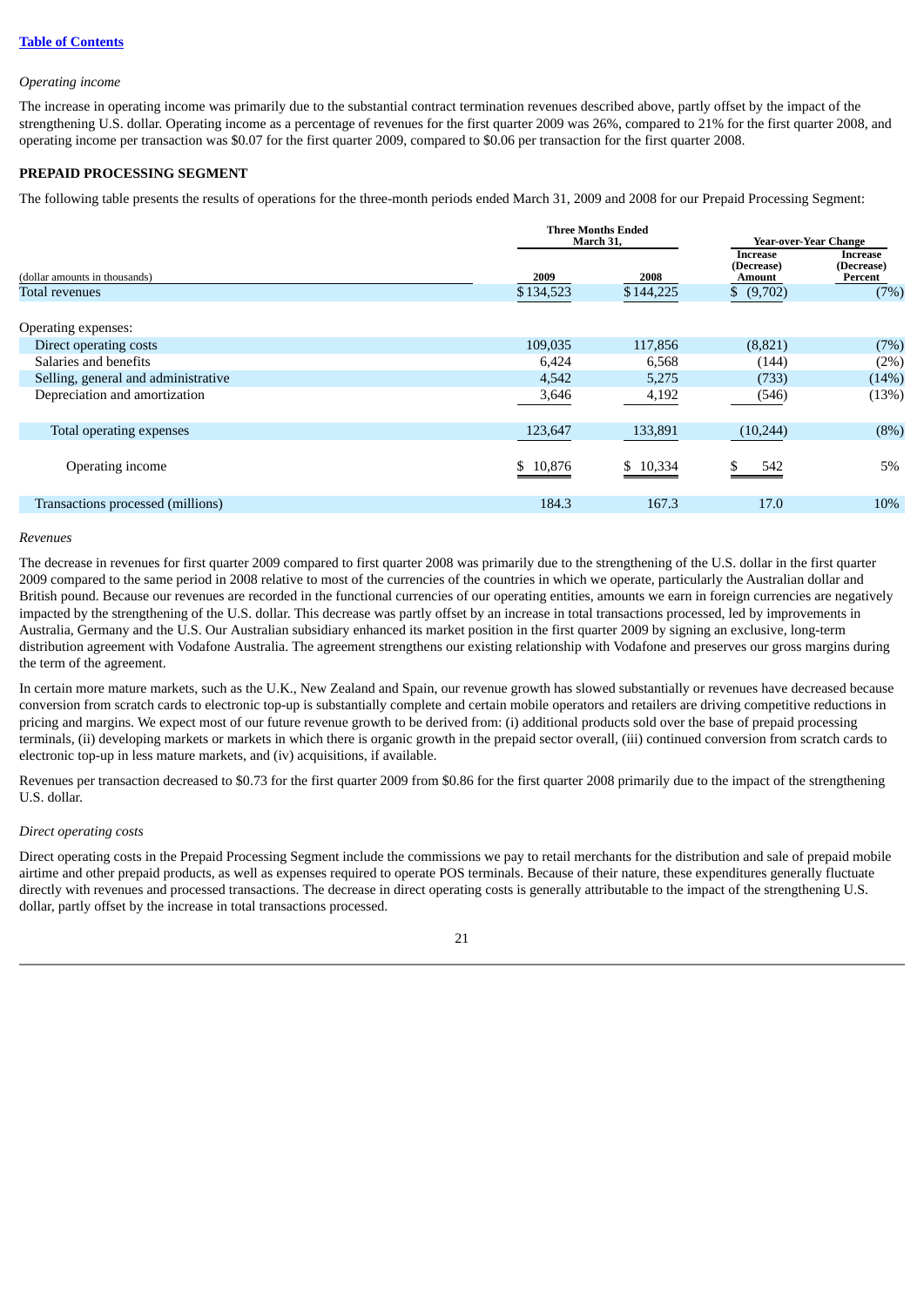*Operating income*

The increase in operating income was primarily due to the substantial contract termination revenues described above, partly offset by the impact of the strengthening U.S. dollar. Operating income as a percentage of revenues for the first quarter 2009 was 26%, compared to 21% for the first quarter 2008, and operating income per transaction was $0.07 for the first quarter 2009, compared to $0.06 per transaction for the first quarter 2008.

**PREPAID PROCESSING SEGMENT**

The following table presents the results of operations for the three-month periods ended March 31, 2009 and 2008 for our Prepaid Processing Segment:

| (dollar amounts in thousands) | Three Months Ended March 31, 2009 | Three Months Ended March 31, 2008 | Year-over-Year Change Increase (Decrease) Amount | Year-over-Year Change Increase (Decrease) Percent |
|---|---|---|---|---|
| Total revenues | $134,523 | $144,225 | $ (9,702) | (7%) |
| Operating expenses: | | | | |
| Direct operating costs | 109,035 | 117,856 | (8,821) | (7%) |
| Salaries and benefits | 6,424 | 6,568 | (144) | (2%) |
| Selling, general and administrative | 4,542 | 5,275 | (733) | (14%) |
| Depreciation and amortization | 3,646 | 4,192 | (546) | (13%) |
| Total operating expenses | 123,647 | 133,891 | (10,244) | (8%) |
| Operating income | $ 10,876 | $ 10,334 | $ 542 | 5% |
| Transactions processed (millions) | 184.3 | 167.3 | 17.0 | 10% |

*Revenues*

The decrease in revenues for first quarter 2009 compared to first quarter 2008 was primarily due to the strengthening of the U.S. dollar in the first quarter 2009 compared to the same period in 2008 relative to most of the currencies of the countries in which we operate, particularly the Australian dollar and British pound. Because our revenues are recorded in the functional currencies of our operating entities, amounts we earn in foreign currencies are negatively impacted by the strengthening of the U.S. dollar. This decrease was partly offset by an increase in total transactions processed, led by improvements in Australia, Germany and the U.S. Our Australian subsidiary enhanced its market position in the first quarter 2009 by signing an exclusive, long-term distribution agreement with Vodafone Australia. The agreement strengthens our existing relationship with Vodafone and preserves our gross margins during the term of the agreement.

In certain more mature markets, such as the U.K., New Zealand and Spain, our revenue growth has slowed substantially or revenues have decreased because conversion from scratch cards to electronic top-up is substantially complete and certain mobile operators and retailers are driving competitive reductions in pricing and margins. We expect most of our future revenue growth to be derived from: (i) additional products sold over the base of prepaid processing terminals, (ii) developing markets or markets in which there is organic growth in the prepaid sector overall, (iii) continued conversion from scratch cards to electronic top-up in less mature markets, and (iv) acquisitions, if available.

Revenues per transaction decreased to $0.73 for the first quarter 2009 from $0.86 for the first quarter 2008 primarily due to the impact of the strengthening U.S. dollar.

*Direct operating costs*

Direct operating costs in the Prepaid Processing Segment include the commissions we pay to retail merchants for the distribution and sale of prepaid mobile airtime and other prepaid products, as well as expenses required to operate POS terminals. Because of their nature, these expenditures generally fluctuate directly with revenues and processed transactions. The decrease in direct operating costs is generally attributable to the impact of the strengthening U.S. dollar, partly offset by the increase in total transactions processed.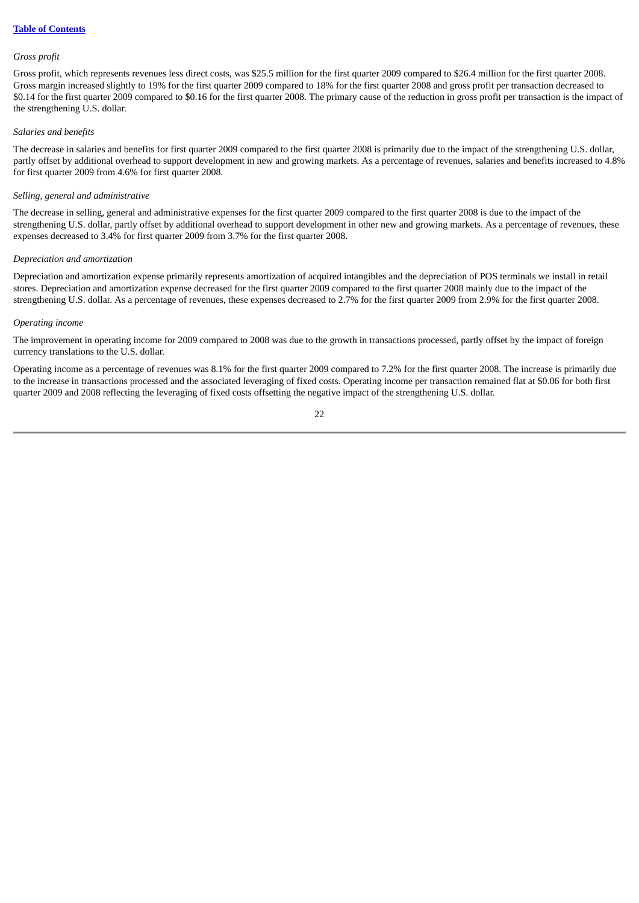*Gross profit*

Gross profit, which represents revenues less direct costs, was $25.5 million for the first quarter 2009 compared to $26.4 million for the first quarter 2008. Gross margin increased slightly to 19% for the first quarter 2009 compared to 18% for the first quarter 2008 and gross profit per transaction decreased to $0.14 for the first quarter 2009 compared to $0.16 for the first quarter 2008. The primary cause of the reduction in gross profit per transaction is the impact of the strengthening U.S. dollar.

*Salaries and benefits*

The decrease in salaries and benefits for first quarter 2009 compared to the first quarter 2008 is primarily due to the impact of the strengthening U.S. dollar, partly offset by additional overhead to support development in new and growing markets. As a percentage of revenues, salaries and benefits increased to 4.8% for first quarter 2009 from 4.6% for first quarter 2008.

*Selling, general and administrative*

The decrease in selling, general and administrative expenses for the first quarter 2009 compared to the first quarter 2008 is due to the impact of the strengthening U.S. dollar, partly offset by additional overhead to support development in other new and growing markets. As a percentage of revenues, these expenses decreased to 3.4% for first quarter 2009 from 3.7% for the first quarter 2008.

*Depreciation and amortization*

Depreciation and amortization expense primarily represents amortization of acquired intangibles and the depreciation of POS terminals we install in retail stores. Depreciation and amortization expense decreased for the first quarter 2009 compared to the first quarter 2008 mainly due to the impact of the strengthening U.S. dollar. As a percentage of revenues, these expenses decreased to 2.7% for the first quarter 2009 from 2.9% for the first quarter 2008.

*Operating income*

The improvement in operating income for 2009 compared to 2008 was due to the growth in transactions processed, partly offset by the impact of foreign currency translations to the U.S. dollar.

Operating income as a percentage of revenues was 8.1% for the first quarter 2009 compared to 7.2% for the first quarter 2008. The increase is primarily due to the increase in transactions processed and the associated leveraging of fixed costs. Operating income per transaction remained flat at $0.06 for both first quarter 2009 and 2008 reflecting the leveraging of fixed costs offsetting the negative impact of the strengthening U.S. dollar.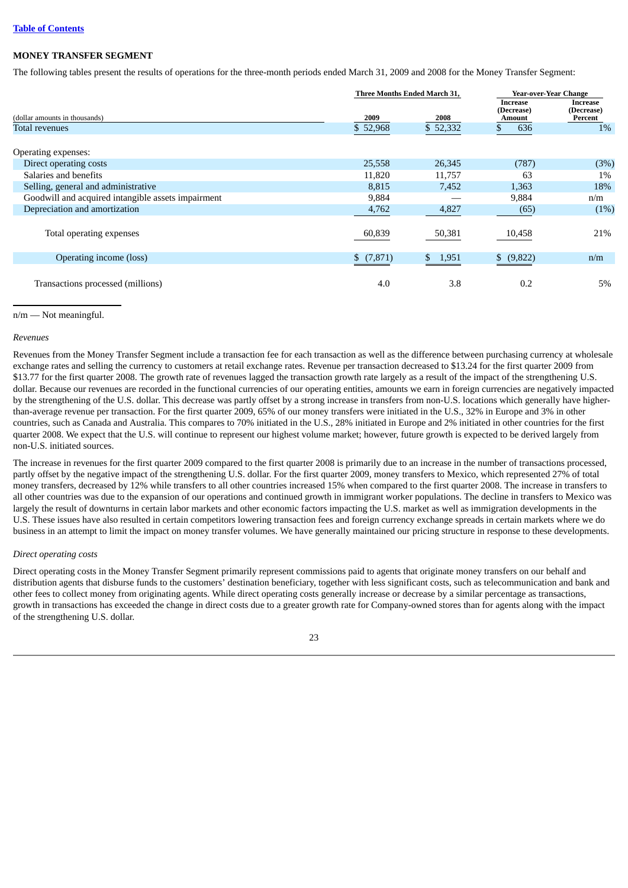## MONEY TRANSFER SEGMENT

The following tables present the results of operations for the three-month periods ended March 31, 2009 and 2008 for the Money Transfer Segment:

| | Three Months Ended March 31, | | Year-over-Year Change | |
|---|---|---|---|---|
| (dollar amounts in thousands) | 2009 | 2008 | Increase (Decrease) Amount | Increase (Decrease) Percent |
| Total revenues | $ 52,968 | $ 52,332 | $ 636 | 1% |
| Operating expenses: | | | | |
| Direct operating costs | 25,558 | 26,345 | (787) | (3%) |
| Salaries and benefits | 11,820 | 11,757 | 63 | 1% |
| Selling, general and administrative | 8,815 | 7,452 | 1,363 | 18% |
| Goodwill and acquired intangible assets impairment | 9,884 | — | 9,884 | n/m |
| Depreciation and amortization | 4,762 | 4,827 | (65) | (1%) |
| Total operating expenses | 60,839 | 50,381 | 10,458 | 21% |
| Operating income (loss) | $ (7,871) | $ 1,951 | $ (9,822) | n/m |
| Transactions processed (millions) | 4.0 | 3.8 | 0.2 | 5% |

n/m — Not meaningful.

*Revenues*

Revenues from the Money Transfer Segment include a transaction fee for each transaction as well as the difference between purchasing currency at wholesale exchange rates and selling the currency to customers at retail exchange rates. Revenue per transaction decreased to $13.24 for the first quarter 2009 from $13.77 for the first quarter 2008. The growth rate of revenues lagged the transaction growth rate largely as a result of the impact of the strengthening U.S. dollar. Because our revenues are recorded in the functional currencies of our operating entities, amounts we earn in foreign currencies are negatively impacted by the strengthening of the U.S. dollar. This decrease was partly offset by a strong increase in transfers from non-U.S. locations which generally have higher-than-average revenue per transaction. For the first quarter 2009, 65% of our money transfers were initiated in the U.S., 32% in Europe and 3% in other countries, such as Canada and Australia. This compares to 70% initiated in the U.S., 28% initiated in Europe and 2% initiated in other countries for the first quarter 2008. We expect that the U.S. will continue to represent our highest volume market; however, future growth is expected to be derived largely from non-U.S. initiated sources.

The increase in revenues for the first quarter 2009 compared to the first quarter 2008 is primarily due to an increase in the number of transactions processed, partly offset by the negative impact of the strengthening U.S. dollar. For the first quarter 2009, money transfers to Mexico, which represented 27% of total money transfers, decreased by 12% while transfers to all other countries increased 15% when compared to the first quarter 2008. The increase in transfers to all other countries was due to the expansion of our operations and continued growth in immigrant worker populations. The decline in transfers to Mexico was largely the result of downturns in certain labor markets and other economic factors impacting the U.S. market as well as immigration developments in the U.S. These issues have also resulted in certain competitors lowering transaction fees and foreign currency exchange spreads in certain markets where we do business in an attempt to limit the impact on money transfer volumes. We have generally maintained our pricing structure in response to these developments.

*Direct operating costs*

Direct operating costs in the Money Transfer Segment primarily represent commissions paid to agents that originate money transfers on our behalf and distribution agents that disburse funds to the customers' destination beneficiary, together with less significant costs, such as telecommunication and bank and other fees to collect money from originating agents. While direct operating costs generally increase or decrease by a similar percentage as transactions, growth in transactions has exceeded the change in direct costs due to a greater growth rate for Company-owned stores than for agents along with the impact of the strengthening U.S. dollar.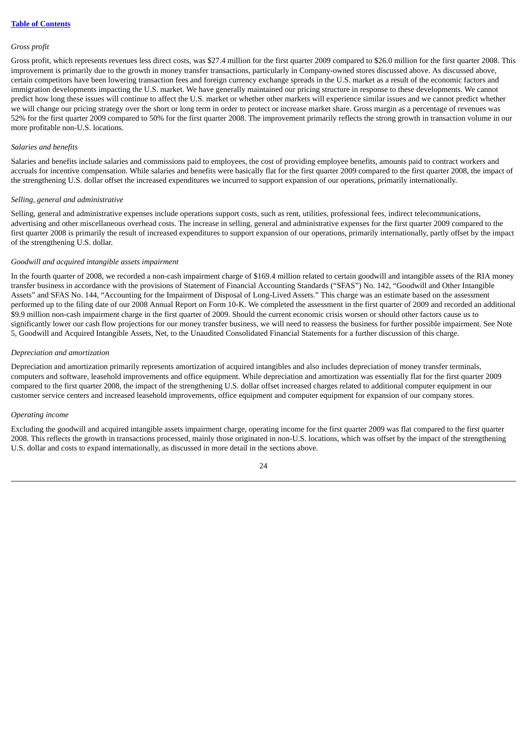*Gross profit*

Gross profit, which represents revenues less direct costs, was $27.4 million for the first quarter 2009 compared to $26.0 million for the first quarter 2008. This improvement is primarily due to the growth in money transfer transactions, particularly in Company-owned stores discussed above. As discussed above, certain competitors have been lowering transaction fees and foreign currency exchange spreads in the U.S. market as a result of the economic factors and immigration developments impacting the U.S. market. We have generally maintained our pricing structure in response to these developments. We cannot predict how long these issues will continue to affect the U.S. market or whether other markets will experience similar issues and we cannot predict whether we will change our pricing strategy over the short or long term in order to protect or increase market share. Gross margin as a percentage of revenues was 52% for the first quarter 2009 compared to 50% for the first quarter 2008. The improvement primarily reflects the strong growth in transaction volume in our more profitable non-U.S. locations.

*Salaries and benefits*

Salaries and benefits include salaries and commissions paid to employees, the cost of providing employee benefits, amounts paid to contract workers and accruals for incentive compensation. While salaries and benefits were basically flat for the first quarter 2009 compared to the first quarter 2008, the impact of the strengthening U.S. dollar offset the increased expenditures we incurred to support expansion of our operations, primarily internationally.

*Selling, general and administrative*

Selling, general and administrative expenses include operations support costs, such as rent, utilities, professional fees, indirect telecommunications, advertising and other miscellaneous overhead costs. The increase in selling, general and administrative expenses for the first quarter 2009 compared to the first quarter 2008 is primarily the result of increased expenditures to support expansion of our operations, primarily internationally, partly offset by the impact of the strengthening U.S. dollar.

*Goodwill and acquired intangible assets impairment*

In the fourth quarter of 2008, we recorded a non-cash impairment charge of $169.4 million related to certain goodwill and intangible assets of the RIA money transfer business in accordance with the provisions of Statement of Financial Accounting Standards ("SFAS") No. 142, "Goodwill and Other Intangible Assets" and SFAS No. 144, "Accounting for the Impairment of Disposal of Long-Lived Assets." This charge was an estimate based on the assessment performed up to the filing date of our 2008 Annual Report on Form 10-K. We completed the assessment in the first quarter of 2009 and recorded an additional $9.9 million non-cash impairment charge in the first quarter of 2009. Should the current economic crisis worsen or should other factors cause us to significantly lower our cash flow projections for our money transfer business, we will need to reassess the business for further possible impairment. See Note 5, Goodwill and Acquired Intangible Assets, Net, to the Unaudited Consolidated Financial Statements for a further discussion of this charge.

*Depreciation and amortization*

Depreciation and amortization primarily represents amortization of acquired intangibles and also includes depreciation of money transfer terminals, computers and software, leasehold improvements and office equipment. While depreciation and amortization was essentially flat for the first quarter 2009 compared to the first quarter 2008, the impact of the strengthening U.S. dollar offset increased charges related to additional computer equipment in our customer service centers and increased leasehold improvements, office equipment and computer equipment for expansion of our company stores.

*Operating income*

Excluding the goodwill and acquired intangible assets impairment charge, operating income for the first quarter 2009 was flat compared to the first quarter 2008. This reflects the growth in transactions processed, mainly those originated in non-U.S. locations, which was offset by the impact of the strengthening U.S. dollar and costs to expand internationally, as discussed in more detail in the sections above.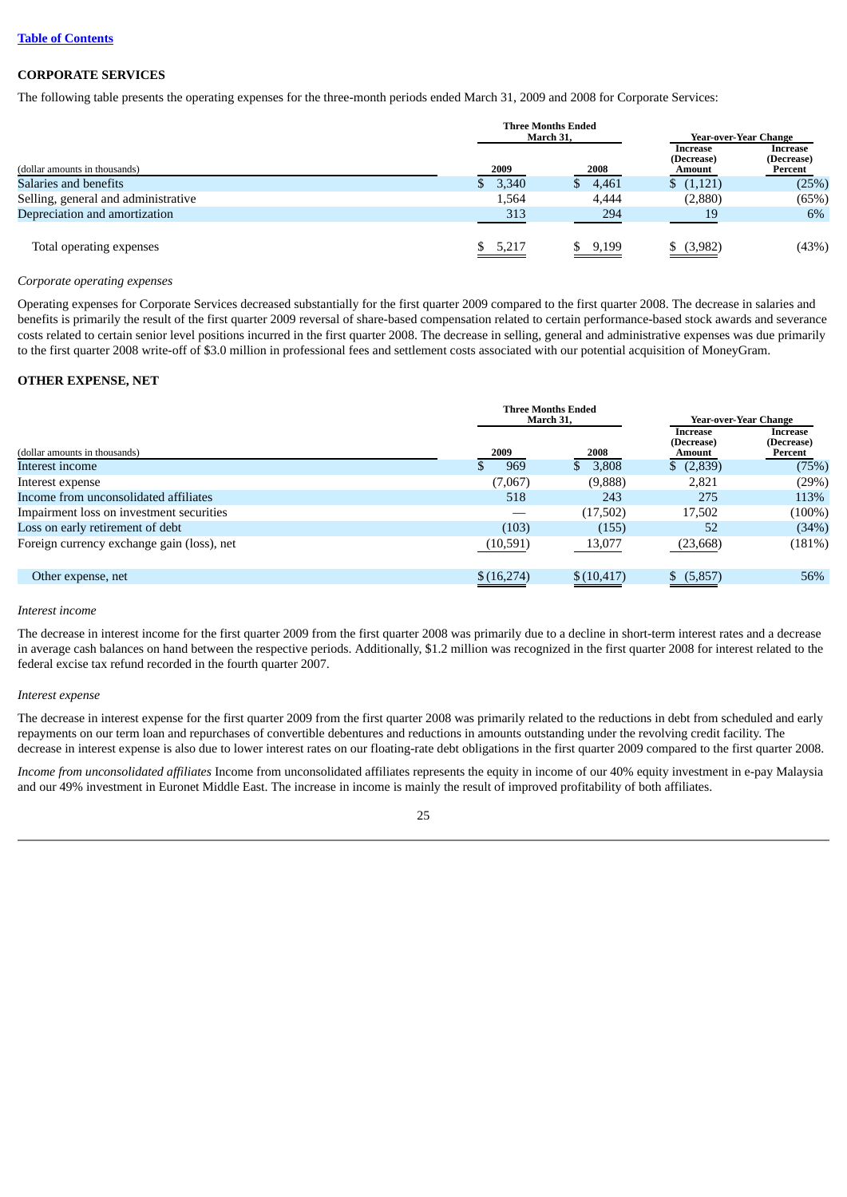## CORPORATE SERVICES

The following table presents the operating expenses for the three-month periods ended March 31, 2009 and 2008 for Corporate Services:

| (dollar amounts in thousands) | Three Months Ended March 31, 2009 | Three Months Ended March 31, 2008 | Year-over-Year Change Increase (Decrease) Amount | Year-over-Year Change Increase (Decrease) Percent |
|---|---|---|---|---|
| Salaries and benefits | $ 3,340 | $ 4,461 | $ (1,121) | (25%) |
| Selling, general and administrative | 1,564 | 4,444 | (2,880) | (65%) |
| Depreciation and amortization | 313 | 294 | 19 | 6% |
| Total operating expenses | $ 5,217 | $ 9,199 | $ (3,982) | (43%) |

*Corporate operating expenses*

Operating expenses for Corporate Services decreased substantially for the first quarter 2009 compared to the first quarter 2008. The decrease in salaries and benefits is primarily the result of the first quarter 2009 reversal of share-based compensation related to certain performance-based stock awards and severance costs related to certain senior level positions incurred in the first quarter 2008. The decrease in selling, general and administrative expenses was due primarily to the first quarter 2008 write-off of $3.0 million in professional fees and settlement costs associated with our potential acquisition of MoneyGram.

## OTHER EXPENSE, NET

| (dollar amounts in thousands) | Three Months Ended March 31, 2009 | Three Months Ended March 31, 2008 | Year-over-Year Change Increase (Decrease) Amount | Year-over-Year Change Increase (Decrease) Percent |
|---|---|---|---|---|
| Interest income | $ 969 | $ 3,808 | $ (2,839) | (75%) |
| Interest expense | (7,067) | (9,888) | 2,821 | (29%) |
| Income from unconsolidated affiliates | 518 | 243 | 275 | 113% |
| Impairment loss on investment securities | — | (17,502) | 17,502 | (100%) |
| Loss on early retirement of debt | (103) | (155) | 52 | (34%) |
| Foreign currency exchange gain (loss), net | (10,591) | 13,077 | (23,668) | (181%) |
| Other expense, net | $ (16,274) | $ (10,417) | $ (5,857) | 56% |

*Interest income*

The decrease in interest income for the first quarter 2009 from the first quarter 2008 was primarily due to a decline in short-term interest rates and a decrease in average cash balances on hand between the respective periods. Additionally, $1.2 million was recognized in the first quarter 2008 for interest related to the federal excise tax refund recorded in the fourth quarter 2007.

*Interest expense*

The decrease in interest expense for the first quarter 2009 from the first quarter 2008 was primarily related to the reductions in debt from scheduled and early repayments on our term loan and repurchases of convertible debentures and reductions in amounts outstanding under the revolving credit facility. The decrease in interest expense is also due to lower interest rates on our floating-rate debt obligations in the first quarter 2009 compared to the first quarter 2008.

*Income from unconsolidated affiliates* Income from unconsolidated affiliates represents the equity in income of our 40% equity investment in e-pay Malaysia and our 49% investment in Euronet Middle East. The increase in income is mainly the result of improved profitability of both affiliates.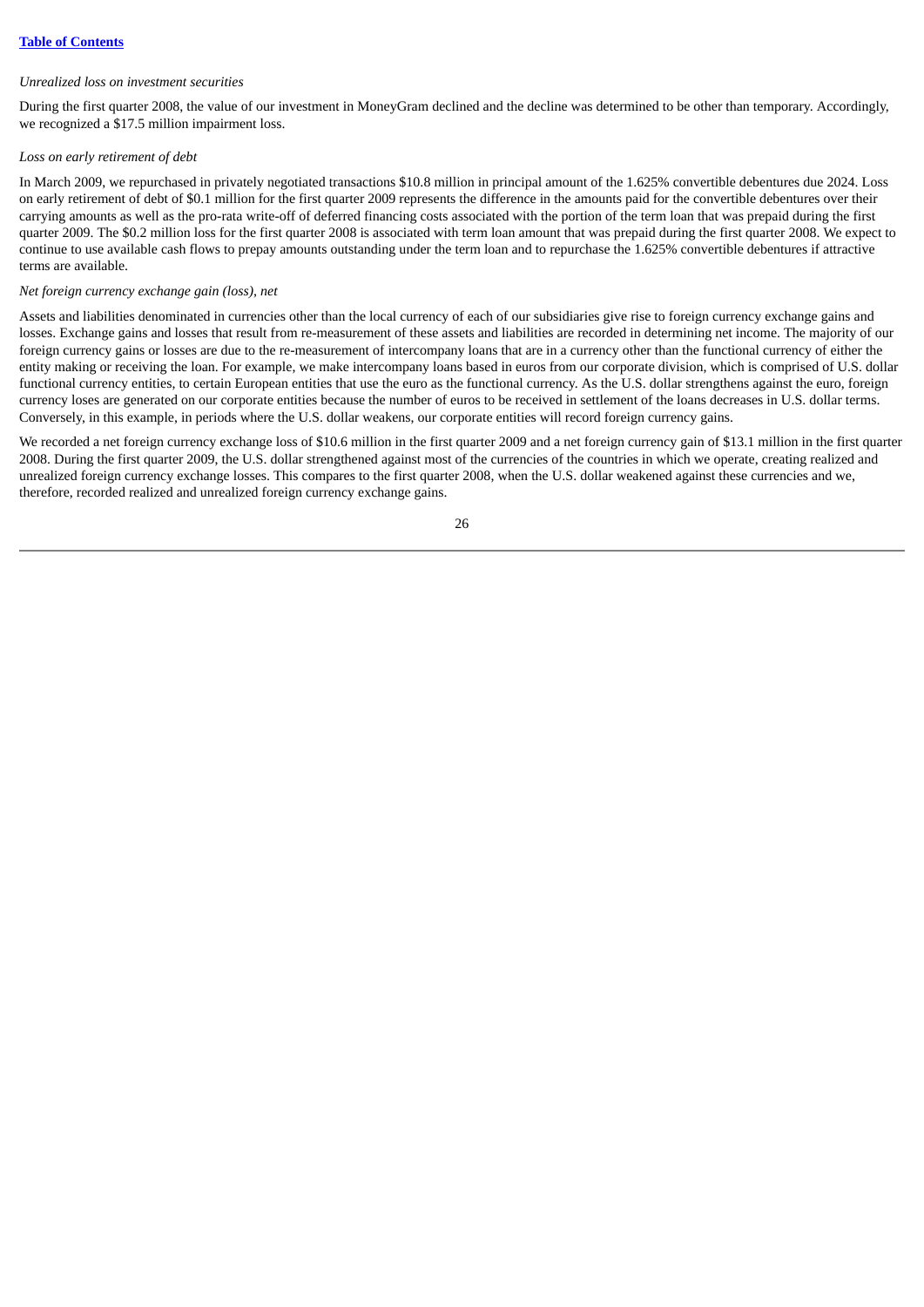*Unrealized loss on investment securities*

During the first quarter 2008, the value of our investment in MoneyGram declined and the decline was determined to be other than temporary. Accordingly, we recognized a $17.5 million impairment loss.

*Loss on early retirement of debt*

In March 2009, we repurchased in privately negotiated transactions $10.8 million in principal amount of the 1.625% convertible debentures due 2024. Loss on early retirement of debt of $0.1 million for the first quarter 2009 represents the difference in the amounts paid for the convertible debentures over their carrying amounts as well as the pro-rata write-off of deferred financing costs associated with the portion of the term loan that was prepaid during the first quarter 2009. The $0.2 million loss for the first quarter 2008 is associated with term loan amount that was prepaid during the first quarter 2008. We expect to continue to use available cash flows to prepay amounts outstanding under the term loan and to repurchase the 1.625% convertible debentures if attractive terms are available.

*Net foreign currency exchange gain (loss), net*

Assets and liabilities denominated in currencies other than the local currency of each of our subsidiaries give rise to foreign currency exchange gains and losses. Exchange gains and losses that result from re-measurement of these assets and liabilities are recorded in determining net income. The majority of our foreign currency gains or losses are due to the re-measurement of intercompany loans that are in a currency other than the functional currency of either the entity making or receiving the loan. For example, we make intercompany loans based in euros from our corporate division, which is comprised of U.S. dollar functional currency entities, to certain European entities that use the euro as the functional currency. As the U.S. dollar strengthens against the euro, foreign currency loses are generated on our corporate entities because the number of euros to be received in settlement of the loans decreases in U.S. dollar terms. Conversely, in this example, in periods where the U.S. dollar weakens, our corporate entities will record foreign currency gains.

We recorded a net foreign currency exchange loss of $10.6 million in the first quarter 2009 and a net foreign currency gain of $13.1 million in the first quarter 2008. During the first quarter 2009, the U.S. dollar strengthened against most of the currencies of the countries in which we operate, creating realized and unrealized foreign currency exchange losses. This compares to the first quarter 2008, when the U.S. dollar weakened against these currencies and we, therefore, recorded realized and unrealized foreign currency exchange gains.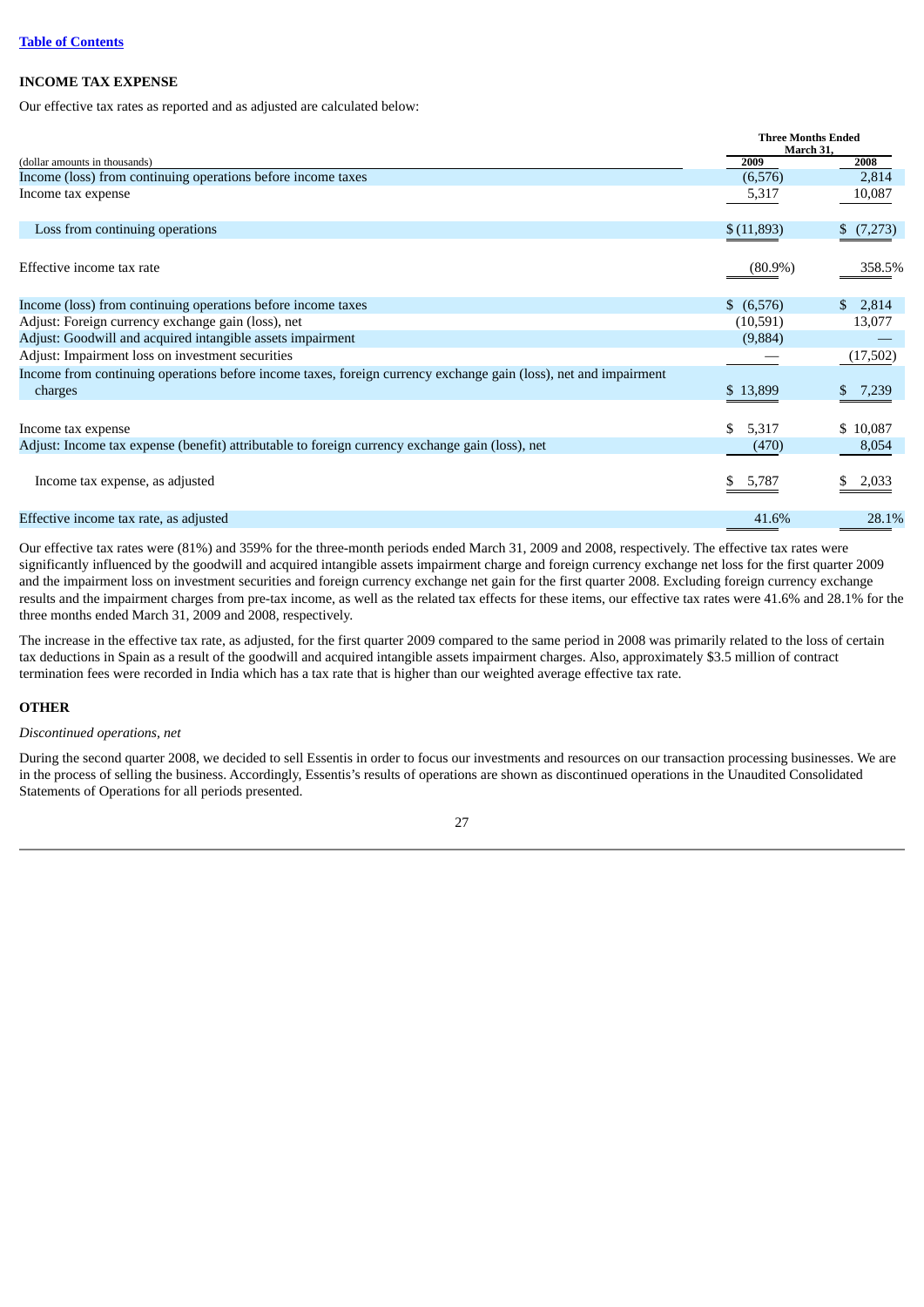## INCOME TAX EXPENSE

Our effective tax rates as reported and as adjusted are calculated below:

| (dollar amounts in thousands) | Three Months Ended March 31, 2009 | 2008 |
|---|---|---|
| Income (loss) from continuing operations before income taxes | (6,576) | 2,814 |
| Income tax expense | 5,317 | 10,087 |
| Loss from continuing operations | $ (11,893) | $ (7,273) |
| Effective income tax rate | (80.9%) | 358.5% |
| Income (loss) from continuing operations before income taxes | $ (6,576) | $ 2,814 |
| Adjust: Foreign currency exchange gain (loss), net | (10,591) | 13,077 |
| Adjust: Goodwill and acquired intangible assets impairment | (9,884) | — |
| Adjust: Impairment loss on investment securities | — | (17,502) |
| Income from continuing operations before income taxes, foreign currency exchange gain (loss), net and impairment charges | $ 13,899 | $ 7,239 |
| Income tax expense | $ 5,317 | $ 10,087 |
| Adjust: Income tax expense (benefit) attributable to foreign currency exchange gain (loss), net | (470) | 8,054 |
| Income tax expense, as adjusted | $ 5,787 | $ 2,033 |
| Effective income tax rate, as adjusted | 41.6% | 28.1% |

Our effective tax rates were (81%) and 359% for the three-month periods ended March 31, 2009 and 2008, respectively. The effective tax rates were significantly influenced by the goodwill and acquired intangible assets impairment charge and foreign currency exchange net loss for the first quarter 2009 and the impairment loss on investment securities and foreign currency exchange net gain for the first quarter 2008. Excluding foreign currency exchange results and the impairment charges from pre-tax income, as well as the related tax effects for these items, our effective tax rates were 41.6% and 28.1% for the three months ended March 31, 2009 and 2008, respectively.

The increase in the effective tax rate, as adjusted, for the first quarter 2009 compared to the same period in 2008 was primarily related to the loss of certain tax deductions in Spain as a result of the goodwill and acquired intangible assets impairment charges. Also, approximately $3.5 million of contract termination fees were recorded in India which has a tax rate that is higher than our weighted average effective tax rate.

## OTHER

*Discontinued operations, net*

During the second quarter 2008, we decided to sell Essentis in order to focus our investments and resources on our transaction processing businesses. We are in the process of selling the business. Accordingly, Essentis's results of operations are shown as discontinued operations in the Unaudited Consolidated Statements of Operations for all periods presented.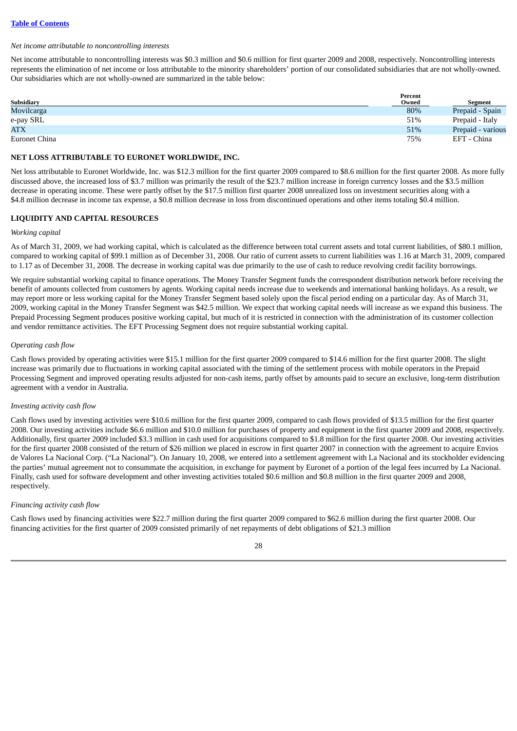*Net income attributable to noncontrolling interests*

Net income attributable to noncontrolling interests was $0.3 million and $0.6 million for first quarter 2009 and 2008, respectively. Noncontrolling interests represents the elimination of net income or loss attributable to the minority shareholders' portion of our consolidated subsidiaries that are not wholly-owned. Our subsidiaries which are not wholly-owned are summarized in the table below:

| Subsidiary | Percent Owned | Segment |
|---|---|---|
| Movilcarga | 80% | Prepaid - Spain |
| e-pay SRL | 51% | Prepaid - Italy |
| ATX | 51% | Prepaid - various |
| Euronet China | 75% | EFT - China |

**NET LOSS ATTRIBUTABLE TO EURONET WORLDWIDE, INC.**

Net loss attributable to Euronet Worldwide, Inc. was $12.3 million for the first quarter 2009 compared to $8.6 million for the first quarter 2008. As more fully discussed above, the increased loss of $3.7 million was primarily the result of the $23.7 million increase in foreign currency losses and the $3.5 million decrease in operating income. These were partly offset by the $17.5 million first quarter 2008 unrealized loss on investment securities along with a $4.8 million decrease in income tax expense, a $0.8 million decrease in loss from discontinued operations and other items totaling $0.4 million.

**LIQUIDITY AND CAPITAL RESOURCES**

*Working capital*

As of March 31, 2009, we had working capital, which is calculated as the difference between total current assets and total current liabilities, of $80.1 million, compared to working capital of $99.1 million as of December 31, 2008. Our ratio of current assets to current liabilities was 1.16 at March 31, 2009, compared to 1.17 as of December 31, 2008. The decrease in working capital was due primarily to the use of cash to reduce revolving credit facility borrowings.

We require substantial working capital to finance operations. The Money Transfer Segment funds the correspondent distribution network before receiving the benefit of amounts collected from customers by agents. Working capital needs increase due to weekends and international banking holidays. As a result, we may report more or less working capital for the Money Transfer Segment based solely upon the fiscal period ending on a particular day. As of March 31, 2009, working capital in the Money Transfer Segment was $42.5 million. We expect that working capital needs will increase as we expand this business. The Prepaid Processing Segment produces positive working capital, but much of it is restricted in connection with the administration of its customer collection and vendor remittance activities. The EFT Processing Segment does not require substantial working capital.

*Operating cash flow*

Cash flows provided by operating activities were $15.1 million for the first quarter 2009 compared to $14.6 million for the first quarter 2008. The slight increase was primarily due to fluctuations in working capital associated with the timing of the settlement process with mobile operators in the Prepaid Processing Segment and improved operating results adjusted for non-cash items, partly offset by amounts paid to secure an exclusive, long-term distribution agreement with a vendor in Australia.

*Investing activity cash flow*

Cash flows used by investing activities were $10.6 million for the first quarter 2009, compared to cash flows provided of $13.5 million for the first quarter 2008. Our investing activities include $6.6 million and $10.0 million for purchases of property and equipment in the first quarter 2009 and 2008, respectively. Additionally, first quarter 2009 included $3.3 million in cash used for acquisitions compared to $1.8 million for the first quarter 2008. Our investing activities for the first quarter 2008 consisted of the return of $26 million we placed in escrow in first quarter 2007 in connection with the agreement to acquire Envios de Valores La Nacional Corp. ("La Nacional"). On January 10, 2008, we entered into a settlement agreement with La Nacional and its stockholder evidencing the parties' mutual agreement not to consummate the acquisition, in exchange for payment by Euronet of a portion of the legal fees incurred by La Nacional. Finally, cash used for software development and other investing activities totaled $0.6 million and $0.8 million in the first quarter 2009 and 2008, respectively.

*Financing activity cash flow*

Cash flows used by financing activities were $22.7 million during the first quarter 2009 compared to $62.6 million during the first quarter 2008. Our financing activities for the first quarter of 2009 consisted primarily of net repayments of debt obligations of $21.3 million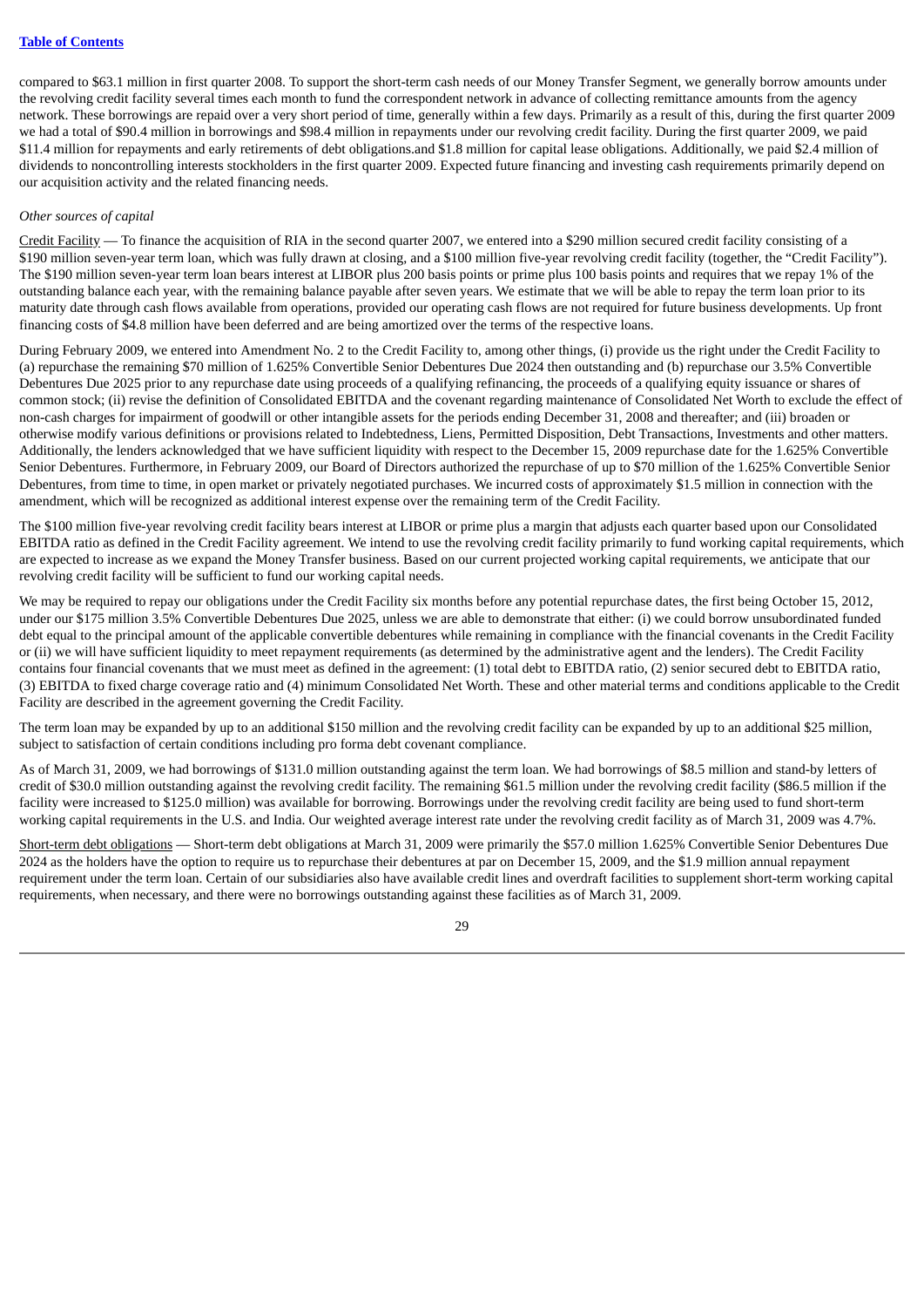compared to $63.1 million in first quarter 2008. To support the short-term cash needs of our Money Transfer Segment, we generally borrow amounts under the revolving credit facility several times each month to fund the correspondent network in advance of collecting remittance amounts from the agency network. These borrowings are repaid over a very short period of time, generally within a few days. Primarily as a result of this, during the first quarter 2009 we had a total of $90.4 million in borrowings and $98.4 million in repayments under our revolving credit facility. During the first quarter 2009, we paid $11.4 million for repayments and early retirements of debt obligations.and $1.8 million for capital lease obligations. Additionally, we paid $2.4 million of dividends to noncontrolling interests stockholders in the first quarter 2009. Expected future financing and investing cash requirements primarily depend on our acquisition activity and the related financing needs.

*Other sources of capital*

Credit Facility — To finance the acquisition of RIA in the second quarter 2007, we entered into a $290 million secured credit facility consisting of a $190 million seven-year term loan, which was fully drawn at closing, and a $100 million five-year revolving credit facility (together, the "Credit Facility"). The $190 million seven-year term loan bears interest at LIBOR plus 200 basis points or prime plus 100 basis points and requires that we repay 1% of the outstanding balance each year, with the remaining balance payable after seven years. We estimate that we will be able to repay the term loan prior to its maturity date through cash flows available from operations, provided our operating cash flows are not required for future business developments. Up front financing costs of $4.8 million have been deferred and are being amortized over the terms of the respective loans.

During February 2009, we entered into Amendment No. 2 to the Credit Facility to, among other things, (i) provide us the right under the Credit Facility to (a) repurchase the remaining $70 million of 1.625% Convertible Senior Debentures Due 2024 then outstanding and (b) repurchase our 3.5% Convertible Debentures Due 2025 prior to any repurchase date using proceeds of a qualifying refinancing, the proceeds of a qualifying equity issuance or shares of common stock; (ii) revise the definition of Consolidated EBITDA and the covenant regarding maintenance of Consolidated Net Worth to exclude the effect of non-cash charges for impairment of goodwill or other intangible assets for the periods ending December 31, 2008 and thereafter; and (iii) broaden or otherwise modify various definitions or provisions related to Indebtedness, Liens, Permitted Disposition, Debt Transactions, Investments and other matters. Additionally, the lenders acknowledged that we have sufficient liquidity with respect to the December 15, 2009 repurchase date for the 1.625% Convertible Senior Debentures. Furthermore, in February 2009, our Board of Directors authorized the repurchase of up to $70 million of the 1.625% Convertible Senior Debentures, from time to time, in open market or privately negotiated purchases. We incurred costs of approximately $1.5 million in connection with the amendment, which will be recognized as additional interest expense over the remaining term of the Credit Facility.

The $100 million five-year revolving credit facility bears interest at LIBOR or prime plus a margin that adjusts each quarter based upon our Consolidated EBITDA ratio as defined in the Credit Facility agreement. We intend to use the revolving credit facility primarily to fund working capital requirements, which are expected to increase as we expand the Money Transfer business. Based on our current projected working capital requirements, we anticipate that our revolving credit facility will be sufficient to fund our working capital needs.

We may be required to repay our obligations under the Credit Facility six months before any potential repurchase dates, the first being October 15, 2012, under our $175 million 3.5% Convertible Debentures Due 2025, unless we are able to demonstrate that either: (i) we could borrow unsubordinated funded debt equal to the principal amount of the applicable convertible debentures while remaining in compliance with the financial covenants in the Credit Facility or (ii) we will have sufficient liquidity to meet repayment requirements (as determined by the administrative agent and the lenders). The Credit Facility contains four financial covenants that we must meet as defined in the agreement: (1) total debt to EBITDA ratio, (2) senior secured debt to EBITDA ratio, (3) EBITDA to fixed charge coverage ratio and (4) minimum Consolidated Net Worth. These and other material terms and conditions applicable to the Credit Facility are described in the agreement governing the Credit Facility.

The term loan may be expanded by up to an additional $150 million and the revolving credit facility can be expanded by up to an additional $25 million, subject to satisfaction of certain conditions including pro forma debt covenant compliance.

As of March 31, 2009, we had borrowings of $131.0 million outstanding against the term loan. We had borrowings of $8.5 million and stand-by letters of credit of $30.0 million outstanding against the revolving credit facility. The remaining $61.5 million under the revolving credit facility ($86.5 million if the facility were increased to $125.0 million) was available for borrowing. Borrowings under the revolving credit facility are being used to fund short-term working capital requirements in the U.S. and India. Our weighted average interest rate under the revolving credit facility as of March 31, 2009 was 4.7%.

Short-term debt obligations — Short-term debt obligations at March 31, 2009 were primarily the $57.0 million 1.625% Convertible Senior Debentures Due 2024 as the holders have the option to require us to repurchase their debentures at par on December 15, 2009, and the $1.9 million annual repayment requirement under the term loan. Certain of our subsidiaries also have available credit lines and overdraft facilities to supplement short-term working capital requirements, when necessary, and there were no borrowings outstanding against these facilities as of March 31, 2009.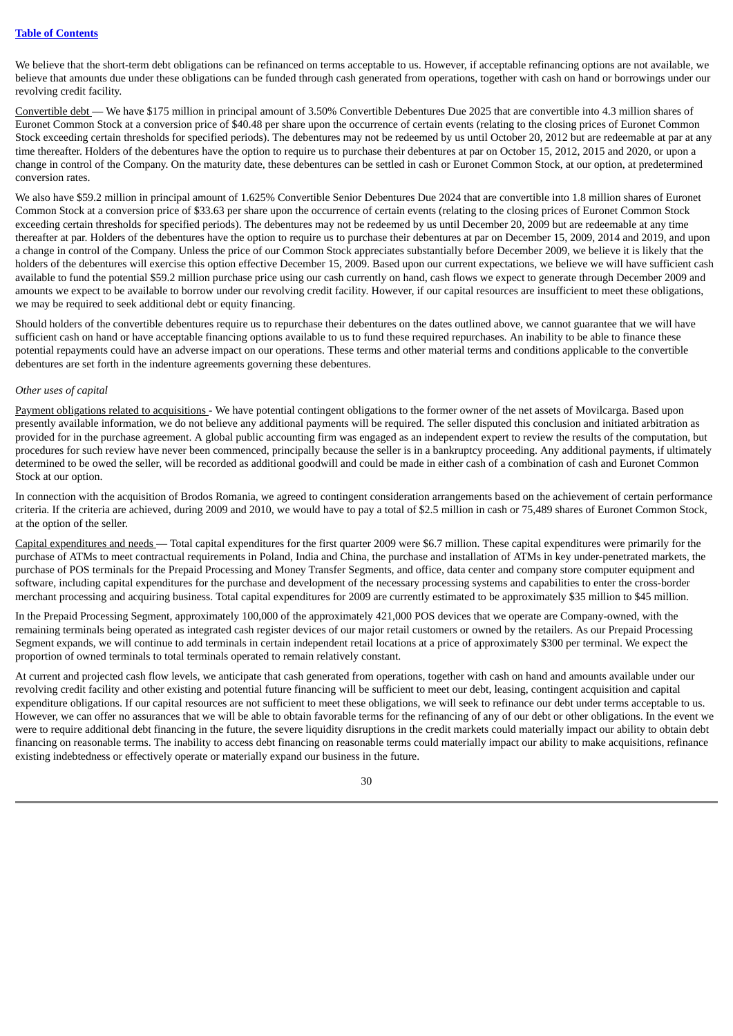We believe that the short-term debt obligations can be refinanced on terms acceptable to us. However, if acceptable refinancing options are not available, we believe that amounts due under these obligations can be funded through cash generated from operations, together with cash on hand or borrowings under our revolving credit facility.

Convertible debt — We have $175 million in principal amount of 3.50% Convertible Debentures Due 2025 that are convertible into 4.3 million shares of Euronet Common Stock at a conversion price of $40.48 per share upon the occurrence of certain events (relating to the closing prices of Euronet Common Stock exceeding certain thresholds for specified periods). The debentures may not be redeemed by us until October 20, 2012 but are redeemable at par at any time thereafter. Holders of the debentures have the option to require us to purchase their debentures at par on October 15, 2012, 2015 and 2020, or upon a change in control of the Company. On the maturity date, these debentures can be settled in cash or Euronet Common Stock, at our option, at predetermined conversion rates.

We also have $59.2 million in principal amount of 1.625% Convertible Senior Debentures Due 2024 that are convertible into 1.8 million shares of Euronet Common Stock at a conversion price of $33.63 per share upon the occurrence of certain events (relating to the closing prices of Euronet Common Stock exceeding certain thresholds for specified periods). The debentures may not be redeemed by us until December 20, 2009 but are redeemable at any time thereafter at par. Holders of the debentures have the option to require us to purchase their debentures at par on December 15, 2009, 2014 and 2019, and upon a change in control of the Company. Unless the price of our Common Stock appreciates substantially before December 2009, we believe it is likely that the holders of the debentures will exercise this option effective December 15, 2009. Based upon our current expectations, we believe we will have sufficient cash available to fund the potential $59.2 million purchase price using our cash currently on hand, cash flows we expect to generate through December 2009 and amounts we expect to be available to borrow under our revolving credit facility. However, if our capital resources are insufficient to meet these obligations, we may be required to seek additional debt or equity financing.

Should holders of the convertible debentures require us to repurchase their debentures on the dates outlined above, we cannot guarantee that we will have sufficient cash on hand or have acceptable financing options available to us to fund these required repurchases. An inability to be able to finance these potential repayments could have an adverse impact on our operations. These terms and other material terms and conditions applicable to the convertible debentures are set forth in the indenture agreements governing these debentures.

*Other uses of capital*

Payment obligations related to acquisitions - We have potential contingent obligations to the former owner of the net assets of Movilcarga. Based upon presently available information, we do not believe any additional payments will be required. The seller disputed this conclusion and initiated arbitration as provided for in the purchase agreement. A global public accounting firm was engaged as an independent expert to review the results of the computation, but procedures for such review have never been commenced, principally because the seller is in a bankruptcy proceeding. Any additional payments, if ultimately determined to be owed the seller, will be recorded as additional goodwill and could be made in either cash of a combination of cash and Euronet Common Stock at our option.

In connection with the acquisition of Brodos Romania, we agreed to contingent consideration arrangements based on the achievement of certain performance criteria. If the criteria are achieved, during 2009 and 2010, we would have to pay a total of $2.5 million in cash or 75,489 shares of Euronet Common Stock, at the option of the seller.

Capital expenditures and needs — Total capital expenditures for the first quarter 2009 were $6.7 million. These capital expenditures were primarily for the purchase of ATMs to meet contractual requirements in Poland, India and China, the purchase and installation of ATMs in key under-penetrated markets, the purchase of POS terminals for the Prepaid Processing and Money Transfer Segments, and office, data center and company store computer equipment and software, including capital expenditures for the purchase and development of the necessary processing systems and capabilities to enter the cross-border merchant processing and acquiring business. Total capital expenditures for 2009 are currently estimated to be approximately $35 million to $45 million.

In the Prepaid Processing Segment, approximately 100,000 of the approximately 421,000 POS devices that we operate are Company-owned, with the remaining terminals being operated as integrated cash register devices of our major retail customers or owned by the retailers. As our Prepaid Processing Segment expands, we will continue to add terminals in certain independent retail locations at a price of approximately $300 per terminal. We expect the proportion of owned terminals to total terminals operated to remain relatively constant.

At current and projected cash flow levels, we anticipate that cash generated from operations, together with cash on hand and amounts available under our revolving credit facility and other existing and potential future financing will be sufficient to meet our debt, leasing, contingent acquisition and capital expenditure obligations. If our capital resources are not sufficient to meet these obligations, we will seek to refinance our debt under terms acceptable to us. However, we can offer no assurances that we will be able to obtain favorable terms for the refinancing of any of our debt or other obligations. In the event we were to require additional debt financing in the future, the severe liquidity disruptions in the credit markets could materially impact our ability to obtain debt financing on reasonable terms. The inability to access debt financing on reasonable terms could materially impact our ability to make acquisitions, refinance existing indebtedness or effectively operate or materially expand our business in the future.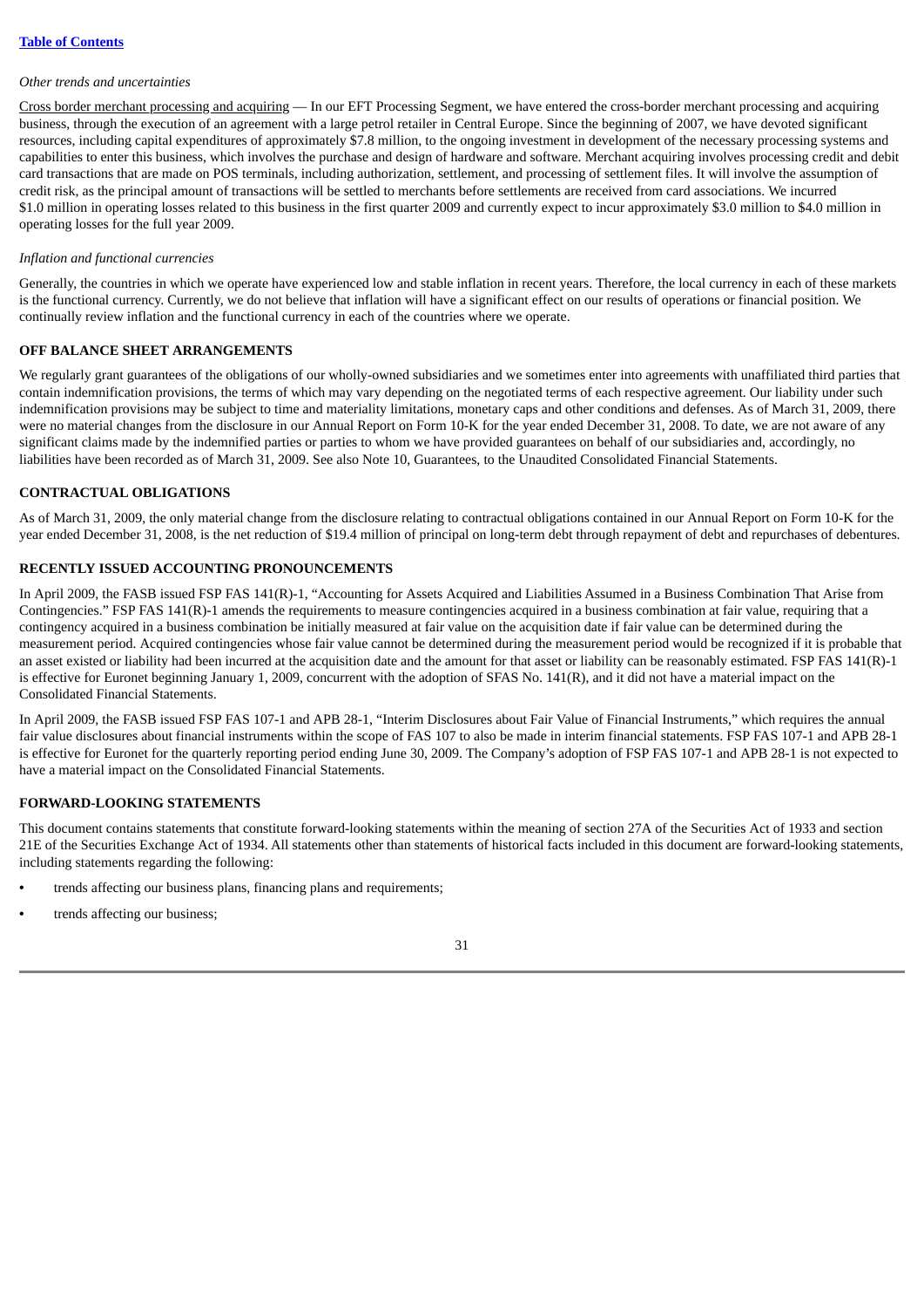*Other trends and uncertainties*

Cross border merchant processing and acquiring — In our EFT Processing Segment, we have entered the cross-border merchant processing and acquiring business, through the execution of an agreement with a large petrol retailer in Central Europe. Since the beginning of 2007, we have devoted significant resources, including capital expenditures of approximately $7.8 million, to the ongoing investment in development of the necessary processing systems and capabilities to enter this business, which involves the purchase and design of hardware and software. Merchant acquiring involves processing credit and debit card transactions that are made on POS terminals, including authorization, settlement, and processing of settlement files. It will involve the assumption of credit risk, as the principal amount of transactions will be settled to merchants before settlements are received from card associations. We incurred $1.0 million in operating losses related to this business in the first quarter 2009 and currently expect to incur approximately $3.0 million to $4.0 million in operating losses for the full year 2009.

*Inflation and functional currencies*

Generally, the countries in which we operate have experienced low and stable inflation in recent years. Therefore, the local currency in each of these markets is the functional currency. Currently, we do not believe that inflation will have a significant effect on our results of operations or financial position. We continually review inflation and the functional currency in each of the countries where we operate.

## OFF BALANCE SHEET ARRANGEMENTS

We regularly grant guarantees of the obligations of our wholly-owned subsidiaries and we sometimes enter into agreements with unaffiliated third parties that contain indemnification provisions, the terms of which may vary depending on the negotiated terms of each respective agreement. Our liability under such indemnification provisions may be subject to time and materiality limitations, monetary caps and other conditions and defenses. As of March 31, 2009, there were no material changes from the disclosure in our Annual Report on Form 10-K for the year ended December 31, 2008. To date, we are not aware of any significant claims made by the indemnified parties or parties to whom we have provided guarantees on behalf of our subsidiaries and, accordingly, no liabilities have been recorded as of March 31, 2009. See also Note 10, Guarantees, to the Unaudited Consolidated Financial Statements.

## CONTRACTUAL OBLIGATIONS

As of March 31, 2009, the only material change from the disclosure relating to contractual obligations contained in our Annual Report on Form 10-K for the year ended December 31, 2008, is the net reduction of $19.4 million of principal on long-term debt through repayment of debt and repurchases of debentures.

## RECENTLY ISSUED ACCOUNTING PRONOUNCEMENTS

In April 2009, the FASB issued FSP FAS 141(R)-1, "Accounting for Assets Acquired and Liabilities Assumed in a Business Combination That Arise from Contingencies." FSP FAS 141(R)-1 amends the requirements to measure contingencies acquired in a business combination at fair value, requiring that a contingency acquired in a business combination be initially measured at fair value on the acquisition date if fair value can be determined during the measurement period. Acquired contingencies whose fair value cannot be determined during the measurement period would be recognized if it is probable that an asset existed or liability had been incurred at the acquisition date and the amount for that asset or liability can be reasonably estimated. FSP FAS 141(R)-1 is effective for Euronet beginning January 1, 2009, concurrent with the adoption of SFAS No. 141(R), and it did not have a material impact on the Consolidated Financial Statements.

In April 2009, the FASB issued FSP FAS 107-1 and APB 28-1, "Interim Disclosures about Fair Value of Financial Instruments," which requires the annual fair value disclosures about financial instruments within the scope of FAS 107 to also be made in interim financial statements. FSP FAS 107-1 and APB 28-1 is effective for Euronet for the quarterly reporting period ending June 30, 2009. The Company's adoption of FSP FAS 107-1 and APB 28-1 is not expected to have a material impact on the Consolidated Financial Statements.

## FORWARD-LOOKING STATEMENTS

This document contains statements that constitute forward-looking statements within the meaning of section 27A of the Securities Act of 1933 and section 21E of the Securities Exchange Act of 1934. All statements other than statements of historical facts included in this document are forward-looking statements, including statements regarding the following:

- trends affecting our business plans, financing plans and requirements;
- trends affecting our business;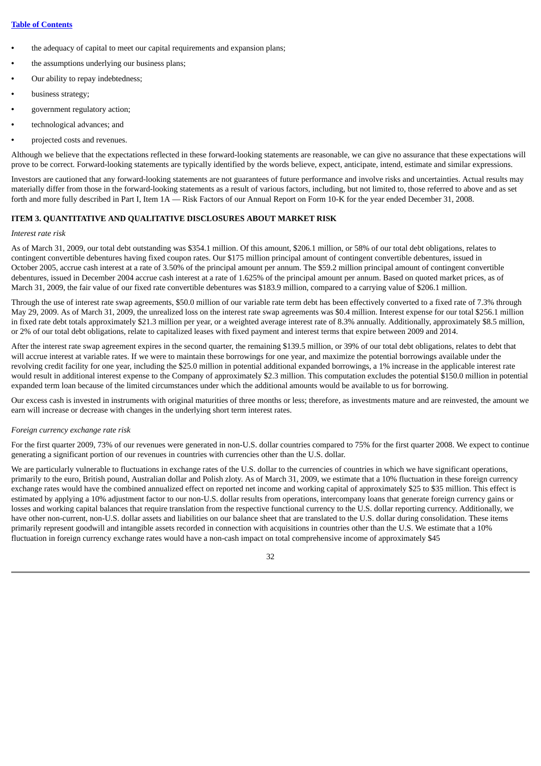- the adequacy of capital to meet our capital requirements and expansion plans;
- the assumptions underlying our business plans;
- Our ability to repay indebtedness;
- business strategy;
- government regulatory action;
- technological advances; and
- projected costs and revenues.

Although we believe that the expectations reflected in these forward-looking statements are reasonable, we can give no assurance that these expectations will prove to be correct. Forward-looking statements are typically identified by the words believe, expect, anticipate, intend, estimate and similar expressions.

Investors are cautioned that any forward-looking statements are not guarantees of future performance and involve risks and uncertainties. Actual results may materially differ from those in the forward-looking statements as a result of various factors, including, but not limited to, those referred to above and as set forth and more fully described in Part I, Item 1A — Risk Factors of our Annual Report on Form 10-K for the year ended December 31, 2008.

## ITEM 3. QUANTITATIVE AND QUALITATIVE DISCLOSURES ABOUT MARKET RISK

*Interest rate risk*

As of March 31, 2009, our total debt outstanding was $354.1 million. Of this amount, $206.1 million, or 58% of our total debt obligations, relates to contingent convertible debentures having fixed coupon rates. Our $175 million principal amount of contingent convertible debentures, issued in October 2005, accrue cash interest at a rate of 3.50% of the principal amount per annum. The $59.2 million principal amount of contingent convertible debentures, issued in December 2004 accrue cash interest at a rate of 1.625% of the principal amount per annum. Based on quoted market prices, as of March 31, 2009, the fair value of our fixed rate convertible debentures was $183.9 million, compared to a carrying value of $206.1 million.

Through the use of interest rate swap agreements, $50.0 million of our variable rate term debt has been effectively converted to a fixed rate of 7.3% through May 29, 2009. As of March 31, 2009, the unrealized loss on the interest rate swap agreements was $0.4 million. Interest expense for our total $256.1 million in fixed rate debt totals approximately $21.3 million per year, or a weighted average interest rate of 8.3% annually. Additionally, approximately $8.5 million, or 2% of our total debt obligations, relate to capitalized leases with fixed payment and interest terms that expire between 2009 and 2014.

After the interest rate swap agreement expires in the second quarter, the remaining $139.5 million, or 39% of our total debt obligations, relates to debt that will accrue interest at variable rates. If we were to maintain these borrowings for one year, and maximize the potential borrowings available under the revolving credit facility for one year, including the $25.0 million in potential additional expanded borrowings, a 1% increase in the applicable interest rate would result in additional interest expense to the Company of approximately $2.3 million. This computation excludes the potential $150.0 million in potential expanded term loan because of the limited circumstances under which the additional amounts would be available to us for borrowing.

Our excess cash is invested in instruments with original maturities of three months or less; therefore, as investments mature and are reinvested, the amount we earn will increase or decrease with changes in the underlying short term interest rates.

*Foreign currency exchange rate risk*

For the first quarter 2009, 73% of our revenues were generated in non-U.S. dollar countries compared to 75% for the first quarter 2008. We expect to continue generating a significant portion of our revenues in countries with currencies other than the U.S. dollar.

We are particularly vulnerable to fluctuations in exchange rates of the U.S. dollar to the currencies of countries in which we have significant operations, primarily to the euro, British pound, Australian dollar and Polish zloty. As of March 31, 2009, we estimate that a 10% fluctuation in these foreign currency exchange rates would have the combined annualized effect on reported net income and working capital of approximately $25 to $35 million. This effect is estimated by applying a 10% adjustment factor to our non-U.S. dollar results from operations, intercompany loans that generate foreign currency gains or losses and working capital balances that require translation from the respective functional currency to the U.S. dollar reporting currency. Additionally, we have other non-current, non-U.S. dollar assets and liabilities on our balance sheet that are translated to the U.S. dollar during consolidation. These items primarily represent goodwill and intangible assets recorded in connection with acquisitions in countries other than the U.S. We estimate that a 10% fluctuation in foreign currency exchange rates would have a non-cash impact on total comprehensive income of approximately $45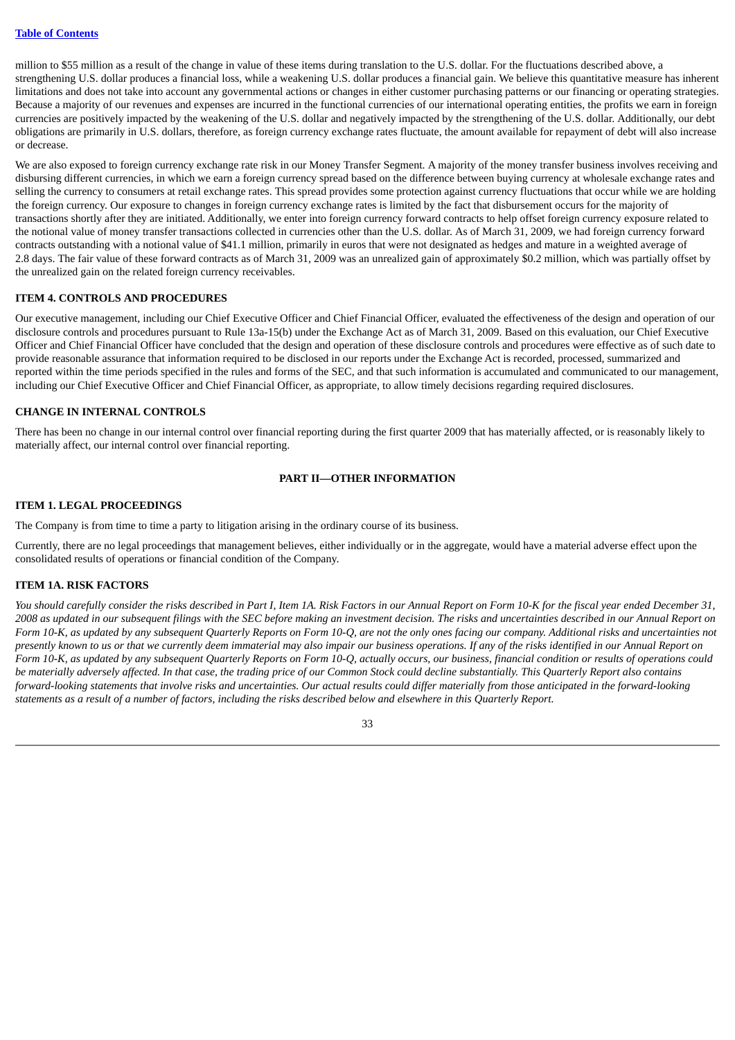million to $55 million as a result of the change in value of these items during translation to the U.S. dollar. For the fluctuations described above, a strengthening U.S. dollar produces a financial loss, while a weakening U.S. dollar produces a financial gain. We believe this quantitative measure has inherent limitations and does not take into account any governmental actions or changes in either customer purchasing patterns or our financing or operating strategies. Because a majority of our revenues and expenses are incurred in the functional currencies of our international operating entities, the profits we earn in foreign currencies are positively impacted by the weakening of the U.S. dollar and negatively impacted by the strengthening of the U.S. dollar. Additionally, our debt obligations are primarily in U.S. dollars, therefore, as foreign currency exchange rates fluctuate, the amount available for repayment of debt will also increase or decrease.

We are also exposed to foreign currency exchange rate risk in our Money Transfer Segment. A majority of the money transfer business involves receiving and disbursing different currencies, in which we earn a foreign currency spread based on the difference between buying currency at wholesale exchange rates and selling the currency to consumers at retail exchange rates. This spread provides some protection against currency fluctuations that occur while we are holding the foreign currency. Our exposure to changes in foreign currency exchange rates is limited by the fact that disbursement occurs for the majority of transactions shortly after they are initiated. Additionally, we enter into foreign currency forward contracts to help offset foreign currency exposure related to the notional value of money transfer transactions collected in currencies other than the U.S. dollar. As of March 31, 2009, we had foreign currency forward contracts outstanding with a notional value of $41.1 million, primarily in euros that were not designated as hedges and mature in a weighted average of 2.8 days. The fair value of these forward contracts as of March 31, 2009 was an unrealized gain of approximately $0.2 million, which was partially offset by the unrealized gain on the related foreign currency receivables.

## ITEM 4. CONTROLS AND PROCEDURES

Our executive management, including our Chief Executive Officer and Chief Financial Officer, evaluated the effectiveness of the design and operation of our disclosure controls and procedures pursuant to Rule 13a-15(b) under the Exchange Act as of March 31, 2009. Based on this evaluation, our Chief Executive Officer and Chief Financial Officer have concluded that the design and operation of these disclosure controls and procedures were effective as of such date to provide reasonable assurance that information required to be disclosed in our reports under the Exchange Act is recorded, processed, summarized and reported within the time periods specified in the rules and forms of the SEC, and that such information is accumulated and communicated to our management, including our Chief Executive Officer and Chief Financial Officer, as appropriate, to allow timely decisions regarding required disclosures.

## CHANGE IN INTERNAL CONTROLS

There has been no change in our internal control over financial reporting during the first quarter 2009 that has materially affected, or is reasonably likely to materially affect, our internal control over financial reporting.

# PART II—OTHER INFORMATION

## ITEM 1. LEGAL PROCEEDINGS

The Company is from time to time a party to litigation arising in the ordinary course of its business.

Currently, there are no legal proceedings that management believes, either individually or in the aggregate, would have a material adverse effect upon the consolidated results of operations or financial condition of the Company.

## ITEM 1A. RISK FACTORS

*You should carefully consider the risks described in Part I, Item 1A. Risk Factors in our Annual Report on Form 10-K for the fiscal year ended December 31, 2008 as updated in our subsequent filings with the SEC before making an investment decision. The risks and uncertainties described in our Annual Report on Form 10-K, as updated by any subsequent Quarterly Reports on Form 10-Q, are not the only ones facing our company. Additional risks and uncertainties not presently known to us or that we currently deem immaterial may also impair our business operations. If any of the risks identified in our Annual Report on Form 10-K, as updated by any subsequent Quarterly Reports on Form 10-Q, actually occurs, our business, financial condition or results of operations could be materially adversely affected. In that case, the trading price of our Common Stock could decline substantially. This Quarterly Report also contains forward-looking statements that involve risks and uncertainties. Our actual results could differ materially from those anticipated in the forward-looking statements as a result of a number of factors, including the risks described below and elsewhere in this Quarterly Report.*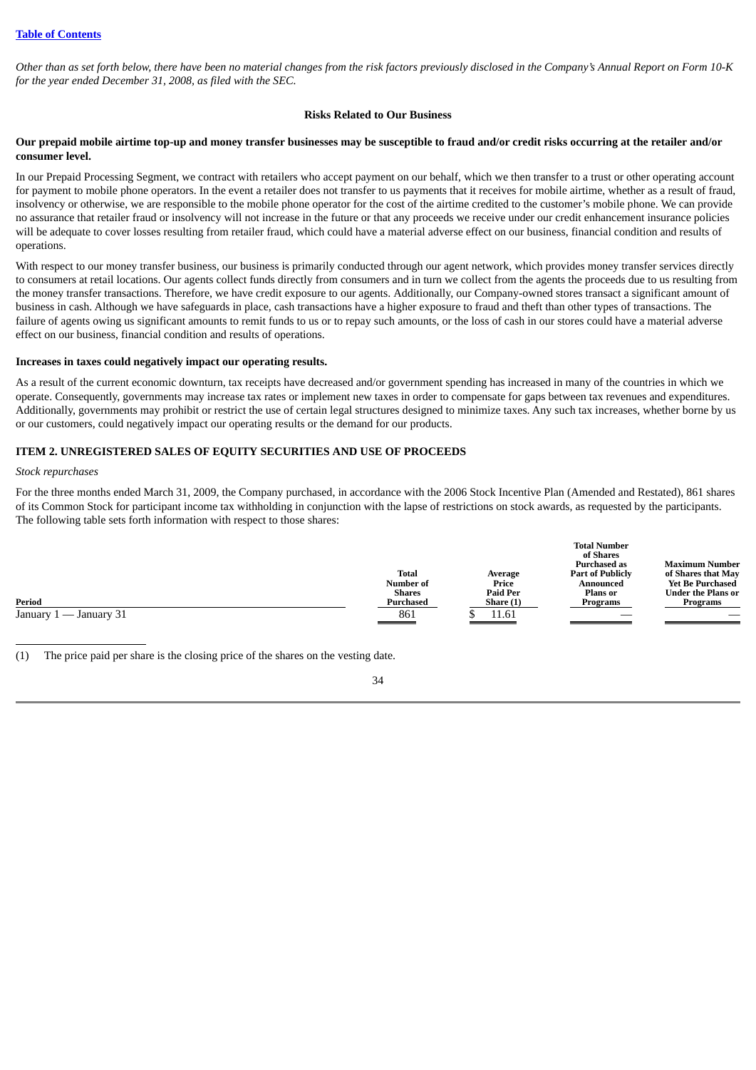*Other than as set forth below, there have been no material changes from the risk factors previously disclosed in the Company's Annual Report on Form 10-K for the year ended December 31, 2008, as filed with the SEC.*

**Risks Related to Our Business**

**Our prepaid mobile airtime top-up and money transfer businesses may be susceptible to fraud and/or credit risks occurring at the retailer and/or consumer level.**

In our Prepaid Processing Segment, we contract with retailers who accept payment on our behalf, which we then transfer to a trust or other operating account for payment to mobile phone operators. In the event a retailer does not transfer to us payments that it receives for mobile airtime, whether as a result of fraud, insolvency or otherwise, we are responsible to the mobile phone operator for the cost of the airtime credited to the customer's mobile phone. We can provide no assurance that retailer fraud or insolvency will not increase in the future or that any proceeds we receive under our credit enhancement insurance policies will be adequate to cover losses resulting from retailer fraud, which could have a material adverse effect on our business, financial condition and results of operations.

With respect to our money transfer business, our business is primarily conducted through our agent network, which provides money transfer services directly to consumers at retail locations. Our agents collect funds directly from consumers and in turn we collect from the agents the proceeds due to us resulting from the money transfer transactions. Therefore, we have credit exposure to our agents. Additionally, our Company-owned stores transact a significant amount of business in cash. Although we have safeguards in place, cash transactions have a higher exposure to fraud and theft than other types of transactions. The failure of agents owing us significant amounts to remit funds to us or to repay such amounts, or the loss of cash in our stores could have a material adverse effect on our business, financial condition and results of operations.

**Increases in taxes could negatively impact our operating results.**

As a result of the current economic downturn, tax receipts have decreased and/or government spending has increased in many of the countries in which we operate. Consequently, governments may increase tax rates or implement new taxes in order to compensate for gaps between tax revenues and expenditures. Additionally, governments may prohibit or restrict the use of certain legal structures designed to minimize taxes. Any such tax increases, whether borne by us or our customers, could negatively impact our operating results or the demand for our products.

## ITEM 2. UNREGISTERED SALES OF EQUITY SECURITIES AND USE OF PROCEEDS

*Stock repurchases*

For the three months ended March 31, 2009, the Company purchased, in accordance with the 2006 Stock Incentive Plan (Amended and Restated), 861 shares of its Common Stock for participant income tax withholding in conjunction with the lapse of restrictions on stock awards, as requested by the participants. The following table sets forth information with respect to those shares:

| Period | Total Number of Shares Purchased | Average Price Paid Per Share (1) | Total Number of Shares Purchased as Part of Publicly Announced Plans or Programs | Maximum Number of Shares that May Yet Be Purchased Under the Plans or Programs |
|---|---|---|---|---|
| January 1 — January 31 | 861 | $ 11.61 | — | — |

(1) The price paid per share is the closing price of the shares on the vesting date.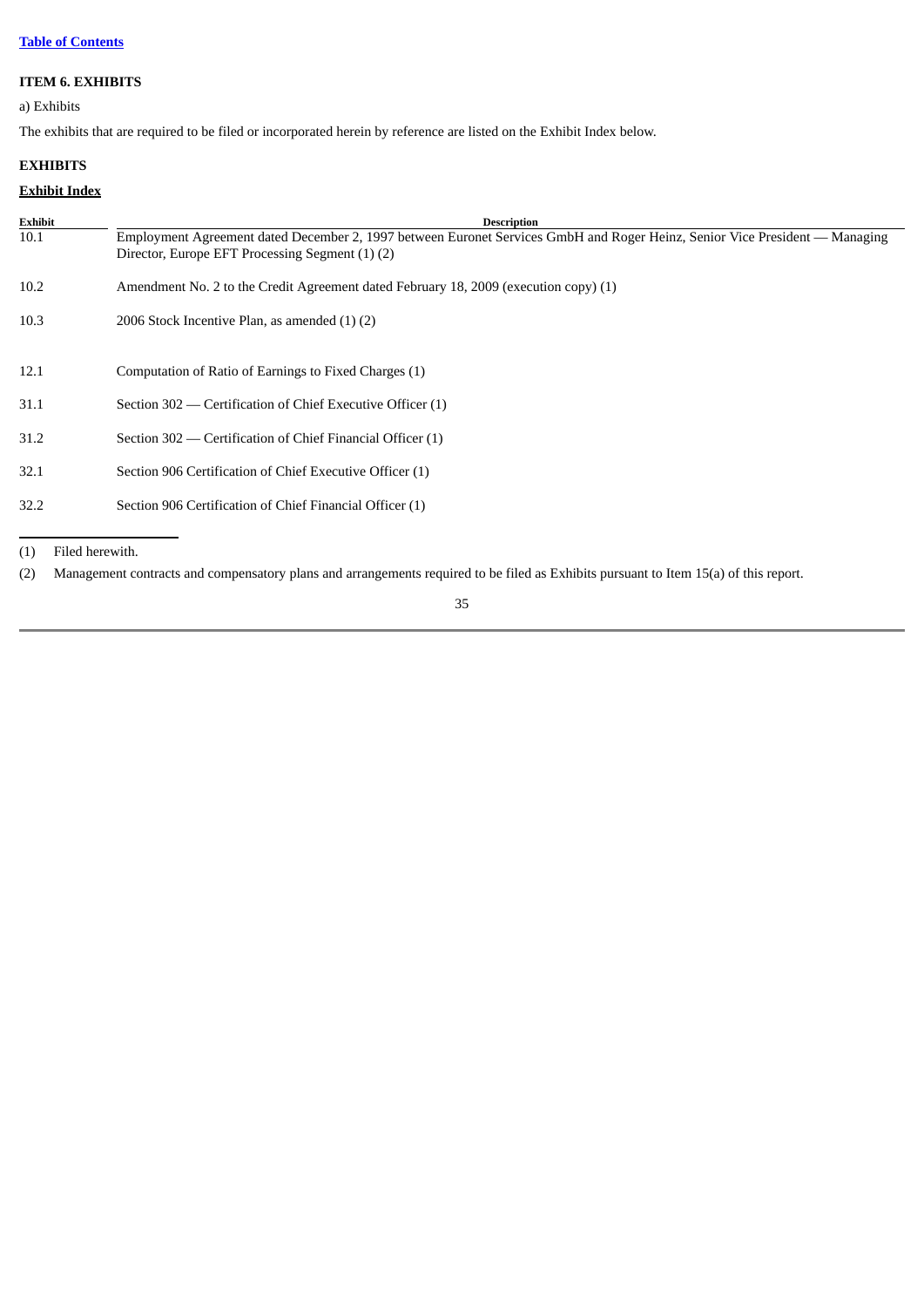[Table of Contents]

**ITEM 6. EXHIBITS**

a) Exhibits

The exhibits that are required to be filed or incorporated herein by reference are listed on the Exhibit Index below.

**EXHIBITS**

**Exhibit Index**

| Exhibit | Description |
| --- | --- |
| 10.1 | Employment Agreement dated December 2, 1997 between Euronet Services GmbH and Roger Heinz, Senior Vice President — Managing Director, Europe EFT Processing Segment (1) (2) |
| 10.2 | Amendment No. 2 to the Credit Agreement dated February 18, 2009 (execution copy) (1) |
| 10.3 | 2006 Stock Incentive Plan, as amended (1) (2) |
| 12.1 | Computation of Ratio of Earnings to Fixed Charges (1) |
| 31.1 | Section 302 — Certification of Chief Executive Officer (1) |
| 31.2 | Section 302 — Certification of Chief Financial Officer (1) |
| 32.1 | Section 906 Certification of Chief Executive Officer (1) |
| 32.2 | Section 906 Certification of Chief Financial Officer (1) |

(1) Filed herewith.

(2) Management contracts and compensatory plans and arrangements required to be filed as Exhibits pursuant to Item 15(a) of this report.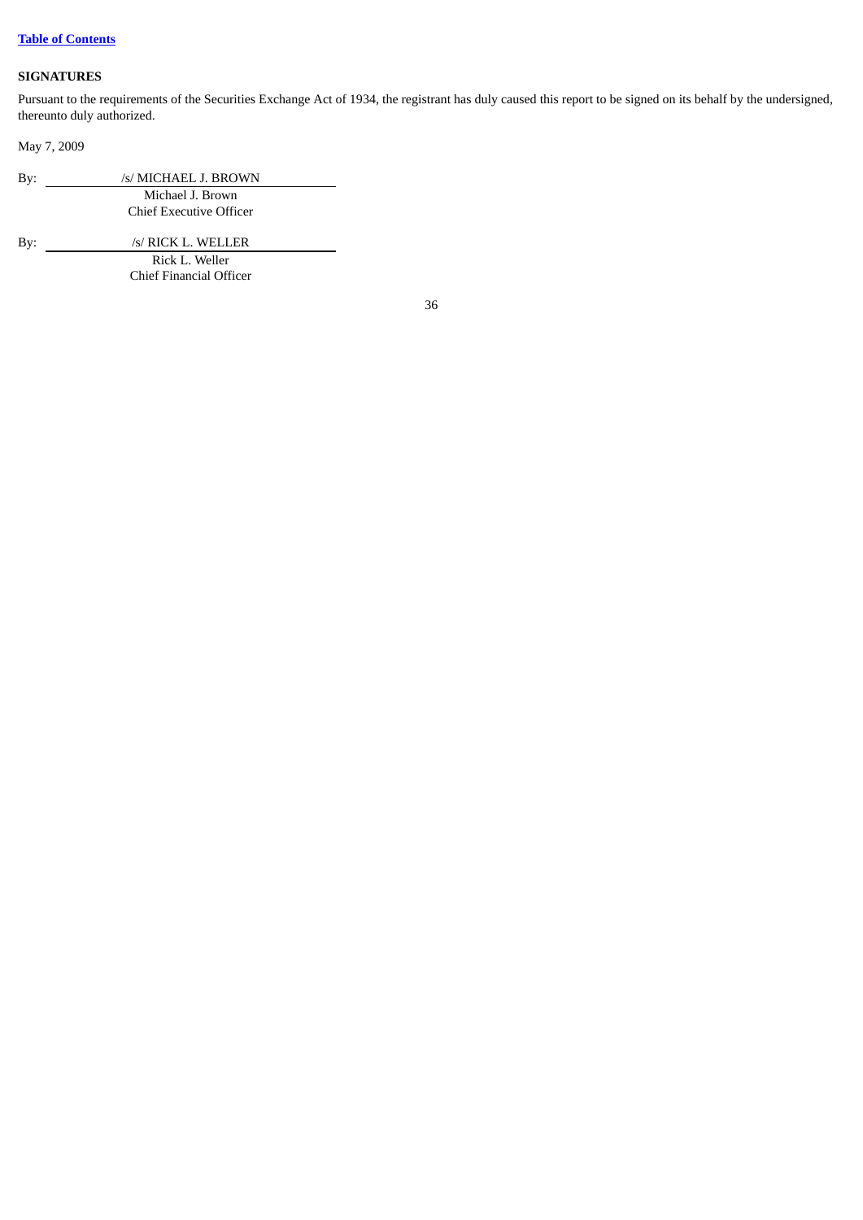[Table of Contents](#)

**SIGNATURES**

Pursuant to the requirements of the Securities Exchange Act of 1934, the registrant has duly caused this report to be signed on its behalf by the undersigned, thereunto duly authorized.

May 7, 2009

By: /s/ MICHAEL J. BROWN
Michael J. Brown
Chief Executive Officer

By: /s/ RICK L. WELLER
Rick L. Weller
Chief Financial Officer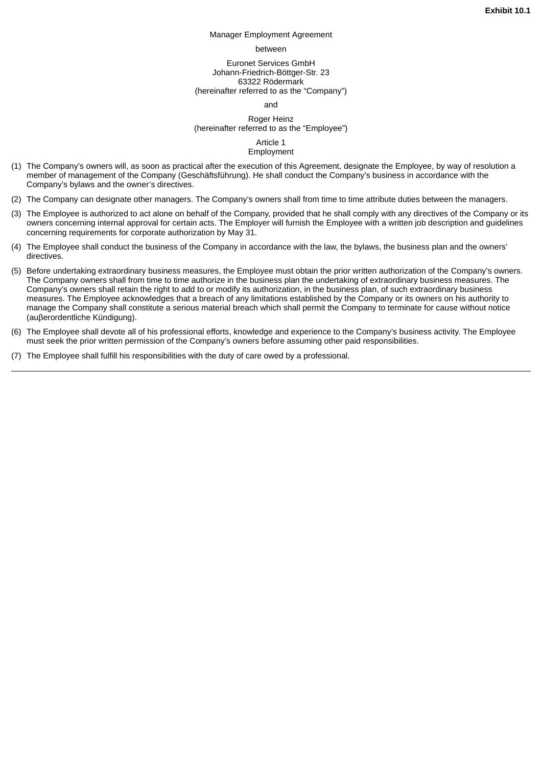**Exhibit 10.1**

Manager Employment Agreement

between

Euronet Services GmbH
Johann-Friedrich-Böttger-Str. 23
63322 Rödermark
(hereinafter referred to as the "Company")

and

Roger Heinz
(hereinafter referred to as the "Employee")

## Article 1
## Employment

(1) The Company's owners will, as soon as practical after the execution of this Agreement, designate the Employee, by way of resolution a member of management of the Company (Geschäftsführung). He shall conduct the Company's business in accordance with the Company's bylaws and the owner's directives.

(2) The Company can designate other managers. The Company's owners shall from time to time attribute duties between the managers.

(3) The Employee is authorized to act alone on behalf of the Company, provided that he shall comply with any directives of the Company or its owners concerning internal approval for certain acts. The Employer will furnish the Employee with a written job description and guidelines concerning requirements for corporate authorization by May 31.

(4) The Employee shall conduct the business of the Company in accordance with the law, the bylaws, the business plan and the owners' directives.

(5) Before undertaking extraordinary business measures, the Employee must obtain the prior written authorization of the Company's owners. The Company owners shall from time to time authorize in the business plan the undertaking of extraordinary business measures. The Company's owners shall retain the right to add to or modify its authorization, in the business plan, of such extraordinary business measures. The Employee acknowledges that a breach of any limitations established by the Company or its owners on his authority to manage the Company shall constitute a serious material breach which shall permit the Company to terminate for cause without notice (auβerordentliche Kündigung).

(6) The Employee shall devote all of his professional efforts, knowledge and experience to the Company's business activity. The Employee must seek the prior written permission of the Company's owners before assuming other paid responsibilities.

(7) The Employee shall fulfill his responsibilities with the duty of care owed by a professional.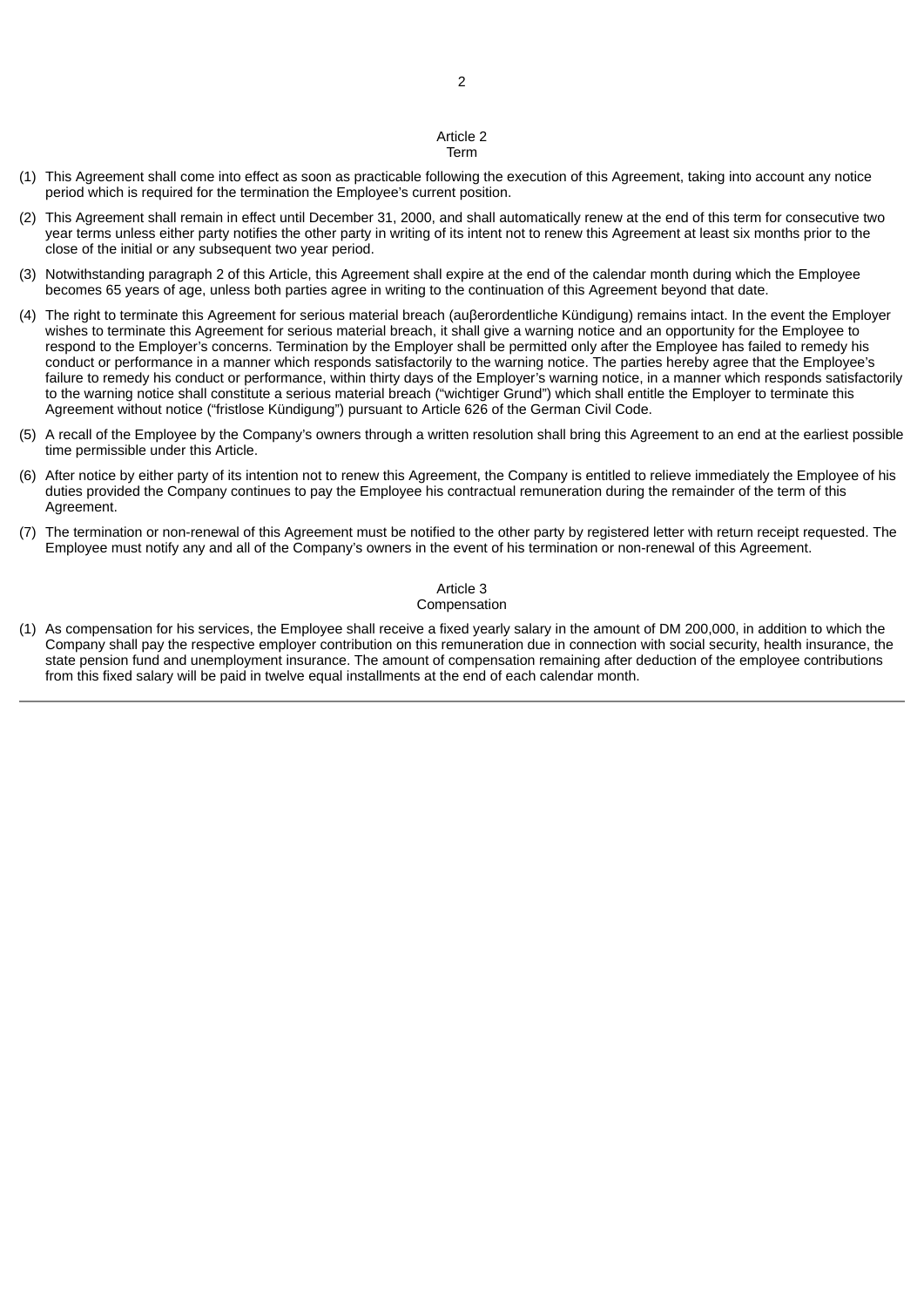## Article 2
## Term

(1) This Agreement shall come into effect as soon as practicable following the execution of this Agreement, taking into account any notice period which is required for the termination the Employee's current position.

(2) This Agreement shall remain in effect until December 31, 2000, and shall automatically renew at the end of this term for consecutive two year terms unless either party notifies the other party in writing of its intent not to renew this Agreement at least six months prior to the close of the initial or any subsequent two year period.

(3) Notwithstanding paragraph 2 of this Article, this Agreement shall expire at the end of the calendar month during which the Employee becomes 65 years of age, unless both parties agree in writing to the continuation of this Agreement beyond that date.

(4) The right to terminate this Agreement for serious material breach (auβerordentliche Kündigung) remains intact. In the event the Employer wishes to terminate this Agreement for serious material breach, it shall give a warning notice and an opportunity for the Employee to respond to the Employer's concerns. Termination by the Employer shall be permitted only after the Employee has failed to remedy his conduct or performance in a manner which responds satisfactorily to the warning notice. The parties hereby agree that the Employee's failure to remedy his conduct or performance, within thirty days of the Employer's warning notice, in a manner which responds satisfactorily to the warning notice shall constitute a serious material breach ("wichtiger Grund") which shall entitle the Employer to terminate this Agreement without notice ("fristlose Kündigung") pursuant to Article 626 of the German Civil Code.

(5) A recall of the Employee by the Company's owners through a written resolution shall bring this Agreement to an end at the earliest possible time permissible under this Article.

(6) After notice by either party of its intention not to renew this Agreement, the Company is entitled to relieve immediately the Employee of his duties provided the Company continues to pay the Employee his contractual remuneration during the remainder of the term of this Agreement.

(7) The termination or non-renewal of this Agreement must be notified to the other party by registered letter with return receipt requested. The Employee must notify any and all of the Company's owners in the event of his termination or non-renewal of this Agreement.

## Article 3
## Compensation

(1) As compensation for his services, the Employee shall receive a fixed yearly salary in the amount of DM 200,000, in addition to which the Company shall pay the respective employer contribution on this remuneration due in connection with social security, health insurance, the state pension fund and unemployment insurance. The amount of compensation remaining after deduction of the employee contributions from this fixed salary will be paid in twelve equal installments at the end of each calendar month.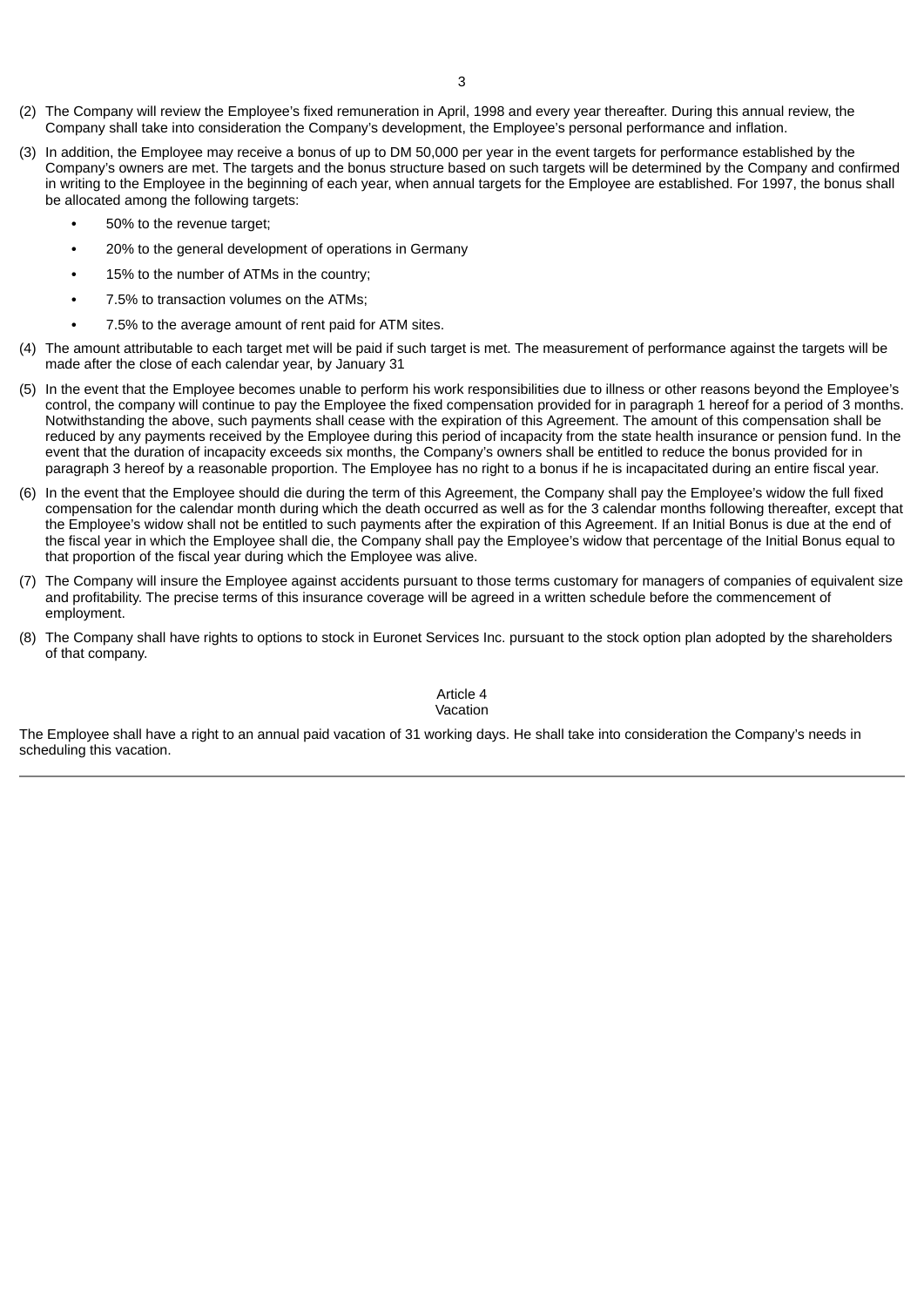(2) The Company will review the Employee's fixed remuneration in April, 1998 and every year thereafter. During this annual review, the Company shall take into consideration the Company's development, the Employee's personal performance and inflation.

(3) In addition, the Employee may receive a bonus of up to DM 50,000 per year in the event targets for performance established by the Company's owners are met. The targets and the bonus structure based on such targets will be determined by the Company and confirmed in writing to the Employee in the beginning of each year, when annual targets for the Employee are established. For 1997, the bonus shall be allocated among the following targets:

- 50% to the revenue target;
- 20% to the general development of operations in Germany
- 15% to the number of ATMs in the country;
- 7.5% to transaction volumes on the ATMs;
- 7.5% to the average amount of rent paid for ATM sites.

(4) The amount attributable to each target met will be paid if such target is met. The measurement of performance against the targets will be made after the close of each calendar year, by January 31

(5) In the event that the Employee becomes unable to perform his work responsibilities due to illness or other reasons beyond the Employee's control, the company will continue to pay the Employee the fixed compensation provided for in paragraph 1 hereof for a period of 3 months. Notwithstanding the above, such payments shall cease with the expiration of this Agreement. The amount of this compensation shall be reduced by any payments received by the Employee during this period of incapacity from the state health insurance or pension fund. In the event that the duration of incapacity exceeds six months, the Company's owners shall be entitled to reduce the bonus provided for in paragraph 3 hereof by a reasonable proportion. The Employee has no right to a bonus if he is incapacitated during an entire fiscal year.

(6) In the event that the Employee should die during the term of this Agreement, the Company shall pay the Employee's widow the full fixed compensation for the calendar month during which the death occurred as well as for the 3 calendar months following thereafter, except that the Employee's widow shall not be entitled to such payments after the expiration of this Agreement. If an Initial Bonus is due at the end of the fiscal year in which the Employee shall die, the Company shall pay the Employee's widow that percentage of the Initial Bonus equal to that proportion of the fiscal year during which the Employee was alive.

(7) The Company will insure the Employee against accidents pursuant to those terms customary for managers of companies of equivalent size and profitability. The precise terms of this insurance coverage will be agreed in a written schedule before the commencement of employment.

(8) The Company shall have rights to options to stock in Euronet Services Inc. pursuant to the stock option plan adopted by the shareholders of that company.

## Article 4
## Vacation

The Employee shall have a right to an annual paid vacation of 31 working days. He shall take into consideration the Company's needs in scheduling this vacation.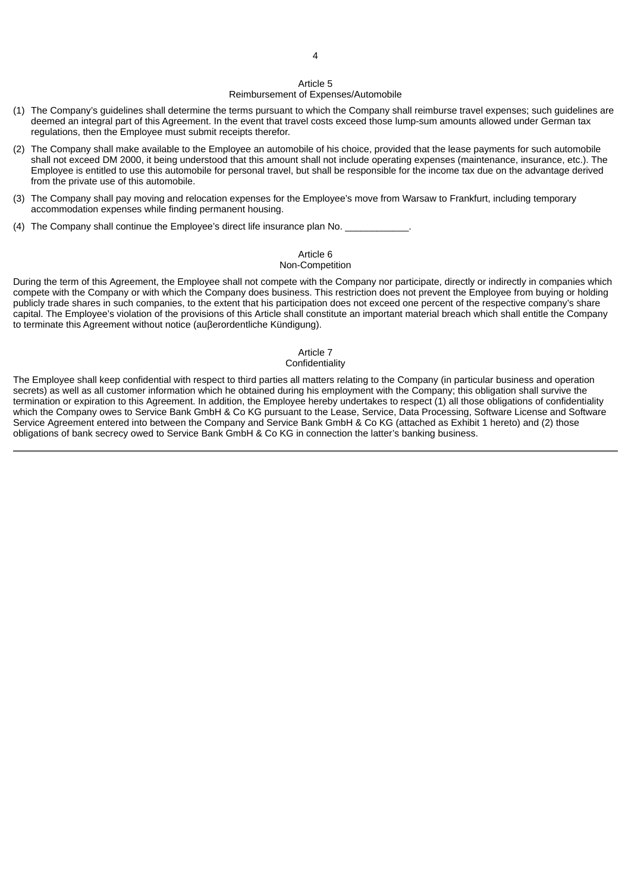## Article 5
### Reimbursement of Expenses/Automobile

(1) The Company's guidelines shall determine the terms pursuant to which the Company shall reimburse travel expenses; such guidelines are deemed an integral part of this Agreement. In the event that travel costs exceed those lump-sum amounts allowed under German tax regulations, then the Employee must submit receipts therefor.

(2) The Company shall make available to the Employee an automobile of his choice, provided that the lease payments for such automobile shall not exceed DM 2000, it being understood that this amount shall not include operating expenses (maintenance, insurance, etc.). The Employee is entitled to use this automobile for personal travel, but shall be responsible for the income tax due on the advantage derived from the private use of this automobile.

(3) The Company shall pay moving and relocation expenses for the Employee's move from Warsaw to Frankfurt, including temporary accommodation expenses while finding permanent housing.

(4) The Company shall continue the Employee's direct life insurance plan No. ____________.

## Article 6
### Non-Competition

During the term of this Agreement, the Employee shall not compete with the Company nor participate, directly or indirectly in companies which compete with the Company or with which the Company does business. This restriction does not prevent the Employee from buying or holding publicly trade shares in such companies, to the extent that his participation does not exceed one percent of the respective company's share capital. The Employee's violation of the provisions of this Article shall constitute an important material breach which shall entitle the Company to terminate this Agreement without notice (auβerordentliche Kündigung).

## Article 7
### Confidentiality

The Employee shall keep confidential with respect to third parties all matters relating to the Company (in particular business and operation secrets) as well as all customer information which he obtained during his employment with the Company; this obligation shall survive the termination or expiration to this Agreement. In addition, the Employee hereby undertakes to respect (1) all those obligations of confidentiality which the Company owes to Service Bank GmbH & Co KG pursuant to the Lease, Service, Data Processing, Software License and Software Service Agreement entered into between the Company and Service Bank GmbH & Co KG (attached as Exhibit 1 hereto) and (2) those obligations of bank secrecy owed to Service Bank GmbH & Co KG in connection the latter's banking business.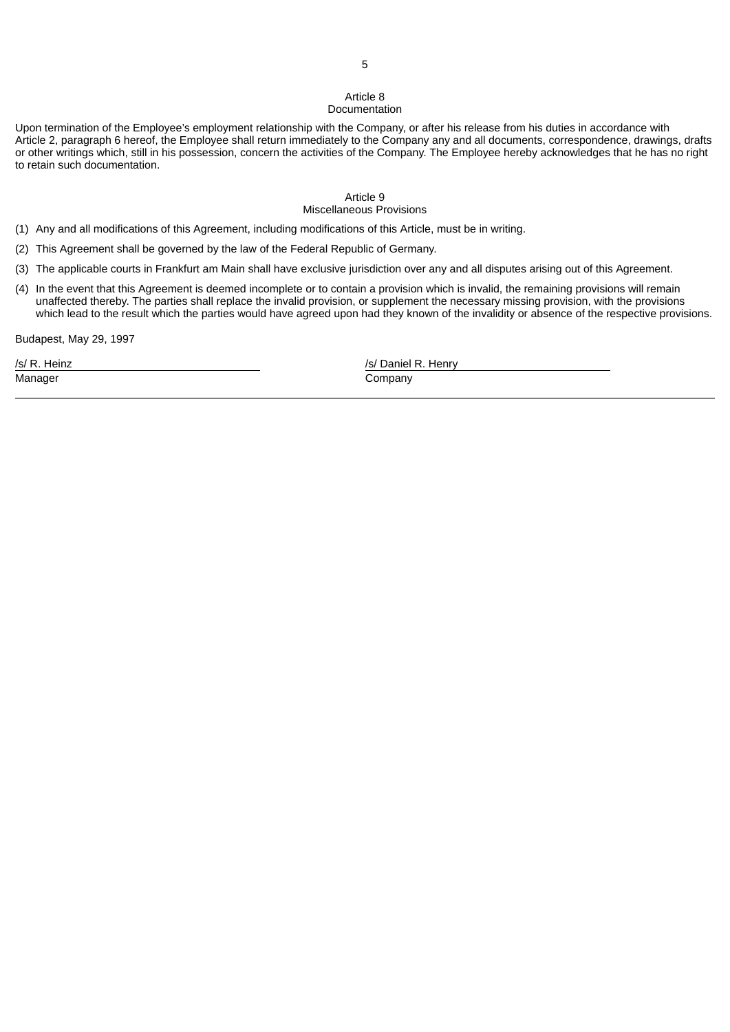## Article 8
## Documentation

Upon termination of the Employee's employment relationship with the Company, or after his release from his duties in accordance with Article 2, paragraph 6 hereof, the Employee shall return immediately to the Company any and all documents, correspondence, drawings, drafts or other writings which, still in his possession, concern the activities of the Company. The Employee hereby acknowledges that he has no right to retain such documentation.

## Article 9
## Miscellaneous Provisions

(1) Any and all modifications of this Agreement, including modifications of this Article, must be in writing.

(2) This Agreement shall be governed by the law of the Federal Republic of Germany.

(3) The applicable courts in Frankfurt am Main shall have exclusive jurisdiction over any and all disputes arising out of this Agreement.

(4) In the event that this Agreement is deemed incomplete or to contain a provision which is invalid, the remaining provisions will remain unaffected thereby. The parties shall replace the invalid provision, or supplement the necessary missing provision, with the provisions which lead to the result which the parties would have agreed upon had they known of the invalidity or absence of the respective provisions.

Budapest, May 29, 1997

| | |
|---|---|
| /s/ R. Heinz | /s/ Daniel R. Henry |
| Manager | Company |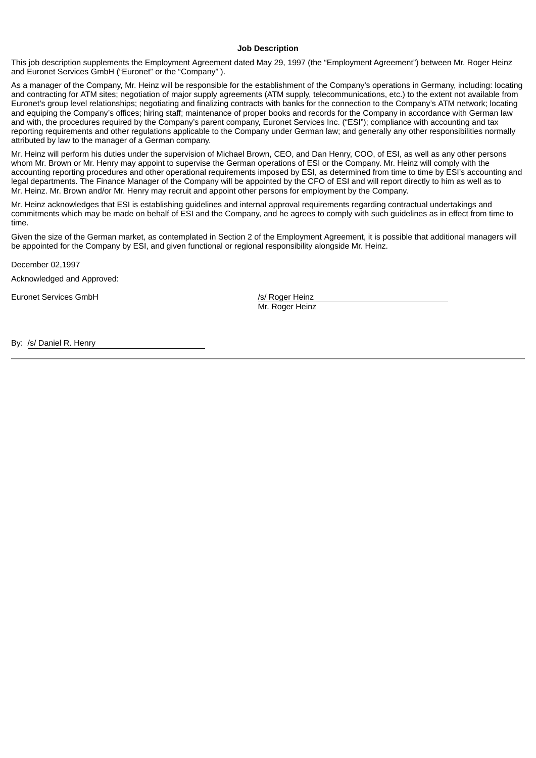**Job Description**

This job description supplements the Employment Agreement dated May 29, 1997 (the "Employment Agreement") between Mr. Roger Heinz and Euronet Services GmbH ("Euronet" or the "Company" ).

As a manager of the Company, Mr. Heinz will be responsible for the establishment of the Company's operations in Germany, including: locating and contracting for ATM sites; negotiation of major supply agreements (ATM supply, telecommunications, etc.) to the extent not available from Euronet's group level relationships; negotiating and finalizing contracts with banks for the connection to the Company's ATM network; locating and equiping the Company's offices; hiring staff; maintenance of proper books and records for the Company in accordance with German law and with, the procedures required by the Company's parent company, Euronet Services Inc. ("ESI"); compliance with accounting and tax reporting requirements and other regulations applicable to the Company under German law; and generally any other responsibilities normally attributed by law to the manager of a German company.

Mr. Heinz will perform his duties under the supervision of Michael Brown, CEO, and Dan Henry, COO, of ESI, as well as any other persons whom Mr. Brown or Mr. Henry may appoint to supervise the German operations of ESI or the Company. Mr. Heinz will comply with the accounting reporting procedures and other operational requirements imposed by ESI, as determined from time to time by ESI's accounting and legal departments. The Finance Manager of the Company will be appointed by the CFO of ESI and will report directly to him as well as to Mr. Heinz. Mr. Brown and/or Mr. Henry may recruit and appoint other persons for employment by the Company.

Mr. Heinz acknowledges that ESI is establishing guidelines and internal approval requirements regarding contractual undertakings and commitments which may be made on behalf of ESI and the Company, and he agrees to comply with such guidelines as in effect from time to time.

Given the size of the German market, as contemplated in Section 2 of the Employment Agreement, it is possible that additional managers will be appointed for the Company by ESI, and given functional or regional responsibility alongside Mr. Heinz.

December 02,1997

Acknowledged and Approved:

Euronet Services GmbH

By: /s/ Daniel R. Henry

/s/ Roger Heinz
Mr. Roger Heinz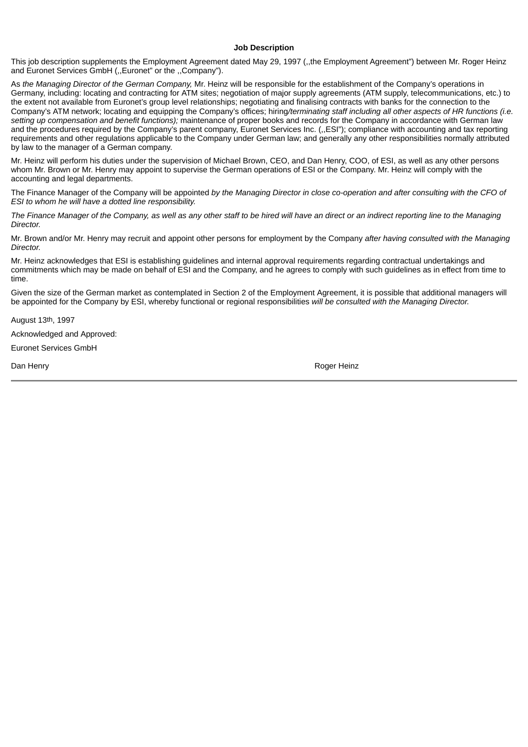**Job Description**

This job description supplements the Employment Agreement dated May 29, 1997 („the Employment Agreement") between Mr. Roger Heinz and Euronet Services GmbH („Euronet" or the „Company").

As *the Managing Director of the German Company,* Mr. Heinz will be responsible for the establishment of the Company's operations in Germany, including: locating and contracting for ATM sites; negotiation of major supply agreements (ATM supply, telecommunications, etc.) to the extent not available from Euronet's group level relationships; negotiating and finalising contracts with banks for the connection to the Company's ATM network; locating and equipping the Company's offices; hiring*/terminating staff including all other aspects of HR functions (i.e. setting up compensation and benefit functions);* maintenance of proper books and records for the Company in accordance with German law and the procedures required by the Company's parent company, Euronet Services Inc. („ESI"); compliance with accounting and tax reporting requirements and other regulations applicable to the Company under German law; and generally any other responsibilities normally attributed by law to the manager of a German company.

Mr. Heinz will perform his duties under the supervision of Michael Brown, CEO, and Dan Henry, COO, of ESI, as well as any other persons whom Mr. Brown or Mr. Henry may appoint to supervise the German operations of ESI or the Company. Mr. Heinz will comply with the accounting and legal departments.

The Finance Manager of the Company will be appointed *by the Managing Director in close co-operation and after consulting with the CFO of ESI to whom he will have a dotted line responsibility.*

*The Finance Manager of the Company, as well as any other staff to be hired will have an direct or an indirect reporting line to the Managing Director.*

Mr. Brown and/or Mr. Henry may recruit and appoint other persons for employment by the Company *after having consulted with the Managing Director.*

Mr. Heinz acknowledges that ESI is establishing guidelines and internal approval requirements regarding contractual undertakings and commitments which may be made on behalf of ESI and the Company, and he agrees to comply with such guidelines as in effect from time to time.

Given the size of the German market as contemplated in Section 2 of the Employment Agreement, it is possible that additional managers will be appointed for the Company by ESI, whereby functional or regional responsibilities *will be consulted with the Managing Director.*

August 13th, 1997

Acknowledged and Approved:

Euronet Services GmbH

Dan Henry                                                                                    Roger Heinz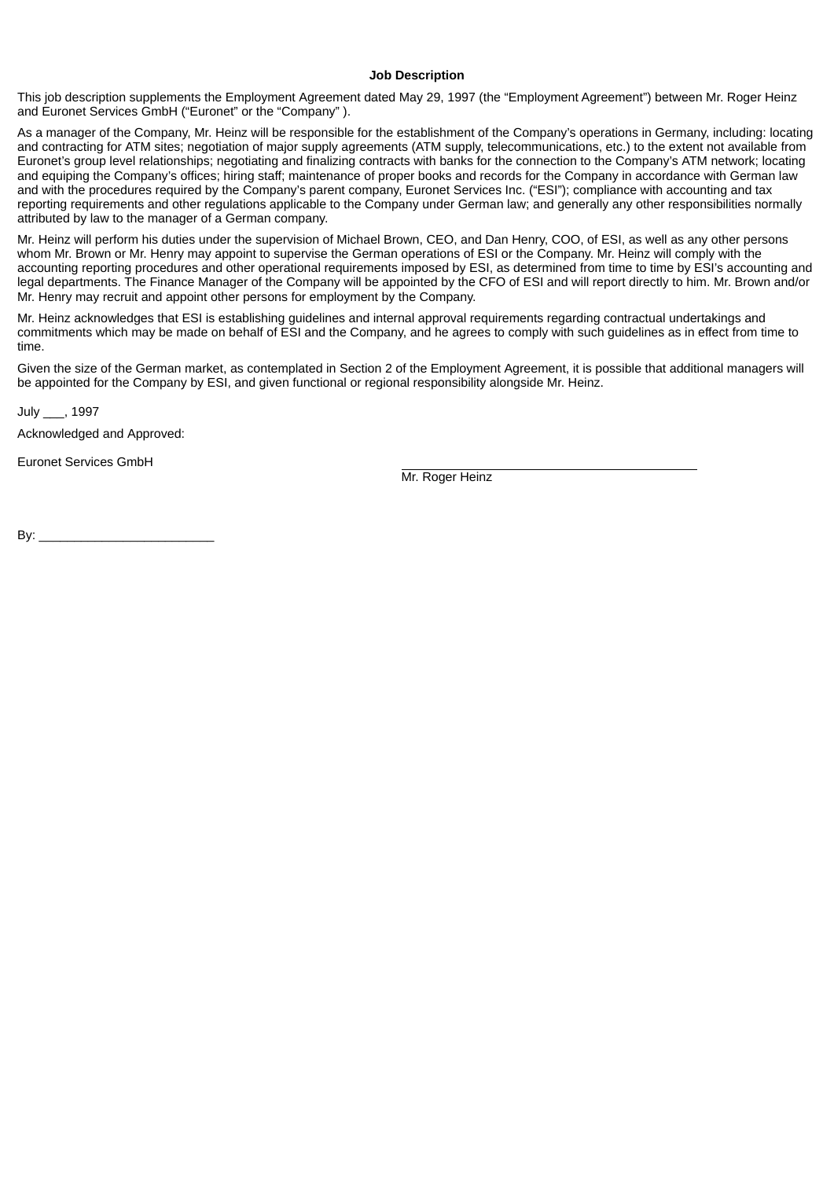**Job Description**

This job description supplements the Employment Agreement dated May 29, 1997 (the “Employment Agreement”) between Mr. Roger Heinz and Euronet Services GmbH (“Euronet” or the “Company” ).

As a manager of the Company, Mr. Heinz will be responsible for the establishment of the Company’s operations in Germany, including: locating and contracting for ATM sites; negotiation of major supply agreements (ATM supply, telecommunications, etc.) to the extent not available from Euronet’s group level relationships; negotiating and finalizing contracts with banks for the connection to the Company’s ATM network; locating and equiping the Company’s offices; hiring staff; maintenance of proper books and records for the Company in accordance with German law and with the procedures required by the Company’s parent company, Euronet Services Inc. (“ESI”); compliance with accounting and tax reporting requirements and other regulations applicable to the Company under German law; and generally any other responsibilities normally attributed by law to the manager of a German company.

Mr. Heinz will perform his duties under the supervision of Michael Brown, CEO, and Dan Henry, COO, of ESI, as well as any other persons whom Mr. Brown or Mr. Henry may appoint to supervise the German operations of ESI or the Company. Mr. Heinz will comply with the accounting reporting procedures and other operational requirements imposed by ESI, as determined from time to time by ESI’s accounting and legal departments. The Finance Manager of the Company will be appointed by the CFO of ESI and will report directly to him. Mr. Brown and/or Mr. Henry may recruit and appoint other persons for employment by the Company.

Mr. Heinz acknowledges that ESI is establishing guidelines and internal approval requirements regarding contractual undertakings and commitments which may be made on behalf of ESI and the Company, and he agrees to comply with such guidelines as in effect from time to time.

Given the size of the German market, as contemplated in Section 2 of the Employment Agreement, it is possible that additional managers will be appointed for the Company by ESI, and given functional or regional responsibility alongside Mr. Heinz.

July ___, 1997

Acknowledged and Approved:

Euronet Services GmbH

\_\_\_\_\_\_\_\_\_\_\_\_\_\_\_\_\_\_\_\_\_\_\_\_\_\_\_\_\_\_\_\_\_\_\_\_\_\_\_\_
Mr. Roger Heinz

By: \_\_\_\_\_\_\_\_\_\_\_\_\_\_\_\_\_\_\_\_\_\_\_\_\_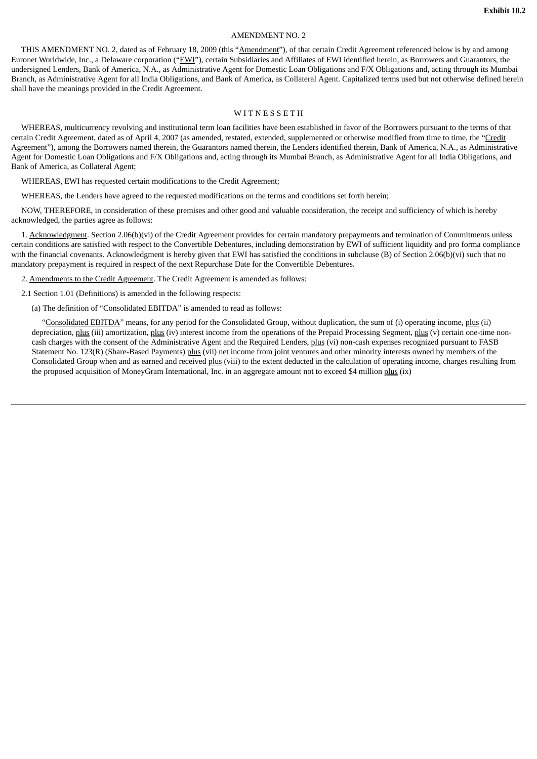**Exhibit 10.2**

AMENDMENT NO. 2

THIS AMENDMENT NO. 2, dated as of February 18, 2009 (this "Amendment"), of that certain Credit Agreement referenced below is by and among Euronet Worldwide, Inc., a Delaware corporation ("EWI"), certain Subsidiaries and Affiliates of EWI identified herein, as Borrowers and Guarantors, the undersigned Lenders, Bank of America, N.A., as Administrative Agent for Domestic Loan Obligations and F/X Obligations and, acting through its Mumbai Branch, as Administrative Agent for all India Obligations, and Bank of America, as Collateral Agent. Capitalized terms used but not otherwise defined herein shall have the meanings provided in the Credit Agreement.

W I T N E S S E T H

WHEREAS, multicurrency revolving and institutional term loan facilities have been established in favor of the Borrowers pursuant to the terms of that certain Credit Agreement, dated as of April 4, 2007 (as amended, restated, extended, supplemented or otherwise modified from time to time, the "Credit Agreement"), among the Borrowers named therein, the Guarantors named therein, the Lenders identified therein, Bank of America, N.A., as Administrative Agent for Domestic Loan Obligations and F/X Obligations and, acting through its Mumbai Branch, as Administrative Agent for all India Obligations, and Bank of America, as Collateral Agent;

WHEREAS, EWI has requested certain modifications to the Credit Agreement;

WHEREAS, the Lenders have agreed to the requested modifications on the terms and conditions set forth herein;

NOW, THEREFORE, in consideration of these premises and other good and valuable consideration, the receipt and sufficiency of which is hereby acknowledged, the parties agree as follows:

1. Acknowledgment. Section 2.06(b)(vi) of the Credit Agreement provides for certain mandatory prepayments and termination of Commitments unless certain conditions are satisfied with respect to the Convertible Debentures, including demonstration by EWI of sufficient liquidity and pro forma compliance with the financial covenants. Acknowledgment is hereby given that EWI has satisfied the conditions in subclause (B) of Section 2.06(b)(vi) such that no mandatory prepayment is required in respect of the next Repurchase Date for the Convertible Debentures.

2. Amendments to the Credit Agreement. The Credit Agreement is amended as follows:

2.1 Section 1.01 (Definitions) is amended in the following respects:

(a) The definition of "Consolidated EBITDA" is amended to read as follows:

"Consolidated EBITDA" means, for any period for the Consolidated Group, without duplication, the sum of (i) operating income, plus (ii) depreciation, plus (iii) amortization, plus (iv) interest income from the operations of the Prepaid Processing Segment, plus (v) certain one-time non-cash charges with the consent of the Administrative Agent and the Required Lenders, plus (vi) non-cash expenses recognized pursuant to FASB Statement No. 123(R) (Share-Based Payments) plus (vii) net income from joint ventures and other minority interests owned by members of the Consolidated Group when and as earned and received plus (viii) to the extent deducted in the calculation of operating income, charges resulting from the proposed acquisition of MoneyGram International, Inc. in an aggregate amount not to exceed $4 million plus (ix)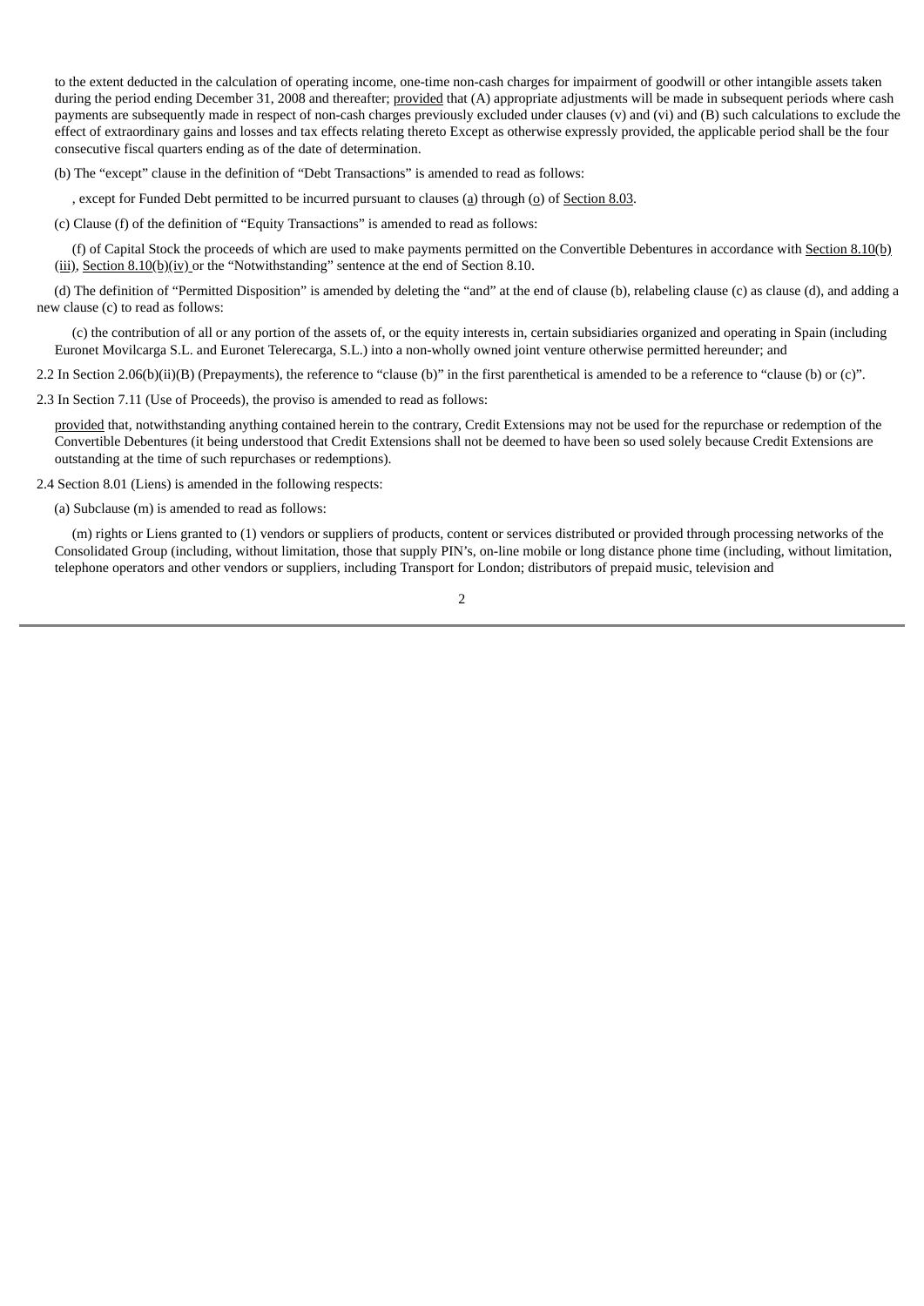to the extent deducted in the calculation of operating income, one-time non-cash charges for impairment of goodwill or other intangible assets taken during the period ending December 31, 2008 and thereafter; provided that (A) appropriate adjustments will be made in subsequent periods where cash payments are subsequently made in respect of non-cash charges previously excluded under clauses (v) and (vi) and (B) such calculations to exclude the effect of extraordinary gains and losses and tax effects relating thereto Except as otherwise expressly provided, the applicable period shall be the four consecutive fiscal quarters ending as of the date of determination.

(b) The "except" clause in the definition of "Debt Transactions" is amended to read as follows:

, except for Funded Debt permitted to be incurred pursuant to clauses (a) through (o) of Section 8.03.

(c) Clause (f) of the definition of "Equity Transactions" is amended to read as follows:

(f) of Capital Stock the proceeds of which are used to make payments permitted on the Convertible Debentures in accordance with Section 8.10(b)(iii), Section 8.10(b)(iv) or the "Notwithstanding" sentence at the end of Section 8.10.

(d) The definition of "Permitted Disposition" is amended by deleting the "and" at the end of clause (b), relabeling clause (c) as clause (d), and adding a new clause (c) to read as follows:

(c) the contribution of all or any portion of the assets of, or the equity interests in, certain subsidiaries organized and operating in Spain (including Euronet Movilcarga S.L. and Euronet Telerecarga, S.L.) into a non-wholly owned joint venture otherwise permitted hereunder; and

2.2 In Section 2.06(b)(ii)(B) (Prepayments), the reference to "clause (b)" in the first parenthetical is amended to be a reference to "clause (b) or (c)".

2.3 In Section 7.11 (Use of Proceeds), the proviso is amended to read as follows:

provided that, notwithstanding anything contained herein to the contrary, Credit Extensions may not be used for the repurchase or redemption of the Convertible Debentures (it being understood that Credit Extensions shall not be deemed to have been so used solely because Credit Extensions are outstanding at the time of such repurchases or redemptions).

2.4 Section 8.01 (Liens) is amended in the following respects:

(a) Subclause (m) is amended to read as follows:

(m) rights or Liens granted to (1) vendors or suppliers of products, content or services distributed or provided through processing networks of the Consolidated Group (including, without limitation, those that supply PIN's, on-line mobile or long distance phone time (including, without limitation, telephone operators and other vendors or suppliers, including Transport for London; distributors of prepaid music, television and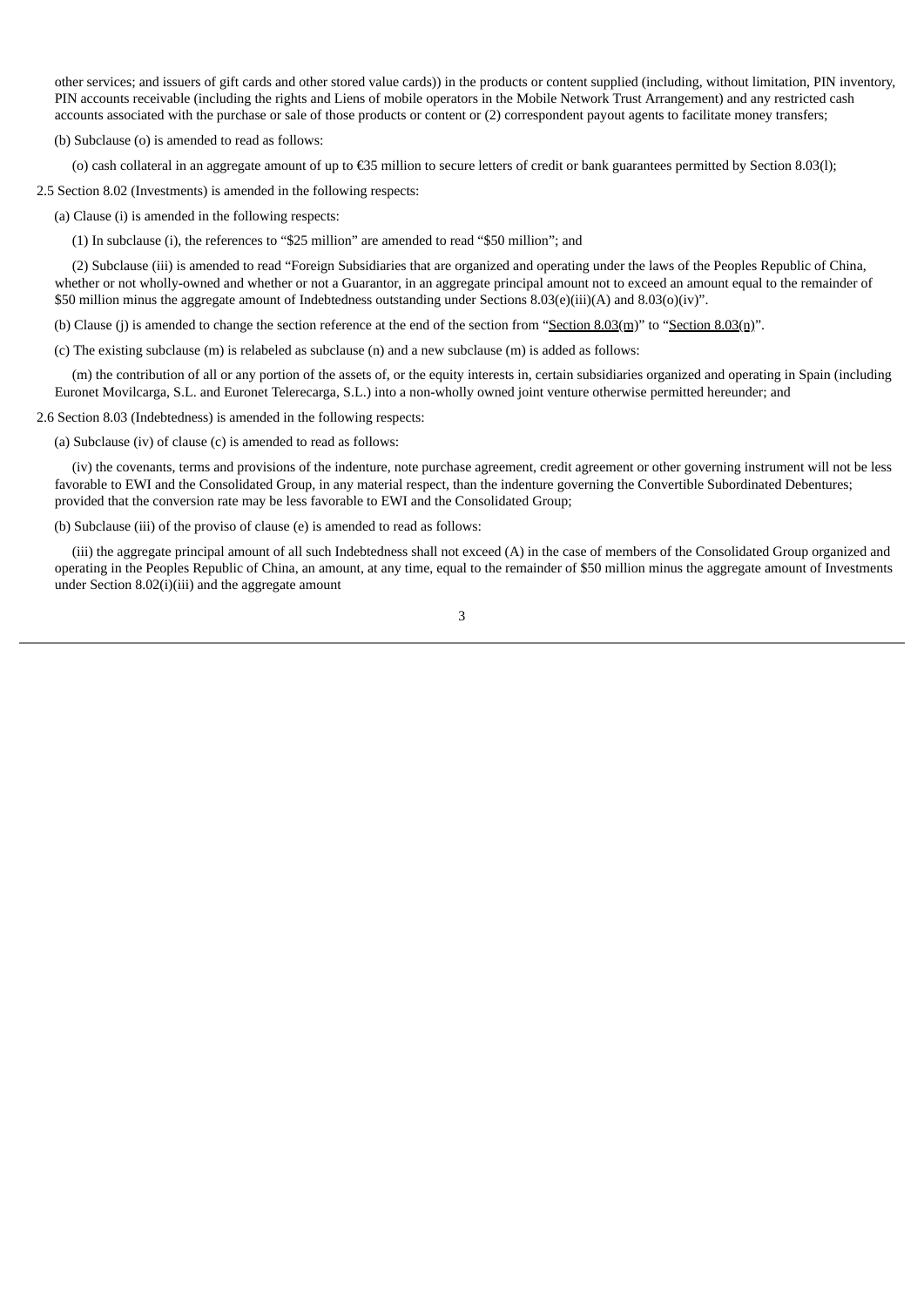other services; and issuers of gift cards and other stored value cards)) in the products or content supplied (including, without limitation, PIN inventory, PIN accounts receivable (including the rights and Liens of mobile operators in the Mobile Network Trust Arrangement) and any restricted cash accounts associated with the purchase or sale of those products or content or (2) correspondent payout agents to facilitate money transfers;

(b) Subclause (o) is amended to read as follows:

(o) cash collateral in an aggregate amount of up to €35 million to secure letters of credit or bank guarantees permitted by Section 8.03(l);

2.5 Section 8.02 (Investments) is amended in the following respects:

(a) Clause (i) is amended in the following respects:

(1) In subclause (i), the references to "$25 million" are amended to read "$50 million"; and

(2) Subclause (iii) is amended to read "Foreign Subsidiaries that are organized and operating under the laws of the Peoples Republic of China, whether or not wholly-owned and whether or not a Guarantor, in an aggregate principal amount not to exceed an amount equal to the remainder of $50 million minus the aggregate amount of Indebtedness outstanding under Sections 8.03(e)(iii)(A) and 8.03(o)(iv)".

(b) Clause (j) is amended to change the section reference at the end of the section from "Section 8.03(m)" to "Section 8.03(n)".

(c) The existing subclause (m) is relabeled as subclause (n) and a new subclause (m) is added as follows:

(m) the contribution of all or any portion of the assets of, or the equity interests in, certain subsidiaries organized and operating in Spain (including Euronet Movilcarga, S.L. and Euronet Telerecarga, S.L.) into a non-wholly owned joint venture otherwise permitted hereunder; and

2.6 Section 8.03 (Indebtedness) is amended in the following respects:

(a) Subclause (iv) of clause (c) is amended to read as follows:

(iv) the covenants, terms and provisions of the indenture, note purchase agreement, credit agreement or other governing instrument will not be less favorable to EWI and the Consolidated Group, in any material respect, than the indenture governing the Convertible Subordinated Debentures; provided that the conversion rate may be less favorable to EWI and the Consolidated Group;

(b) Subclause (iii) of the proviso of clause (e) is amended to read as follows:

(iii) the aggregate principal amount of all such Indebtedness shall not exceed (A) in the case of members of the Consolidated Group organized and operating in the Peoples Republic of China, an amount, at any time, equal to the remainder of $50 million minus the aggregate amount of Investments under Section 8.02(i)(iii) and the aggregate amount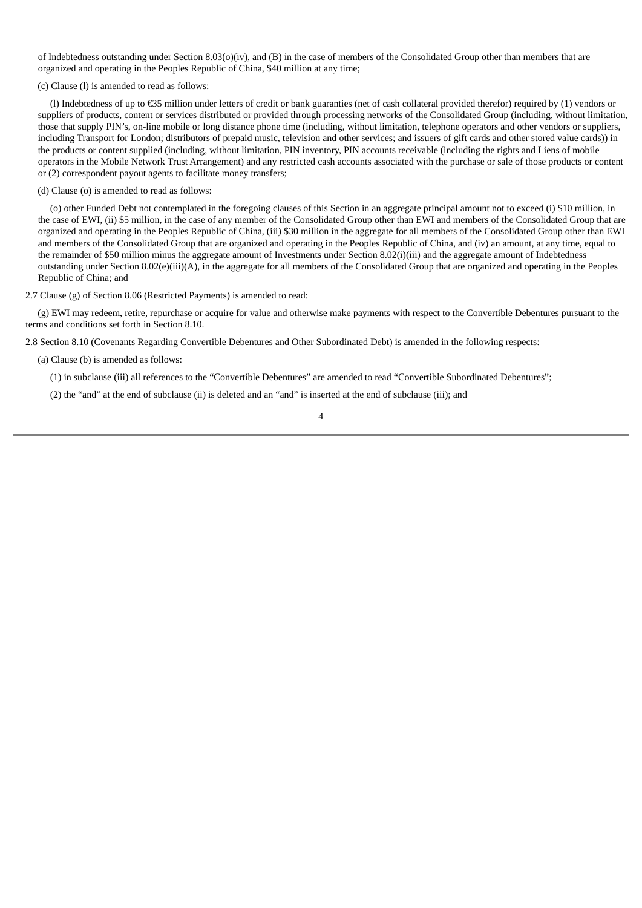of Indebtedness outstanding under Section 8.03(o)(iv), and (B) in the case of members of the Consolidated Group other than members that are organized and operating in the Peoples Republic of China, $40 million at any time;

(c) Clause (l) is amended to read as follows:

(l) Indebtedness of up to €35 million under letters of credit or bank guaranties (net of cash collateral provided therefor) required by (1) vendors or suppliers of products, content or services distributed or provided through processing networks of the Consolidated Group (including, without limitation, those that supply PIN's, on-line mobile or long distance phone time (including, without limitation, telephone operators and other vendors or suppliers, including Transport for London; distributors of prepaid music, television and other services; and issuers of gift cards and other stored value cards)) in the products or content supplied (including, without limitation, PIN inventory, PIN accounts receivable (including the rights and Liens of mobile operators in the Mobile Network Trust Arrangement) and any restricted cash accounts associated with the purchase or sale of those products or content or (2) correspondent payout agents to facilitate money transfers;

(d) Clause (o) is amended to read as follows:

(o) other Funded Debt not contemplated in the foregoing clauses of this Section in an aggregate principal amount not to exceed (i) $10 million, in the case of EWI, (ii) $5 million, in the case of any member of the Consolidated Group other than EWI and members of the Consolidated Group that are organized and operating in the Peoples Republic of China, (iii) $30 million in the aggregate for all members of the Consolidated Group other than EWI and members of the Consolidated Group that are organized and operating in the Peoples Republic of China, and (iv) an amount, at any time, equal to the remainder of $50 million minus the aggregate amount of Investments under Section 8.02(i)(iii) and the aggregate amount of Indebtedness outstanding under Section 8.02(e)(iii)(A), in the aggregate for all members of the Consolidated Group that are organized and operating in the Peoples Republic of China; and

2.7 Clause (g) of Section 8.06 (Restricted Payments) is amended to read:

(g) EWI may redeem, retire, repurchase or acquire for value and otherwise make payments with respect to the Convertible Debentures pursuant to the terms and conditions set forth in Section 8.10.

2.8 Section 8.10 (Covenants Regarding Convertible Debentures and Other Subordinated Debt) is amended in the following respects:

(a) Clause (b) is amended as follows:

(1) in subclause (iii) all references to the "Convertible Debentures" are amended to read "Convertible Subordinated Debentures";

(2) the "and" at the end of subclause (ii) is deleted and an "and" is inserted at the end of subclause (iii); and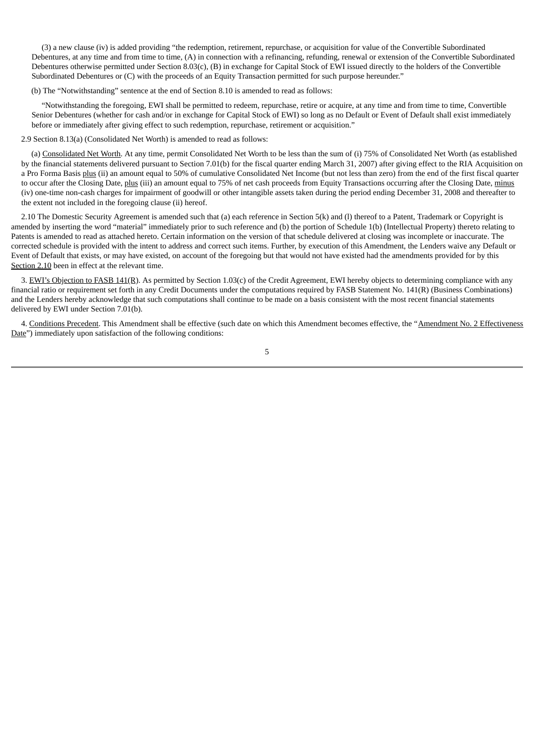(3) a new clause (iv) is added providing "the redemption, retirement, repurchase, or acquisition for value of the Convertible Subordinated Debentures, at any time and from time to time, (A) in connection with a refinancing, refunding, renewal or extension of the Convertible Subordinated Debentures otherwise permitted under Section 8.03(c), (B) in exchange for Capital Stock of EWI issued directly to the holders of the Convertible Subordinated Debentures or (C) with the proceeds of an Equity Transaction permitted for such purpose hereunder."

(b) The "Notwithstanding" sentence at the end of Section 8.10 is amended to read as follows:

"Notwithstanding the foregoing, EWI shall be permitted to redeem, repurchase, retire or acquire, at any time and from time to time, Convertible Senior Debentures (whether for cash and/or in exchange for Capital Stock of EWI) so long as no Default or Event of Default shall exist immediately before or immediately after giving effect to such redemption, repurchase, retirement or acquisition."

2.9 Section 8.13(a) (Consolidated Net Worth) is amended to read as follows:

(a) Consolidated Net Worth. At any time, permit Consolidated Net Worth to be less than the sum of (i) 75% of Consolidated Net Worth (as established by the financial statements delivered pursuant to Section 7.01(b) for the fiscal quarter ending March 31, 2007) after giving effect to the RIA Acquisition on a Pro Forma Basis plus (ii) an amount equal to 50% of cumulative Consolidated Net Income (but not less than zero) from the end of the first fiscal quarter to occur after the Closing Date, plus (iii) an amount equal to 75% of net cash proceeds from Equity Transactions occurring after the Closing Date, minus (iv) one-time non-cash charges for impairment of goodwill or other intangible assets taken during the period ending December 31, 2008 and thereafter to the extent not included in the foregoing clause (ii) hereof.

2.10 The Domestic Security Agreement is amended such that (a) each reference in Section 5(k) and (l) thereof to a Patent, Trademark or Copyright is amended by inserting the word "material" immediately prior to such reference and (b) the portion of Schedule 1(b) (Intellectual Property) thereto relating to Patents is amended to read as attached hereto. Certain information on the version of that schedule delivered at closing was incomplete or inaccurate. The corrected schedule is provided with the intent to address and correct such items. Further, by execution of this Amendment, the Lenders waive any Default or Event of Default that exists, or may have existed, on account of the foregoing but that would not have existed had the amendments provided for by this Section 2.10 been in effect at the relevant time.

3. EWI's Objection to FASB 141(R). As permitted by Section 1.03(c) of the Credit Agreement, EWI hereby objects to determining compliance with any financial ratio or requirement set forth in any Credit Documents under the computations required by FASB Statement No. 141(R) (Business Combinations) and the Lenders hereby acknowledge that such computations shall continue to be made on a basis consistent with the most recent financial statements delivered by EWI under Section 7.01(b).

4. Conditions Precedent. This Amendment shall be effective (such date on which this Amendment becomes effective, the "Amendment No. 2 Effectiveness Date") immediately upon satisfaction of the following conditions: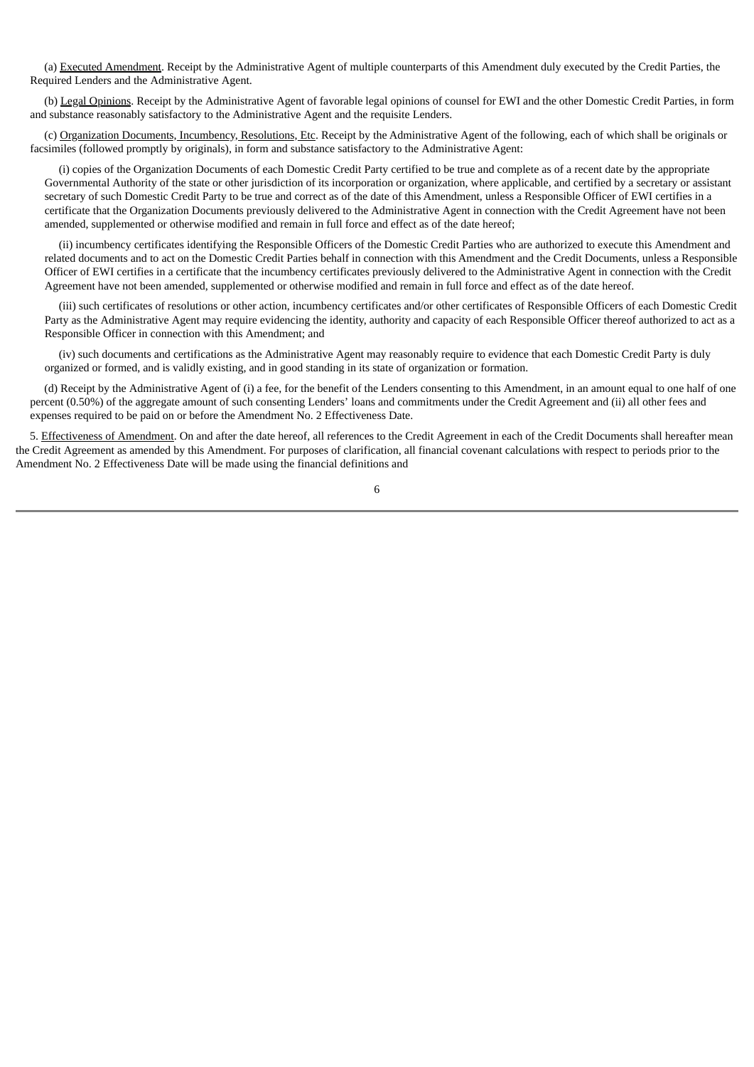(a) Executed Amendment. Receipt by the Administrative Agent of multiple counterparts of this Amendment duly executed by the Credit Parties, the Required Lenders and the Administrative Agent.

(b) Legal Opinions. Receipt by the Administrative Agent of favorable legal opinions of counsel for EWI and the other Domestic Credit Parties, in form and substance reasonably satisfactory to the Administrative Agent and the requisite Lenders.

(c) Organization Documents, Incumbency, Resolutions, Etc. Receipt by the Administrative Agent of the following, each of which shall be originals or facsimiles (followed promptly by originals), in form and substance satisfactory to the Administrative Agent:

(i) copies of the Organization Documents of each Domestic Credit Party certified to be true and complete as of a recent date by the appropriate Governmental Authority of the state or other jurisdiction of its incorporation or organization, where applicable, and certified by a secretary or assistant secretary of such Domestic Credit Party to be true and correct as of the date of this Amendment, unless a Responsible Officer of EWI certifies in a certificate that the Organization Documents previously delivered to the Administrative Agent in connection with the Credit Agreement have not been amended, supplemented or otherwise modified and remain in full force and effect as of the date hereof;

(ii) incumbency certificates identifying the Responsible Officers of the Domestic Credit Parties who are authorized to execute this Amendment and related documents and to act on the Domestic Credit Parties behalf in connection with this Amendment and the Credit Documents, unless a Responsible Officer of EWI certifies in a certificate that the incumbency certificates previously delivered to the Administrative Agent in connection with the Credit Agreement have not been amended, supplemented or otherwise modified and remain in full force and effect as of the date hereof.

(iii) such certificates of resolutions or other action, incumbency certificates and/or other certificates of Responsible Officers of each Domestic Credit Party as the Administrative Agent may require evidencing the identity, authority and capacity of each Responsible Officer thereof authorized to act as a Responsible Officer in connection with this Amendment; and

(iv) such documents and certifications as the Administrative Agent may reasonably require to evidence that each Domestic Credit Party is duly organized or formed, and is validly existing, and in good standing in its state of organization or formation.

(d) Receipt by the Administrative Agent of (i) a fee, for the benefit of the Lenders consenting to this Amendment, in an amount equal to one half of one percent (0.50%) of the aggregate amount of such consenting Lenders' loans and commitments under the Credit Agreement and (ii) all other fees and expenses required to be paid on or before the Amendment No. 2 Effectiveness Date.

5. Effectiveness of Amendment. On and after the date hereof, all references to the Credit Agreement in each of the Credit Documents shall hereafter mean the Credit Agreement as amended by this Amendment. For purposes of clarification, all financial covenant calculations with respect to periods prior to the Amendment No. 2 Effectiveness Date will be made using the financial definitions and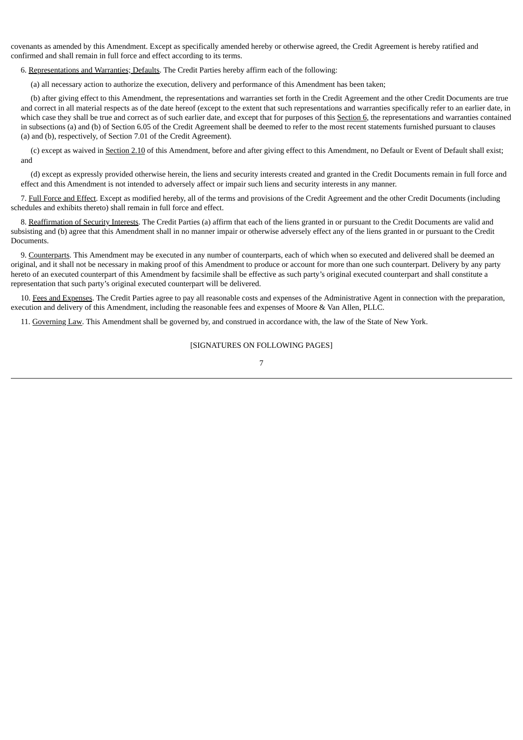covenants as amended by this Amendment. Except as specifically amended hereby or otherwise agreed, the Credit Agreement is hereby ratified and confirmed and shall remain in full force and effect according to its terms.

6. Representations and Warranties; Defaults. The Credit Parties hereby affirm each of the following:

(a) all necessary action to authorize the execution, delivery and performance of this Amendment has been taken;

(b) after giving effect to this Amendment, the representations and warranties set forth in the Credit Agreement and the other Credit Documents are true and correct in all material respects as of the date hereof (except to the extent that such representations and warranties specifically refer to an earlier date, in which case they shall be true and correct as of such earlier date, and except that for purposes of this Section 6, the representations and warranties contained in subsections (a) and (b) of Section 6.05 of the Credit Agreement shall be deemed to refer to the most recent statements furnished pursuant to clauses (a) and (b), respectively, of Section 7.01 of the Credit Agreement).

(c) except as waived in Section 2.10 of this Amendment, before and after giving effect to this Amendment, no Default or Event of Default shall exist; and

(d) except as expressly provided otherwise herein, the liens and security interests created and granted in the Credit Documents remain in full force and effect and this Amendment is not intended to adversely affect or impair such liens and security interests in any manner.

7. Full Force and Effect. Except as modified hereby, all of the terms and provisions of the Credit Agreement and the other Credit Documents (including schedules and exhibits thereto) shall remain in full force and effect.

8. Reaffirmation of Security Interests. The Credit Parties (a) affirm that each of the liens granted in or pursuant to the Credit Documents are valid and subsisting and (b) agree that this Amendment shall in no manner impair or otherwise adversely effect any of the liens granted in or pursuant to the Credit Documents.

9. Counterparts. This Amendment may be executed in any number of counterparts, each of which when so executed and delivered shall be deemed an original, and it shall not be necessary in making proof of this Amendment to produce or account for more than one such counterpart. Delivery by any party hereto of an executed counterpart of this Amendment by facsimile shall be effective as such party's original executed counterpart and shall constitute a representation that such party's original executed counterpart will be delivered.

10. Fees and Expenses. The Credit Parties agree to pay all reasonable costs and expenses of the Administrative Agent in connection with the preparation, execution and delivery of this Amendment, including the reasonable fees and expenses of Moore & Van Allen, PLLC.

11. Governing Law. This Amendment shall be governed by, and construed in accordance with, the law of the State of New York.

[SIGNATURES ON FOLLOWING PAGES]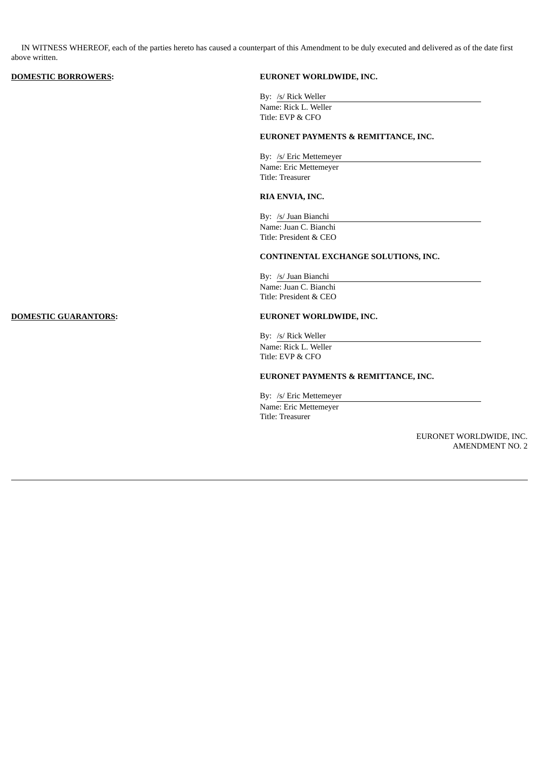IN WITNESS WHEREOF, each of the parties hereto has caused a counterpart of this Amendment to be duly executed and delivered as of the date first above written.

**DOMESTIC BORROWERS:**

**EURONET WORLDWIDE, INC.**

By: /s/ Rick Weller
Name: Rick L. Weller
Title: EVP & CFO

**EURONET PAYMENTS & REMITTANCE, INC.**

By: /s/ Eric Mettemeyer
Name: Eric Mettemeyer
Title: Treasurer

**RIA ENVIA, INC.**

By: /s/ Juan Bianchi
Name: Juan C. Bianchi
Title: President & CEO

**CONTINENTAL EXCHANGE SOLUTIONS, INC.**

By: /s/ Juan Bianchi
Name: Juan C. Bianchi
Title: President & CEO

**DOMESTIC GUARANTORS:**

**EURONET WORLDWIDE, INC.**

By: /s/ Rick Weller
Name: Rick L. Weller
Title: EVP & CFO

**EURONET PAYMENTS & REMITTANCE, INC.**

By: /s/ Eric Mettemeyer
Name: Eric Mettemeyer
Title: Treasurer

EURONET WORLDWIDE, INC.
AMENDMENT NO. 2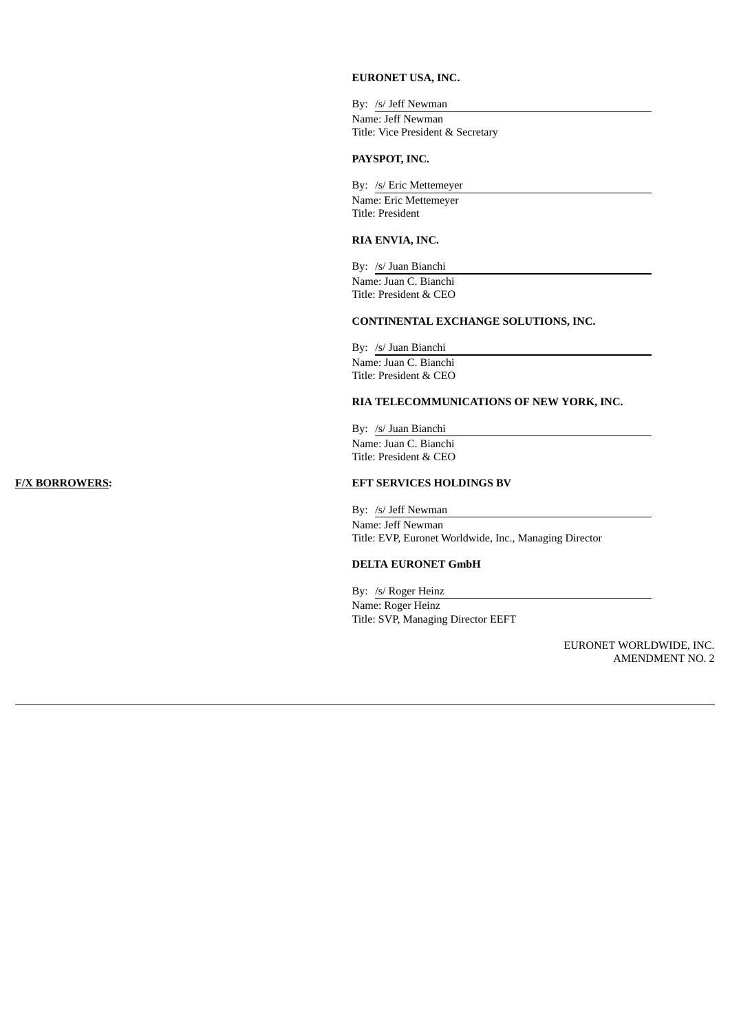**EURONET USA, INC.**

By: /s/ Jeff Newman

Name: Jeff Newman

Title: Vice President & Secretary

**PAYSPOT, INC.**

By: /s/ Eric Mettemeyer

Name: Eric Mettemeyer

Title: President

**RIA ENVIA, INC.**

By: /s/ Juan Bianchi

Name: Juan C. Bianchi

Title: President & CEO

**CONTINENTAL EXCHANGE SOLUTIONS, INC.**

By: /s/ Juan Bianchi

Name: Juan C. Bianchi

Title: President & CEO

**RIA TELECOMMUNICATIONS OF NEW YORK, INC.**

By: /s/ Juan Bianchi

Name: Juan C. Bianchi

Title: President & CEO

**F/X BORROWERS:**

**EFT SERVICES HOLDINGS BV**

By: /s/ Jeff Newman

Name: Jeff Newman

Title: EVP, Euronet Worldwide, Inc., Managing Director

**DELTA EURONET GmbH**

By: /s/ Roger Heinz

Name: Roger Heinz

Title: SVP, Managing Director EEFT

EURONET WORLDWIDE, INC.
AMENDMENT NO. 2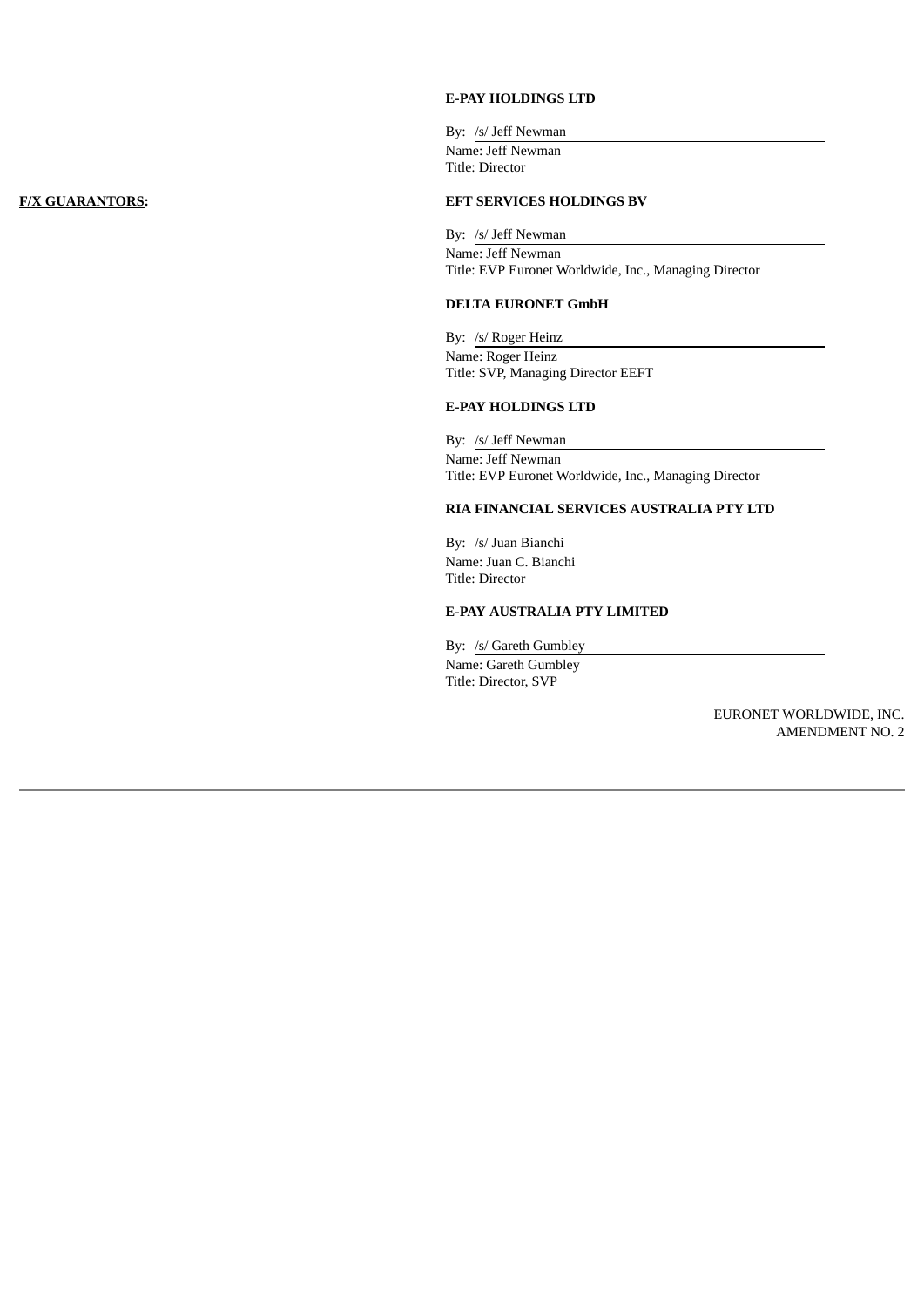**E-PAY HOLDINGS LTD**

By: /s/ Jeff Newman
Name: Jeff Newman
Title: Director

**F/X GUARANTORS:**

**EFT SERVICES HOLDINGS BV**

By: /s/ Jeff Newman
Name: Jeff Newman
Title: EVP Euronet Worldwide, Inc., Managing Director

**DELTA EURONET GmbH**

By: /s/ Roger Heinz
Name: Roger Heinz
Title: SVP, Managing Director EEFT

**E-PAY HOLDINGS LTD**

By: /s/ Jeff Newman
Name: Jeff Newman
Title: EVP Euronet Worldwide, Inc., Managing Director

**RIA FINANCIAL SERVICES AUSTRALIA PTY LTD**

By: /s/ Juan Bianchi
Name: Juan C. Bianchi
Title: Director

**E-PAY AUSTRALIA PTY LIMITED**

By: /s/ Gareth Gumbley
Name: Gareth Gumbley
Title: Director, SVP

EURONET WORLDWIDE, INC.
AMENDMENT NO. 2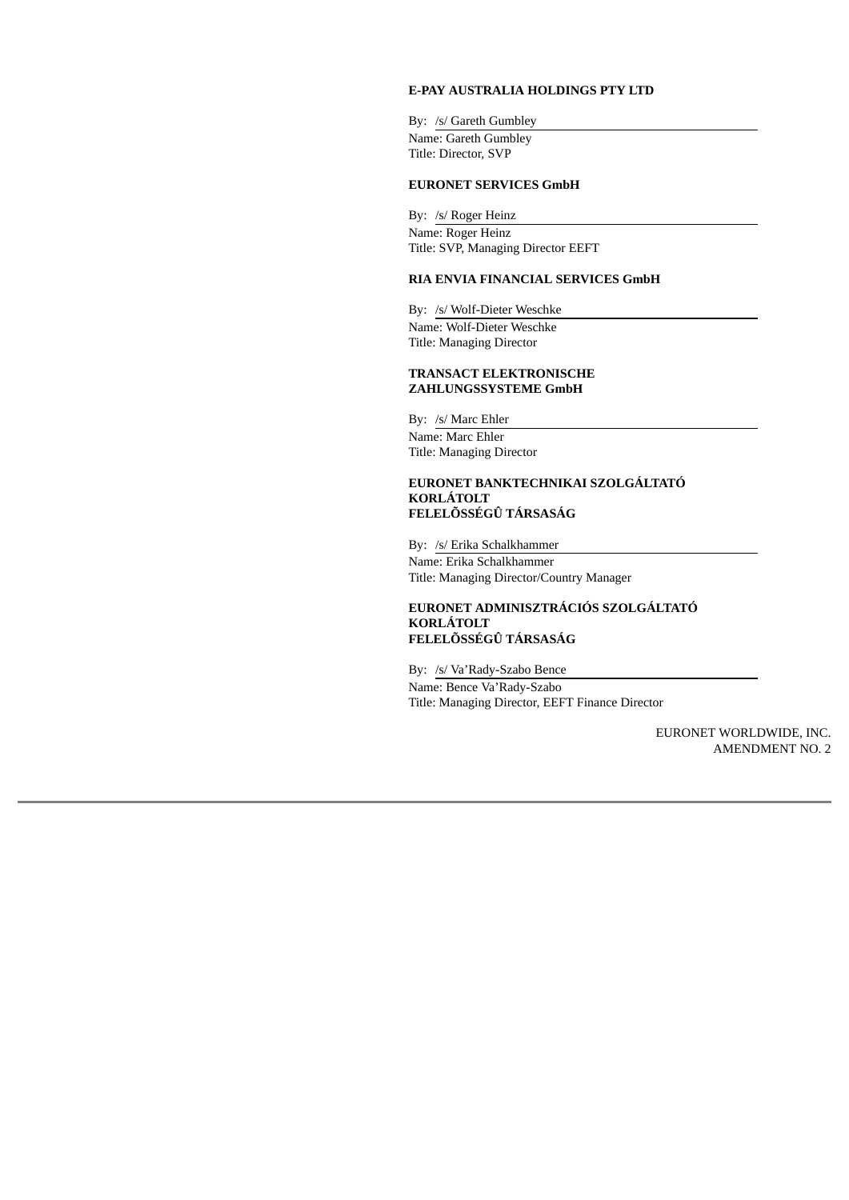**E-PAY AUSTRALIA HOLDINGS PTY LTD**

By: /s/ Gareth Gumbley
Name: Gareth Gumbley
Title: Director, SVP

**EURONET SERVICES GmbH**

By: /s/ Roger Heinz
Name: Roger Heinz
Title: SVP, Managing Director EEFT

**RIA ENVIA FINANCIAL SERVICES GmbH**

By: /s/ Wolf-Dieter Weschke
Name: Wolf-Dieter Weschke
Title: Managing Director

**TRANSACT ELEKTRONISCHE ZAHLUNGSSYSTEME GmbH**

By: /s/ Marc Ehler
Name: Marc Ehler
Title: Managing Director

**EURONET BANKTECHNIKAI SZOLGÁLTATÓ KORLÁTOLT FELELÕSSÉGÛ TÁRSASÁG**

By: /s/ Erika Schalkhammer
Name: Erika Schalkhammer
Title: Managing Director/Country Manager

**EURONET ADMINISZTRÁCIÓS SZOLGÁLTATÓ KORLÁTOLT FELELÕSSÉGÛ TÁRSASÁG**

By: /s/ Va'Rady-Szabo Bence
Name: Bence Va'Rady-Szabo
Title: Managing Director, EEFT Finance Director

EURONET WORLDWIDE, INC.
AMENDMENT NO. 2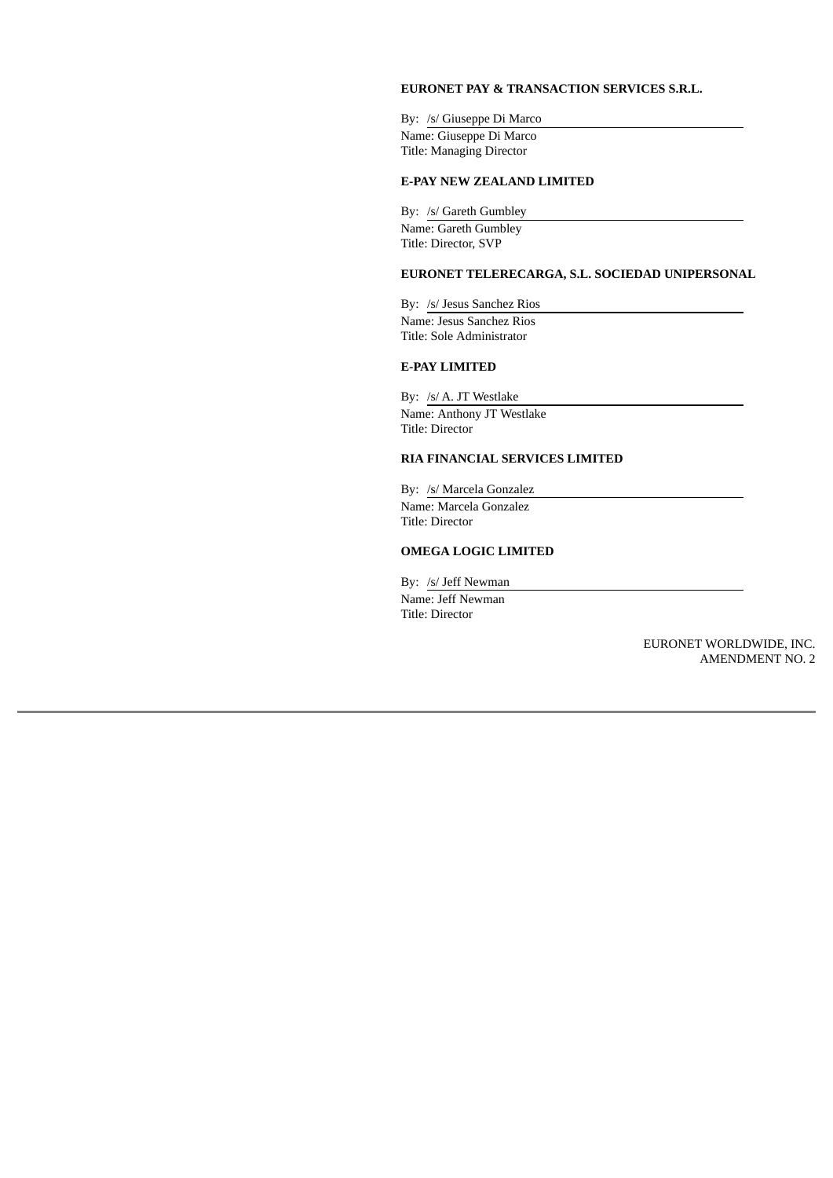**EURONET PAY & TRANSACTION SERVICES S.R.L.**

By: /s/ Giuseppe Di Marco
Name: Giuseppe Di Marco
Title: Managing Director

**E-PAY NEW ZEALAND LIMITED**

By: /s/ Gareth Gumbley
Name: Gareth Gumbley
Title: Director, SVP

**EURONET TELERECARGA, S.L. SOCIEDAD UNIPERSONAL**

By: /s/ Jesus Sanchez Rios
Name: Jesus Sanchez Rios
Title: Sole Administrator

**E-PAY LIMITED**

By: /s/ A. JT Westlake
Name: Anthony JT Westlake
Title: Director

**RIA FINANCIAL SERVICES LIMITED**

By: /s/ Marcela Gonzalez
Name: Marcela Gonzalez
Title: Director

**OMEGA LOGIC LIMITED**

By: /s/ Jeff Newman
Name: Jeff Newman
Title: Director

EURONET WORLDWIDE, INC.
AMENDMENT NO. 2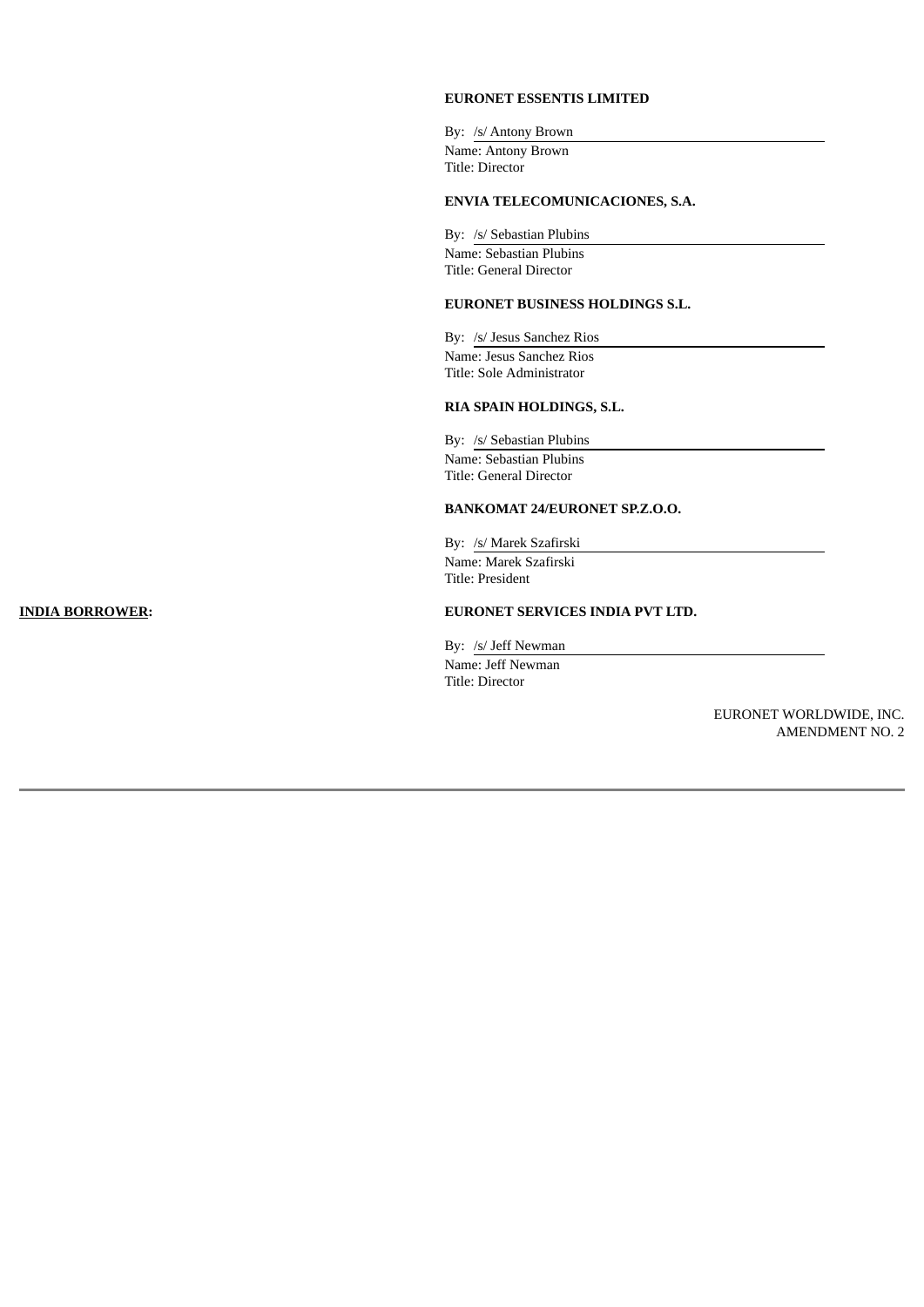**EURONET ESSENTIS LIMITED**

By: /s/ Antony Brown
Name: Antony Brown
Title: Director

**ENVIA TELECOMUNICACIONES, S.A.**

By: /s/ Sebastian Plubins
Name: Sebastian Plubins
Title: General Director

**EURONET BUSINESS HOLDINGS S.L.**

By: /s/ Jesus Sanchez Rios
Name: Jesus Sanchez Rios
Title: Sole Administrator

**RIA SPAIN HOLDINGS, S.L.**

By: /s/ Sebastian Plubins
Name: Sebastian Plubins
Title: General Director

**BANKOMAT 24/EURONET SP.Z.O.O.**

By: /s/ Marek Szafirski
Name: Marek Szafirski
Title: President

**INDIA BORROWER:**

**EURONET SERVICES INDIA PVT LTD.**

By: /s/ Jeff Newman
Name: Jeff Newman
Title: Director

EURONET WORLDWIDE, INC.
AMENDMENT NO. 2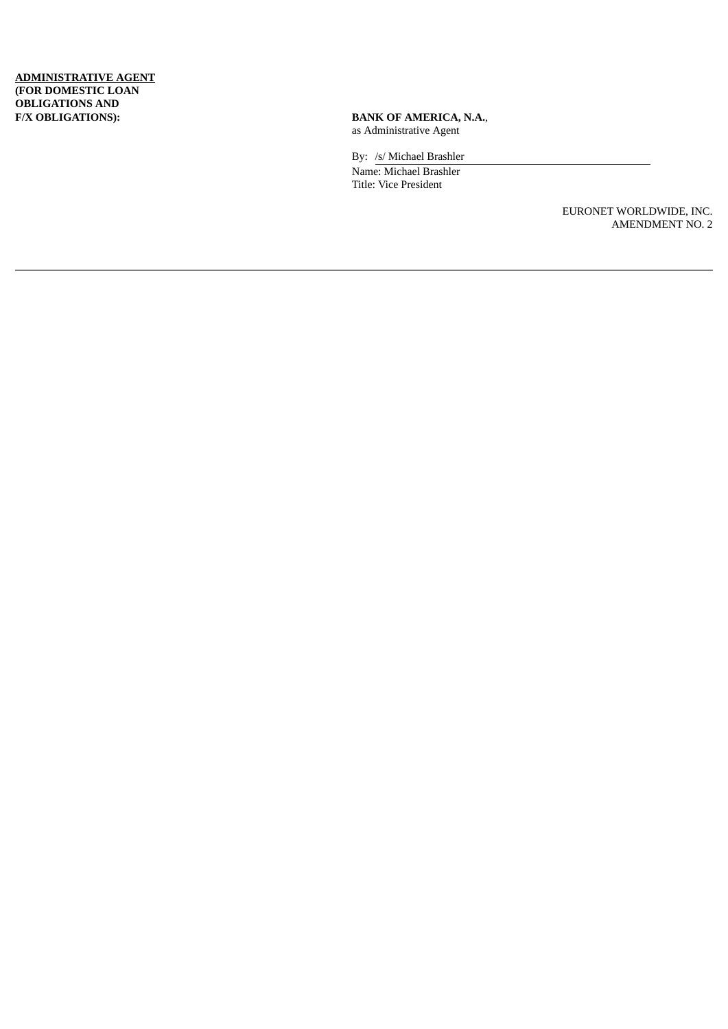**<u>ADMINISTRATIVE AGENT</u>**
**(FOR DOMESTIC LOAN OBLIGATIONS AND F/X OBLIGATIONS):**

**BANK OF AMERICA, N.A.**,
as Administrative Agent

By: /s/ Michael Brashler
Name: Michael Brashler
Title: Vice President

EURONET WORLDWIDE, INC.
AMENDMENT NO. 2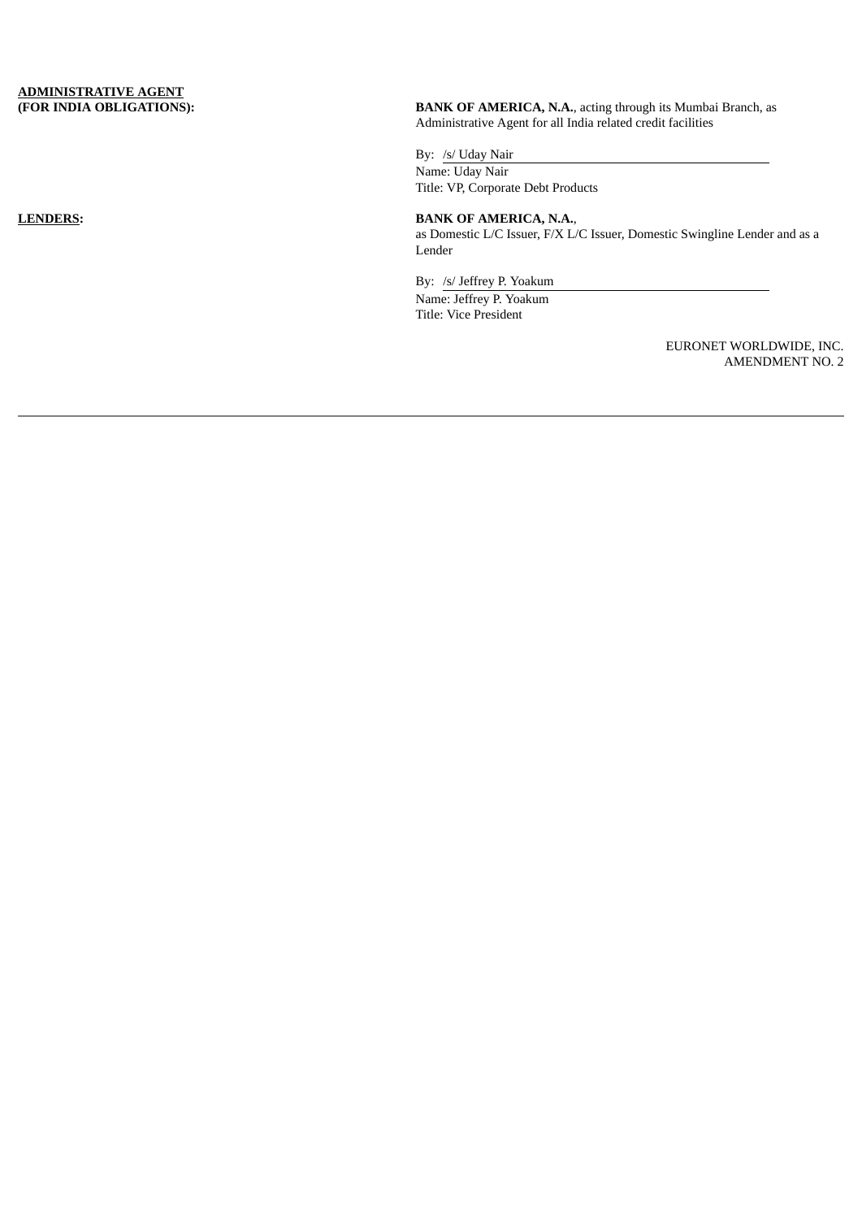**ADMINISTRATIVE AGENT**
**(FOR INDIA OBLIGATIONS):**

**BANK OF AMERICA, N.A.**, acting through its Mumbai Branch, as Administrative Agent for all India related credit facilities

By: /s/ Uday Nair
Name: Uday Nair
Title: VP, Corporate Debt Products

**LENDERS:**

**BANK OF AMERICA, N.A.**,
as Domestic L/C Issuer, F/X L/C Issuer, Domestic Swingline Lender and as a Lender

By: /s/ Jeffrey P. Yoakum
Name: Jeffrey P. Yoakum
Title: Vice President

EURONET WORLDWIDE, INC.
AMENDMENT NO. 2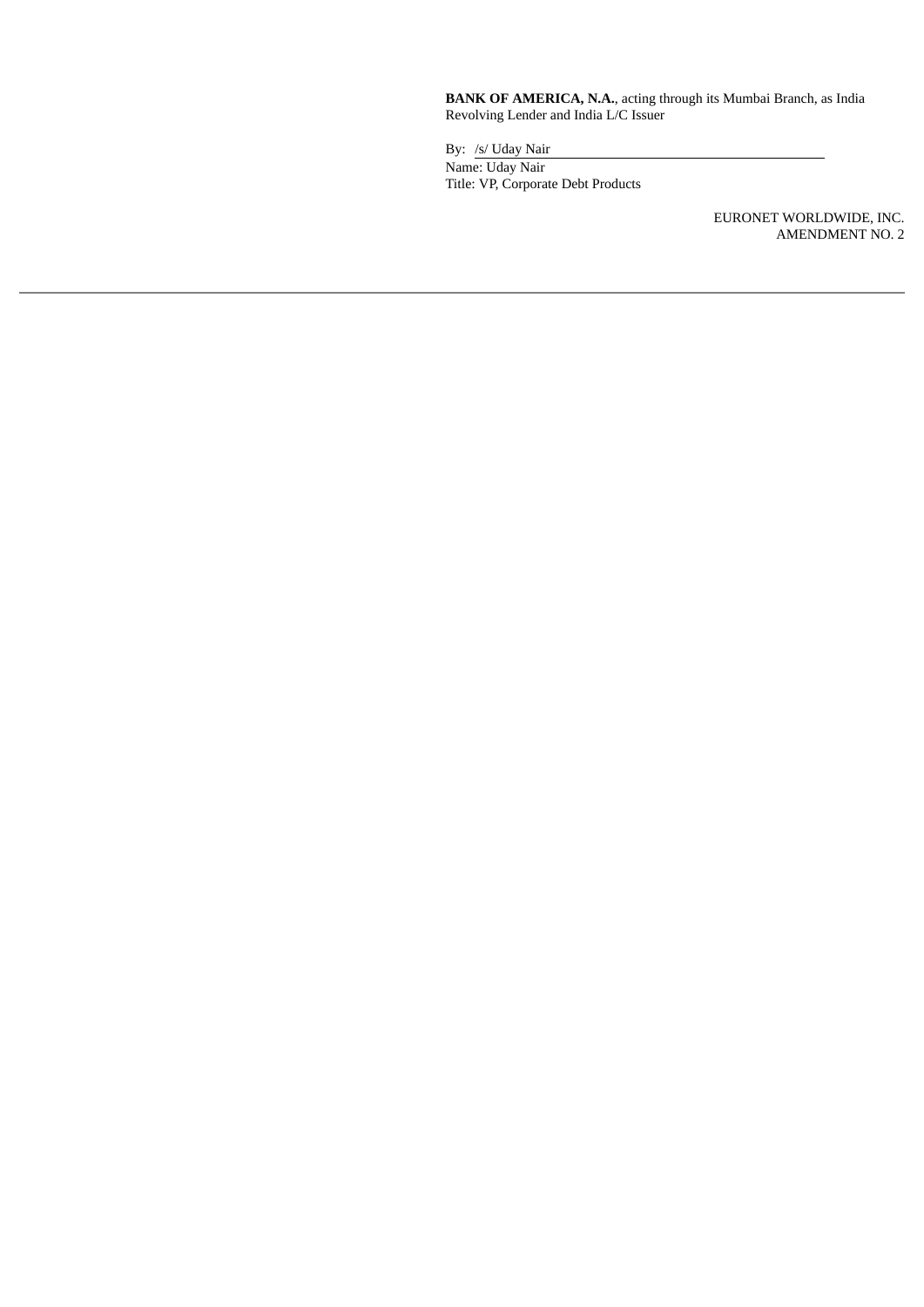**BANK OF AMERICA, N.A.**, acting through its Mumbai Branch, as India Revolving Lender and India L/C Issuer

By: /s/ Uday Nair
Name: Uday Nair
Title: VP, Corporate Debt Products

EURONET WORLDWIDE, INC.
AMENDMENT NO. 2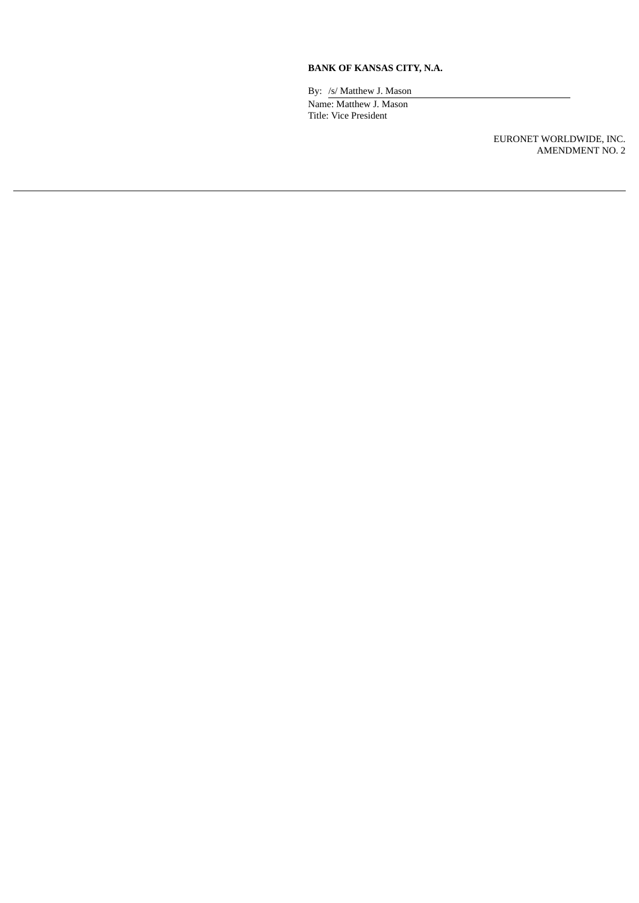**BANK OF KANSAS CITY, N.A.**

By: /s/ Matthew J. Mason

Name: Matthew J. Mason

Title: Vice President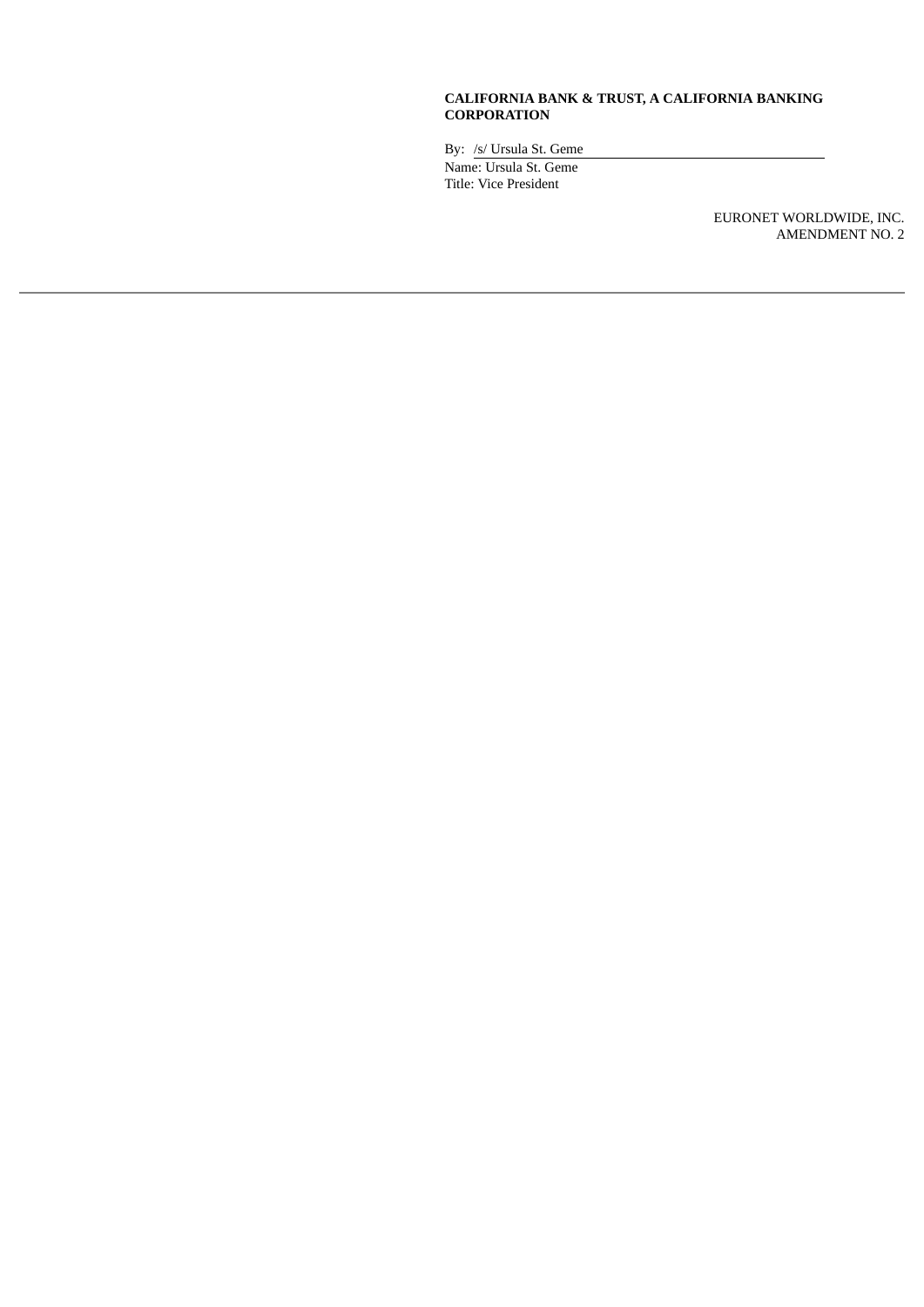**CALIFORNIA BANK & TRUST, A CALIFORNIA BANKING CORPORATION**

By: /s/ Ursula St. Geme
Name: Ursula St. Geme
Title: Vice President

EURONET WORLDWIDE, INC.
AMENDMENT NO. 2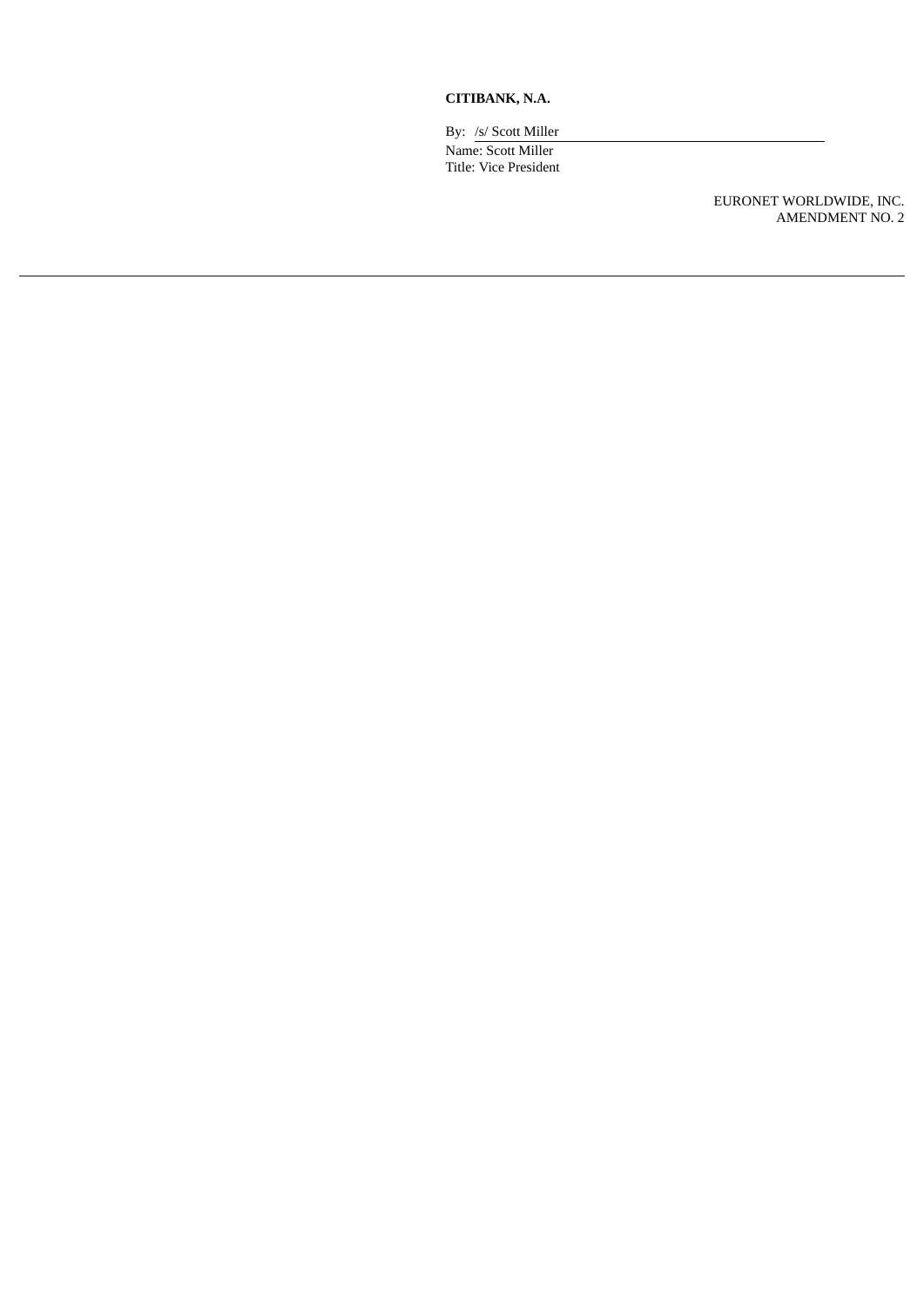**CITIBANK, N.A.**

By: /s/ Scott Miller

Name: Scott Miller

Title: Vice President

EURONET WORLDWIDE, INC.
AMENDMENT NO. 2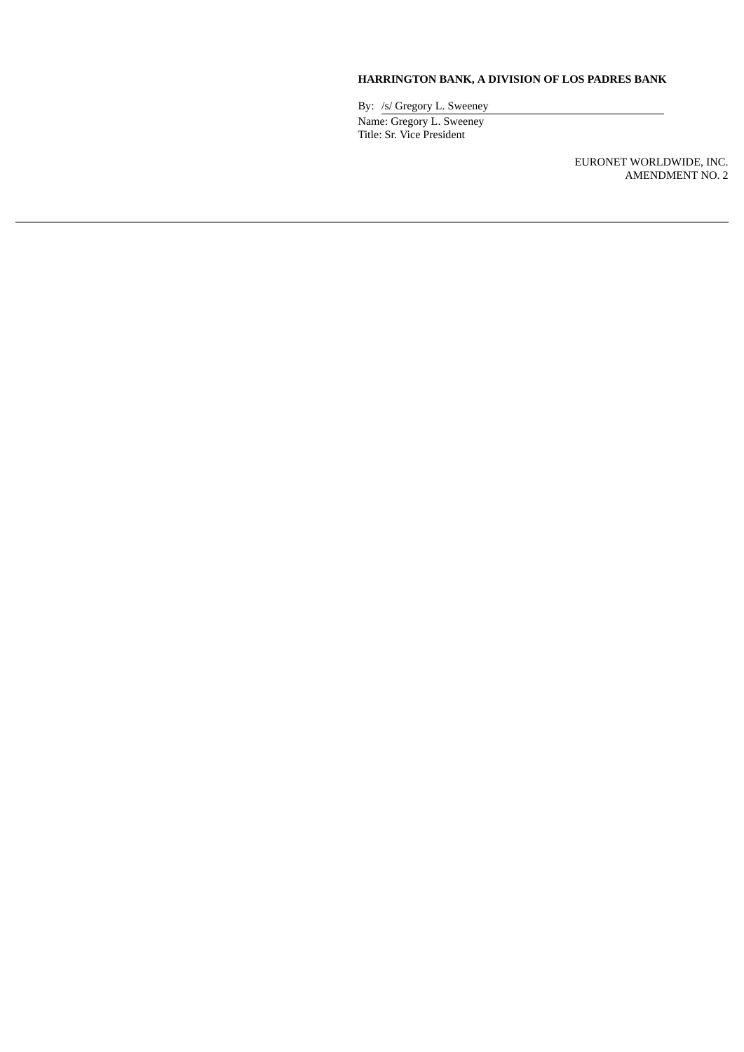**HARRINGTON BANK, A DIVISION OF LOS PADRES BANK**

By: /s/ Gregory L. Sweeney

Name: Gregory L. Sweeney

Title: Sr. Vice President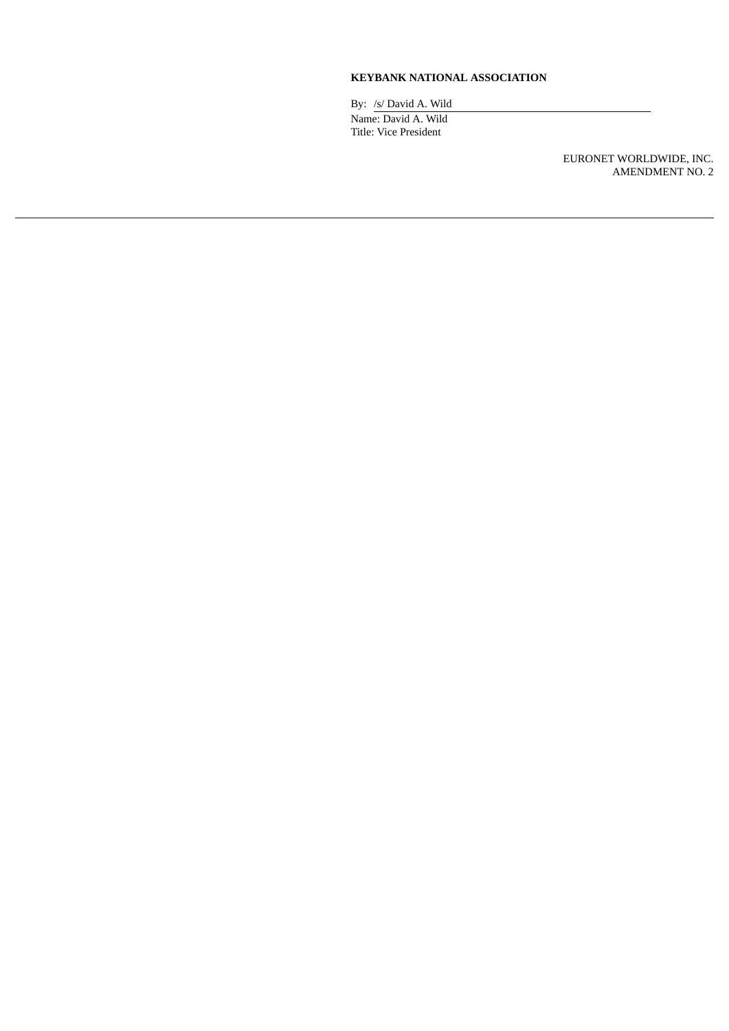**KEYBANK NATIONAL ASSOCIATION**

By: /s/ David A. Wild

Name: David A. Wild

Title: Vice President

EURONET WORLDWIDE, INC.
AMENDMENT NO. 2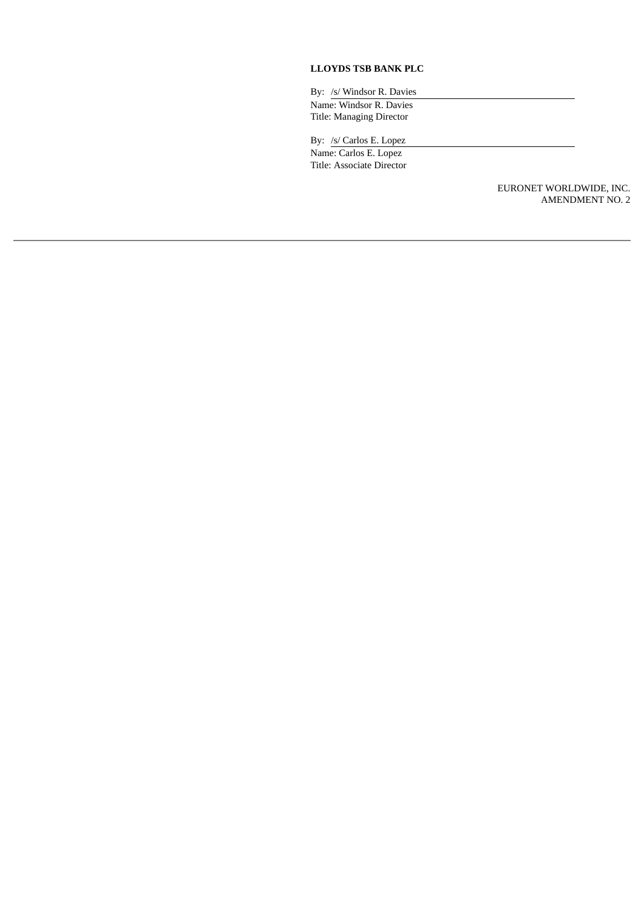**LLOYDS TSB BANK PLC**

By: /s/ Windsor R. Davies
Name: Windsor R. Davies
Title: Managing Director

By: /s/ Carlos E. Lopez
Name: Carlos E. Lopez
Title: Associate Director

EURONET WORLDWIDE, INC.
AMENDMENT NO. 2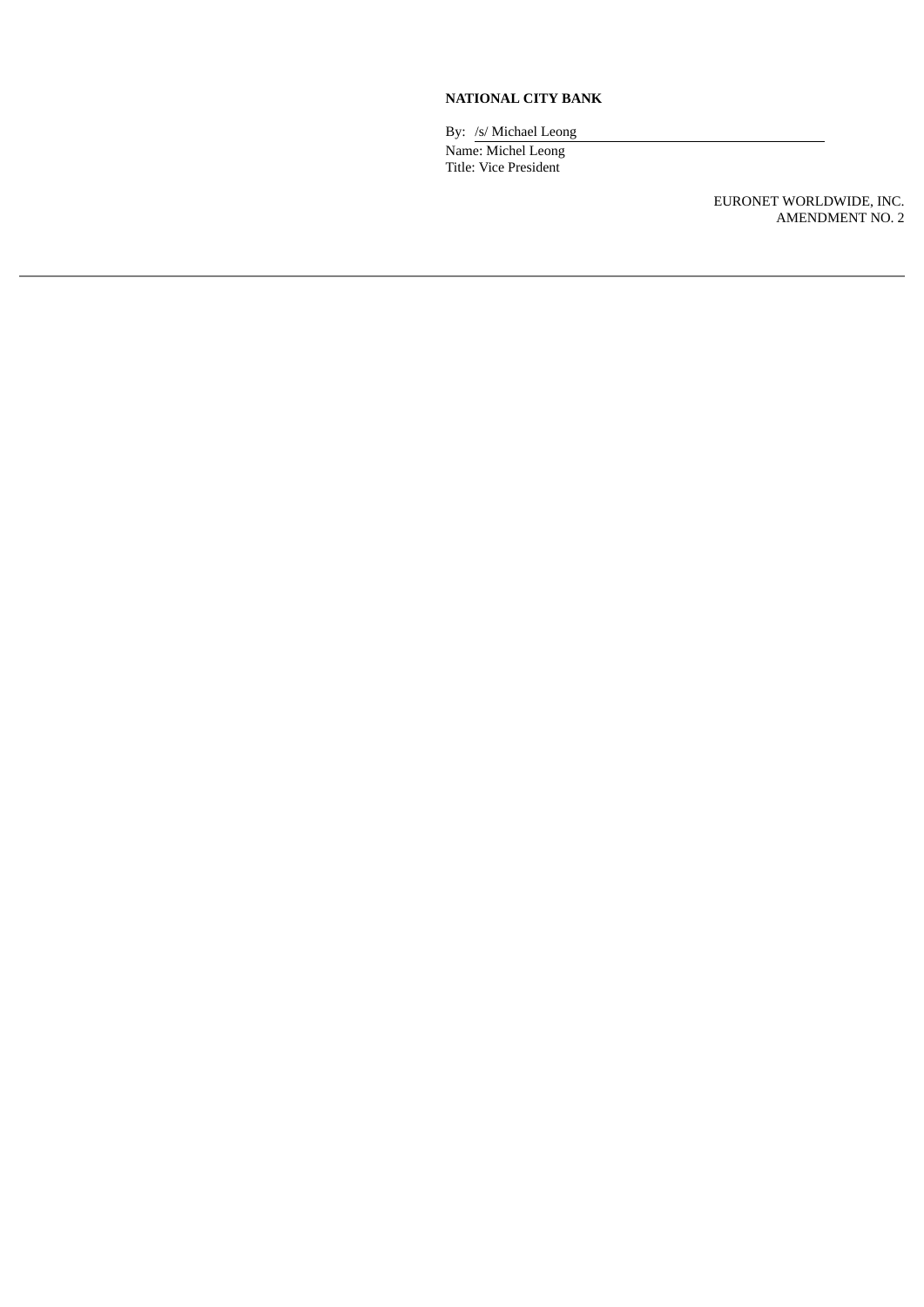**NATIONAL CITY BANK**

By: /s/ Michael Leong

Name: Michel Leong

Title: Vice President

EURONET WORLDWIDE, INC.
AMENDMENT NO. 2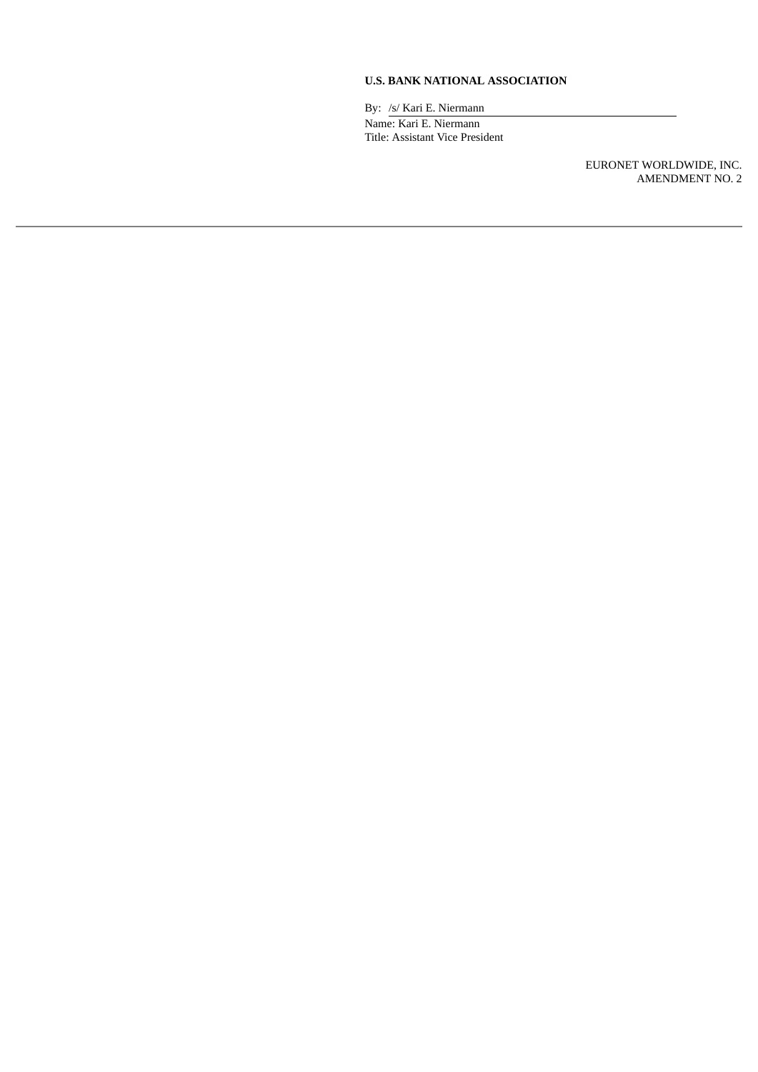**U.S. BANK NATIONAL ASSOCIATION**

By: /s/ Kari E. Niermann

Name: Kari E. Niermann

Title: Assistant Vice President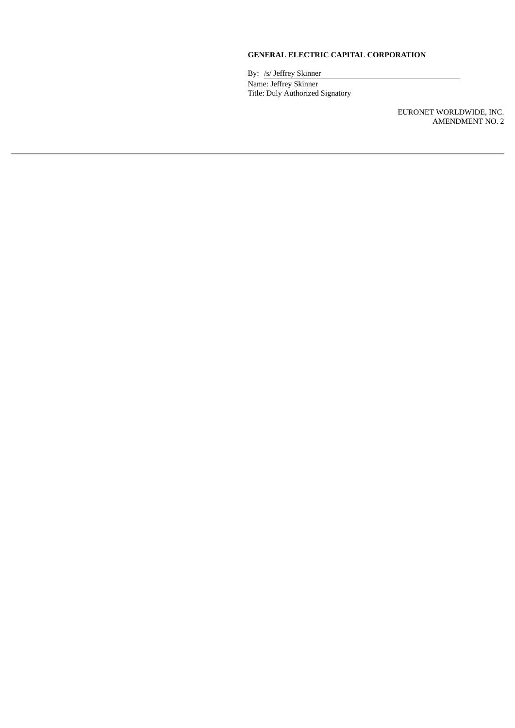**GENERAL ELECTRIC CAPITAL CORPORATION**

By: /s/ Jeffrey Skinner

Name: Jeffrey Skinner

Title: Duly Authorized Signatory

EURONET WORLDWIDE, INC.
AMENDMENT NO. 2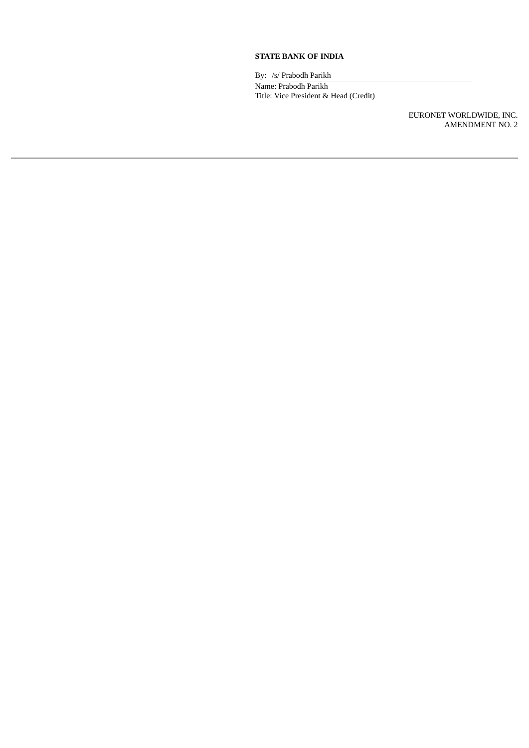**STATE BANK OF INDIA**

By: /s/ Prabodh Parikh

Name: Prabodh Parikh

Title: Vice President & Head (Credit)

EURONET WORLDWIDE, INC.
AMENDMENT NO. 2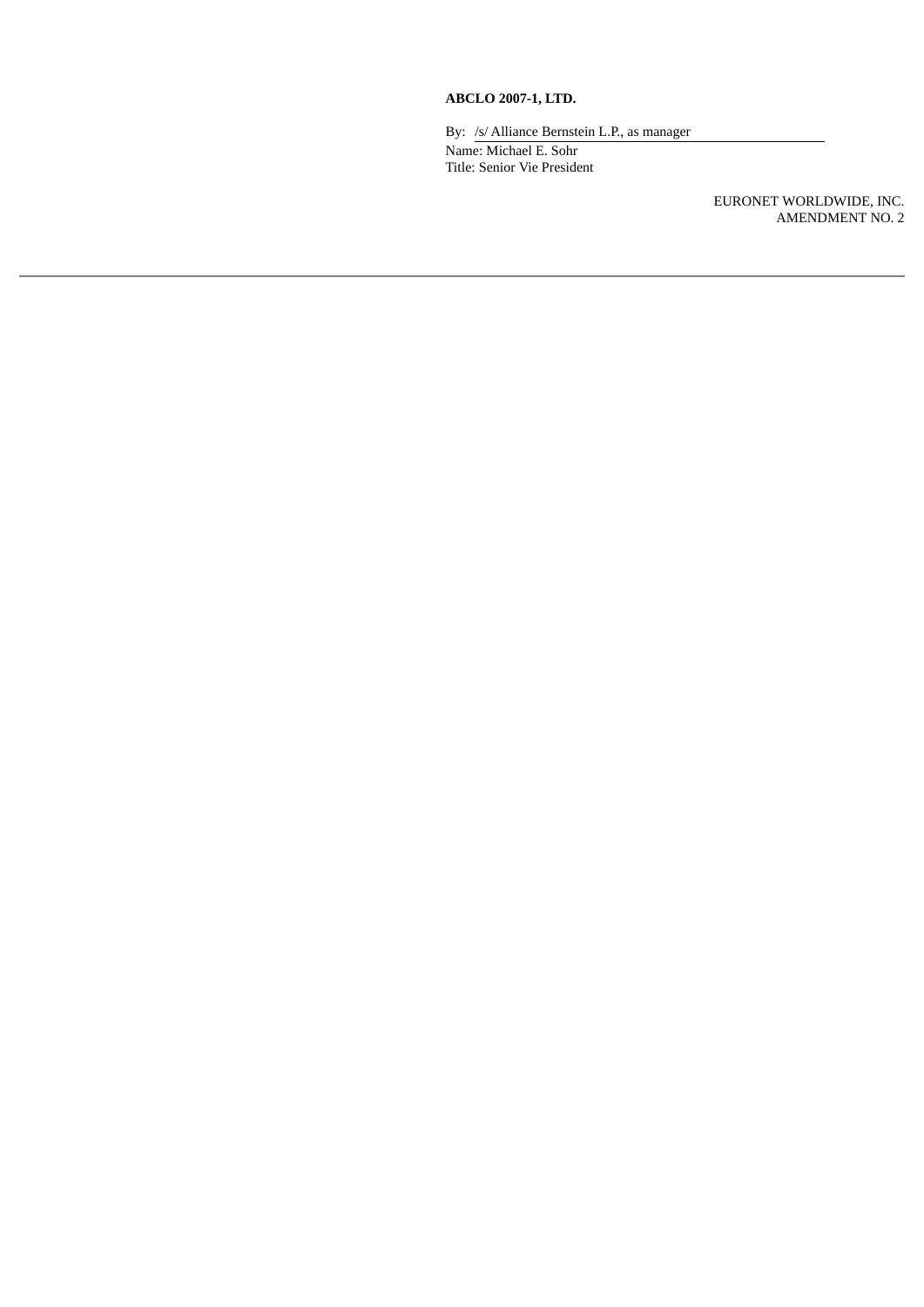**ABCLO 2007-1, LTD.**

By: /s/ Alliance Bernstein L.P., as manager

Name: Michael E. Sohr

Title: Senior Vie President

EURONET WORLDWIDE, INC.
AMENDMENT NO. 2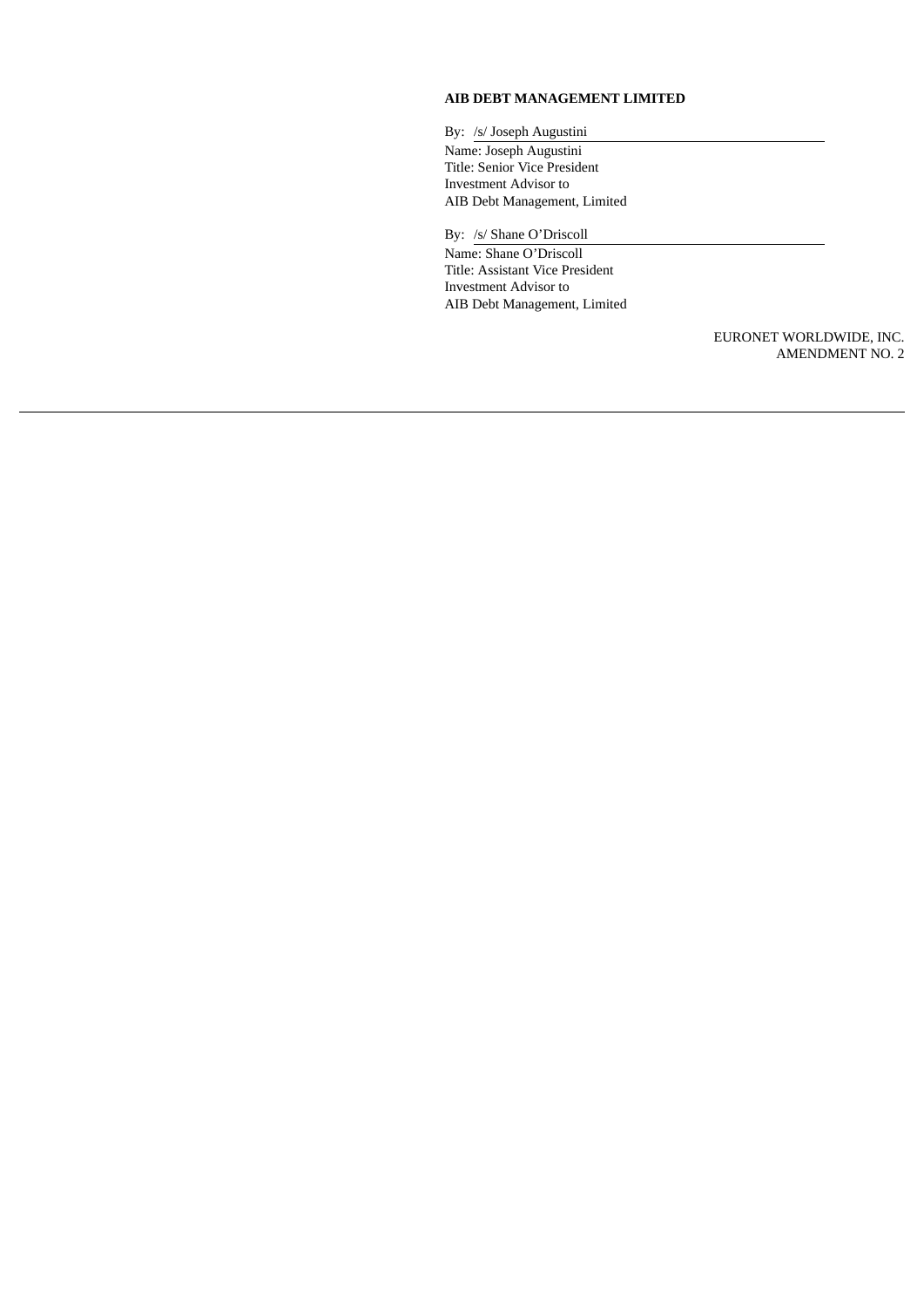**AIB DEBT MANAGEMENT LIMITED**

By: /s/ Joseph Augustini

Name: Joseph Augustini
Title: Senior Vice President
Investment Advisor to
AIB Debt Management, Limited

By: /s/ Shane O'Driscoll

Name: Shane O'Driscoll
Title: Assistant Vice President
Investment Advisor to
AIB Debt Management, Limited

EURONET WORLDWIDE, INC.
AMENDMENT NO. 2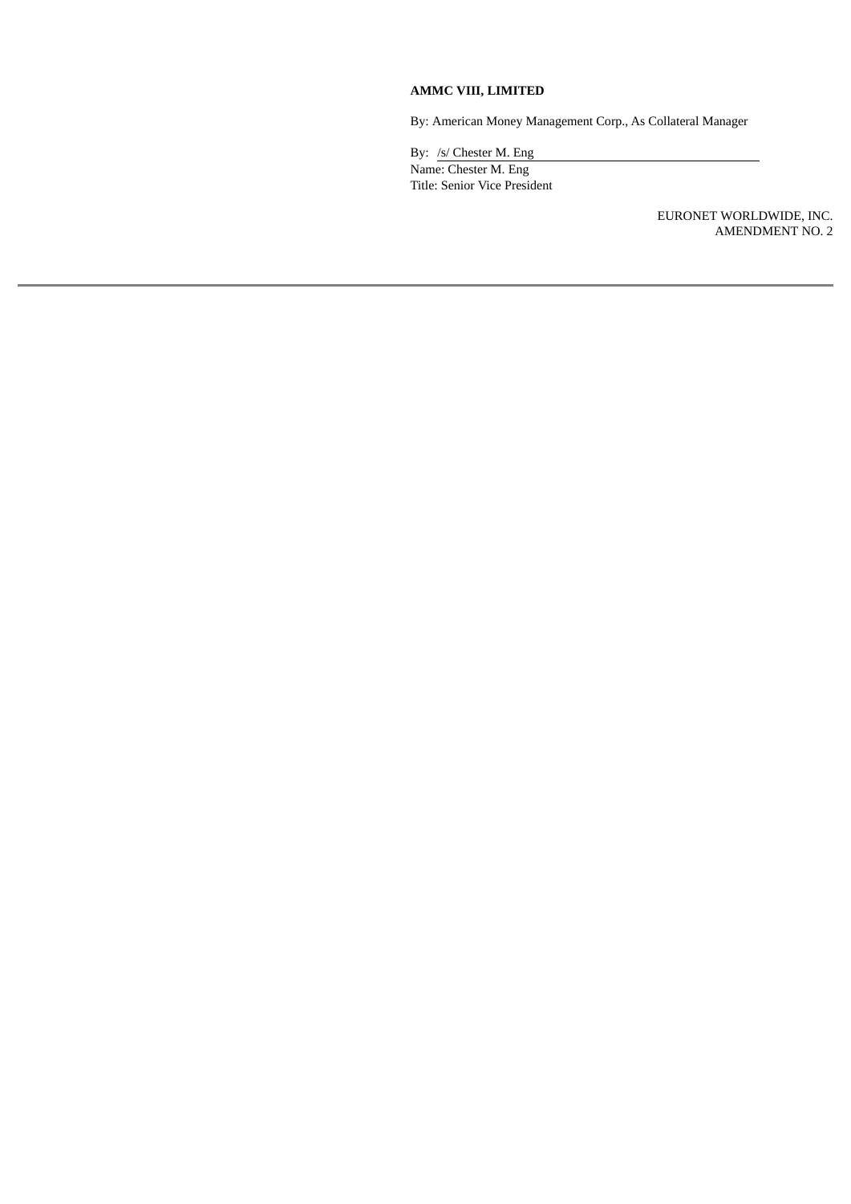**AMMC VIII, LIMITED**

By: American Money Management Corp., As Collateral Manager

By: /s/ Chester M. Eng

Name: Chester M. Eng

Title: Senior Vice President

EURONET WORLDWIDE, INC.

AMENDMENT NO. 2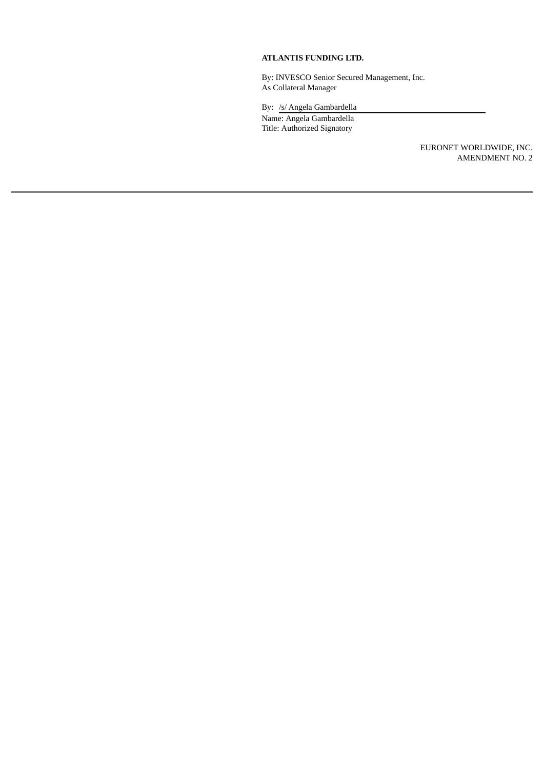**ATLANTIS FUNDING LTD.**

By: INVESCO Senior Secured Management, Inc.
As Collateral Manager

By: /s/ Angela Gambardella
Name: Angela Gambardella
Title: Authorized Signatory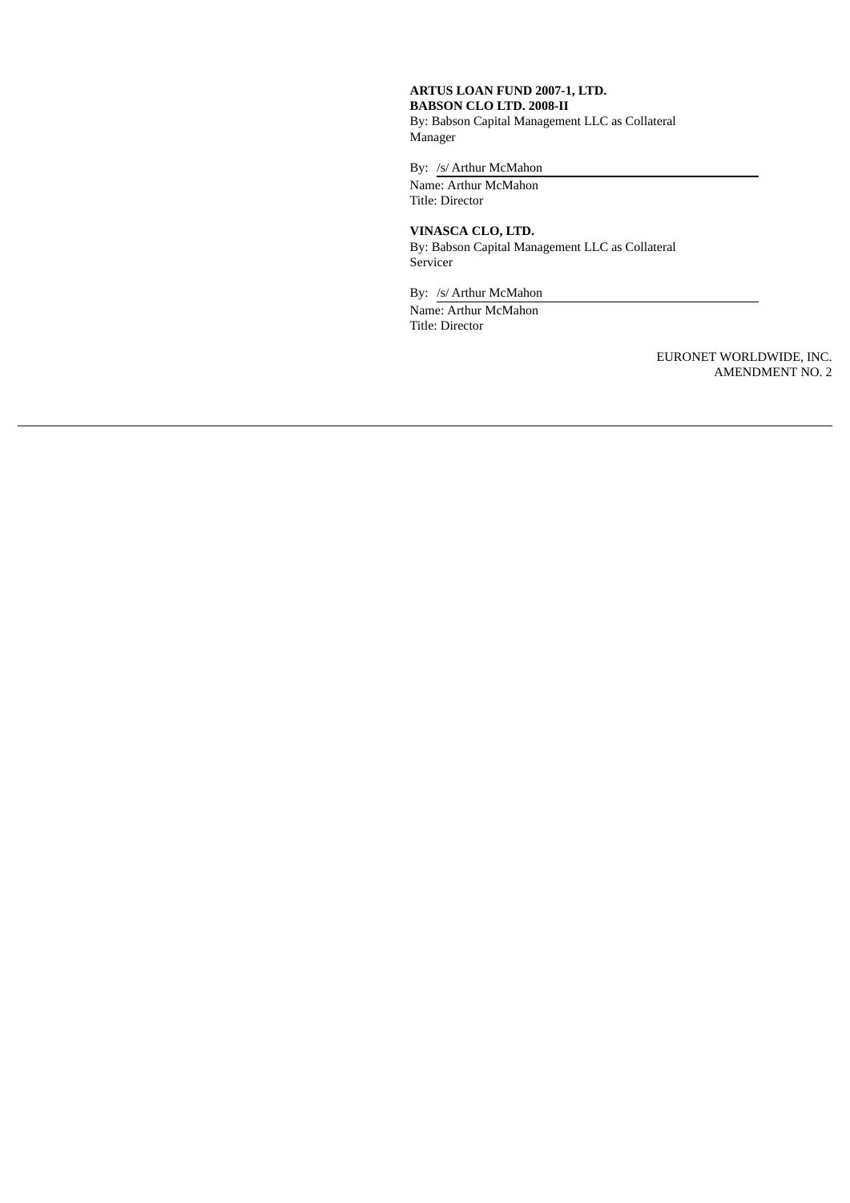**ARTUS LOAN FUND 2007-1, LTD.**
**BABSON CLO LTD. 2008-II**
By: Babson Capital Management LLC as Collateral Manager

By: /s/ Arthur McMahon
Name: Arthur McMahon
Title: Director

**VINASCA CLO, LTD.**
By: Babson Capital Management LLC as Collateral Servicer

By: /s/ Arthur McMahon
Name: Arthur McMahon
Title: Director

EURONET WORLDWIDE, INC.
AMENDMENT NO. 2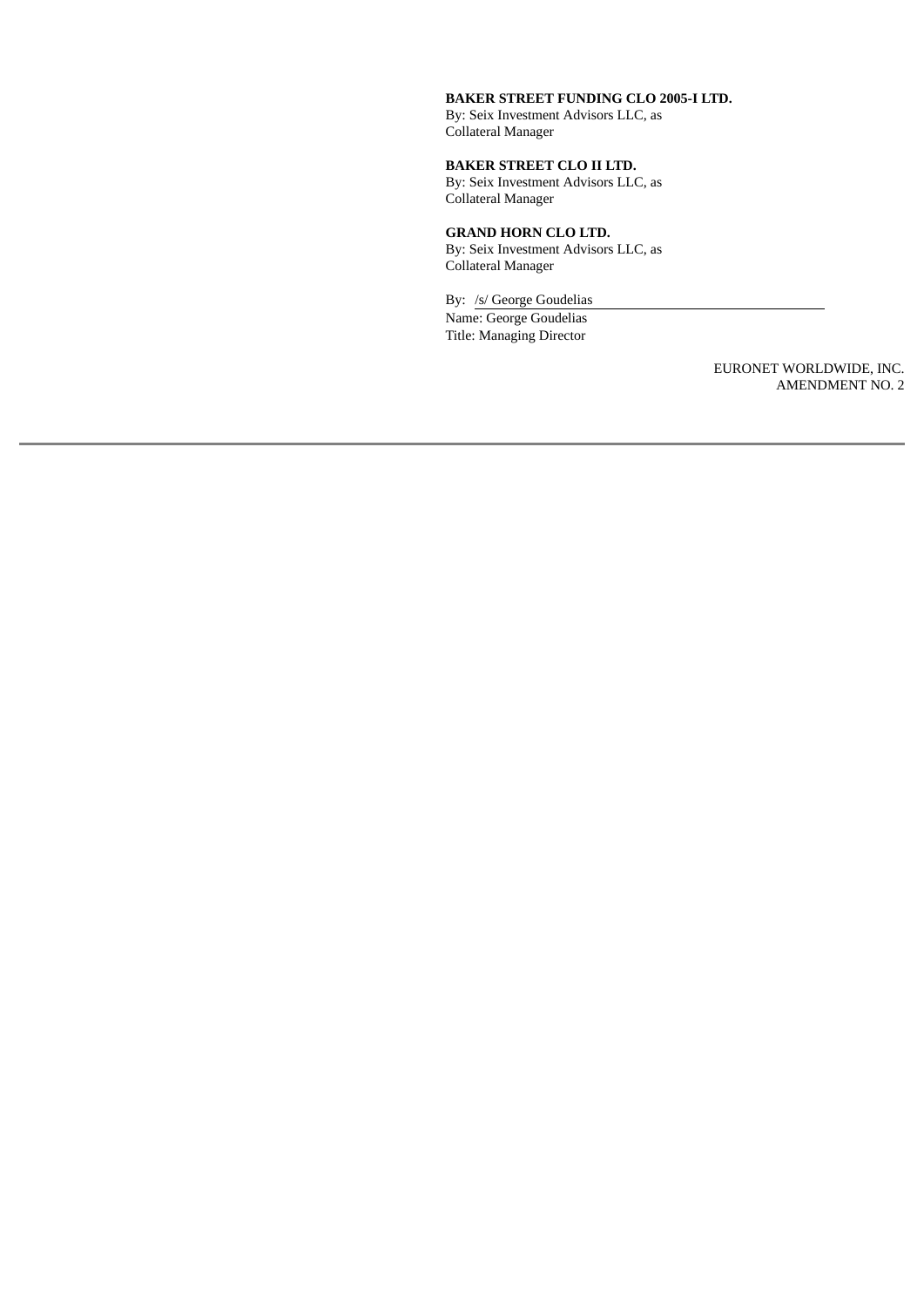**BAKER STREET FUNDING CLO 2005-I LTD.**
By: Seix Investment Advisors LLC, as
Collateral Manager

**BAKER STREET CLO II LTD.**
By: Seix Investment Advisors LLC, as
Collateral Manager

**GRAND HORN CLO LTD.**
By: Seix Investment Advisors LLC, as
Collateral Manager

By: /s/ George Goudelias
Name: George Goudelias
Title: Managing Director

EURONET WORLDWIDE, INC.
AMENDMENT NO. 2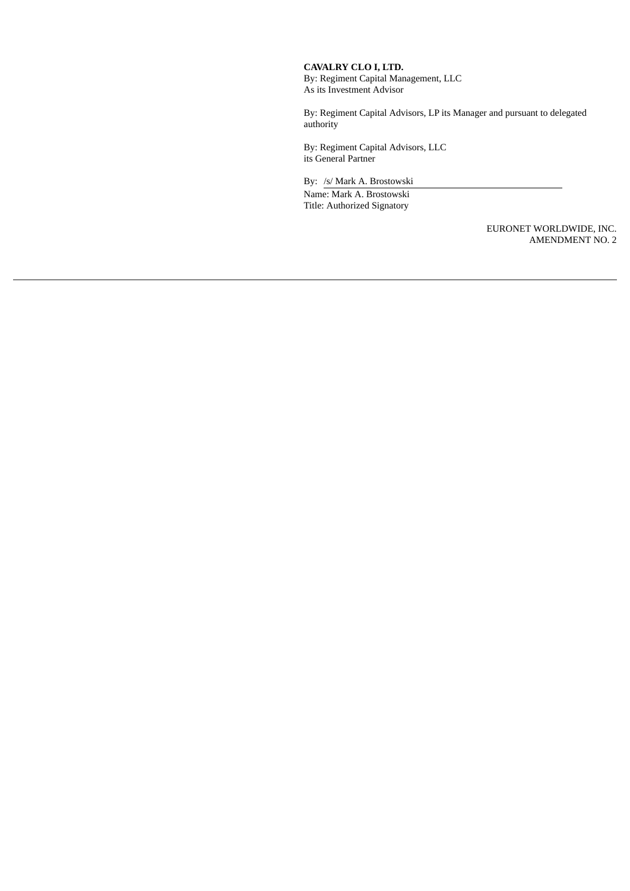**CAVALRY CLO I, LTD.**
By: Regiment Capital Management, LLC
As its Investment Advisor

By: Regiment Capital Advisors, LP its Manager and pursuant to delegated authority

By: Regiment Capital Advisors, LLC
its General Partner

By: /s/ Mark A. Brostowski
Name: Mark A. Brostowski
Title: Authorized Signatory

EURONET WORLDWIDE, INC.
AMENDMENT NO. 2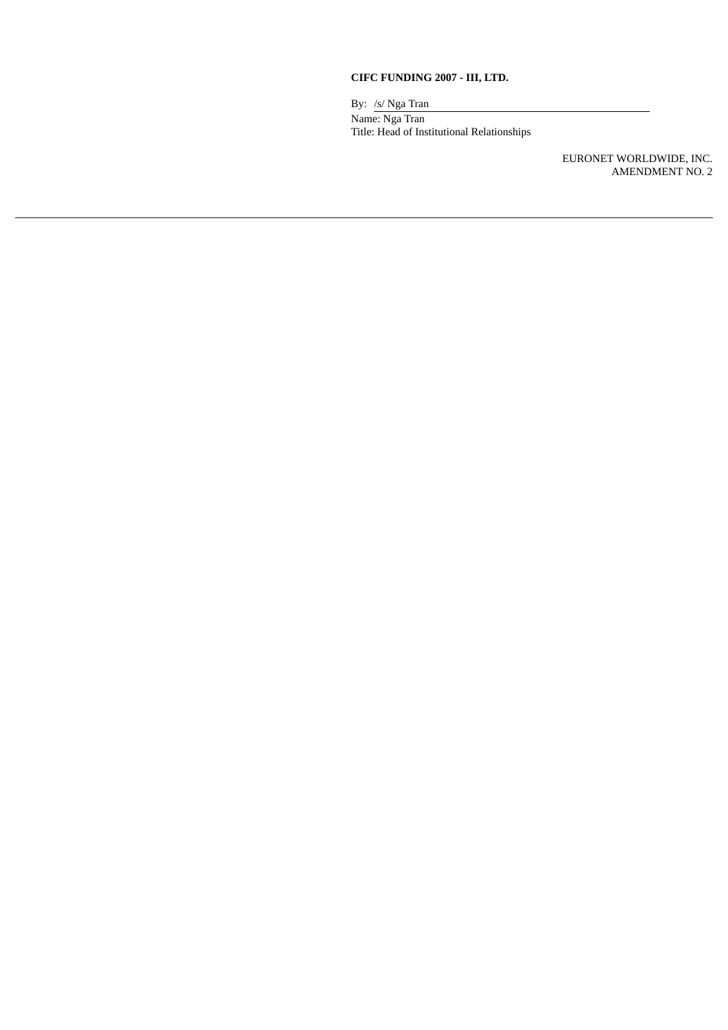**CIFC FUNDING 2007 - III, LTD.**

By: /s/ Nga Tran

Name: Nga Tran

Title: Head of Institutional Relationships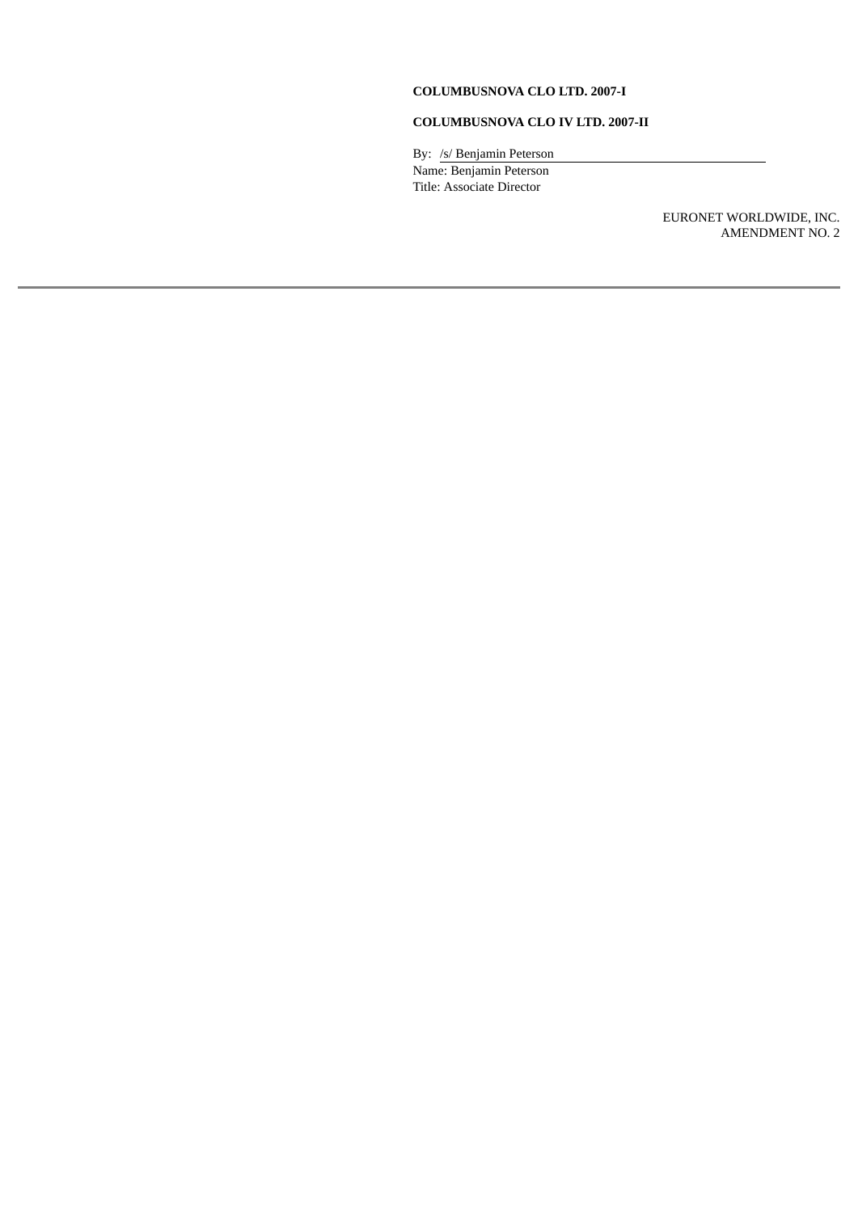**COLUMBUSNOVA CLO LTD. 2007-I**

**COLUMBUSNOVA CLO IV LTD. 2007-II**

By: /s/ Benjamin Peterson

Name: Benjamin Peterson

Title: Associate Director

EURONET WORLDWIDE, INC.
AMENDMENT NO. 2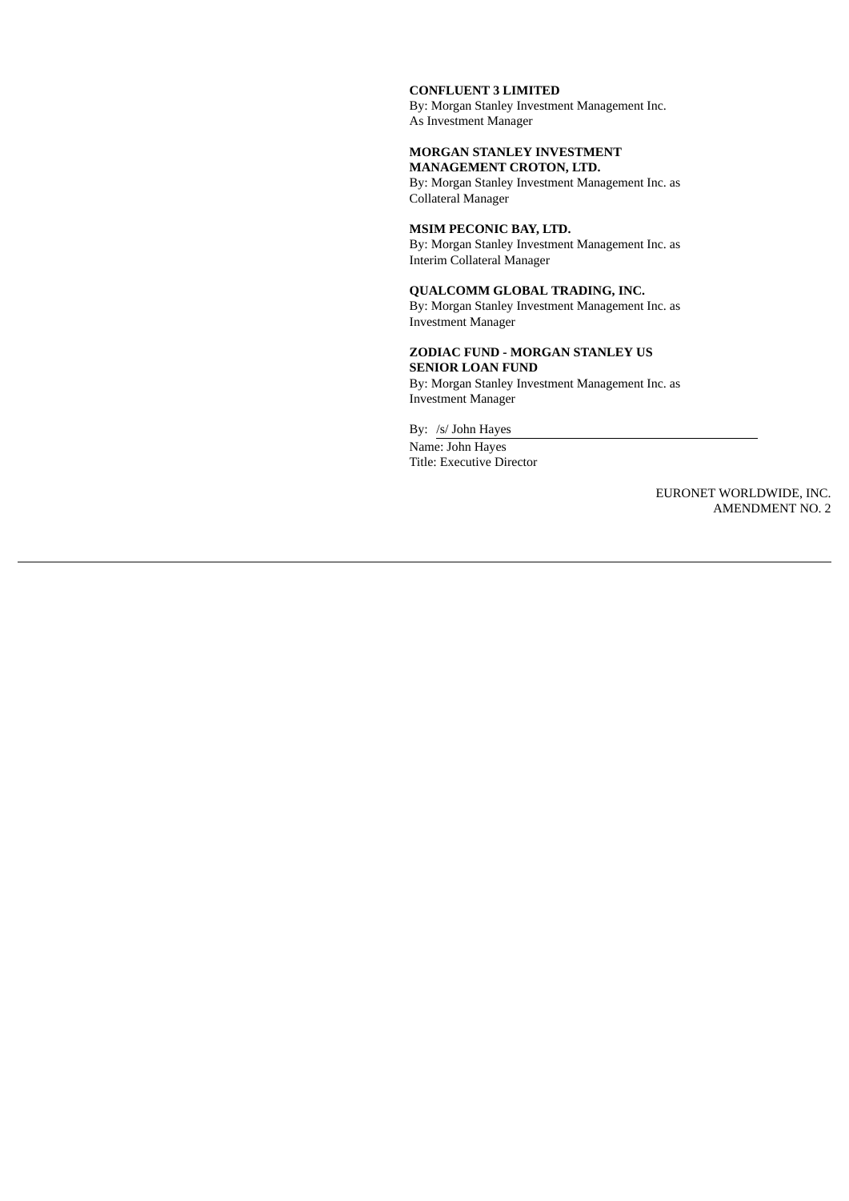**CONFLUENT 3 LIMITED**
By: Morgan Stanley Investment Management Inc.
As Investment Manager

**MORGAN STANLEY INVESTMENT MANAGEMENT CROTON, LTD.**
By: Morgan Stanley Investment Management Inc. as Collateral Manager

**MSIM PECONIC BAY, LTD.**
By: Morgan Stanley Investment Management Inc. as Interim Collateral Manager

**QUALCOMM GLOBAL TRADING, INC.**
By: Morgan Stanley Investment Management Inc. as Investment Manager

**ZODIAC FUND - MORGAN STANLEY US SENIOR LOAN FUND**
By: Morgan Stanley Investment Management Inc. as Investment Manager

By: /s/ John Hayes
Name: John Hayes
Title: Executive Director

EURONET WORLDWIDE, INC.
AMENDMENT NO. 2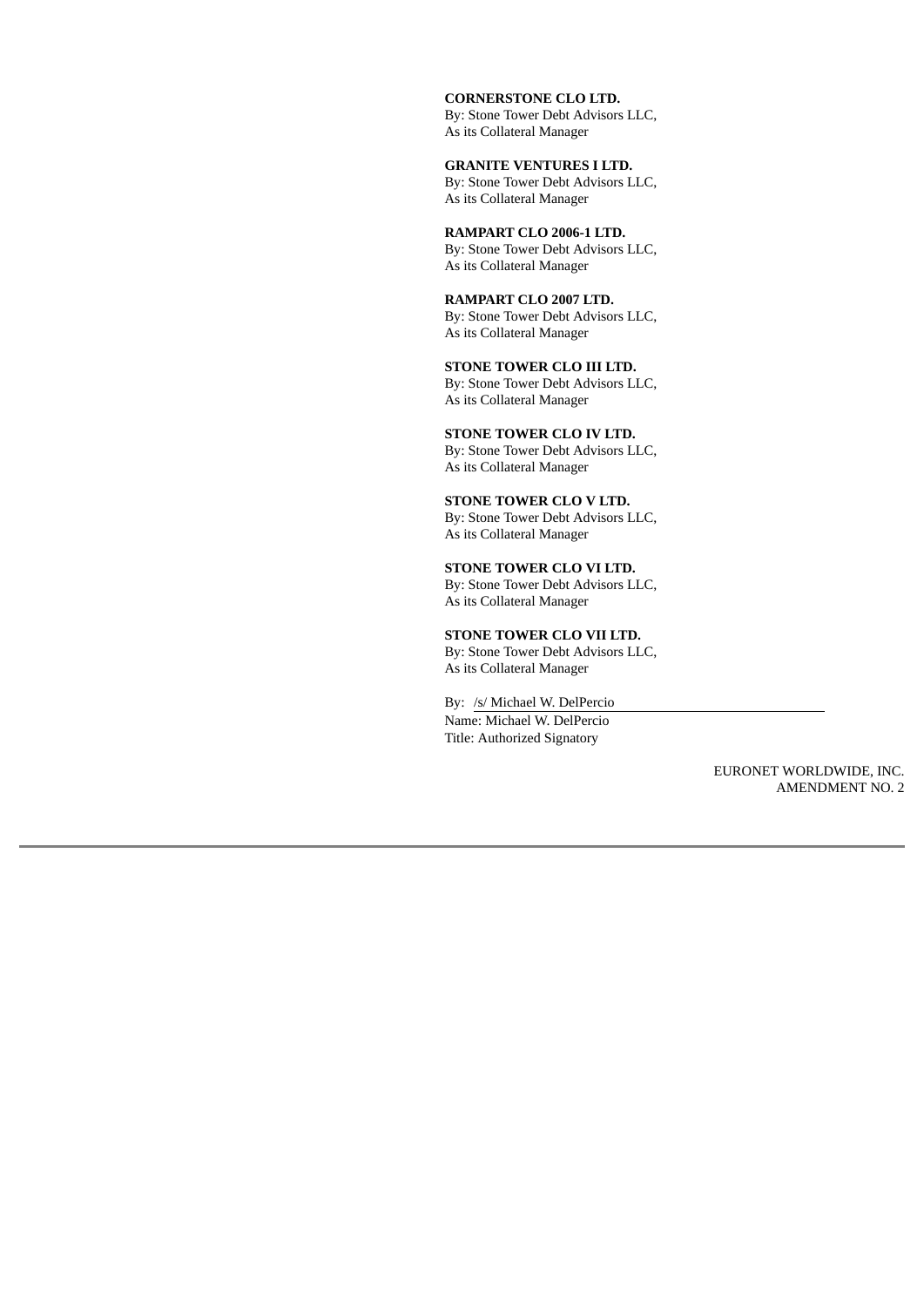**CORNERSTONE CLO LTD.**
By: Stone Tower Debt Advisors LLC,
As its Collateral Manager

**GRANITE VENTURES I LTD.**
By: Stone Tower Debt Advisors LLC,
As its Collateral Manager

**RAMPART CLO 2006-1 LTD.**
By: Stone Tower Debt Advisors LLC,
As its Collateral Manager

**RAMPART CLO 2007 LTD.**
By: Stone Tower Debt Advisors LLC,
As its Collateral Manager

**STONE TOWER CLO III LTD.**
By: Stone Tower Debt Advisors LLC,
As its Collateral Manager

**STONE TOWER CLO IV LTD.**
By: Stone Tower Debt Advisors LLC,
As its Collateral Manager

**STONE TOWER CLO V LTD.**
By: Stone Tower Debt Advisors LLC,
As its Collateral Manager

**STONE TOWER CLO VI LTD.**
By: Stone Tower Debt Advisors LLC,
As its Collateral Manager

**STONE TOWER CLO VII LTD.**
By: Stone Tower Debt Advisors LLC,
As its Collateral Manager

By: /s/ Michael W. DelPercio
Name: Michael W. DelPercio
Title: Authorized Signatory

EURONET WORLDWIDE, INC.
AMENDMENT NO. 2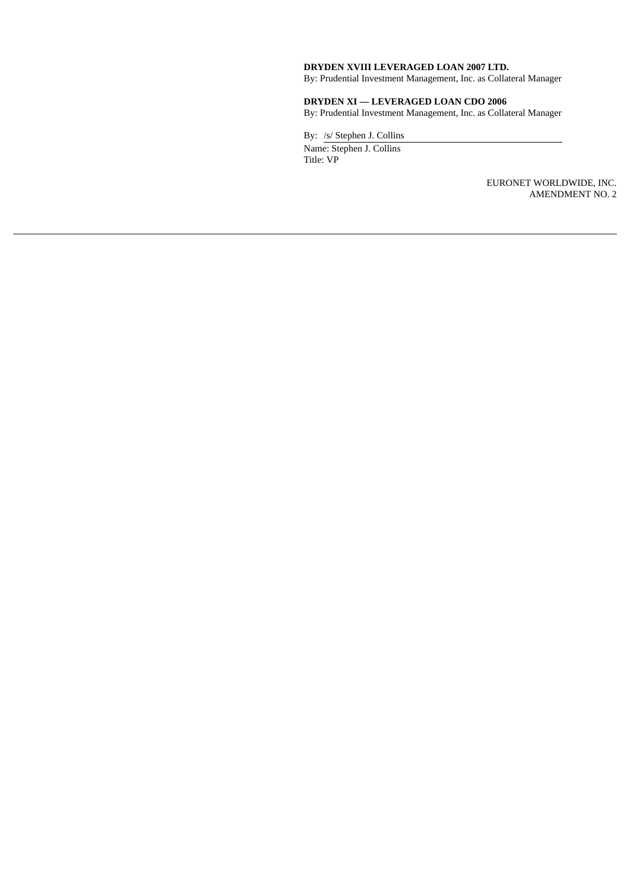**DRYDEN XVIII LEVERAGED LOAN 2007 LTD.**
By: Prudential Investment Management, Inc. as Collateral Manager

**DRYDEN XI — LEVERAGED LOAN CDO 2006**
By: Prudential Investment Management, Inc. as Collateral Manager

By: /s/ Stephen J. Collins
Name: Stephen J. Collins
Title: VP

EURONET WORLDWIDE, INC.
AMENDMENT NO. 2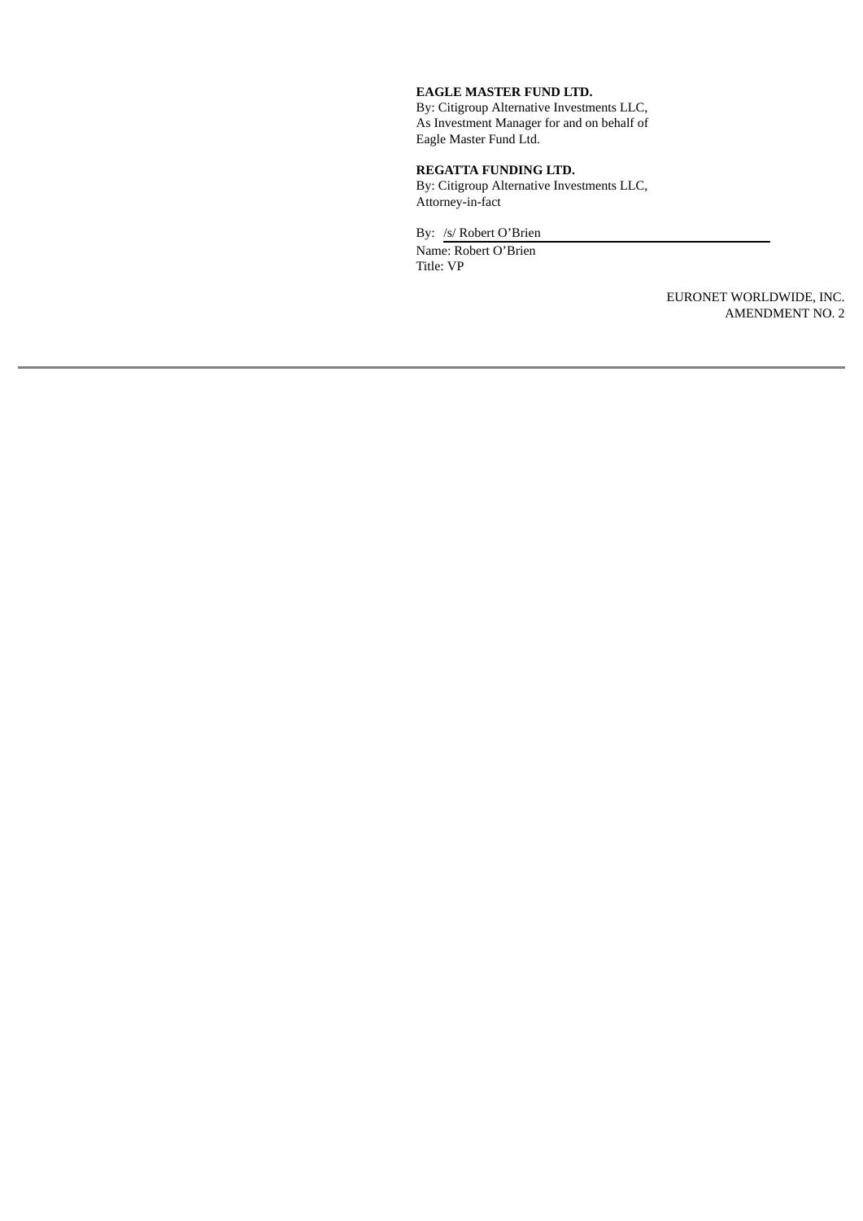**EAGLE MASTER FUND LTD.**
By: Citigroup Alternative Investments LLC,
As Investment Manager for and on behalf of
Eagle Master Fund Ltd.

**REGATTA FUNDING LTD.**
By: Citigroup Alternative Investments LLC,
Attorney-in-fact

By: /s/ Robert O’Brien
Name: Robert O’Brien
Title: VP

EURONET WORLDWIDE, INC.
AMENDMENT NO. 2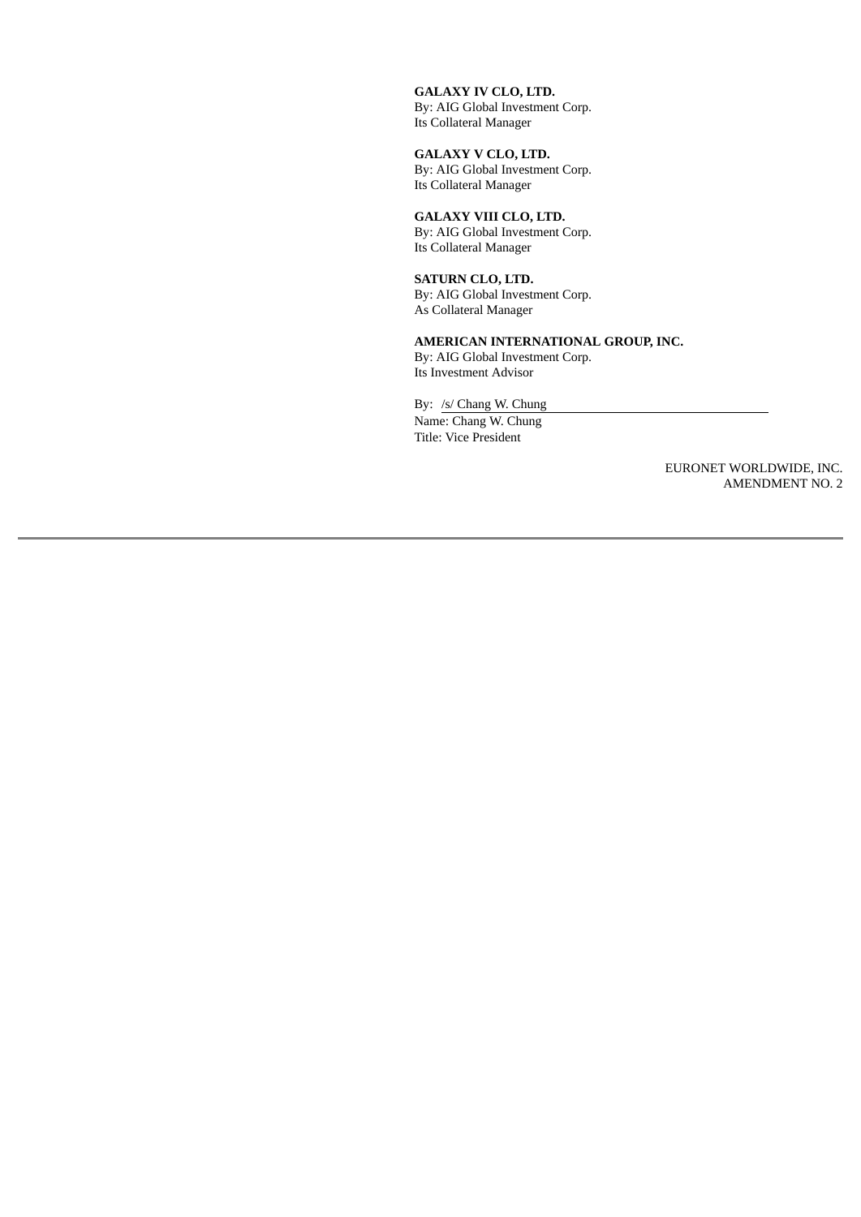**GALAXY IV CLO, LTD.**
By: AIG Global Investment Corp.
Its Collateral Manager

**GALAXY V CLO, LTD.**
By: AIG Global Investment Corp.
Its Collateral Manager

**GALAXY VIII CLO, LTD.**
By: AIG Global Investment Corp.
Its Collateral Manager

**SATURN CLO, LTD.**
By: AIG Global Investment Corp.
As Collateral Manager

**AMERICAN INTERNATIONAL GROUP, INC.**
By: AIG Global Investment Corp.
Its Investment Advisor

By: /s/ Chang W. Chung
Name: Chang W. Chung
Title: Vice President

EURONET WORLDWIDE, INC.
AMENDMENT NO. 2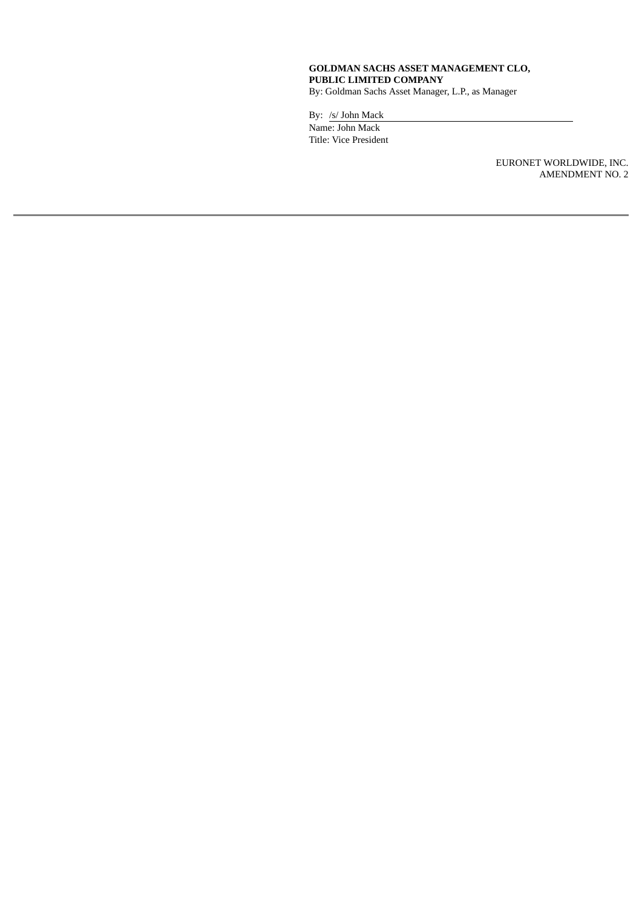**GOLDMAN SACHS ASSET MANAGEMENT CLO, PUBLIC LIMITED COMPANY**
By: Goldman Sachs Asset Manager, L.P., as Manager

By: /s/ John Mack
Name: John Mack
Title: Vice President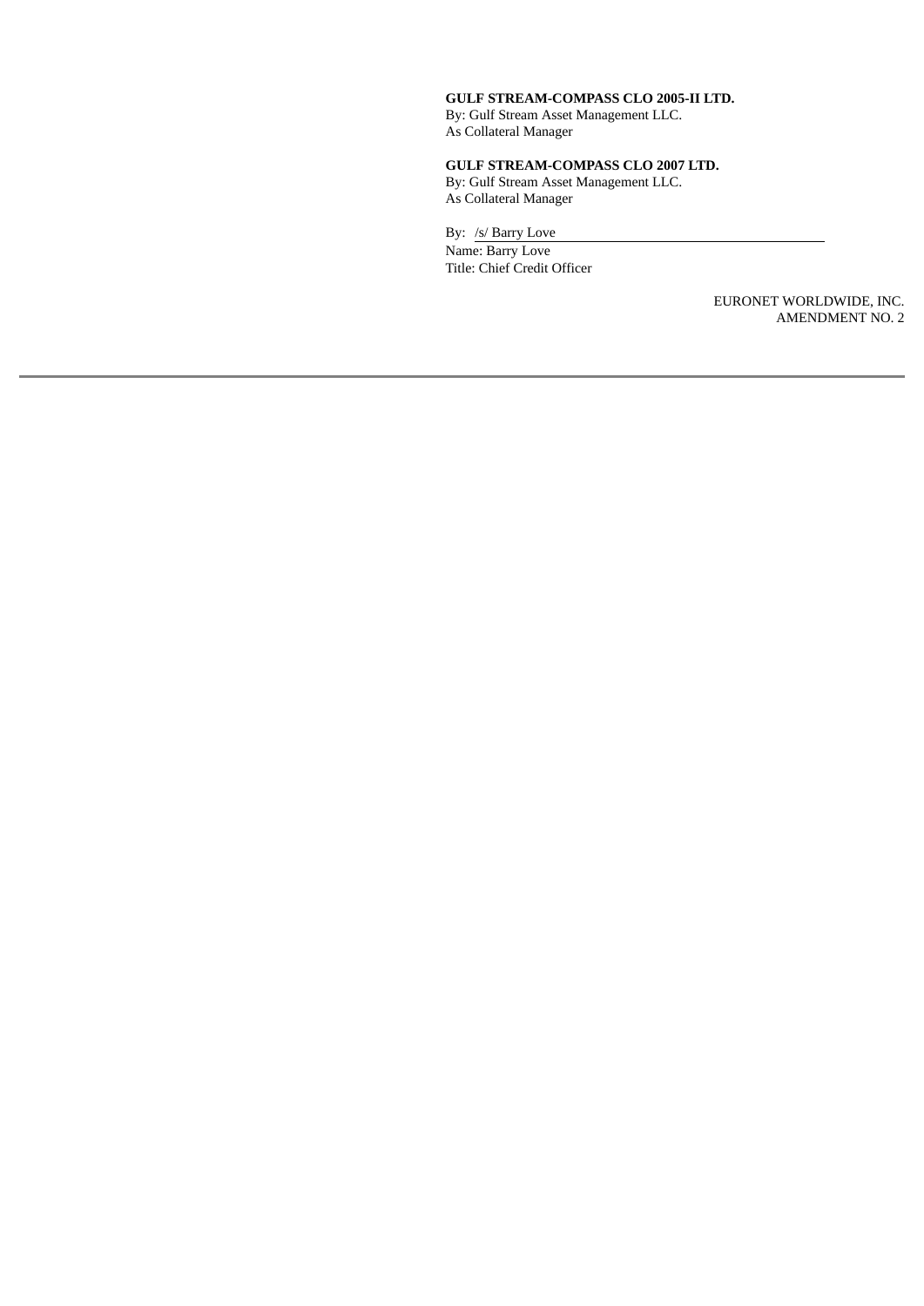**GULF STREAM-COMPASS CLO 2005-II LTD.**
By: Gulf Stream Asset Management LLC.
As Collateral Manager

**GULF STREAM-COMPASS CLO 2007 LTD.**
By: Gulf Stream Asset Management LLC.
As Collateral Manager

By: /s/ Barry Love
Name: Barry Love
Title: Chief Credit Officer

EURONET WORLDWIDE, INC.
AMENDMENT NO. 2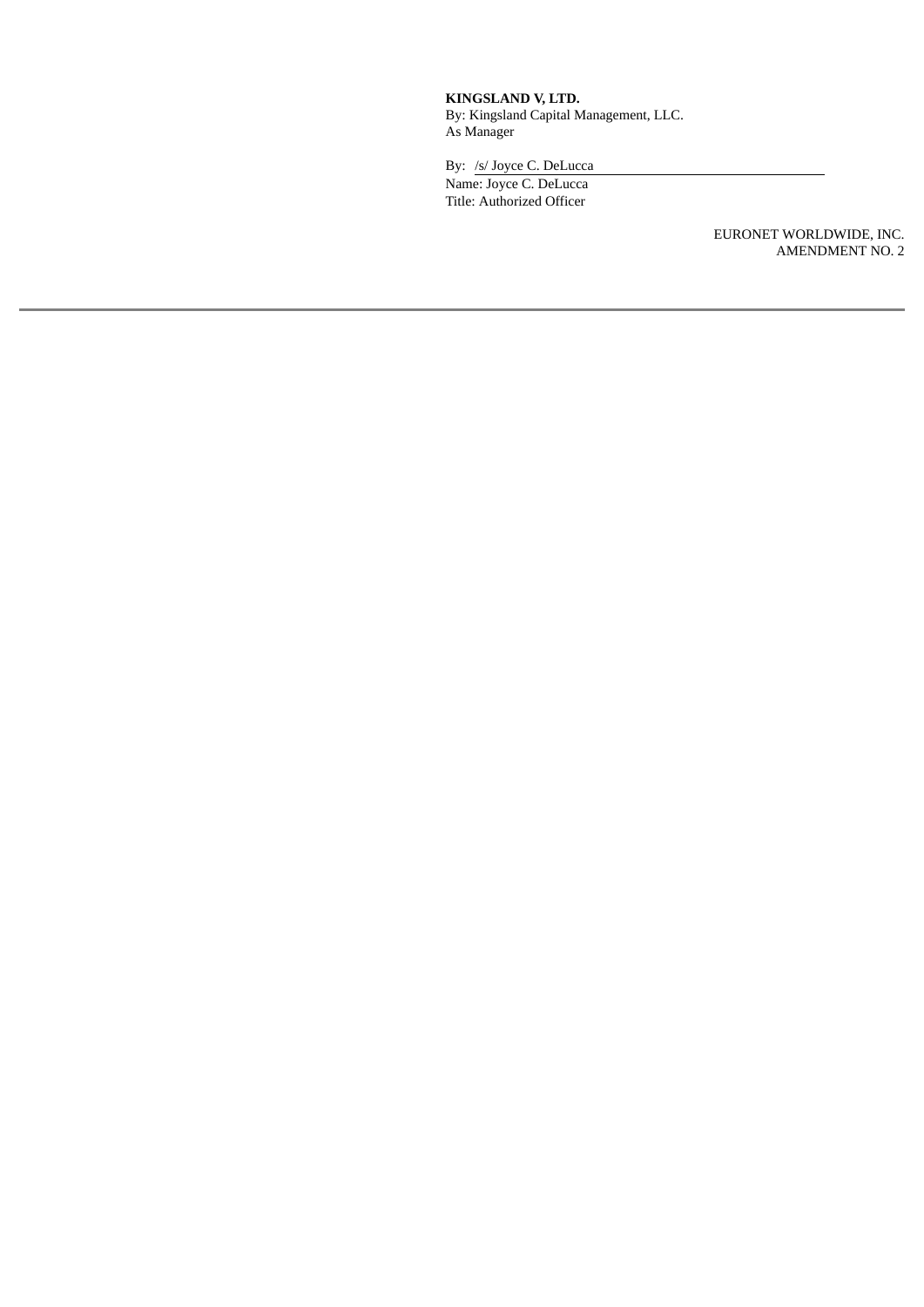**KINGSLAND V, LTD.**
By: Kingsland Capital Management, LLC.
As Manager

By: /s/ Joyce C. DeLucca
Name: Joyce C. DeLucca
Title: Authorized Officer

EURONET WORLDWIDE, INC.
AMENDMENT NO. 2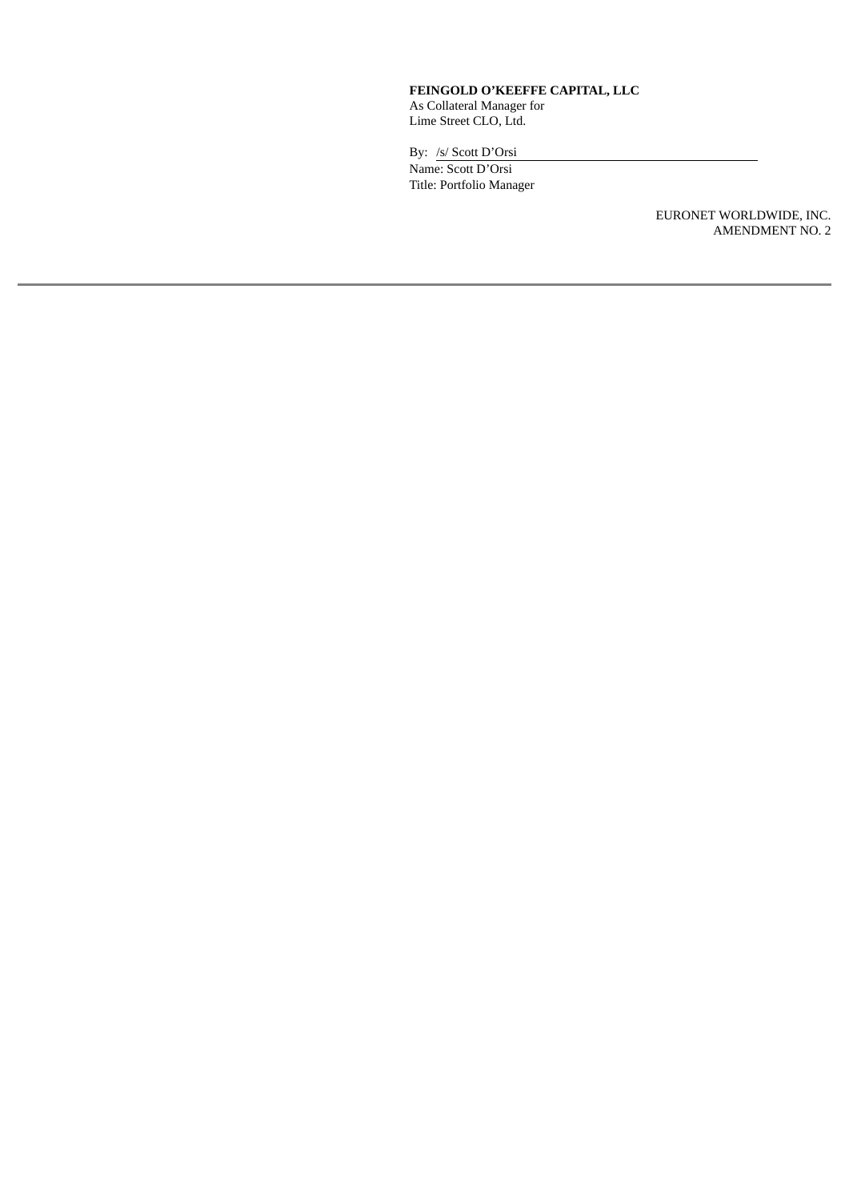**FEINGOLD O'KEEFFE CAPITAL, LLC**
As Collateral Manager for
Lime Street CLO, Ltd.

By: /s/ Scott D'Orsi
Name: Scott D'Orsi
Title: Portfolio Manager

EURONET WORLDWIDE, INC.
AMENDMENT NO. 2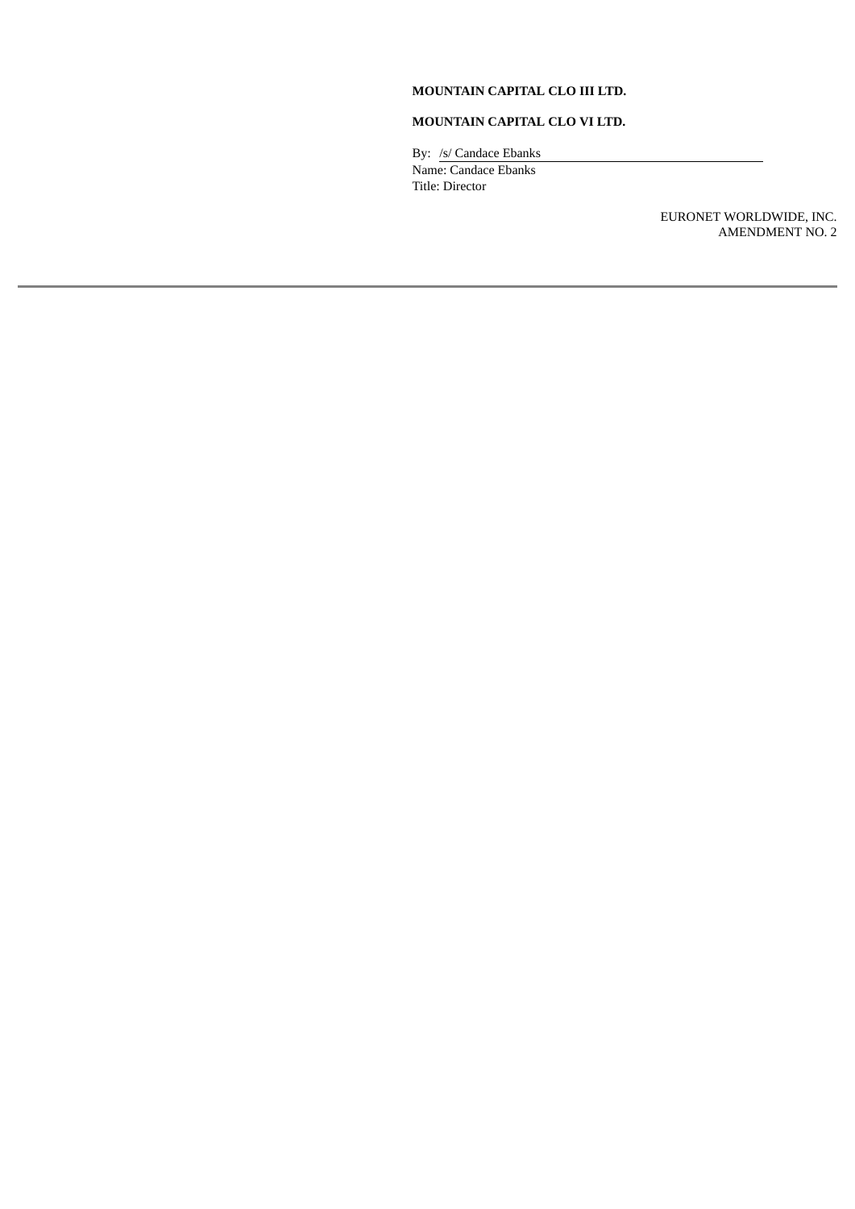**MOUNTAIN CAPITAL CLO III LTD.**

**MOUNTAIN CAPITAL CLO VI LTD.**

By: /s/ Candace Ebanks
Name: Candace Ebanks
Title: Director

EURONET WORLDWIDE, INC.
AMENDMENT NO. 2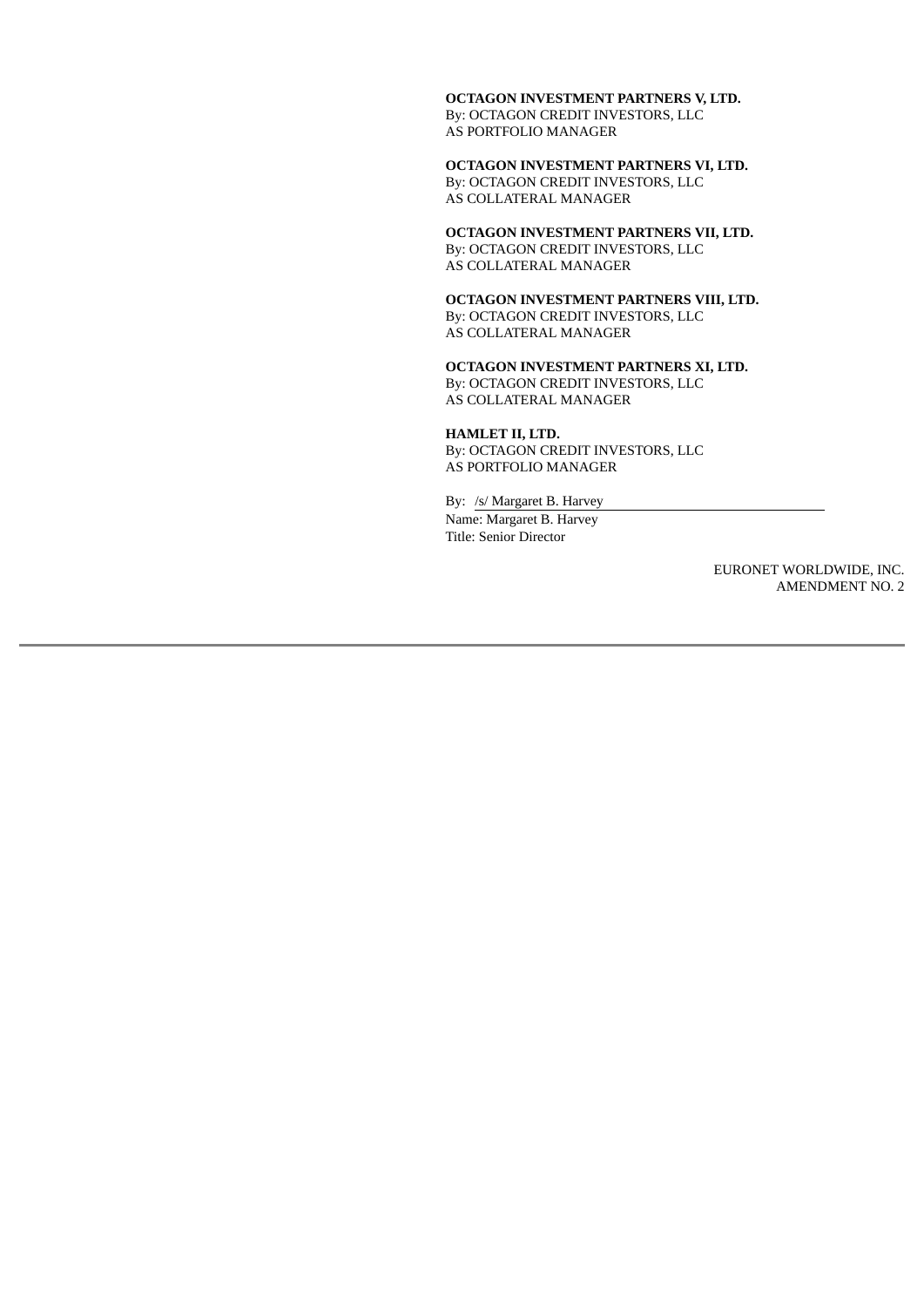**OCTAGON INVESTMENT PARTNERS V, LTD.**
By: OCTAGON CREDIT INVESTORS, LLC
AS PORTFOLIO MANAGER

**OCTAGON INVESTMENT PARTNERS VI, LTD.**
By: OCTAGON CREDIT INVESTORS, LLC
AS COLLATERAL MANAGER

**OCTAGON INVESTMENT PARTNERS VII, LTD.**
By: OCTAGON CREDIT INVESTORS, LLC
AS COLLATERAL MANAGER

**OCTAGON INVESTMENT PARTNERS VIII, LTD.**
By: OCTAGON CREDIT INVESTORS, LLC
AS COLLATERAL MANAGER

**OCTAGON INVESTMENT PARTNERS XI, LTD.**
By: OCTAGON CREDIT INVESTORS, LLC
AS COLLATERAL MANAGER

**HAMLET II, LTD.**
By: OCTAGON CREDIT INVESTORS, LLC
AS PORTFOLIO MANAGER

By: /s/ Margaret B. Harvey
Name: Margaret B. Harvey
Title: Senior Director

EURONET WORLDWIDE, INC.
AMENDMENT NO. 2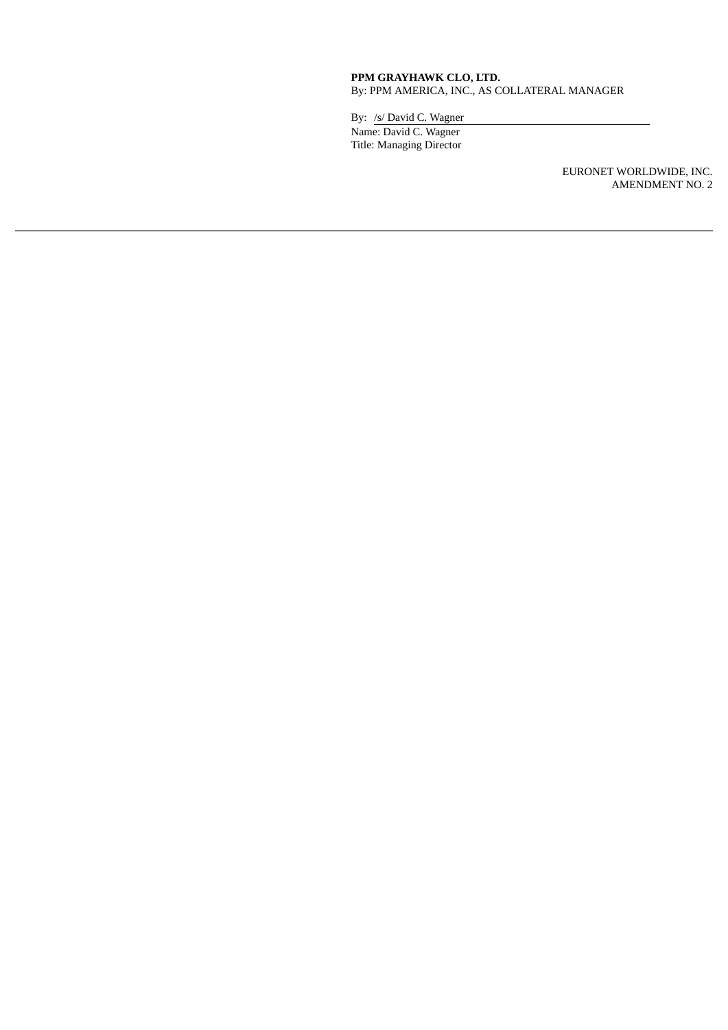**PPM GRAYHAWK CLO, LTD.**
By: PPM AMERICA, INC., AS COLLATERAL MANAGER

By: /s/ David C. Wagner
Name: David C. Wagner
Title: Managing Director

EURONET WORLDWIDE, INC.
AMENDMENT NO. 2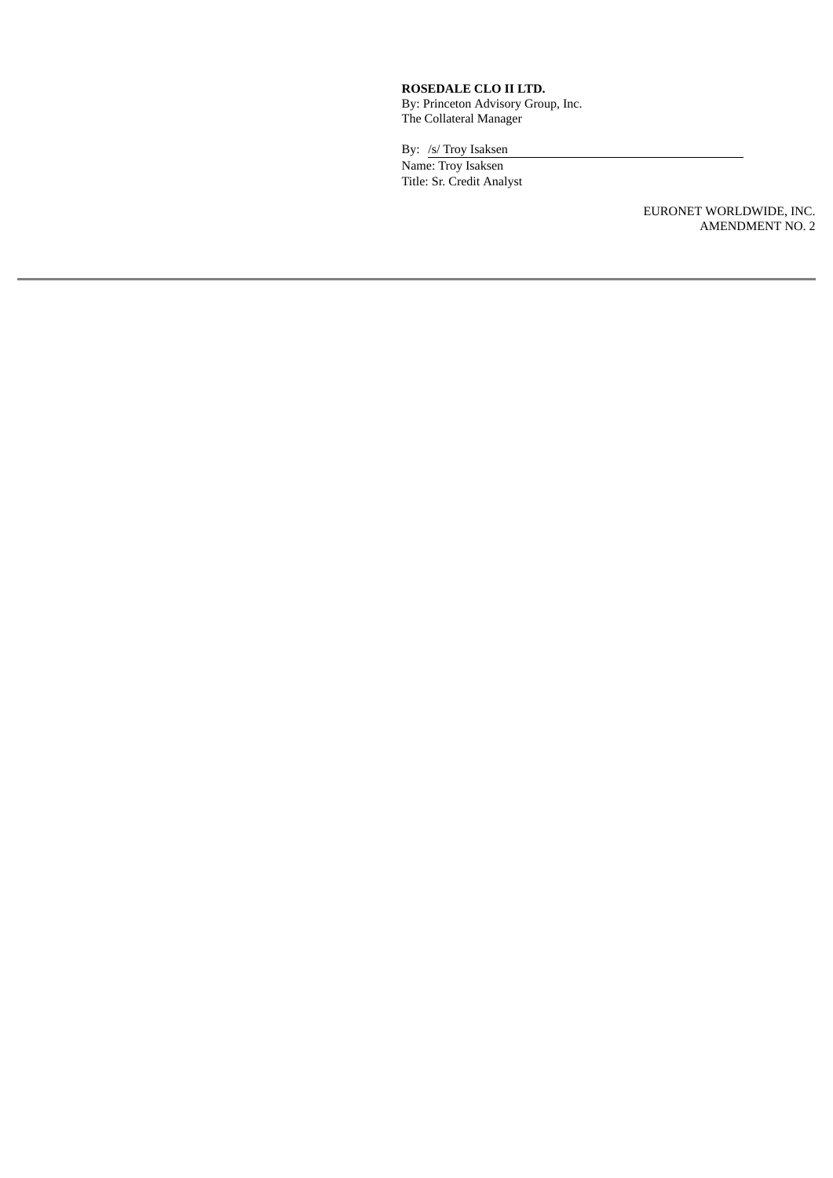**ROSEDALE CLO II LTD.**
By: Princeton Advisory Group, Inc.
The Collateral Manager

By: /s/ Troy Isaksen
Name: Troy Isaksen
Title: Sr. Credit Analyst

EURONET WORLDWIDE, INC.
AMENDMENT NO. 2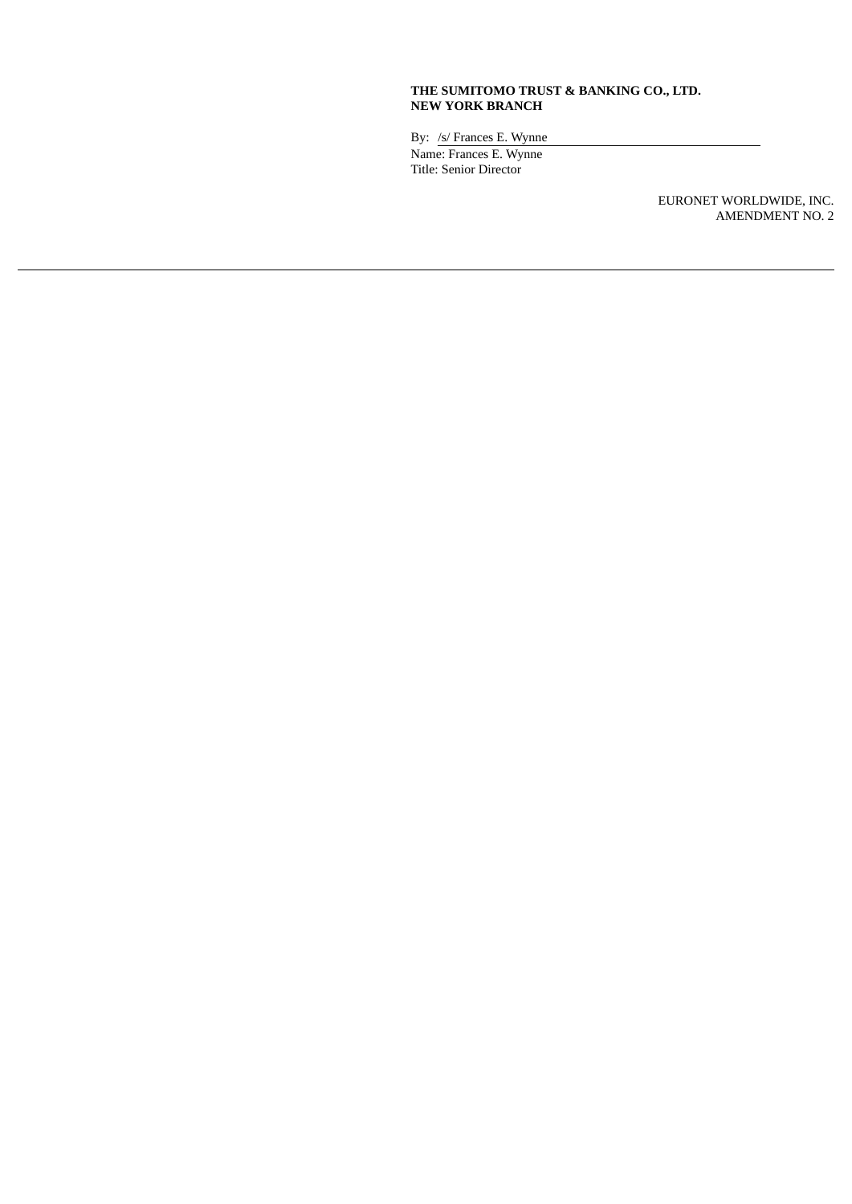**THE SUMITOMO TRUST & BANKING CO., LTD.**
**NEW YORK BRANCH**

By: /s/ Frances E. Wynne
Name: Frances E. Wynne
Title: Senior Director

EURONET WORLDWIDE, INC.
AMENDMENT NO. 2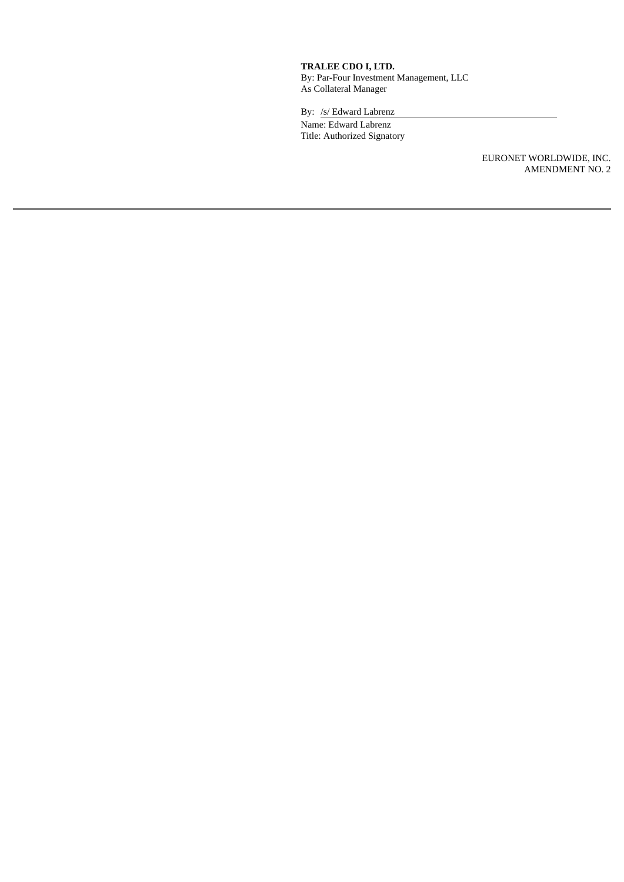**TRALEE CDO I, LTD.**
By: Par-Four Investment Management, LLC
As Collateral Manager

By: /s/ Edward Labrenz
Name: Edward Labrenz
Title: Authorized Signatory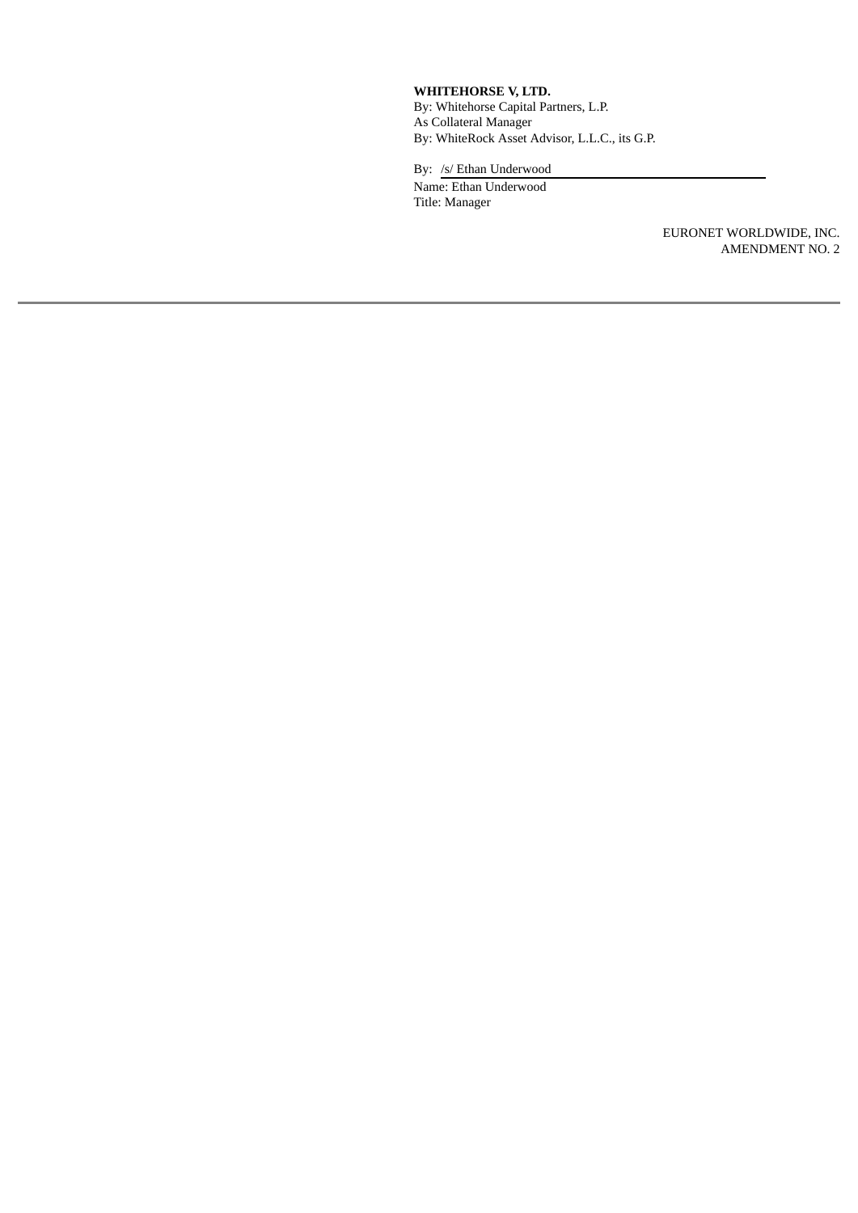**WHITEHORSE V, LTD.**
By: Whitehorse Capital Partners, L.P.
As Collateral Manager
By: WhiteRock Asset Advisor, L.L.C., its G.P.

By: /s/ Ethan Underwood
Name: Ethan Underwood
Title: Manager

EURONET WORLDWIDE, INC.
AMENDMENT NO. 2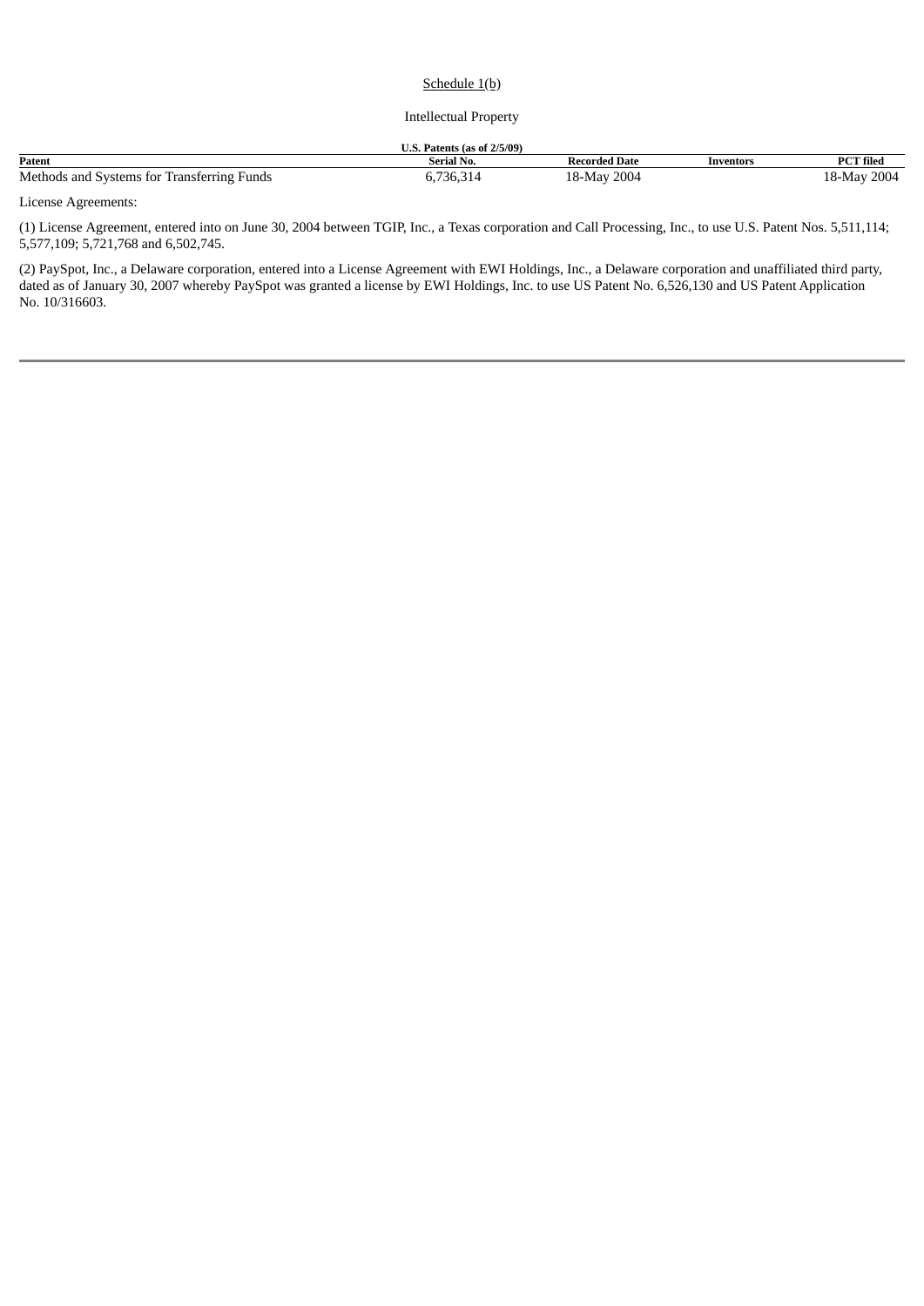Schedule 1(b)

Intellectual Property

U.S. Patents (as of 2/5/09)

| Patent | Serial No. | Recorded Date | Inventors | PCT filed |
|---|---|---|---|---|
| Methods and Systems for Transferring Funds | 6,736,314 | 18-May 2004 | | 18-May 2004 |

License Agreements:

(1) License Agreement, entered into on June 30, 2004 between TGIP, Inc., a Texas corporation and Call Processing, Inc., to use U.S. Patent Nos. 5,511,114; 5,577,109; 5,721,768 and 6,502,745.

(2) PaySpot, Inc., a Delaware corporation, entered into a License Agreement with EWI Holdings, Inc., a Delaware corporation and unaffiliated third party, dated as of January 30, 2007 whereby PaySpot was granted a license by EWI Holdings, Inc. to use US Patent No. 6,526,130 and US Patent Application No. 10/316603.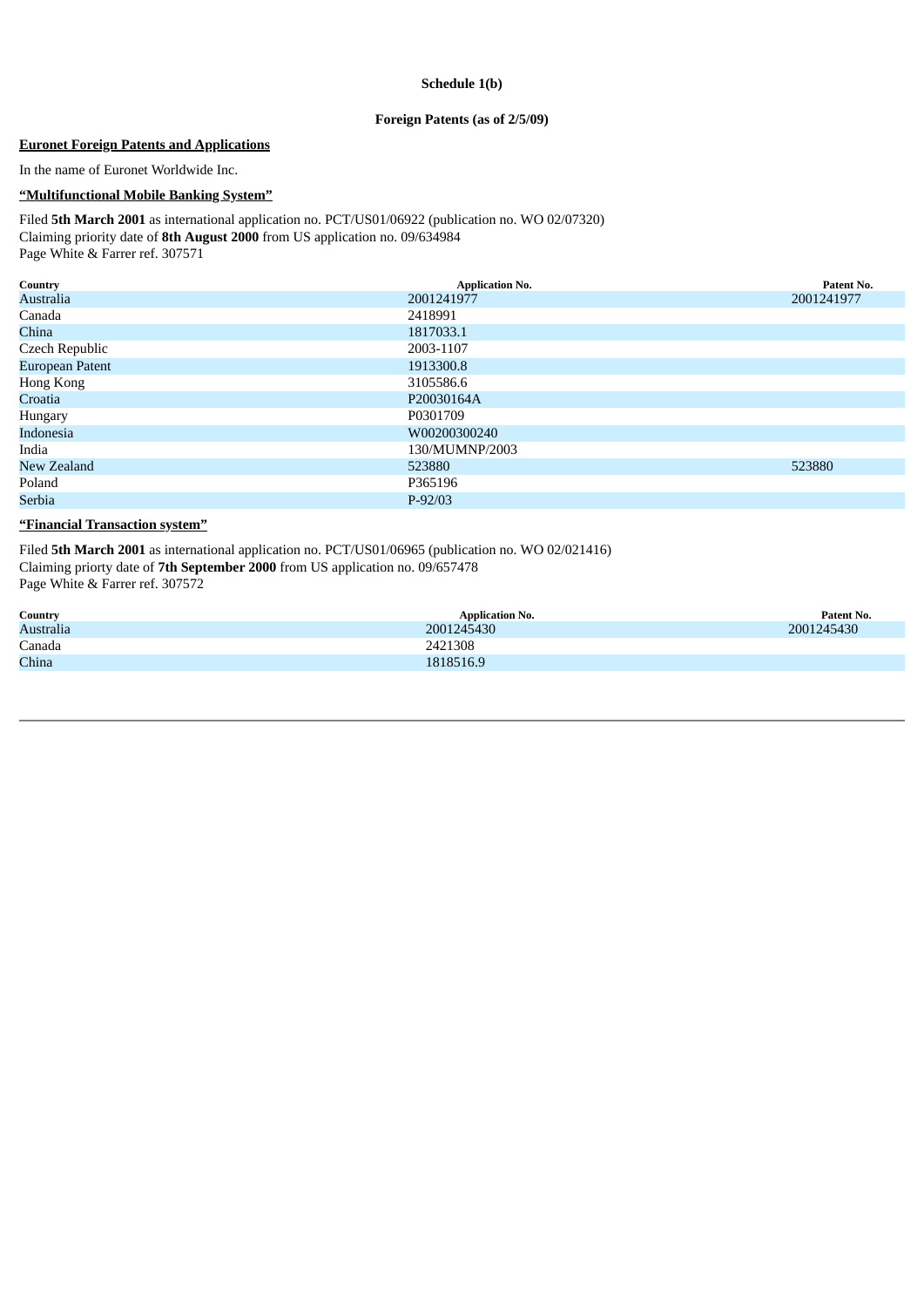**Schedule 1(b)**

**Foreign Patents (as of 2/5/09)**

**Euronet Foreign Patents and Applications**

In the name of Euronet Worldwide Inc.

**"Multifunctional Mobile Banking System"**

Filed **5th March 2001** as international application no. PCT/US01/06922 (publication no. WO 02/07320)
Claiming priority date of **8th August 2000** from US application no. 09/634984
Page White & Farrer ref. 307571

| Country | Application No. | Patent No. |
|---|---|---|
| Australia | 2001241977 | 2001241977 |
| Canada | 2418991 | |
| China | 1817033.1 | |
| Czech Republic | 2003-1107 | |
| European Patent | 1913300.8 | |
| Hong Kong | 3105586.6 | |
| Croatia | P20030164A | |
| Hungary | P0301709 | |
| Indonesia | W00200300240 | |
| India | 130/MUMNP/2003 | |
| New Zealand | 523880 | 523880 |
| Poland | P365196 | |
| Serbia | P-92/03 | |

**"Financial Transaction system"**

Filed **5th March 2001** as international application no. PCT/US01/06965 (publication no. WO 02/021416)
Claiming priorty date of **7th September 2000** from US application no. 09/657478
Page White & Farrer ref. 307572

| Country | Application No. | Patent No. |
|---|---|---|
| Australia | 2001245430 | 2001245430 |
| Canada | 2421308 | |
| China | 1818516.9 | |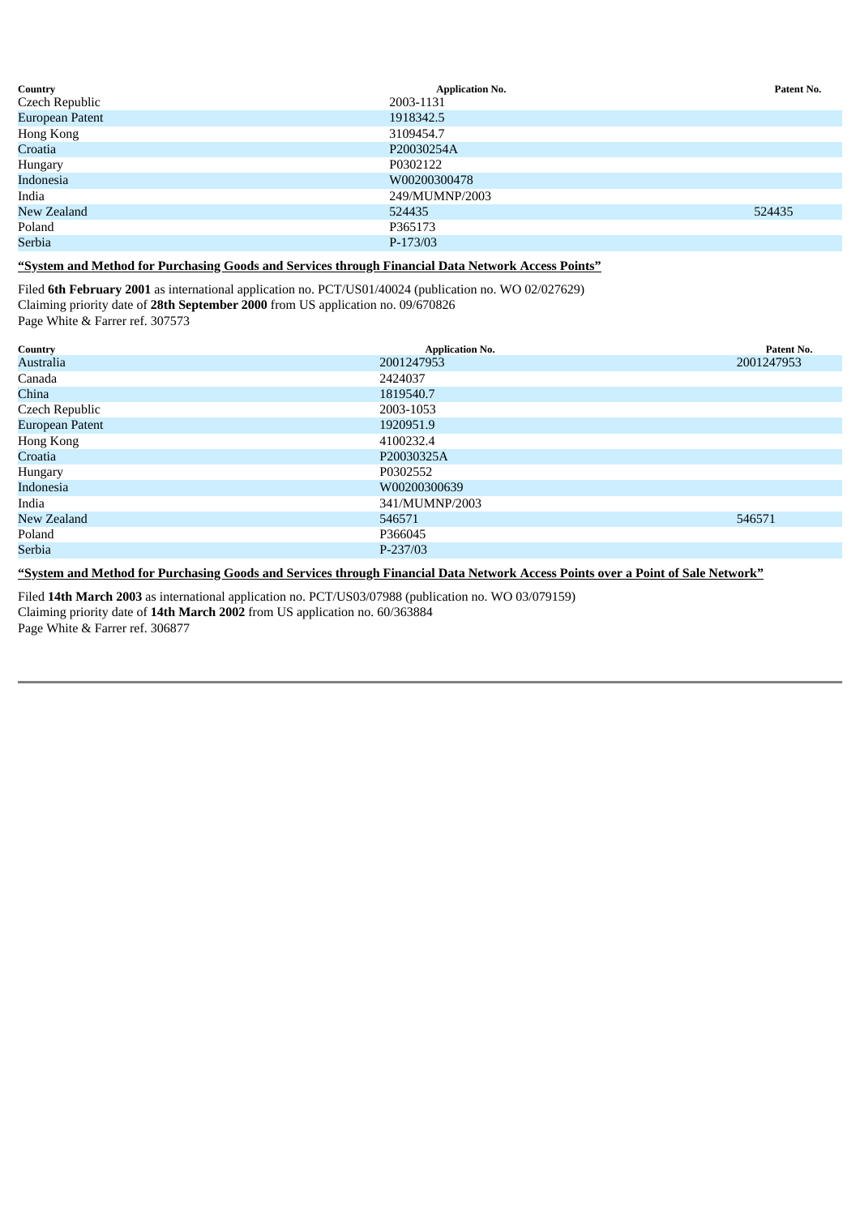| Country | Application No. | Patent No. |
|---|---|---|
| Czech Republic | 2003-1131 | |
| European Patent | 1918342.5 | |
| Hong Kong | 3109454.7 | |
| Croatia | P20030254A | |
| Hungary | P0302122 | |
| Indonesia | W00200300478 | |
| India | 249/MUMNP/2003 | |
| New Zealand | 524435 | 524435 |
| Poland | P365173 | |
| Serbia | P-173/03 | |

**“System and Method for Purchasing Goods and Services through Financial Data Network Access Points”**

Filed **6th February 2001** as international application no. PCT/US01/40024 (publication no. WO 02/027629)
Claiming priority date of **28th September 2000** from US application no. 09/670826
Page White & Farrer ref. 307573

| Country | Application No. | Patent No. |
|---|---|---|
| Australia | 2001247953 | 2001247953 |
| Canada | 2424037 | |
| China | 1819540.7 | |
| Czech Republic | 2003-1053 | |
| European Patent | 1920951.9 | |
| Hong Kong | 4100232.4 | |
| Croatia | P20030325A | |
| Hungary | P0302552 | |
| Indonesia | W00200300639 | |
| India | 341/MUMNP/2003 | |
| New Zealand | 546571 | 546571 |
| Poland | P366045 | |
| Serbia | P-237/03 | |

**“System and Method for Purchasing Goods and Services through Financial Data Network Access Points over a Point of Sale Network”**

Filed **14th March 2003** as international application no. PCT/US03/07988 (publication no. WO 03/079159)
Claiming priority date of **14th March 2002** from US application no. 60/363884
Page White & Farrer ref. 306877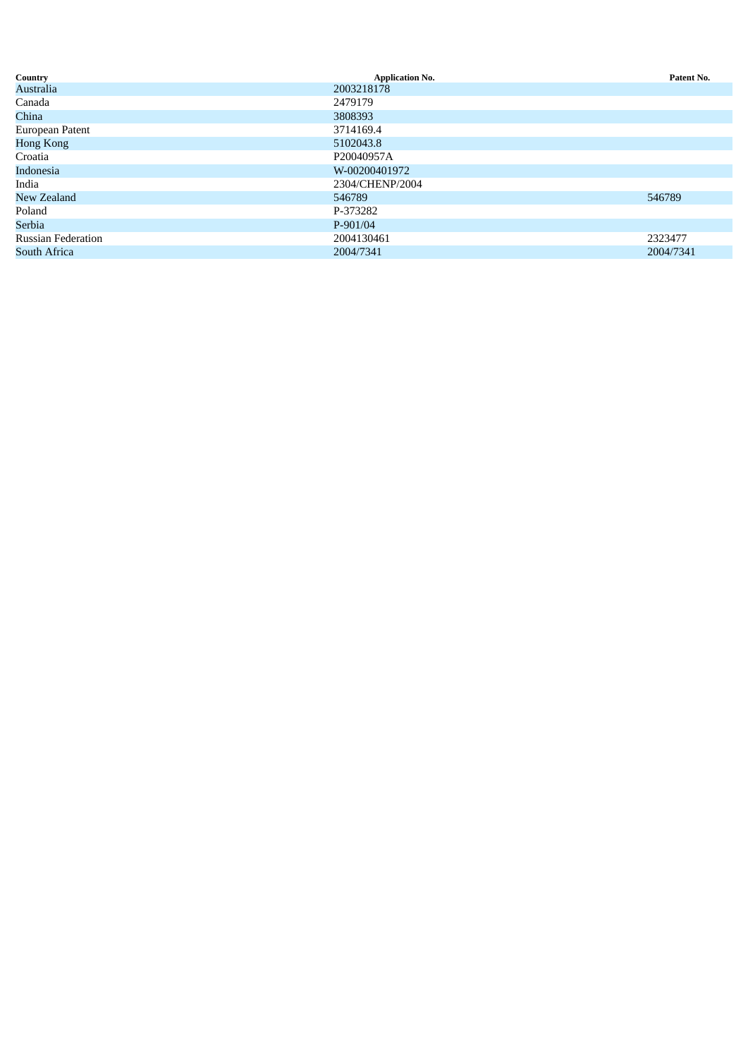| Country | Application No. | Patent No. |
| --- | --- | --- |
| Australia | 2003218178 | |
| Canada | 2479179 | |
| China | 3808393 | |
| European Patent | 3714169.4 | |
| Hong Kong | 5102043.8 | |
| Croatia | P20040957A | |
| Indonesia | W-00200401972 | |
| India | 2304/CHENP/2004 | |
| New Zealand | 546789 | 546789 |
| Poland | P-373282 | |
| Serbia | P-901/04 | |
| Russian Federation | 2004130461 | 2323477 |
| South Africa | 2004/7341 | 2004/7341 |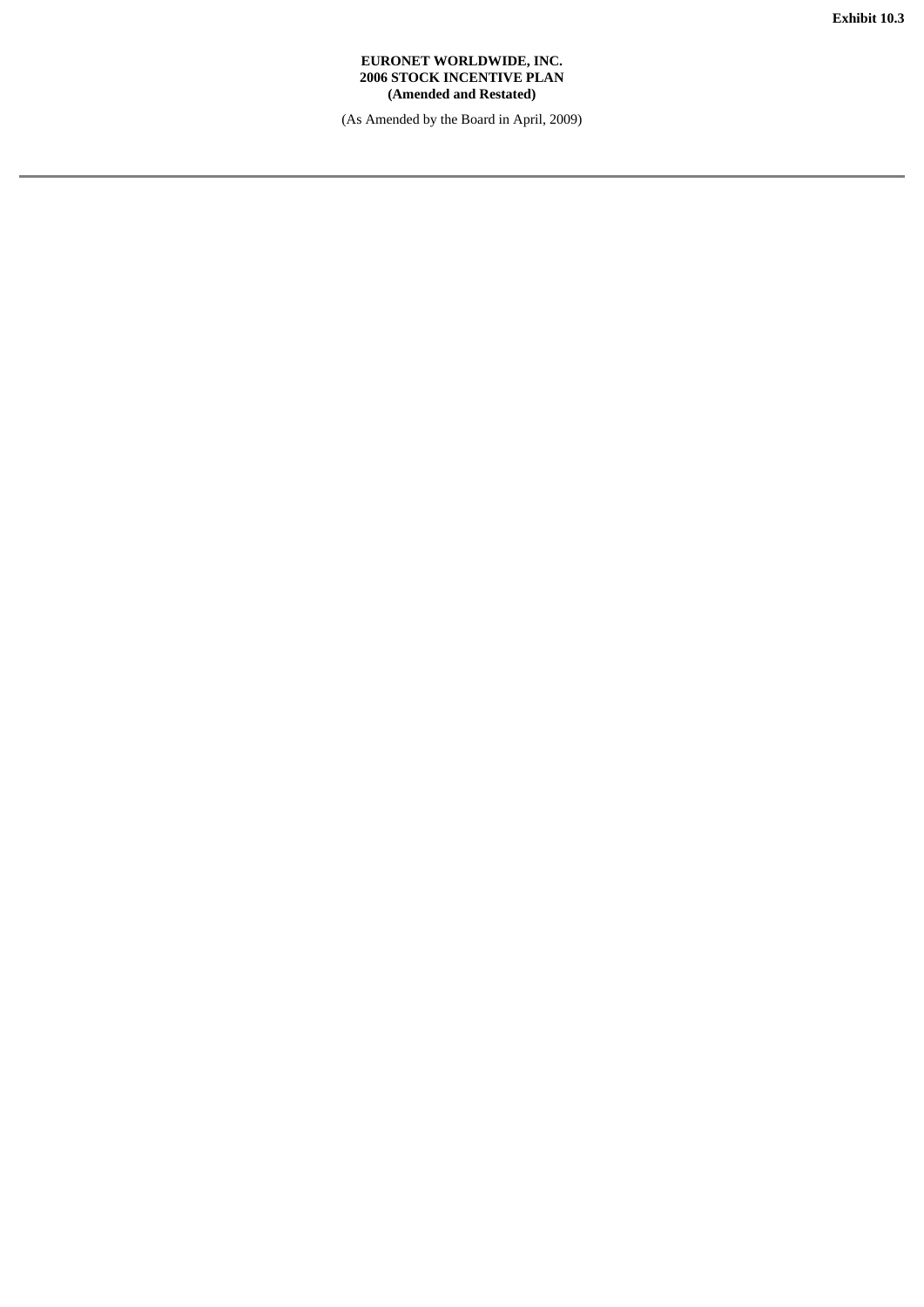**Exhibit 10.3**

# EURONET WORLDWIDE, INC.
# 2006 STOCK INCENTIVE PLAN
# (Amended and Restated)

(As Amended by the Board in April, 2009)

---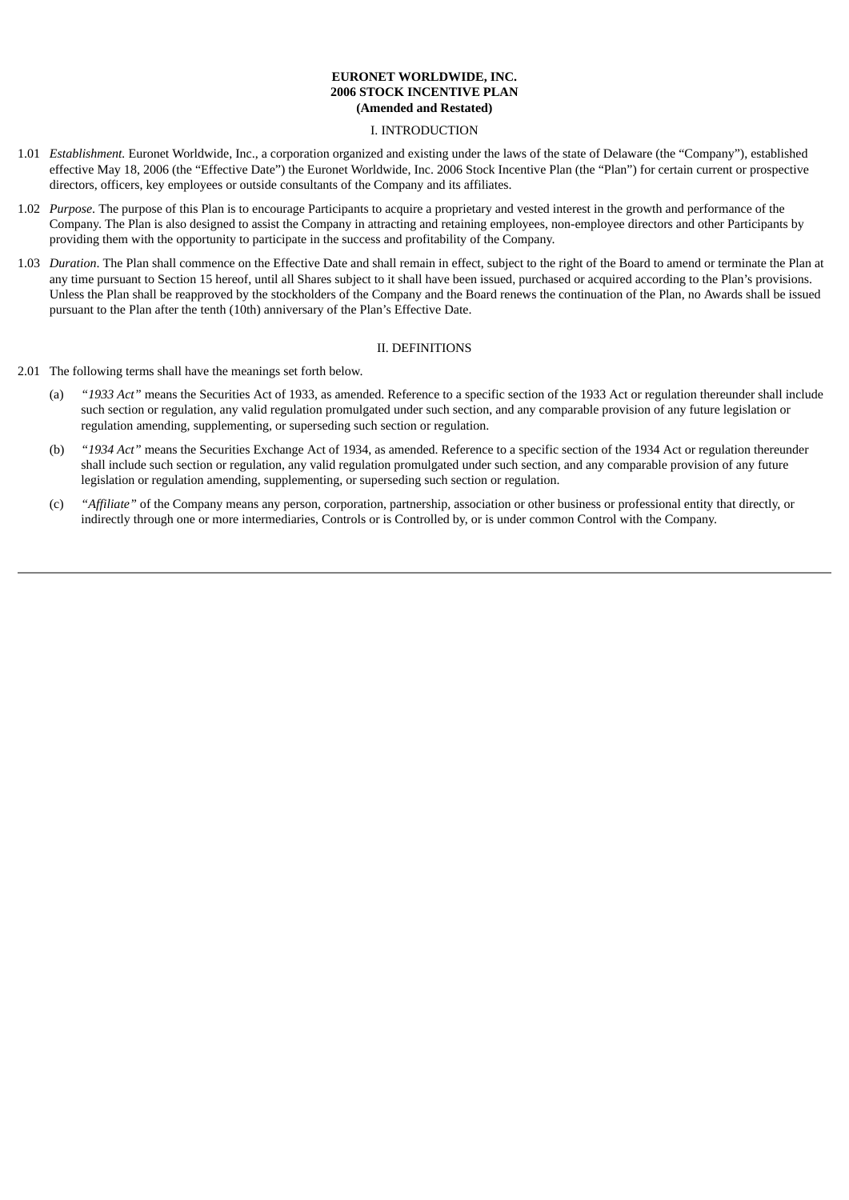**EURONET WORLDWIDE, INC.**
**2006 STOCK INCENTIVE PLAN**
**(Amended and Restated)**

I. INTRODUCTION

1.01 *Establishment.* Euronet Worldwide, Inc., a corporation organized and existing under the laws of the state of Delaware (the "Company"), established effective May 18, 2006 (the "Effective Date") the Euronet Worldwide, Inc. 2006 Stock Incentive Plan (the "Plan") for certain current or prospective directors, officers, key employees or outside consultants of the Company and its affiliates.

1.02 *Purpose.* The purpose of this Plan is to encourage Participants to acquire a proprietary and vested interest in the growth and performance of the Company. The Plan is also designed to assist the Company in attracting and retaining employees, non-employee directors and other Participants by providing them with the opportunity to participate in the success and profitability of the Company.

1.03 *Duration*. The Plan shall commence on the Effective Date and shall remain in effect, subject to the right of the Board to amend or terminate the Plan at any time pursuant to Section 15 hereof, until all Shares subject to it shall have been issued, purchased or acquired according to the Plan's provisions. Unless the Plan shall be reapproved by the stockholders of the Company and the Board renews the continuation of the Plan, no Awards shall be issued pursuant to the Plan after the tenth (10th) anniversary of the Plan's Effective Date.

II. DEFINITIONS

2.01 The following terms shall have the meanings set forth below.

(a) *"1933 Act"* means the Securities Act of 1933, as amended. Reference to a specific section of the 1933 Act or regulation thereunder shall include such section or regulation, any valid regulation promulgated under such section, and any comparable provision of any future legislation or regulation amending, supplementing, or superseding such section or regulation.

(b) *"1934 Act"* means the Securities Exchange Act of 1934, as amended. Reference to a specific section of the 1934 Act or regulation thereunder shall include such section or regulation, any valid regulation promulgated under such section, and any comparable provision of any future legislation or regulation amending, supplementing, or superseding such section or regulation.

(c) *"Affiliate"* of the Company means any person, corporation, partnership, association or other business or professional entity that directly, or indirectly through one or more intermediaries, Controls or is Controlled by, or is under common Control with the Company.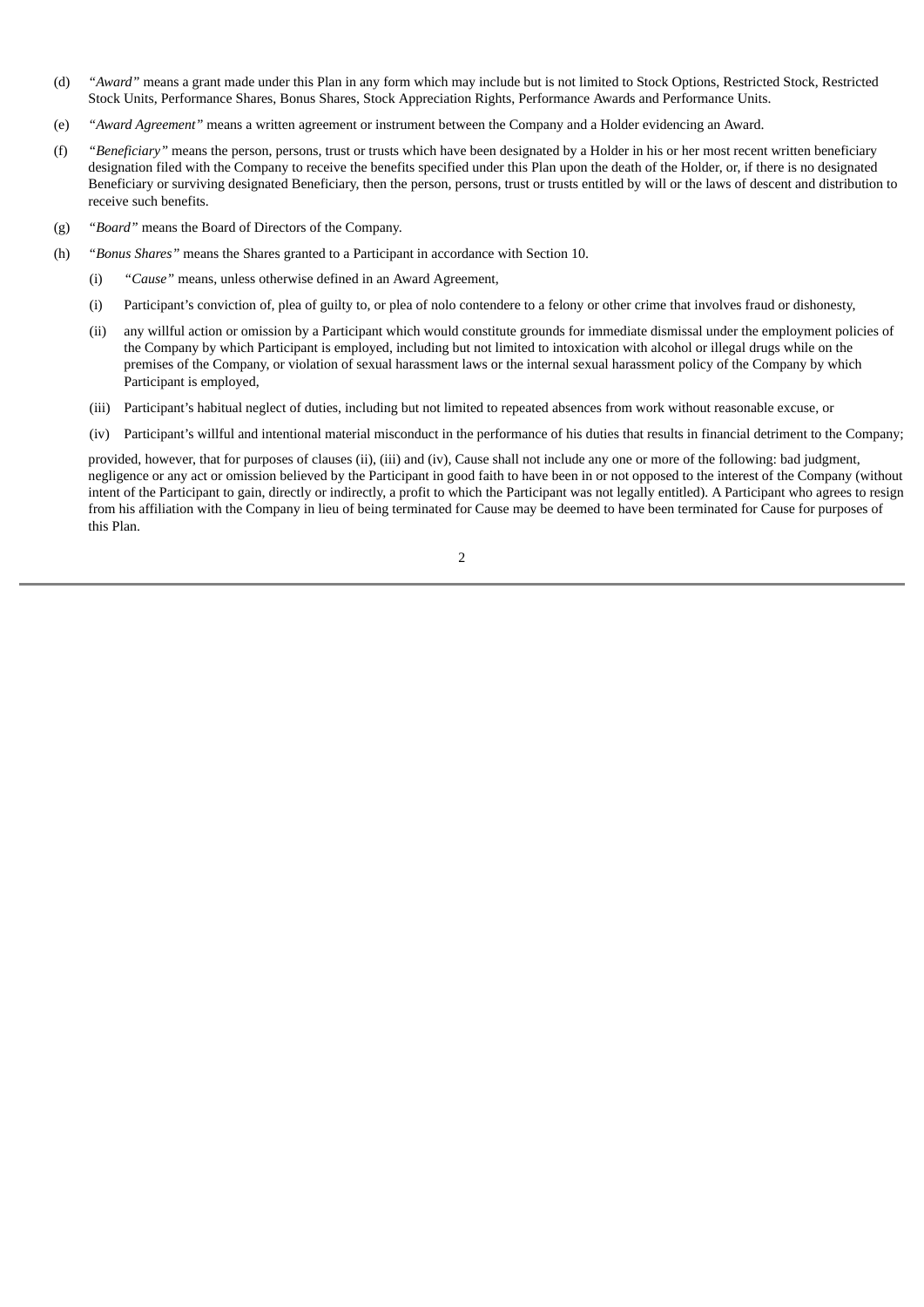(d) *"Award"* means a grant made under this Plan in any form which may include but is not limited to Stock Options, Restricted Stock, Restricted Stock Units, Performance Shares, Bonus Shares, Stock Appreciation Rights, Performance Awards and Performance Units.

(e) *"Award Agreement"* means a written agreement or instrument between the Company and a Holder evidencing an Award.

(f) *"Beneficiary"* means the person, persons, trust or trusts which have been designated by a Holder in his or her most recent written beneficiary designation filed with the Company to receive the benefits specified under this Plan upon the death of the Holder, or, if there is no designated Beneficiary or surviving designated Beneficiary, then the person, persons, trust or trusts entitled by will or the laws of descent and distribution to receive such benefits.

(g) *"Board"* means the Board of Directors of the Company.

(h) *"Bonus Shares"* means the Shares granted to a Participant in accordance with Section 10.

(i) *"Cause"* means, unless otherwise defined in an Award Agreement,

(i) Participant's conviction of, plea of guilty to, or plea of nolo contendere to a felony or other crime that involves fraud or dishonesty,

(ii) any willful action or omission by a Participant which would constitute grounds for immediate dismissal under the employment policies of the Company by which Participant is employed, including but not limited to intoxication with alcohol or illegal drugs while on the premises of the Company, or violation of sexual harassment laws or the internal sexual harassment policy of the Company by which Participant is employed,

(iii) Participant's habitual neglect of duties, including but not limited to repeated absences from work without reasonable excuse, or

(iv) Participant's willful and intentional material misconduct in the performance of his duties that results in financial detriment to the Company;

provided, however, that for purposes of clauses (ii), (iii) and (iv), Cause shall not include any one or more of the following: bad judgment, negligence or any act or omission believed by the Participant in good faith to have been in or not opposed to the interest of the Company (without intent of the Participant to gain, directly or indirectly, a profit to which the Participant was not legally entitled). A Participant who agrees to resign from his affiliation with the Company in lieu of being terminated for Cause may be deemed to have been terminated for Cause for purposes of this Plan.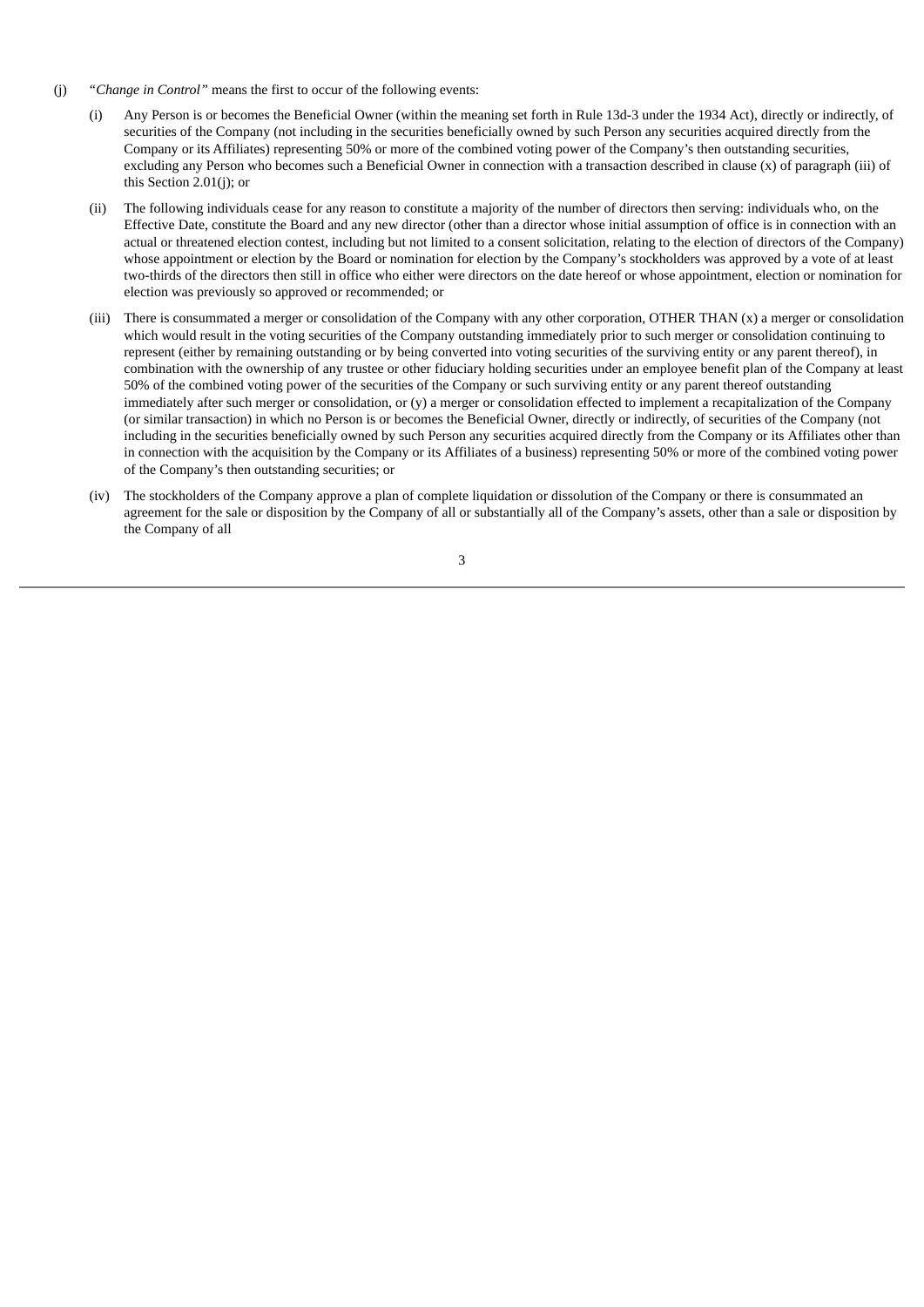(j) "*Change in Control*" means the first to occur of the following events:

(i) Any Person is or becomes the Beneficial Owner (within the meaning set forth in Rule 13d-3 under the 1934 Act), directly or indirectly, of securities of the Company (not including in the securities beneficially owned by such Person any securities acquired directly from the Company or its Affiliates) representing 50% or more of the combined voting power of the Company's then outstanding securities, excluding any Person who becomes such a Beneficial Owner in connection with a transaction described in clause (x) of paragraph (iii) of this Section 2.01(j); or

(ii) The following individuals cease for any reason to constitute a majority of the number of directors then serving: individuals who, on the Effective Date, constitute the Board and any new director (other than a director whose initial assumption of office is in connection with an actual or threatened election contest, including but not limited to a consent solicitation, relating to the election of directors of the Company) whose appointment or election by the Board or nomination for election by the Company's stockholders was approved by a vote of at least two-thirds of the directors then still in office who either were directors on the date hereof or whose appointment, election or nomination for election was previously so approved or recommended; or

(iii) There is consummated a merger or consolidation of the Company with any other corporation, OTHER THAN (x) a merger or consolidation which would result in the voting securities of the Company outstanding immediately prior to such merger or consolidation continuing to represent (either by remaining outstanding or by being converted into voting securities of the surviving entity or any parent thereof), in combination with the ownership of any trustee or other fiduciary holding securities under an employee benefit plan of the Company at least 50% of the combined voting power of the securities of the Company or such surviving entity or any parent thereof outstanding immediately after such merger or consolidation, or (y) a merger or consolidation effected to implement a recapitalization of the Company (or similar transaction) in which no Person is or becomes the Beneficial Owner, directly or indirectly, of securities of the Company (not including in the securities beneficially owned by such Person any securities acquired directly from the Company or its Affiliates other than in connection with the acquisition by the Company or its Affiliates of a business) representing 50% or more of the combined voting power of the Company's then outstanding securities; or

(iv) The stockholders of the Company approve a plan of complete liquidation or dissolution of the Company or there is consummated an agreement for the sale or disposition by the Company of all or substantially all of the Company's assets, other than a sale or disposition by the Company of all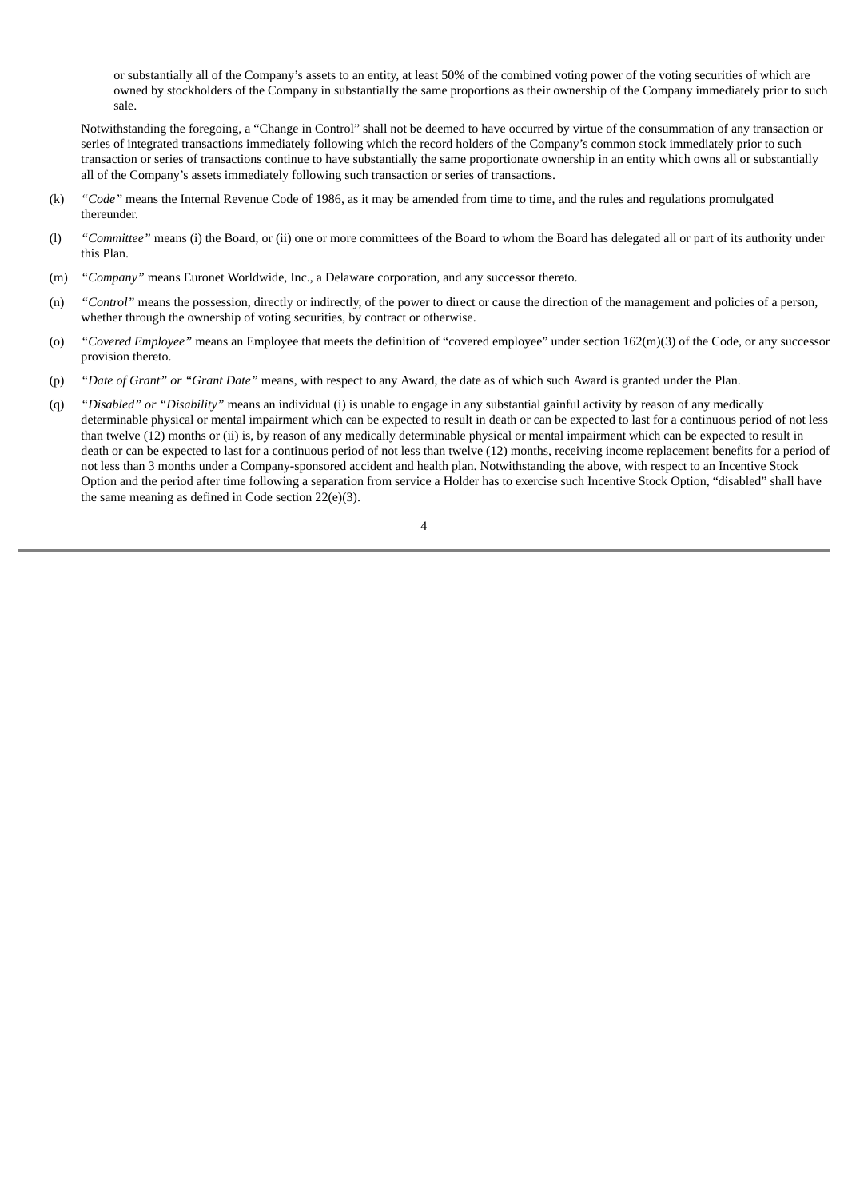or substantially all of the Company's assets to an entity, at least 50% of the combined voting power of the voting securities of which are owned by stockholders of the Company in substantially the same proportions as their ownership of the Company immediately prior to such sale.

Notwithstanding the foregoing, a "Change in Control" shall not be deemed to have occurred by virtue of the consummation of any transaction or series of integrated transactions immediately following which the record holders of the Company's common stock immediately prior to such transaction or series of transactions continue to have substantially the same proportionate ownership in an entity which owns all or substantially all of the Company's assets immediately following such transaction or series of transactions.

(k) *"Code"* means the Internal Revenue Code of 1986, as it may be amended from time to time, and the rules and regulations promulgated thereunder.

(l) *"Committee"* means (i) the Board, or (ii) one or more committees of the Board to whom the Board has delegated all or part of its authority under this Plan.

(m) *"Company"* means Euronet Worldwide, Inc., a Delaware corporation, and any successor thereto.

(n) *"Control"* means the possession, directly or indirectly, of the power to direct or cause the direction of the management and policies of a person, whether through the ownership of voting securities, by contract or otherwise.

(o) *"Covered Employee"* means an Employee that meets the definition of "covered employee" under section 162(m)(3) of the Code, or any successor provision thereto.

(p) *"Date of Grant" or "Grant Date"* means, with respect to any Award, the date as of which such Award is granted under the Plan.

(q) *"Disabled" or "Disability"* means an individual (i) is unable to engage in any substantial gainful activity by reason of any medically determinable physical or mental impairment which can be expected to result in death or can be expected to last for a continuous period of not less than twelve (12) months or (ii) is, by reason of any medically determinable physical or mental impairment which can be expected to result in death or can be expected to last for a continuous period of not less than twelve (12) months, receiving income replacement benefits for a period of not less than 3 months under a Company-sponsored accident and health plan. Notwithstanding the above, with respect to an Incentive Stock Option and the period after time following a separation from service a Holder has to exercise such Incentive Stock Option, "disabled" shall have the same meaning as defined in Code section 22(e)(3).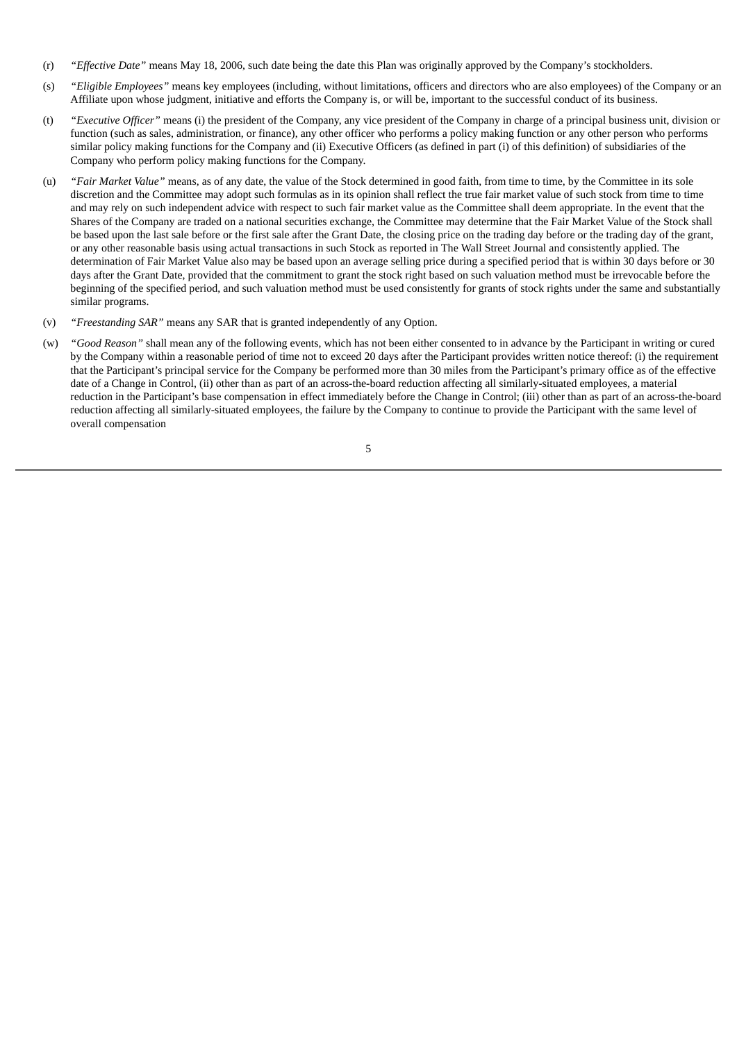(r) *"Effective Date"* means May 18, 2006, such date being the date this Plan was originally approved by the Company's stockholders.

(s) *"Eligible Employees"* means key employees (including, without limitations, officers and directors who are also employees) of the Company or an Affiliate upon whose judgment, initiative and efforts the Company is, or will be, important to the successful conduct of its business.

(t) *"Executive Officer"* means (i) the president of the Company, any vice president of the Company in charge of a principal business unit, division or function (such as sales, administration, or finance), any other officer who performs a policy making function or any other person who performs similar policy making functions for the Company and (ii) Executive Officers (as defined in part (i) of this definition) of subsidiaries of the Company who perform policy making functions for the Company.

(u) *"Fair Market Value"* means, as of any date, the value of the Stock determined in good faith, from time to time, by the Committee in its sole discretion and the Committee may adopt such formulas as in its opinion shall reflect the true fair market value of such stock from time to time and may rely on such independent advice with respect to such fair market value as the Committee shall deem appropriate. In the event that the Shares of the Company are traded on a national securities exchange, the Committee may determine that the Fair Market Value of the Stock shall be based upon the last sale before or the first sale after the Grant Date, the closing price on the trading day before or the trading day of the grant, or any other reasonable basis using actual transactions in such Stock as reported in The Wall Street Journal and consistently applied. The determination of Fair Market Value also may be based upon an average selling price during a specified period that is within 30 days before or 30 days after the Grant Date, provided that the commitment to grant the stock right based on such valuation method must be irrevocable before the beginning of the specified period, and such valuation method must be used consistently for grants of stock rights under the same and substantially similar programs.

(v) *"Freestanding SAR"* means any SAR that is granted independently of any Option.

(w) *"Good Reason"* shall mean any of the following events, which has not been either consented to in advance by the Participant in writing or cured by the Company within a reasonable period of time not to exceed 20 days after the Participant provides written notice thereof: (i) the requirement that the Participant's principal service for the Company be performed more than 30 miles from the Participant's primary office as of the effective date of a Change in Control, (ii) other than as part of an across-the-board reduction affecting all similarly-situated employees, a material reduction in the Participant's base compensation in effect immediately before the Change in Control; (iii) other than as part of an across-the-board reduction affecting all similarly-situated employees, the failure by the Company to continue to provide the Participant with the same level of overall compensation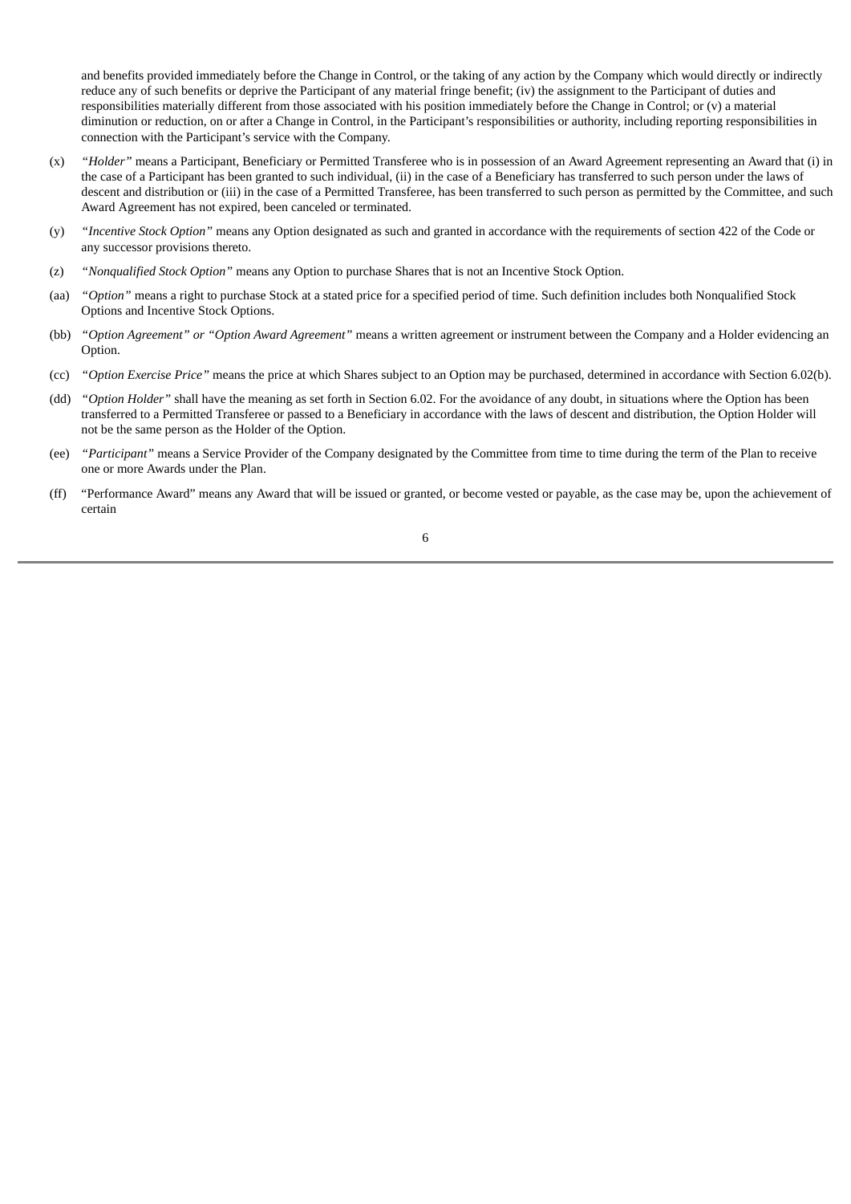and benefits provided immediately before the Change in Control, or the taking of any action by the Company which would directly or indirectly reduce any of such benefits or deprive the Participant of any material fringe benefit; (iv) the assignment to the Participant of duties and responsibilities materially different from those associated with his position immediately before the Change in Control; or (v) a material diminution or reduction, on or after a Change in Control, in the Participant's responsibilities or authority, including reporting responsibilities in connection with the Participant's service with the Company.

(x) *"Holder"* means a Participant, Beneficiary or Permitted Transferee who is in possession of an Award Agreement representing an Award that (i) in the case of a Participant has been granted to such individual, (ii) in the case of a Beneficiary has transferred to such person under the laws of descent and distribution or (iii) in the case of a Permitted Transferee, has been transferred to such person as permitted by the Committee, and such Award Agreement has not expired, been canceled or terminated.

(y) *"Incentive Stock Option"* means any Option designated as such and granted in accordance with the requirements of section 422 of the Code or any successor provisions thereto.

(z) *"Nonqualified Stock Option"* means any Option to purchase Shares that is not an Incentive Stock Option.

(aa) *"Option"* means a right to purchase Stock at a stated price for a specified period of time. Such definition includes both Nonqualified Stock Options and Incentive Stock Options.

(bb) *"Option Agreement" or "Option Award Agreement"* means a written agreement or instrument between the Company and a Holder evidencing an Option.

(cc) *"Option Exercise Price"* means the price at which Shares subject to an Option may be purchased, determined in accordance with Section 6.02(b).

(dd) *"Option Holder"* shall have the meaning as set forth in Section 6.02. For the avoidance of any doubt, in situations where the Option has been transferred to a Permitted Transferee or passed to a Beneficiary in accordance with the laws of descent and distribution, the Option Holder will not be the same person as the Holder of the Option.

(ee) *"Participant"* means a Service Provider of the Company designated by the Committee from time to time during the term of the Plan to receive one or more Awards under the Plan.

(ff) "Performance Award" means any Award that will be issued or granted, or become vested or payable, as the case may be, upon the achievement of certain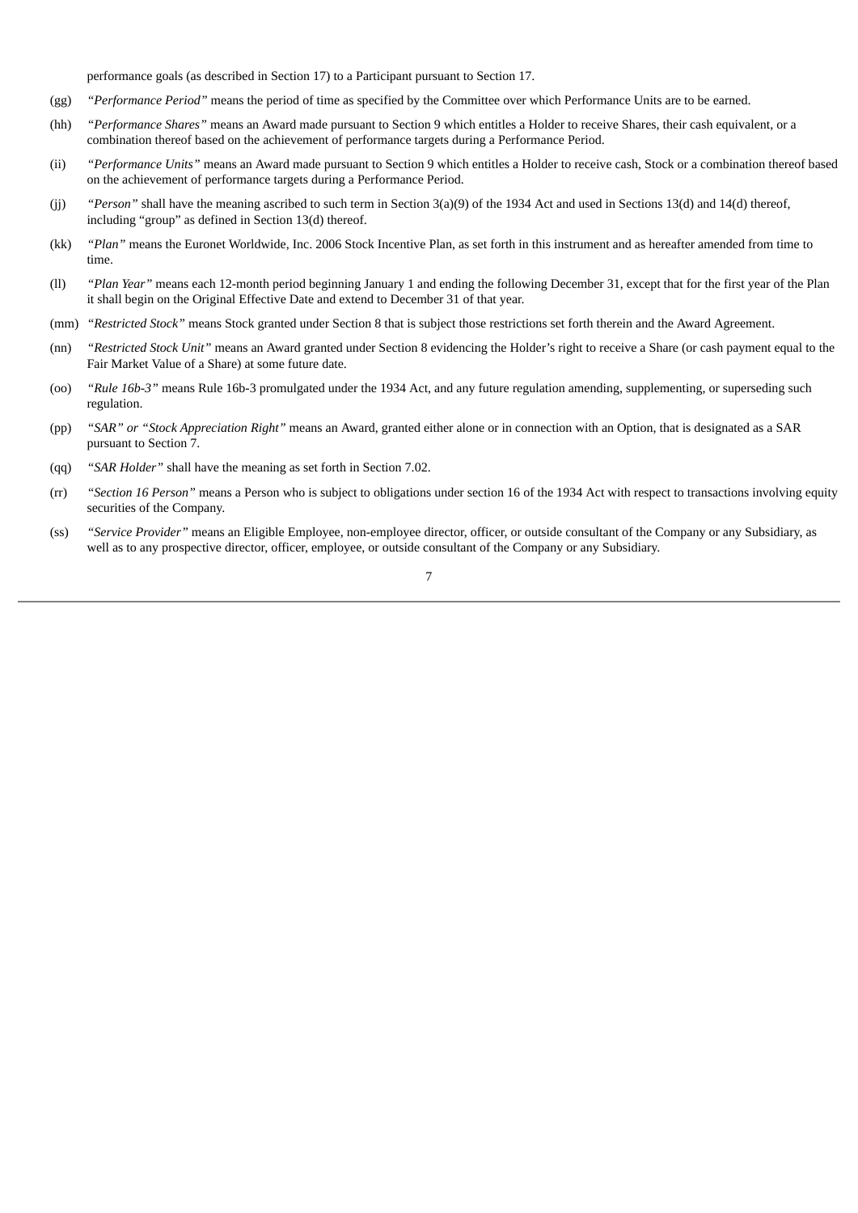performance goals (as described in Section 17) to a Participant pursuant to Section 17.

(gg) *"Performance Period"* means the period of time as specified by the Committee over which Performance Units are to be earned.

(hh) *"Performance Shares"* means an Award made pursuant to Section 9 which entitles a Holder to receive Shares, their cash equivalent, or a combination thereof based on the achievement of performance targets during a Performance Period.

(ii) *"Performance Units"* means an Award made pursuant to Section 9 which entitles a Holder to receive cash, Stock or a combination thereof based on the achievement of performance targets during a Performance Period.

(jj) *"Person"* shall have the meaning ascribed to such term in Section 3(a)(9) of the 1934 Act and used in Sections 13(d) and 14(d) thereof, including "group" as defined in Section 13(d) thereof.

(kk) *"Plan"* means the Euronet Worldwide, Inc. 2006 Stock Incentive Plan, as set forth in this instrument and as hereafter amended from time to time.

(ll) *"Plan Year"* means each 12-month period beginning January 1 and ending the following December 31, except that for the first year of the Plan it shall begin on the Original Effective Date and extend to December 31 of that year.

(mm) *"Restricted Stock"* means Stock granted under Section 8 that is subject those restrictions set forth therein and the Award Agreement.

(nn) *"Restricted Stock Unit"* means an Award granted under Section 8 evidencing the Holder's right to receive a Share (or cash payment equal to the Fair Market Value of a Share) at some future date.

(oo) *"Rule 16b-3"* means Rule 16b-3 promulgated under the 1934 Act, and any future regulation amending, supplementing, or superseding such regulation.

(pp) *"SAR" or "Stock Appreciation Right"* means an Award, granted either alone or in connection with an Option, that is designated as a SAR pursuant to Section 7.

(qq) *"SAR Holder"* shall have the meaning as set forth in Section 7.02.

(rr) *"Section 16 Person"* means a Person who is subject to obligations under section 16 of the 1934 Act with respect to transactions involving equity securities of the Company.

(ss) *"Service Provider"* means an Eligible Employee, non-employee director, officer, or outside consultant of the Company or any Subsidiary, as well as to any prospective director, officer, employee, or outside consultant of the Company or any Subsidiary.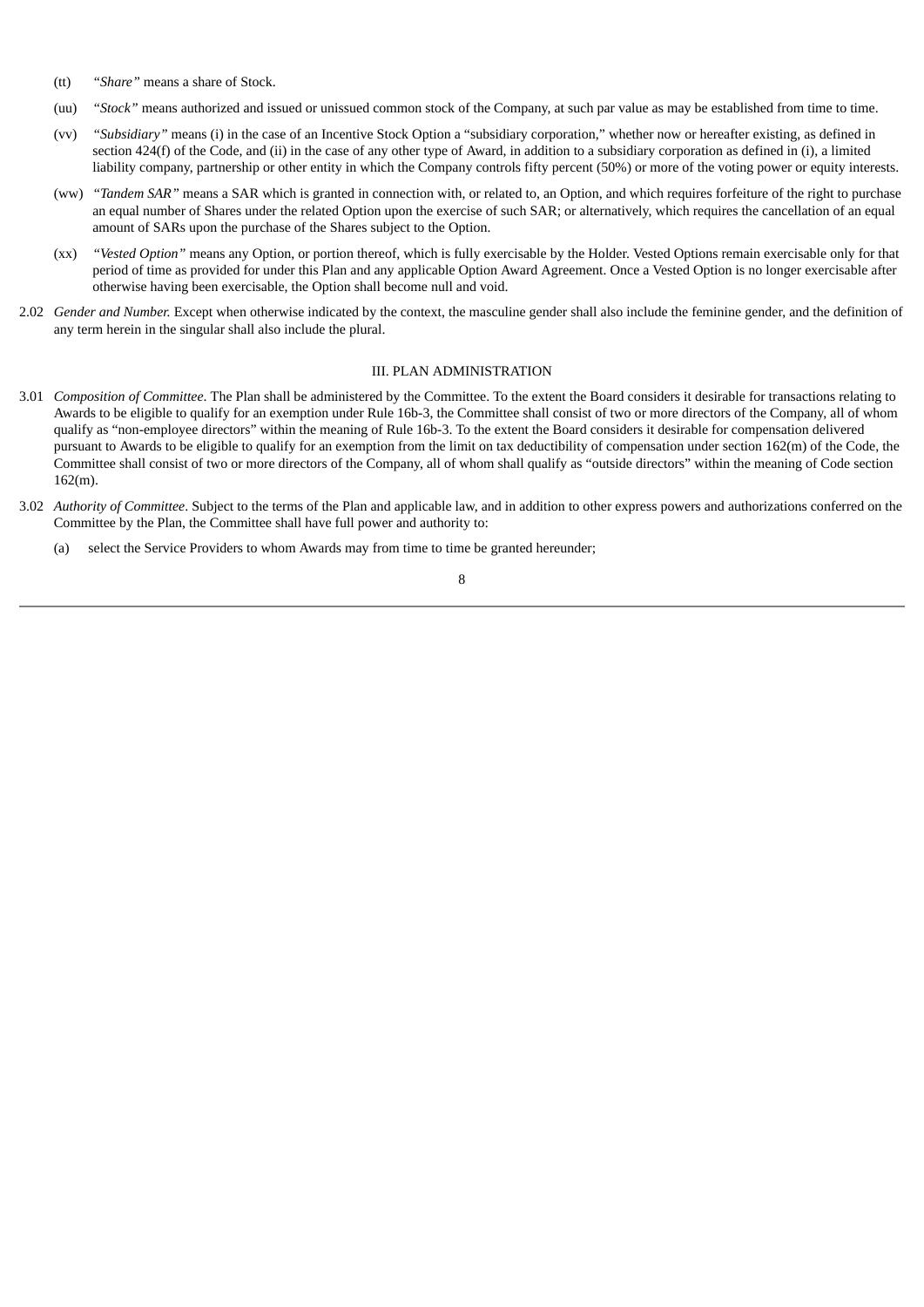(tt) *"Share"* means a share of Stock.

(uu) *"Stock"* means authorized and issued or unissued common stock of the Company, at such par value as may be established from time to time.

(vv) *"Subsidiary"* means (i) in the case of an Incentive Stock Option a "subsidiary corporation," whether now or hereafter existing, as defined in section 424(f) of the Code, and (ii) in the case of any other type of Award, in addition to a subsidiary corporation as defined in (i), a limited liability company, partnership or other entity in which the Company controls fifty percent (50%) or more of the voting power or equity interests.

(ww) *"Tandem SAR"* means a SAR which is granted in connection with, or related to, an Option, and which requires forfeiture of the right to purchase an equal number of Shares under the related Option upon the exercise of such SAR; or alternatively, which requires the cancellation of an equal amount of SARs upon the purchase of the Shares subject to the Option.

(xx) *"Vested Option"* means any Option, or portion thereof, which is fully exercisable by the Holder. Vested Options remain exercisable only for that period of time as provided for under this Plan and any applicable Option Award Agreement. Once a Vested Option is no longer exercisable after otherwise having been exercisable, the Option shall become null and void.

2.02 *Gender and Number.* Except when otherwise indicated by the context, the masculine gender shall also include the feminine gender, and the definition of any term herein in the singular shall also include the plural.

## III. PLAN ADMINISTRATION

3.01 *Composition of Committee*. The Plan shall be administered by the Committee. To the extent the Board considers it desirable for transactions relating to Awards to be eligible to qualify for an exemption under Rule 16b-3, the Committee shall consist of two or more directors of the Company, all of whom qualify as "non-employee directors" within the meaning of Rule 16b-3. To the extent the Board considers it desirable for compensation delivered pursuant to Awards to be eligible to qualify for an exemption from the limit on tax deductibility of compensation under section 162(m) of the Code, the Committee shall consist of two or more directors of the Company, all of whom shall qualify as "outside directors" within the meaning of Code section 162(m).

3.02 *Authority of Committee*. Subject to the terms of the Plan and applicable law, and in addition to other express powers and authorizations conferred on the Committee by the Plan, the Committee shall have full power and authority to:

(a) select the Service Providers to whom Awards may from time to time be granted hereunder;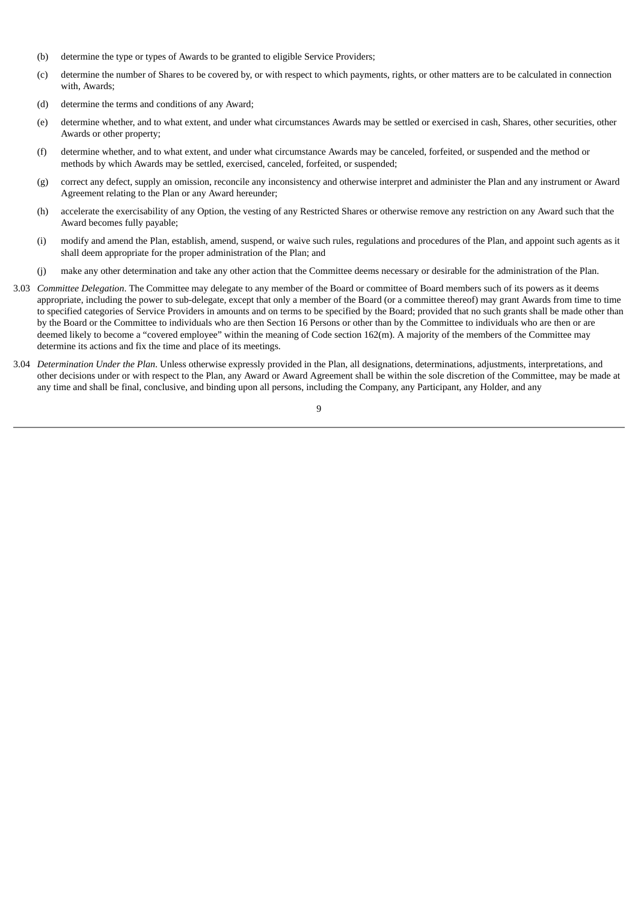(b) determine the type or types of Awards to be granted to eligible Service Providers;

(c) determine the number of Shares to be covered by, or with respect to which payments, rights, or other matters are to be calculated in connection with, Awards;

(d) determine the terms and conditions of any Award;

(e) determine whether, and to what extent, and under what circumstances Awards may be settled or exercised in cash, Shares, other securities, other Awards or other property;

(f) determine whether, and to what extent, and under what circumstance Awards may be canceled, forfeited, or suspended and the method or methods by which Awards may be settled, exercised, canceled, forfeited, or suspended;

(g) correct any defect, supply an omission, reconcile any inconsistency and otherwise interpret and administer the Plan and any instrument or Award Agreement relating to the Plan or any Award hereunder;

(h) accelerate the exercisability of any Option, the vesting of any Restricted Shares or otherwise remove any restriction on any Award such that the Award becomes fully payable;

(i) modify and amend the Plan, establish, amend, suspend, or waive such rules, regulations and procedures of the Plan, and appoint such agents as it shall deem appropriate for the proper administration of the Plan; and

(j) make any other determination and take any other action that the Committee deems necessary or desirable for the administration of the Plan.

3.03 *Committee Delegation*. The Committee may delegate to any member of the Board or committee of Board members such of its powers as it deems appropriate, including the power to sub-delegate, except that only a member of the Board (or a committee thereof) may grant Awards from time to time to specified categories of Service Providers in amounts and on terms to be specified by the Board; provided that no such grants shall be made other than by the Board or the Committee to individuals who are then Section 16 Persons or other than by the Committee to individuals who are then or are deemed likely to become a "covered employee" within the meaning of Code section 162(m). A majority of the members of the Committee may determine its actions and fix the time and place of its meetings.

3.04 *Determination Under the Plan*. Unless otherwise expressly provided in the Plan, all designations, determinations, adjustments, interpretations, and other decisions under or with respect to the Plan, any Award or Award Agreement shall be within the sole discretion of the Committee, may be made at any time and shall be final, conclusive, and binding upon all persons, including the Company, any Participant, any Holder, and any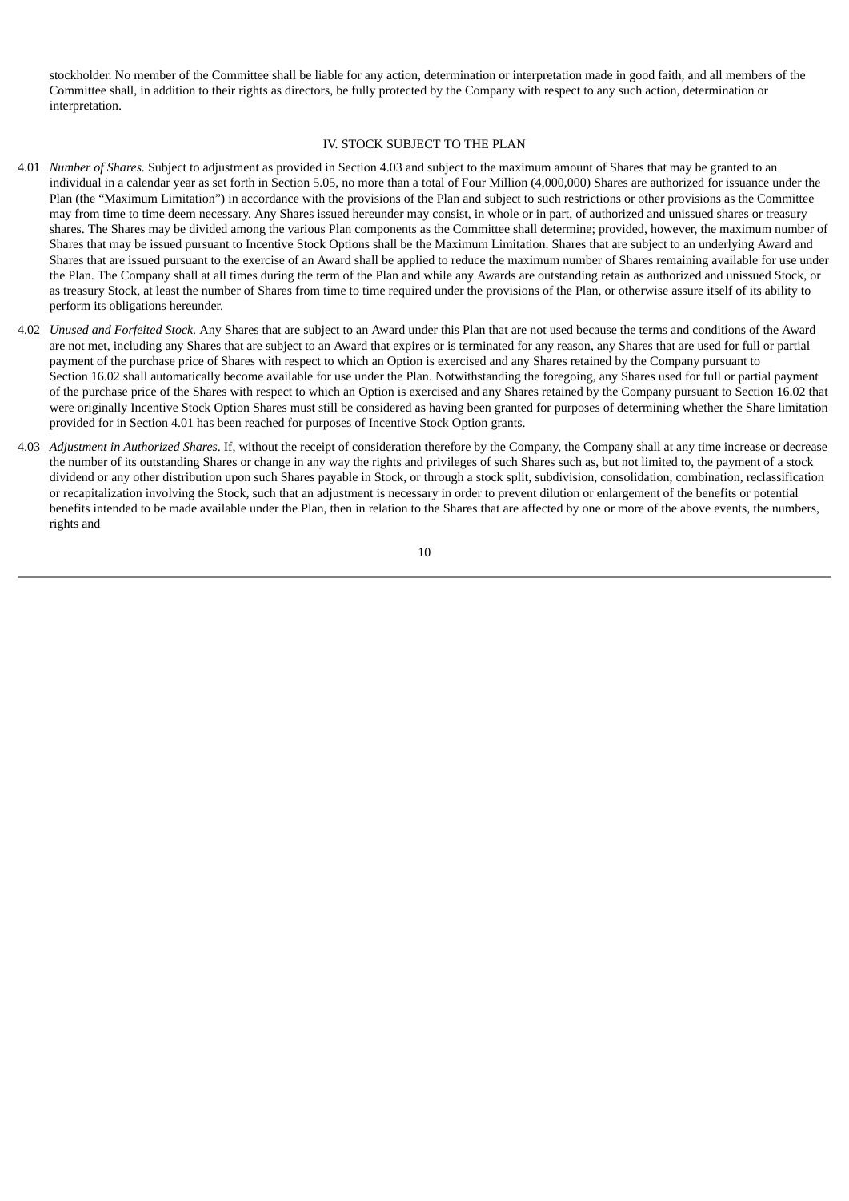stockholder. No member of the Committee shall be liable for any action, determination or interpretation made in good faith, and all members of the Committee shall, in addition to their rights as directors, be fully protected by the Company with respect to any such action, determination or interpretation.

## IV. STOCK SUBJECT TO THE PLAN

4.01 *Number of Shares.* Subject to adjustment as provided in Section 4.03 and subject to the maximum amount of Shares that may be granted to an individual in a calendar year as set forth in Section 5.05, no more than a total of Four Million (4,000,000) Shares are authorized for issuance under the Plan (the "Maximum Limitation") in accordance with the provisions of the Plan and subject to such restrictions or other provisions as the Committee may from time to time deem necessary. Any Shares issued hereunder may consist, in whole or in part, of authorized and unissued shares or treasury shares. The Shares may be divided among the various Plan components as the Committee shall determine; provided, however, the maximum number of Shares that may be issued pursuant to Incentive Stock Options shall be the Maximum Limitation. Shares that are subject to an underlying Award and Shares that are issued pursuant to the exercise of an Award shall be applied to reduce the maximum number of Shares remaining available for use under the Plan. The Company shall at all times during the term of the Plan and while any Awards are outstanding retain as authorized and unissued Stock, or as treasury Stock, at least the number of Shares from time to time required under the provisions of the Plan, or otherwise assure itself of its ability to perform its obligations hereunder.

4.02 *Unused and Forfeited Stock.* Any Shares that are subject to an Award under this Plan that are not used because the terms and conditions of the Award are not met, including any Shares that are subject to an Award that expires or is terminated for any reason, any Shares that are used for full or partial payment of the purchase price of Shares with respect to which an Option is exercised and any Shares retained by the Company pursuant to Section 16.02 shall automatically become available for use under the Plan. Notwithstanding the foregoing, any Shares used for full or partial payment of the purchase price of the Shares with respect to which an Option is exercised and any Shares retained by the Company pursuant to Section 16.02 that were originally Incentive Stock Option Shares must still be considered as having been granted for purposes of determining whether the Share limitation provided for in Section 4.01 has been reached for purposes of Incentive Stock Option grants.

4.03 *Adjustment in Authorized Shares*. If, without the receipt of consideration therefore by the Company, the Company shall at any time increase or decrease the number of its outstanding Shares or change in any way the rights and privileges of such Shares such as, but not limited to, the payment of a stock dividend or any other distribution upon such Shares payable in Stock, or through a stock split, subdivision, consolidation, combination, reclassification or recapitalization involving the Stock, such that an adjustment is necessary in order to prevent dilution or enlargement of the benefits or potential benefits intended to be made available under the Plan, then in relation to the Shares that are affected by one or more of the above events, the numbers, rights and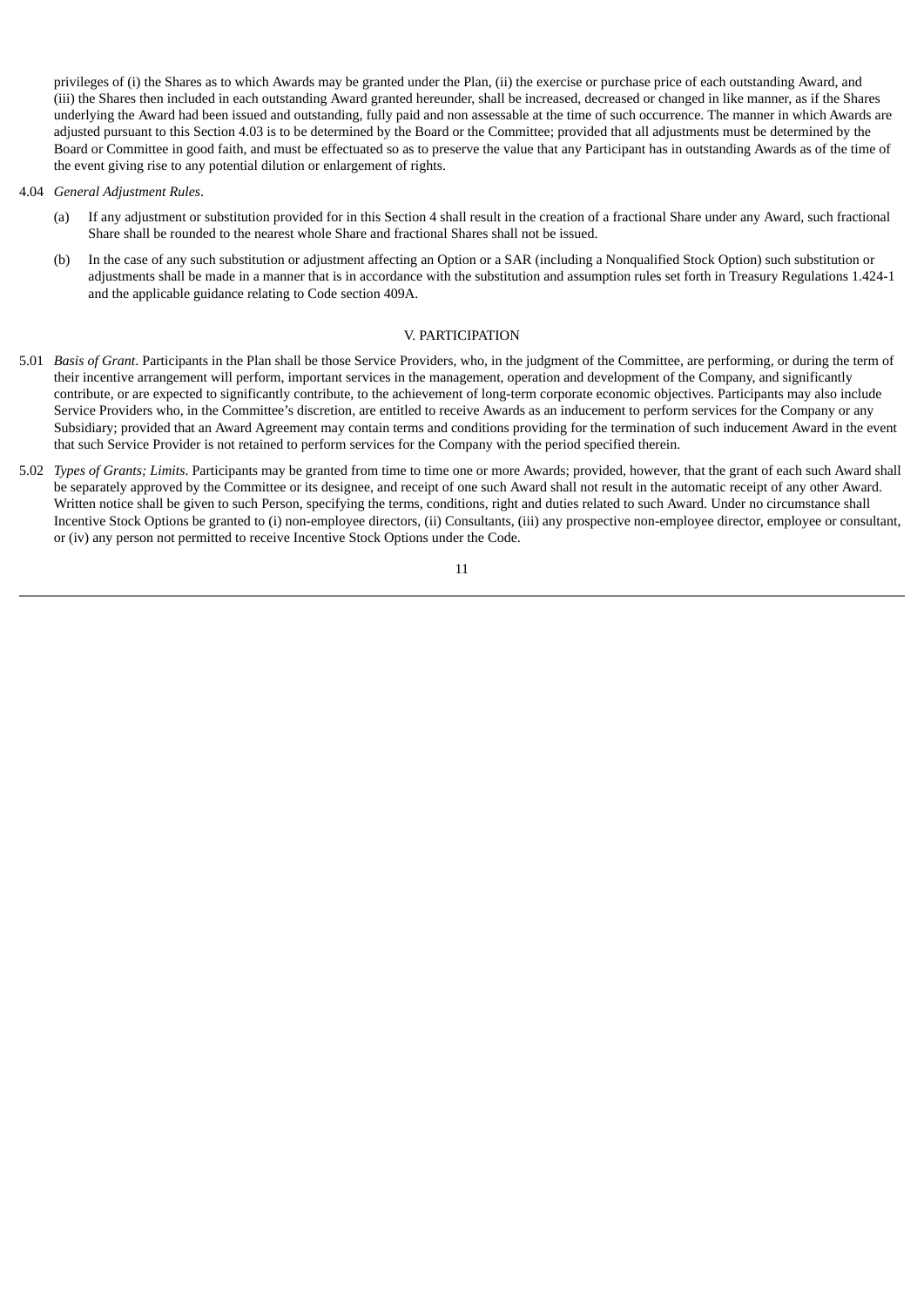privileges of (i) the Shares as to which Awards may be granted under the Plan, (ii) the exercise or purchase price of each outstanding Award, and (iii) the Shares then included in each outstanding Award granted hereunder, shall be increased, decreased or changed in like manner, as if the Shares underlying the Award had been issued and outstanding, fully paid and non assessable at the time of such occurrence. The manner in which Awards are adjusted pursuant to this Section 4.03 is to be determined by the Board or the Committee; provided that all adjustments must be determined by the Board or Committee in good faith, and must be effectuated so as to preserve the value that any Participant has in outstanding Awards as of the time of the event giving rise to any potential dilution or enlargement of rights.

4.04 *General Adjustment Rules*.

(a) If any adjustment or substitution provided for in this Section 4 shall result in the creation of a fractional Share under any Award, such fractional Share shall be rounded to the nearest whole Share and fractional Shares shall not be issued.

(b) In the case of any such substitution or adjustment affecting an Option or a SAR (including a Nonqualified Stock Option) such substitution or adjustments shall be made in a manner that is in accordance with the substitution and assumption rules set forth in Treasury Regulations 1.424-1 and the applicable guidance relating to Code section 409A.

## V. PARTICIPATION

5.01 *Basis of Grant*. Participants in the Plan shall be those Service Providers, who, in the judgment of the Committee, are performing, or during the term of their incentive arrangement will perform, important services in the management, operation and development of the Company, and significantly contribute, or are expected to significantly contribute, to the achievement of long-term corporate economic objectives. Participants may also include Service Providers who, in the Committee's discretion, are entitled to receive Awards as an inducement to perform services for the Company or any Subsidiary; provided that an Award Agreement may contain terms and conditions providing for the termination of such inducement Award in the event that such Service Provider is not retained to perform services for the Company with the period specified therein.

5.02 *Types of Grants; Limits*. Participants may be granted from time to time one or more Awards; provided, however, that the grant of each such Award shall be separately approved by the Committee or its designee, and receipt of one such Award shall not result in the automatic receipt of any other Award. Written notice shall be given to such Person, specifying the terms, conditions, right and duties related to such Award. Under no circumstance shall Incentive Stock Options be granted to (i) non-employee directors, (ii) Consultants, (iii) any prospective non-employee director, employee or consultant, or (iv) any person not permitted to receive Incentive Stock Options under the Code.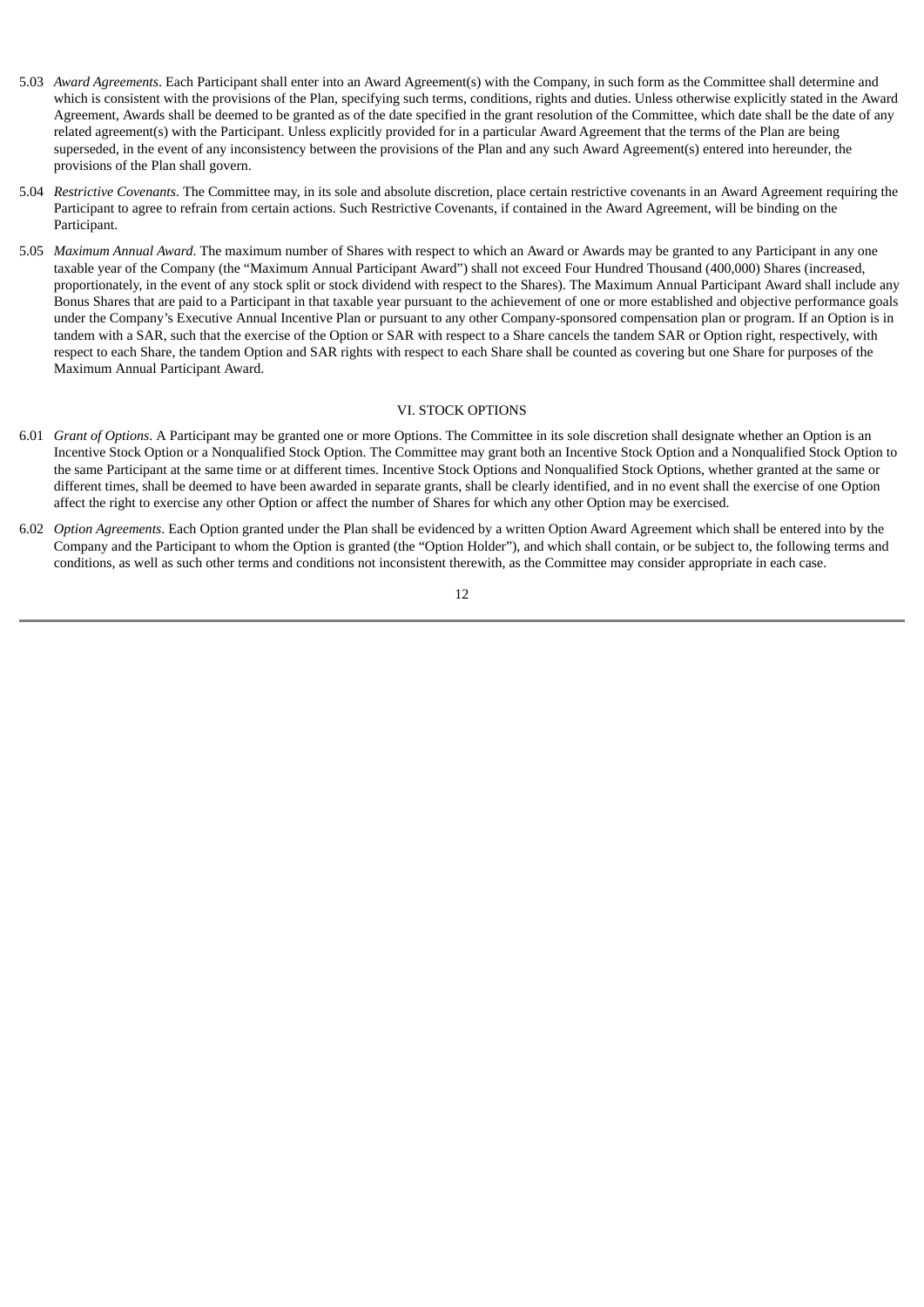5.03 *Award Agreements*. Each Participant shall enter into an Award Agreement(s) with the Company, in such form as the Committee shall determine and which is consistent with the provisions of the Plan, specifying such terms, conditions, rights and duties. Unless otherwise explicitly stated in the Award Agreement, Awards shall be deemed to be granted as of the date specified in the grant resolution of the Committee, which date shall be the date of any related agreement(s) with the Participant. Unless explicitly provided for in a particular Award Agreement that the terms of the Plan are being superseded, in the event of any inconsistency between the provisions of the Plan and any such Award Agreement(s) entered into hereunder, the provisions of the Plan shall govern.

5.04 *Restrictive Covenants*. The Committee may, in its sole and absolute discretion, place certain restrictive covenants in an Award Agreement requiring the Participant to agree to refrain from certain actions. Such Restrictive Covenants, if contained in the Award Agreement, will be binding on the Participant.

5.05 *Maximum Annual Award*. The maximum number of Shares with respect to which an Award or Awards may be granted to any Participant in any one taxable year of the Company (the "Maximum Annual Participant Award") shall not exceed Four Hundred Thousand (400,000) Shares (increased, proportionately, in the event of any stock split or stock dividend with respect to the Shares). The Maximum Annual Participant Award shall include any Bonus Shares that are paid to a Participant in that taxable year pursuant to the achievement of one or more established and objective performance goals under the Company's Executive Annual Incentive Plan or pursuant to any other Company-sponsored compensation plan or program. If an Option is in tandem with a SAR, such that the exercise of the Option or SAR with respect to a Share cancels the tandem SAR or Option right, respectively, with respect to each Share, the tandem Option and SAR rights with respect to each Share shall be counted as covering but one Share for purposes of the Maximum Annual Participant Award.

## VI. STOCK OPTIONS

6.01 *Grant of Options*. A Participant may be granted one or more Options. The Committee in its sole discretion shall designate whether an Option is an Incentive Stock Option or a Nonqualified Stock Option. The Committee may grant both an Incentive Stock Option and a Nonqualified Stock Option to the same Participant at the same time or at different times. Incentive Stock Options and Nonqualified Stock Options, whether granted at the same or different times, shall be deemed to have been awarded in separate grants, shall be clearly identified, and in no event shall the exercise of one Option affect the right to exercise any other Option or affect the number of Shares for which any other Option may be exercised.

6.02 *Option Agreements*. Each Option granted under the Plan shall be evidenced by a written Option Award Agreement which shall be entered into by the Company and the Participant to whom the Option is granted (the "Option Holder"), and which shall contain, or be subject to, the following terms and conditions, as well as such other terms and conditions not inconsistent therewith, as the Committee may consider appropriate in each case.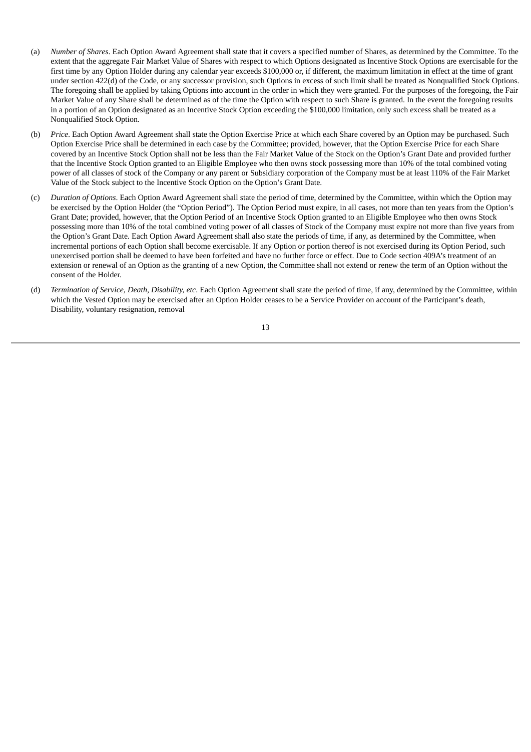(a) *Number of Shares*. Each Option Award Agreement shall state that it covers a specified number of Shares, as determined by the Committee. To the extent that the aggregate Fair Market Value of Shares with respect to which Options designated as Incentive Stock Options are exercisable for the first time by any Option Holder during any calendar year exceeds $100,000 or, if different, the maximum limitation in effect at the time of grant under section 422(d) of the Code, or any successor provision, such Options in excess of such limit shall be treated as Nonqualified Stock Options. The foregoing shall be applied by taking Options into account in the order in which they were granted. For the purposes of the foregoing, the Fair Market Value of any Share shall be determined as of the time the Option with respect to such Share is granted. In the event the foregoing results in a portion of an Option designated as an Incentive Stock Option exceeding the $100,000 limitation, only such excess shall be treated as a Nonqualified Stock Option.

(b) *Price*. Each Option Award Agreement shall state the Option Exercise Price at which each Share covered by an Option may be purchased. Such Option Exercise Price shall be determined in each case by the Committee; provided, however, that the Option Exercise Price for each Share covered by an Incentive Stock Option shall not be less than the Fair Market Value of the Stock on the Option's Grant Date and provided further that the Incentive Stock Option granted to an Eligible Employee who then owns stock possessing more than 10% of the total combined voting power of all classes of stock of the Company or any parent or Subsidiary corporation of the Company must be at least 110% of the Fair Market Value of the Stock subject to the Incentive Stock Option on the Option's Grant Date.

(c) *Duration of Options*. Each Option Award Agreement shall state the period of time, determined by the Committee, within which the Option may be exercised by the Option Holder (the "Option Period"). The Option Period must expire, in all cases, not more than ten years from the Option's Grant Date; provided, however, that the Option Period of an Incentive Stock Option granted to an Eligible Employee who then owns Stock possessing more than 10% of the total combined voting power of all classes of Stock of the Company must expire not more than five years from the Option's Grant Date. Each Option Award Agreement shall also state the periods of time, if any, as determined by the Committee, when incremental portions of each Option shall become exercisable. If any Option or portion thereof is not exercised during its Option Period, such unexercised portion shall be deemed to have been forfeited and have no further force or effect. Due to Code section 409A's treatment of an extension or renewal of an Option as the granting of a new Option, the Committee shall not extend or renew the term of an Option without the consent of the Holder.

(d) *Termination of Service, Death, Disability, etc*. Each Option Agreement shall state the period of time, if any, determined by the Committee, within which the Vested Option may be exercised after an Option Holder ceases to be a Service Provider on account of the Participant's death, Disability, voluntary resignation, removal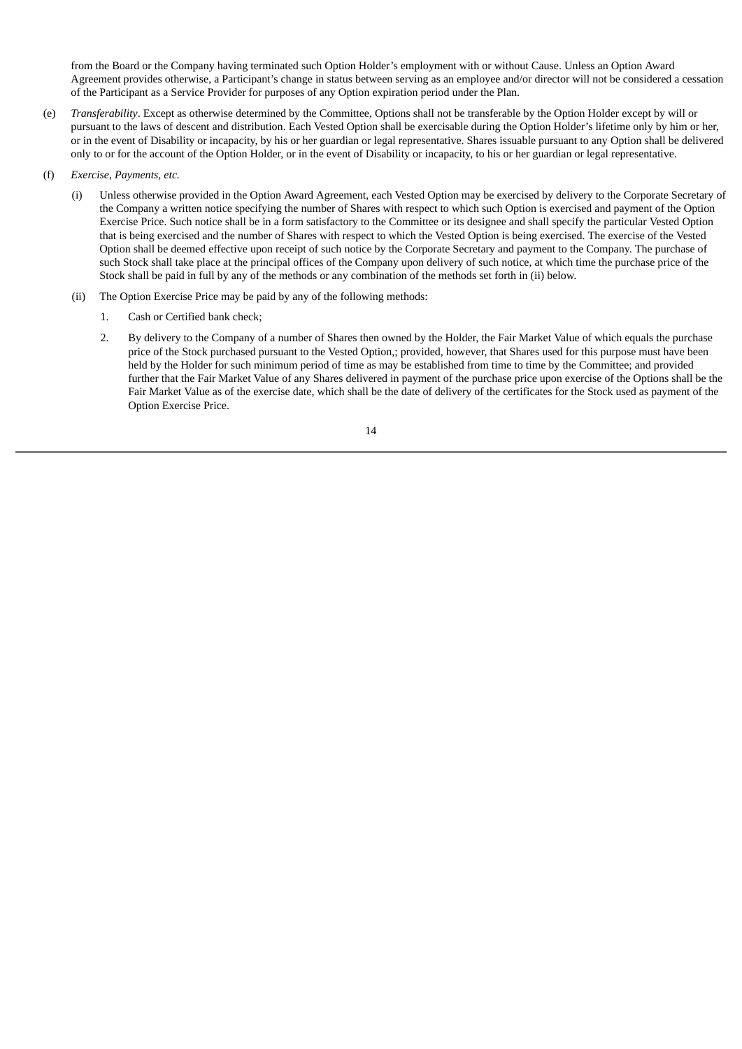from the Board or the Company having terminated such Option Holder's employment with or without Cause. Unless an Option Award Agreement provides otherwise, a Participant's change in status between serving as an employee and/or director will not be considered a cessation of the Participant as a Service Provider for purposes of any Option expiration period under the Plan.

(e) *Transferability*. Except as otherwise determined by the Committee, Options shall not be transferable by the Option Holder except by will or pursuant to the laws of descent and distribution. Each Vested Option shall be exercisable during the Option Holder's lifetime only by him or her, or in the event of Disability or incapacity, by his or her guardian or legal representative. Shares issuable pursuant to any Option shall be delivered only to or for the account of the Option Holder, or in the event of Disability or incapacity, to his or her guardian or legal representative.

(f) *Exercise, Payments, etc.*

(i) Unless otherwise provided in the Option Award Agreement, each Vested Option may be exercised by delivery to the Corporate Secretary of the Company a written notice specifying the number of Shares with respect to which such Option is exercised and payment of the Option Exercise Price. Such notice shall be in a form satisfactory to the Committee or its designee and shall specify the particular Vested Option that is being exercised and the number of Shares with respect to which the Vested Option is being exercised. The exercise of the Vested Option shall be deemed effective upon receipt of such notice by the Corporate Secretary and payment to the Company. The purchase of such Stock shall take place at the principal offices of the Company upon delivery of such notice, at which time the purchase price of the Stock shall be paid in full by any of the methods or any combination of the methods set forth in (ii) below.

(ii) The Option Exercise Price may be paid by any of the following methods:

1. Cash or Certified bank check;

2. By delivery to the Company of a number of Shares then owned by the Holder, the Fair Market Value of which equals the purchase price of the Stock purchased pursuant to the Vested Option,; provided, however, that Shares used for this purpose must have been held by the Holder for such minimum period of time as may be established from time to time by the Committee; and provided further that the Fair Market Value of any Shares delivered in payment of the purchase price upon exercise of the Options shall be the Fair Market Value as of the exercise date, which shall be the date of delivery of the certificates for the Stock used as payment of the Option Exercise Price.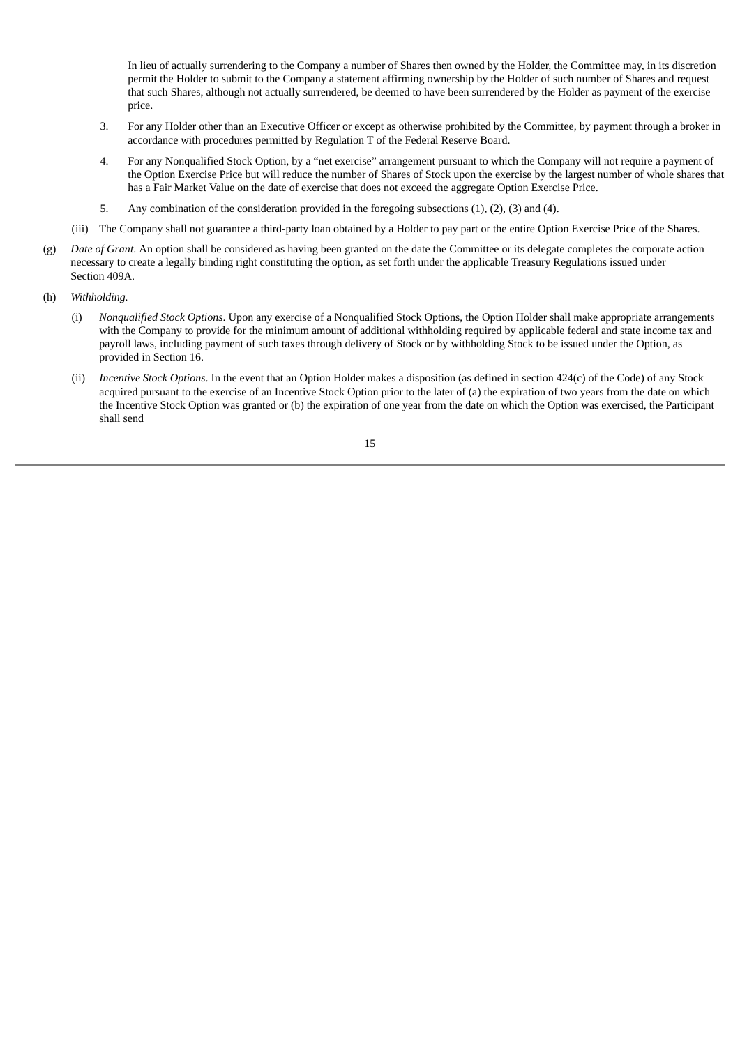In lieu of actually surrendering to the Company a number of Shares then owned by the Holder, the Committee may, in its discretion permit the Holder to submit to the Company a statement affirming ownership by the Holder of such number of Shares and request that such Shares, although not actually surrendered, be deemed to have been surrendered by the Holder as payment of the exercise price.

3. For any Holder other than an Executive Officer or except as otherwise prohibited by the Committee, by payment through a broker in accordance with procedures permitted by Regulation T of the Federal Reserve Board.

4. For any Nonqualified Stock Option, by a "net exercise" arrangement pursuant to which the Company will not require a payment of the Option Exercise Price but will reduce the number of Shares of Stock upon the exercise by the largest number of whole shares that has a Fair Market Value on the date of exercise that does not exceed the aggregate Option Exercise Price.

5. Any combination of the consideration provided in the foregoing subsections (1), (2), (3) and (4).

(iii) The Company shall not guarantee a third-party loan obtained by a Holder to pay part or the entire Option Exercise Price of the Shares.

(g) *Date of Grant*. An option shall be considered as having been granted on the date the Committee or its delegate completes the corporate action necessary to create a legally binding right constituting the option, as set forth under the applicable Treasury Regulations issued under Section 409A.

(h) *Withholding.*

(i) *Nonqualified Stock Options*. Upon any exercise of a Nonqualified Stock Options, the Option Holder shall make appropriate arrangements with the Company to provide for the minimum amount of additional withholding required by applicable federal and state income tax and payroll laws, including payment of such taxes through delivery of Stock or by withholding Stock to be issued under the Option, as provided in Section 16.

(ii) *Incentive Stock Options*. In the event that an Option Holder makes a disposition (as defined in section 424(c) of the Code) of any Stock acquired pursuant to the exercise of an Incentive Stock Option prior to the later of (a) the expiration of two years from the date on which the Incentive Stock Option was granted or (b) the expiration of one year from the date on which the Option was exercised, the Participant shall send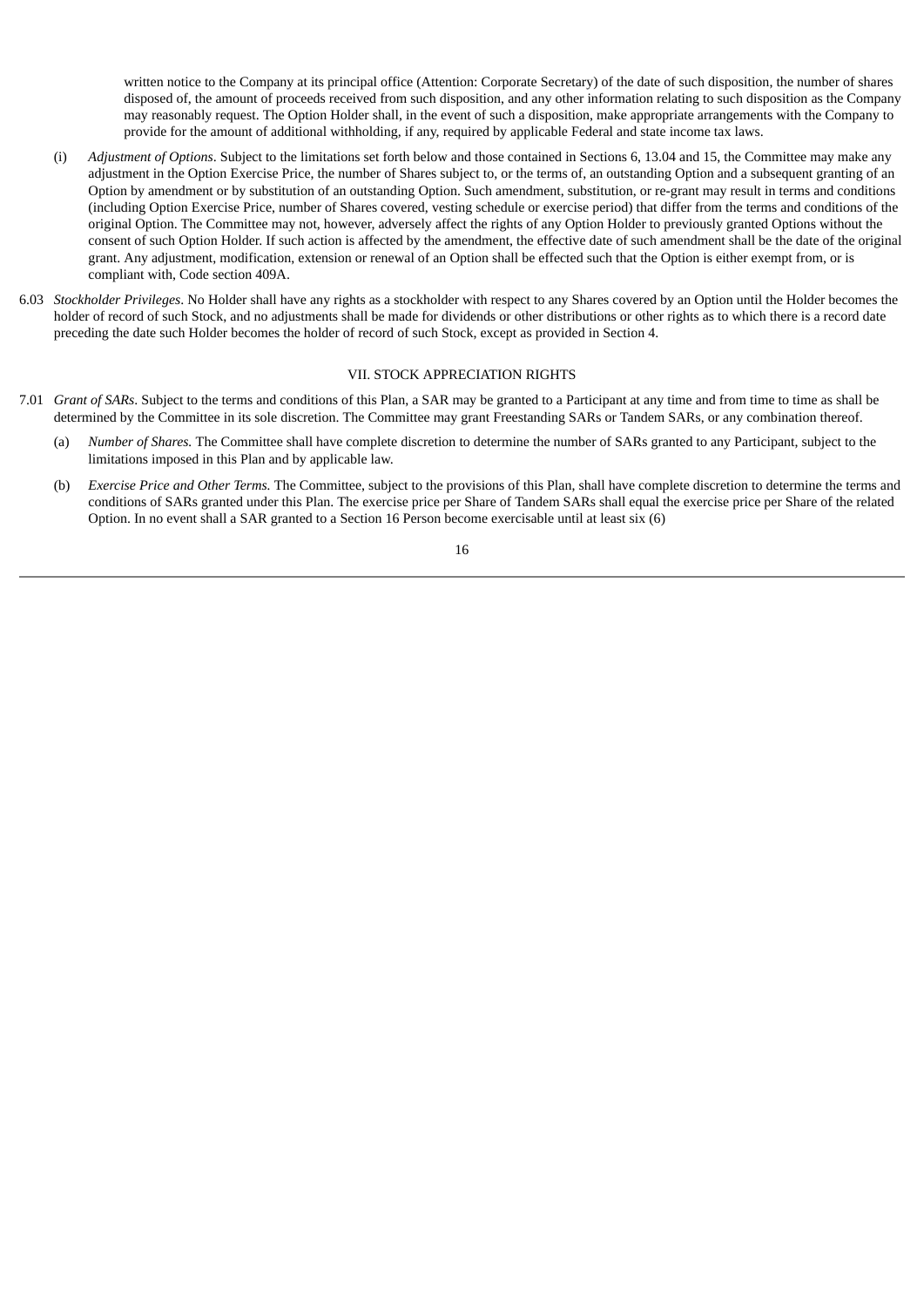written notice to the Company at its principal office (Attention: Corporate Secretary) of the date of such disposition, the number of shares disposed of, the amount of proceeds received from such disposition, and any other information relating to such disposition as the Company may reasonably request. The Option Holder shall, in the event of such a disposition, make appropriate arrangements with the Company to provide for the amount of additional withholding, if any, required by applicable Federal and state income tax laws.

(i) *Adjustment of Options*. Subject to the limitations set forth below and those contained in Sections 6, 13.04 and 15, the Committee may make any adjustment in the Option Exercise Price, the number of Shares subject to, or the terms of, an outstanding Option and a subsequent granting of an Option by amendment or by substitution of an outstanding Option. Such amendment, substitution, or re-grant may result in terms and conditions (including Option Exercise Price, number of Shares covered, vesting schedule or exercise period) that differ from the terms and conditions of the original Option. The Committee may not, however, adversely affect the rights of any Option Holder to previously granted Options without the consent of such Option Holder. If such action is affected by the amendment, the effective date of such amendment shall be the date of the original grant. Any adjustment, modification, extension or renewal of an Option shall be effected such that the Option is either exempt from, or is compliant with, Code section 409A.

6.03 *Stockholder Privileges*. No Holder shall have any rights as a stockholder with respect to any Shares covered by an Option until the Holder becomes the holder of record of such Stock, and no adjustments shall be made for dividends or other distributions or other rights as to which there is a record date preceding the date such Holder becomes the holder of record of such Stock, except as provided in Section 4.

## VII. STOCK APPRECIATION RIGHTS

7.01 *Grant of SARs*. Subject to the terms and conditions of this Plan, a SAR may be granted to a Participant at any time and from time to time as shall be determined by the Committee in its sole discretion. The Committee may grant Freestanding SARs or Tandem SARs, or any combination thereof.

(a) *Number of Shares.* The Committee shall have complete discretion to determine the number of SARs granted to any Participant, subject to the limitations imposed in this Plan and by applicable law.

(b) *Exercise Price and Other Terms.* The Committee, subject to the provisions of this Plan, shall have complete discretion to determine the terms and conditions of SARs granted under this Plan. The exercise price per Share of Tandem SARs shall equal the exercise price per Share of the related Option. In no event shall a SAR granted to a Section 16 Person become exercisable until at least six (6)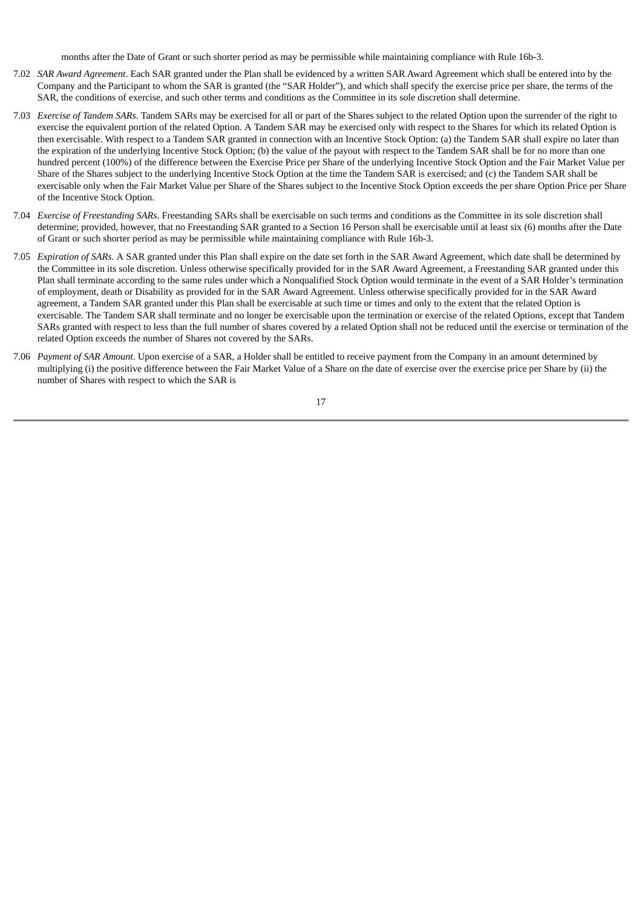months after the Date of Grant or such shorter period as may be permissible while maintaining compliance with Rule 16b-3.

7.02 *SAR Award Agreement*. Each SAR granted under the Plan shall be evidenced by a written SAR Award Agreement which shall be entered into by the Company and the Participant to whom the SAR is granted (the "SAR Holder"), and which shall specify the exercise price per share, the terms of the SAR, the conditions of exercise, and such other terms and conditions as the Committee in its sole discretion shall determine.

7.03 *Exercise of Tandem SARs*. Tandem SARs may be exercised for all or part of the Shares subject to the related Option upon the surrender of the right to exercise the equivalent portion of the related Option. A Tandem SAR may be exercised only with respect to the Shares for which its related Option is then exercisable. With respect to a Tandem SAR granted in connection with an Incentive Stock Option: (a) the Tandem SAR shall expire no later than the expiration of the underlying Incentive Stock Option; (b) the value of the payout with respect to the Tandem SAR shall be for no more than one hundred percent (100%) of the difference between the Exercise Price per Share of the underlying Incentive Stock Option and the Fair Market Value per Share of the Shares subject to the underlying Incentive Stock Option at the time the Tandem SAR is exercised; and (c) the Tandem SAR shall be exercisable only when the Fair Market Value per Share of the Shares subject to the Incentive Stock Option exceeds the per share Option Price per Share of the Incentive Stock Option.

7.04 *Exercise of Freestanding SARs*. Freestanding SARs shall be exercisable on such terms and conditions as the Committee in its sole discretion shall determine; provided, however, that no Freestanding SAR granted to a Section 16 Person shall be exercisable until at least six (6) months after the Date of Grant or such shorter period as may be permissible while maintaining compliance with Rule 16b-3.

7.05 *Expiration of SARs*. A SAR granted under this Plan shall expire on the date set forth in the SAR Award Agreement, which date shall be determined by the Committee in its sole discretion. Unless otherwise specifically provided for in the SAR Award Agreement, a Freestanding SAR granted under this Plan shall terminate according to the same rules under which a Nonqualified Stock Option would terminate in the event of a SAR Holder's termination of employment, death or Disability as provided for in the SAR Award Agreement. Unless otherwise specifically provided for in the SAR Award agreement, a Tandem SAR granted under this Plan shall be exercisable at such time or times and only to the extent that the related Option is exercisable. The Tandem SAR shall terminate and no longer be exercisable upon the termination or exercise of the related Options, except that Tandem SARs granted with respect to less than the full number of shares covered by a related Option shall not be reduced until the exercise or termination of the related Option exceeds the number of Shares not covered by the SARs.

7.06 *Payment of SAR Amount*. Upon exercise of a SAR, a Holder shall be entitled to receive payment from the Company in an amount determined by multiplying (i) the positive difference between the Fair Market Value of a Share on the date of exercise over the exercise price per Share by (ii) the number of Shares with respect to which the SAR is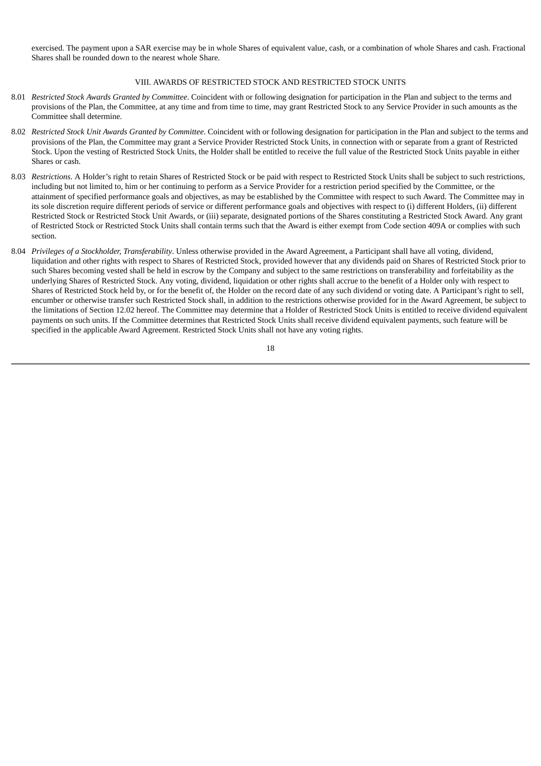exercised. The payment upon a SAR exercise may be in whole Shares of equivalent value, cash, or a combination of whole Shares and cash. Fractional Shares shall be rounded down to the nearest whole Share.

## VIII. AWARDS OF RESTRICTED STOCK AND RESTRICTED STOCK UNITS

8.01 *Restricted Stock Awards Granted by Committee*. Coincident with or following designation for participation in the Plan and subject to the terms and provisions of the Plan, the Committee, at any time and from time to time, may grant Restricted Stock to any Service Provider in such amounts as the Committee shall determine.

8.02 *Restricted Stock Unit Awards Granted by Committee*. Coincident with or following designation for participation in the Plan and subject to the terms and provisions of the Plan, the Committee may grant a Service Provider Restricted Stock Units, in connection with or separate from a grant of Restricted Stock. Upon the vesting of Restricted Stock Units, the Holder shall be entitled to receive the full value of the Restricted Stock Units payable in either Shares or cash.

8.03 *Restrictions*. A Holder's right to retain Shares of Restricted Stock or be paid with respect to Restricted Stock Units shall be subject to such restrictions, including but not limited to, him or her continuing to perform as a Service Provider for a restriction period specified by the Committee, or the attainment of specified performance goals and objectives, as may be established by the Committee with respect to such Award. The Committee may in its sole discretion require different periods of service or different performance goals and objectives with respect to (i) different Holders, (ii) different Restricted Stock or Restricted Stock Unit Awards, or (iii) separate, designated portions of the Shares constituting a Restricted Stock Award. Any grant of Restricted Stock or Restricted Stock Units shall contain terms such that the Award is either exempt from Code section 409A or complies with such section.

8.04 *Privileges of a Stockholder, Transferability*. Unless otherwise provided in the Award Agreement, a Participant shall have all voting, dividend, liquidation and other rights with respect to Shares of Restricted Stock, provided however that any dividends paid on Shares of Restricted Stock prior to such Shares becoming vested shall be held in escrow by the Company and subject to the same restrictions on transferability and forfeitability as the underlying Shares of Restricted Stock. Any voting, dividend, liquidation or other rights shall accrue to the benefit of a Holder only with respect to Shares of Restricted Stock held by, or for the benefit of, the Holder on the record date of any such dividend or voting date. A Participant's right to sell, encumber or otherwise transfer such Restricted Stock shall, in addition to the restrictions otherwise provided for in the Award Agreement, be subject to the limitations of Section 12.02 hereof. The Committee may determine that a Holder of Restricted Stock Units is entitled to receive dividend equivalent payments on such units. If the Committee determines that Restricted Stock Units shall receive dividend equivalent payments, such feature will be specified in the applicable Award Agreement. Restricted Stock Units shall not have any voting rights.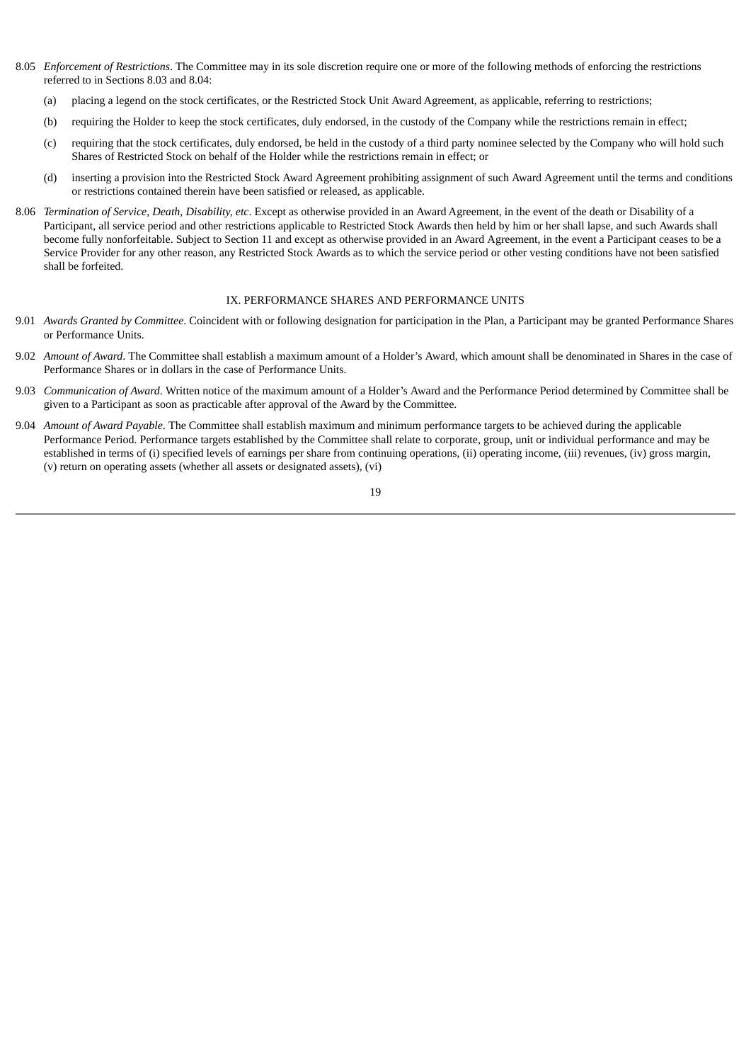8.05 *Enforcement of Restrictions*. The Committee may in its sole discretion require one or more of the following methods of enforcing the restrictions referred to in Sections 8.03 and 8.04:

(a) placing a legend on the stock certificates, or the Restricted Stock Unit Award Agreement, as applicable, referring to restrictions;

(b) requiring the Holder to keep the stock certificates, duly endorsed, in the custody of the Company while the restrictions remain in effect;

(c) requiring that the stock certificates, duly endorsed, be held in the custody of a third party nominee selected by the Company who will hold such Shares of Restricted Stock on behalf of the Holder while the restrictions remain in effect; or

(d) inserting a provision into the Restricted Stock Award Agreement prohibiting assignment of such Award Agreement until the terms and conditions or restrictions contained therein have been satisfied or released, as applicable.

8.06 *Termination of Service, Death, Disability, etc*. Except as otherwise provided in an Award Agreement, in the event of the death or Disability of a Participant, all service period and other restrictions applicable to Restricted Stock Awards then held by him or her shall lapse, and such Awards shall become fully nonforfeitable. Subject to Section 11 and except as otherwise provided in an Award Agreement, in the event a Participant ceases to be a Service Provider for any other reason, any Restricted Stock Awards as to which the service period or other vesting conditions have not been satisfied shall be forfeited.

## IX. PERFORMANCE SHARES AND PERFORMANCE UNITS

9.01 *Awards Granted by Committee*. Coincident with or following designation for participation in the Plan, a Participant may be granted Performance Shares or Performance Units.

9.02 *Amount of Award*. The Committee shall establish a maximum amount of a Holder's Award, which amount shall be denominated in Shares in the case of Performance Shares or in dollars in the case of Performance Units.

9.03 *Communication of Award*. Written notice of the maximum amount of a Holder's Award and the Performance Period determined by Committee shall be given to a Participant as soon as practicable after approval of the Award by the Committee.

9.04 *Amount of Award Payable*. The Committee shall establish maximum and minimum performance targets to be achieved during the applicable Performance Period. Performance targets established by the Committee shall relate to corporate, group, unit or individual performance and may be established in terms of (i) specified levels of earnings per share from continuing operations, (ii) operating income, (iii) revenues, (iv) gross margin, (v) return on operating assets (whether all assets or designated assets), (vi)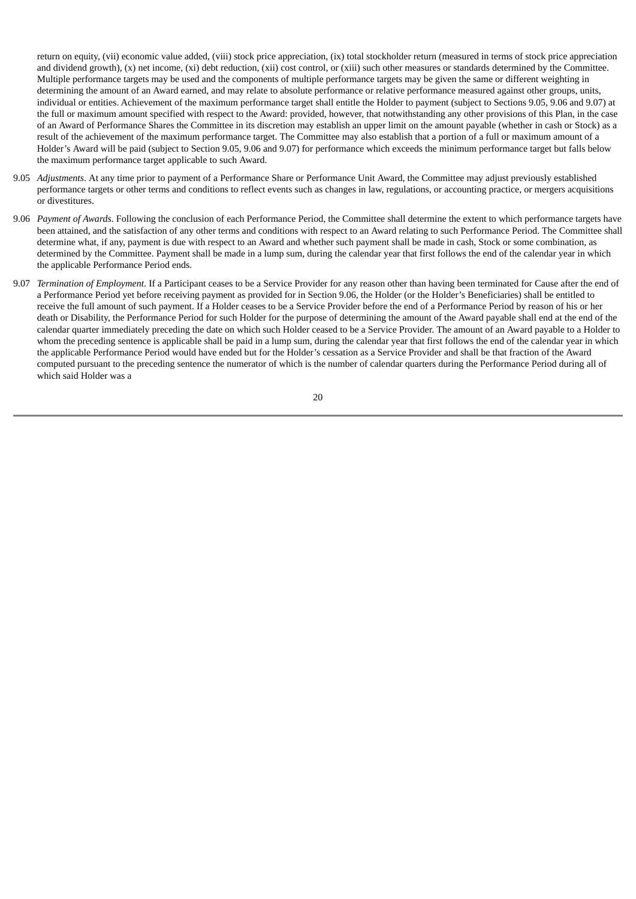return on equity, (vii) economic value added, (viii) stock price appreciation, (ix) total stockholder return (measured in terms of stock price appreciation and dividend growth), (x) net income, (xi) debt reduction, (xii) cost control, or (xiii) such other measures or standards determined by the Committee. Multiple performance targets may be used and the components of multiple performance targets may be given the same or different weighting in determining the amount of an Award earned, and may relate to absolute performance or relative performance measured against other groups, units, individual or entities. Achievement of the maximum performance target shall entitle the Holder to payment (subject to Sections 9.05, 9.06 and 9.07) at the full or maximum amount specified with respect to the Award: provided, however, that notwithstanding any other provisions of this Plan, in the case of an Award of Performance Shares the Committee in its discretion may establish an upper limit on the amount payable (whether in cash or Stock) as a result of the achievement of the maximum performance target. The Committee may also establish that a portion of a full or maximum amount of a Holder's Award will be paid (subject to Section 9.05, 9.06 and 9.07) for performance which exceeds the minimum performance target but falls below the maximum performance target applicable to such Award.

9.05 *Adjustments*. At any time prior to payment of a Performance Share or Performance Unit Award, the Committee may adjust previously established performance targets or other terms and conditions to reflect events such as changes in law, regulations, or accounting practice, or mergers acquisitions or divestitures.

9.06 *Payment of Awards*. Following the conclusion of each Performance Period, the Committee shall determine the extent to which performance targets have been attained, and the satisfaction of any other terms and conditions with respect to an Award relating to such Performance Period. The Committee shall determine what, if any, payment is due with respect to an Award and whether such payment shall be made in cash, Stock or some combination, as determined by the Committee. Payment shall be made in a lump sum, during the calendar year that first follows the end of the calendar year in which the applicable Performance Period ends.

9.07 *Termination of Employment*. If a Participant ceases to be a Service Provider for any reason other than having been terminated for Cause after the end of a Performance Period yet before receiving payment as provided for in Section 9.06, the Holder (or the Holder's Beneficiaries) shall be entitled to receive the full amount of such payment. If a Holder ceases to be a Service Provider before the end of a Performance Period by reason of his or her death or Disability, the Performance Period for such Holder for the purpose of determining the amount of the Award payable shall end at the end of the calendar quarter immediately preceding the date on which such Holder ceased to be a Service Provider. The amount of an Award payable to a Holder to whom the preceding sentence is applicable shall be paid in a lump sum, during the calendar year that first follows the end of the calendar year in which the applicable Performance Period would have ended but for the Holder's cessation as a Service Provider and shall be that fraction of the Award computed pursuant to the preceding sentence the numerator of which is the number of calendar quarters during the Performance Period during all of which said Holder was a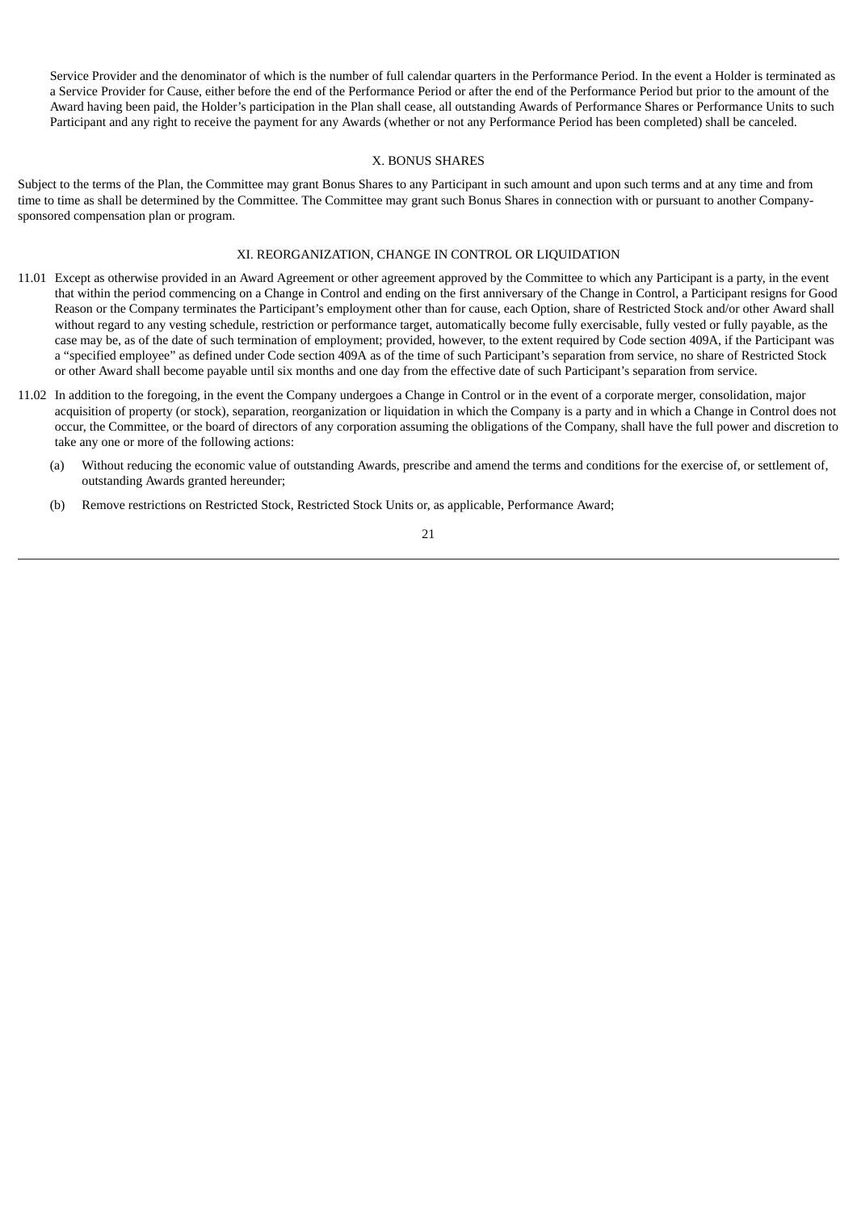Service Provider and the denominator of which is the number of full calendar quarters in the Performance Period. In the event a Holder is terminated as a Service Provider for Cause, either before the end of the Performance Period or after the end of the Performance Period but prior to the amount of the Award having been paid, the Holder's participation in the Plan shall cease, all outstanding Awards of Performance Shares or Performance Units to such Participant and any right to receive the payment for any Awards (whether or not any Performance Period has been completed) shall be canceled.

## X. BONUS SHARES

Subject to the terms of the Plan, the Committee may grant Bonus Shares to any Participant in such amount and upon such terms and at any time and from time to time as shall be determined by the Committee. The Committee may grant such Bonus Shares in connection with or pursuant to another Company-sponsored compensation plan or program.

## XI. REORGANIZATION, CHANGE IN CONTROL OR LIQUIDATION

11.01 Except as otherwise provided in an Award Agreement or other agreement approved by the Committee to which any Participant is a party, in the event that within the period commencing on a Change in Control and ending on the first anniversary of the Change in Control, a Participant resigns for Good Reason or the Company terminates the Participant's employment other than for cause, each Option, share of Restricted Stock and/or other Award shall without regard to any vesting schedule, restriction or performance target, automatically become fully exercisable, fully vested or fully payable, as the case may be, as of the date of such termination of employment; provided, however, to the extent required by Code section 409A, if the Participant was a "specified employee" as defined under Code section 409A as of the time of such Participant's separation from service, no share of Restricted Stock or other Award shall become payable until six months and one day from the effective date of such Participant's separation from service.

11.02 In addition to the foregoing, in the event the Company undergoes a Change in Control or in the event of a corporate merger, consolidation, major acquisition of property (or stock), separation, reorganization or liquidation in which the Company is a party and in which a Change in Control does not occur, the Committee, or the board of directors of any corporation assuming the obligations of the Company, shall have the full power and discretion to take any one or more of the following actions:

(a) Without reducing the economic value of outstanding Awards, prescribe and amend the terms and conditions for the exercise of, or settlement of, outstanding Awards granted hereunder;

(b) Remove restrictions on Restricted Stock, Restricted Stock Units or, as applicable, Performance Award;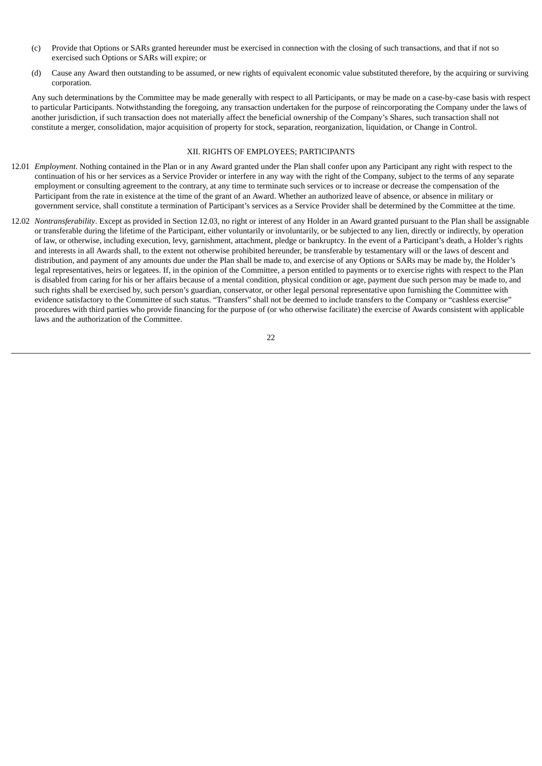(c) Provide that Options or SARs granted hereunder must be exercised in connection with the closing of such transactions, and that if not so exercised such Options or SARs will expire; or

(d) Cause any Award then outstanding to be assumed, or new rights of equivalent economic value substituted therefore, by the acquiring or surviving corporation.

Any such determinations by the Committee may be made generally with respect to all Participants, or may be made on a case-by-case basis with respect to particular Participants. Notwithstanding the foregoing, any transaction undertaken for the purpose of reincorporating the Company under the laws of another jurisdiction, if such transaction does not materially affect the beneficial ownership of the Company's Shares, such transaction shall not constitute a merger, consolidation, major acquisition of property for stock, separation, reorganization, liquidation, or Change in Control.

## XII. RIGHTS OF EMPLOYEES; PARTICIPANTS

12.01 *Employment*. Nothing contained in the Plan or in any Award granted under the Plan shall confer upon any Participant any right with respect to the continuation of his or her services as a Service Provider or interfere in any way with the right of the Company, subject to the terms of any separate employment or consulting agreement to the contrary, at any time to terminate such services or to increase or decrease the compensation of the Participant from the rate in existence at the time of the grant of an Award. Whether an authorized leave of absence, or absence in military or government service, shall constitute a termination of Participant's services as a Service Provider shall be determined by the Committee at the time.

12.02 *Nontransferability*. Except as provided in Section 12.03, no right or interest of any Holder in an Award granted pursuant to the Plan shall be assignable or transferable during the lifetime of the Participant, either voluntarily or involuntarily, or be subjected to any lien, directly or indirectly, by operation of law, or otherwise, including execution, levy, garnishment, attachment, pledge or bankruptcy. In the event of a Participant's death, a Holder's rights and interests in all Awards shall, to the extent not otherwise prohibited hereunder, be transferable by testamentary will or the laws of descent and distribution, and payment of any amounts due under the Plan shall be made to, and exercise of any Options or SARs may be made by, the Holder's legal representatives, heirs or legatees. If, in the opinion of the Committee, a person entitled to payments or to exercise rights with respect to the Plan is disabled from caring for his or her affairs because of a mental condition, physical condition or age, payment due such person may be made to, and such rights shall be exercised by, such person's guardian, conservator, or other legal personal representative upon furnishing the Committee with evidence satisfactory to the Committee of such status. "Transfers" shall not be deemed to include transfers to the Company or "cashless exercise" procedures with third parties who provide financing for the purpose of (or who otherwise facilitate) the exercise of Awards consistent with applicable laws and the authorization of the Committee.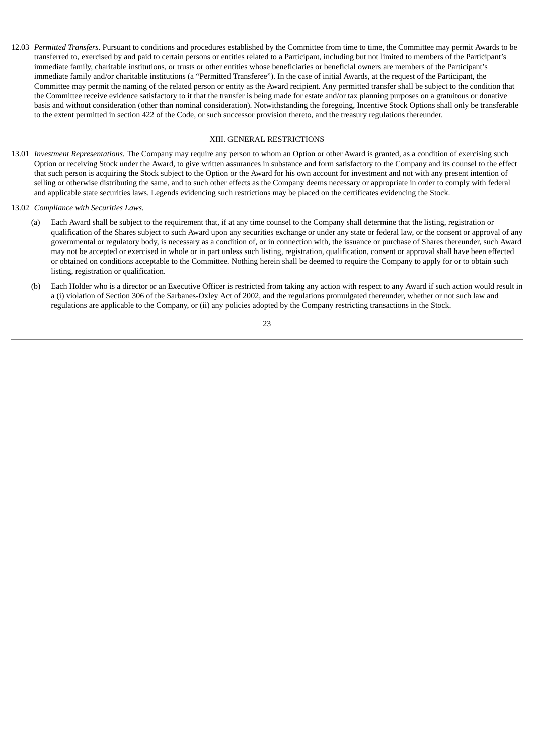12.03 *Permitted Transfers*. Pursuant to conditions and procedures established by the Committee from time to time, the Committee may permit Awards to be transferred to, exercised by and paid to certain persons or entities related to a Participant, including but not limited to members of the Participant's immediate family, charitable institutions, or trusts or other entities whose beneficiaries or beneficial owners are members of the Participant's immediate family and/or charitable institutions (a "Permitted Transferee"). In the case of initial Awards, at the request of the Participant, the Committee may permit the naming of the related person or entity as the Award recipient. Any permitted transfer shall be subject to the condition that the Committee receive evidence satisfactory to it that the transfer is being made for estate and/or tax planning purposes on a gratuitous or donative basis and without consideration (other than nominal consideration). Notwithstanding the foregoing, Incentive Stock Options shall only be transferable to the extent permitted in section 422 of the Code, or such successor provision thereto, and the treasury regulations thereunder.

## XIII. GENERAL RESTRICTIONS

13.01 *Investment Representations*. The Company may require any person to whom an Option or other Award is granted, as a condition of exercising such Option or receiving Stock under the Award, to give written assurances in substance and form satisfactory to the Company and its counsel to the effect that such person is acquiring the Stock subject to the Option or the Award for his own account for investment and not with any present intention of selling or otherwise distributing the same, and to such other effects as the Company deems necessary or appropriate in order to comply with federal and applicable state securities laws. Legends evidencing such restrictions may be placed on the certificates evidencing the Stock.

13.02 *Compliance with Securities Laws.*

(a) Each Award shall be subject to the requirement that, if at any time counsel to the Company shall determine that the listing, registration or qualification of the Shares subject to such Award upon any securities exchange or under any state or federal law, or the consent or approval of any governmental or regulatory body, is necessary as a condition of, or in connection with, the issuance or purchase of Shares thereunder, such Award may not be accepted or exercised in whole or in part unless such listing, registration, qualification, consent or approval shall have been effected or obtained on conditions acceptable to the Committee. Nothing herein shall be deemed to require the Company to apply for or to obtain such listing, registration or qualification.

(b) Each Holder who is a director or an Executive Officer is restricted from taking any action with respect to any Award if such action would result in a (i) violation of Section 306 of the Sarbanes-Oxley Act of 2002, and the regulations promulgated thereunder, whether or not such law and regulations are applicable to the Company, or (ii) any policies adopted by the Company restricting transactions in the Stock.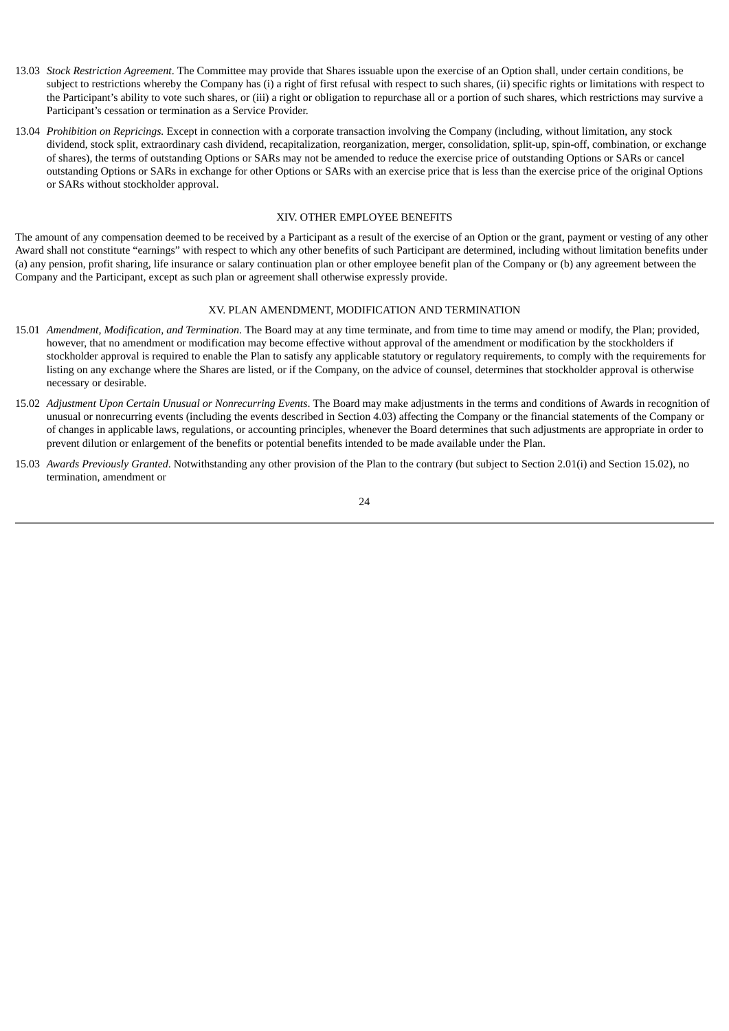13.03 *Stock Restriction Agreement*. The Committee may provide that Shares issuable upon the exercise of an Option shall, under certain conditions, be subject to restrictions whereby the Company has (i) a right of first refusal with respect to such shares, (ii) specific rights or limitations with respect to the Participant's ability to vote such shares, or (iii) a right or obligation to repurchase all or a portion of such shares, which restrictions may survive a Participant's cessation or termination as a Service Provider.

13.04 *Prohibition on Repricings.* Except in connection with a corporate transaction involving the Company (including, without limitation, any stock dividend, stock split, extraordinary cash dividend, recapitalization, reorganization, merger, consolidation, split-up, spin-off, combination, or exchange of shares), the terms of outstanding Options or SARs may not be amended to reduce the exercise price of outstanding Options or SARs or cancel outstanding Options or SARs in exchange for other Options or SARs with an exercise price that is less than the exercise price of the original Options or SARs without stockholder approval.

## XIV. OTHER EMPLOYEE BENEFITS

The amount of any compensation deemed to be received by a Participant as a result of the exercise of an Option or the grant, payment or vesting of any other Award shall not constitute "earnings" with respect to which any other benefits of such Participant are determined, including without limitation benefits under (a) any pension, profit sharing, life insurance or salary continuation plan or other employee benefit plan of the Company or (b) any agreement between the Company and the Participant, except as such plan or agreement shall otherwise expressly provide.

## XV. PLAN AMENDMENT, MODIFICATION AND TERMINATION

15.01 *Amendment, Modification, and Termination*. The Board may at any time terminate, and from time to time may amend or modify, the Plan; provided, however, that no amendment or modification may become effective without approval of the amendment or modification by the stockholders if stockholder approval is required to enable the Plan to satisfy any applicable statutory or regulatory requirements, to comply with the requirements for listing on any exchange where the Shares are listed, or if the Company, on the advice of counsel, determines that stockholder approval is otherwise necessary or desirable.

15.02 *Adjustment Upon Certain Unusual or Nonrecurring Events*. The Board may make adjustments in the terms and conditions of Awards in recognition of unusual or nonrecurring events (including the events described in Section 4.03) affecting the Company or the financial statements of the Company or of changes in applicable laws, regulations, or accounting principles, whenever the Board determines that such adjustments are appropriate in order to prevent dilution or enlargement of the benefits or potential benefits intended to be made available under the Plan.

15.03 *Awards Previously Granted*. Notwithstanding any other provision of the Plan to the contrary (but subject to Section 2.01(i) and Section 15.02), no termination, amendment or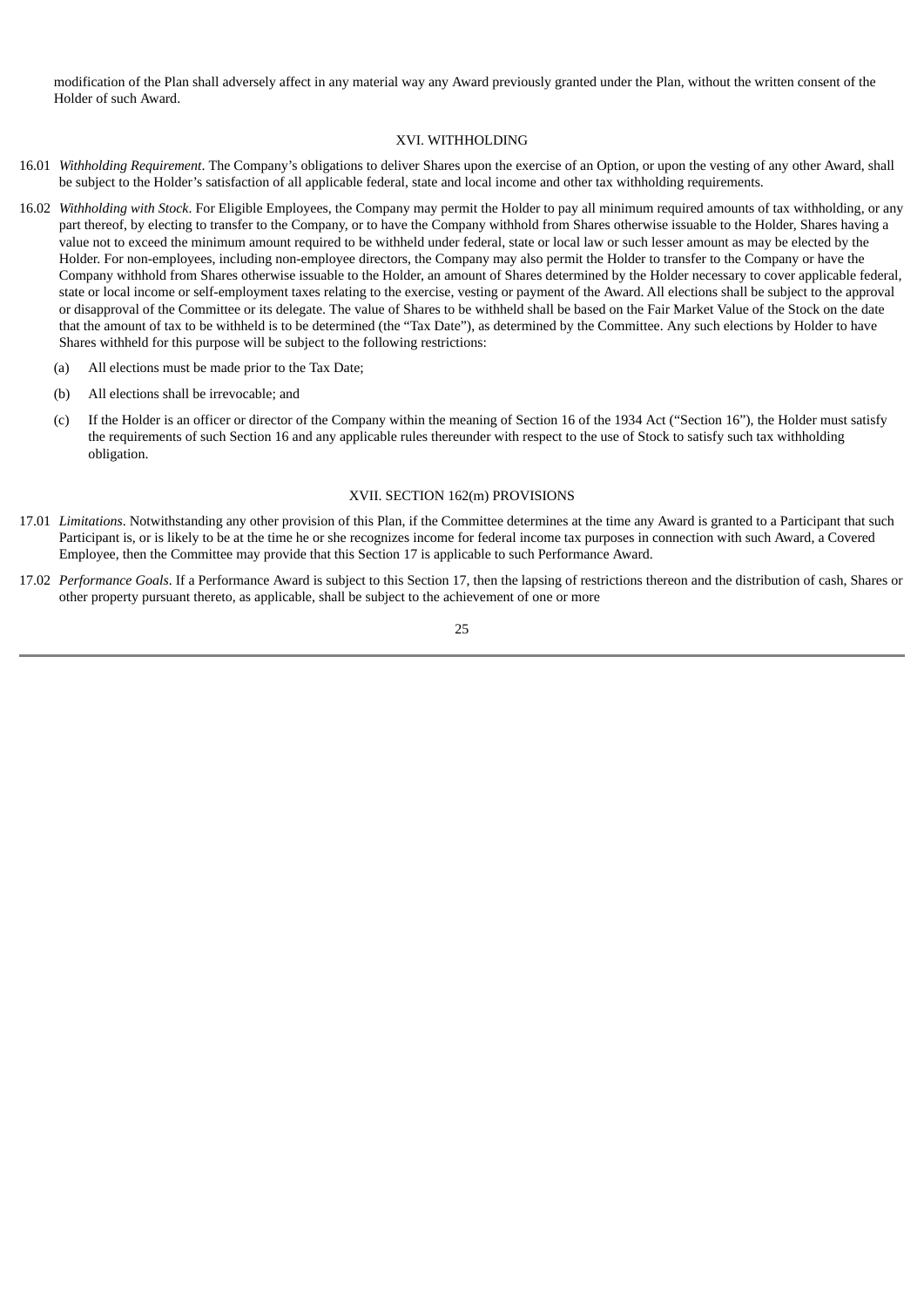modification of the Plan shall adversely affect in any material way any Award previously granted under the Plan, without the written consent of the Holder of such Award.

## XVI. WITHHOLDING

16.01 *Withholding Requirement*. The Company's obligations to deliver Shares upon the exercise of an Option, or upon the vesting of any other Award, shall be subject to the Holder's satisfaction of all applicable federal, state and local income and other tax withholding requirements.

16.02 *Withholding with Stock*. For Eligible Employees, the Company may permit the Holder to pay all minimum required amounts of tax withholding, or any part thereof, by electing to transfer to the Company, or to have the Company withhold from Shares otherwise issuable to the Holder, Shares having a value not to exceed the minimum amount required to be withheld under federal, state or local law or such lesser amount as may be elected by the Holder. For non-employees, including non-employee directors, the Company may also permit the Holder to transfer to the Company or have the Company withhold from Shares otherwise issuable to the Holder, an amount of Shares determined by the Holder necessary to cover applicable federal, state or local income or self-employment taxes relating to the exercise, vesting or payment of the Award. All elections shall be subject to the approval or disapproval of the Committee or its delegate. The value of Shares to be withheld shall be based on the Fair Market Value of the Stock on the date that the amount of tax to be withheld is to be determined (the "Tax Date"), as determined by the Committee. Any such elections by Holder to have Shares withheld for this purpose will be subject to the following restrictions:

(a) All elections must be made prior to the Tax Date;

(b) All elections shall be irrevocable; and

(c) If the Holder is an officer or director of the Company within the meaning of Section 16 of the 1934 Act ("Section 16"), the Holder must satisfy the requirements of such Section 16 and any applicable rules thereunder with respect to the use of Stock to satisfy such tax withholding obligation.

## XVII. SECTION 162(m) PROVISIONS

17.01 *Limitations*. Notwithstanding any other provision of this Plan, if the Committee determines at the time any Award is granted to a Participant that such Participant is, or is likely to be at the time he or she recognizes income for federal income tax purposes in connection with such Award, a Covered Employee, then the Committee may provide that this Section 17 is applicable to such Performance Award.

17.02 *Performance Goals*. If a Performance Award is subject to this Section 17, then the lapsing of restrictions thereon and the distribution of cash, Shares or other property pursuant thereto, as applicable, shall be subject to the achievement of one or more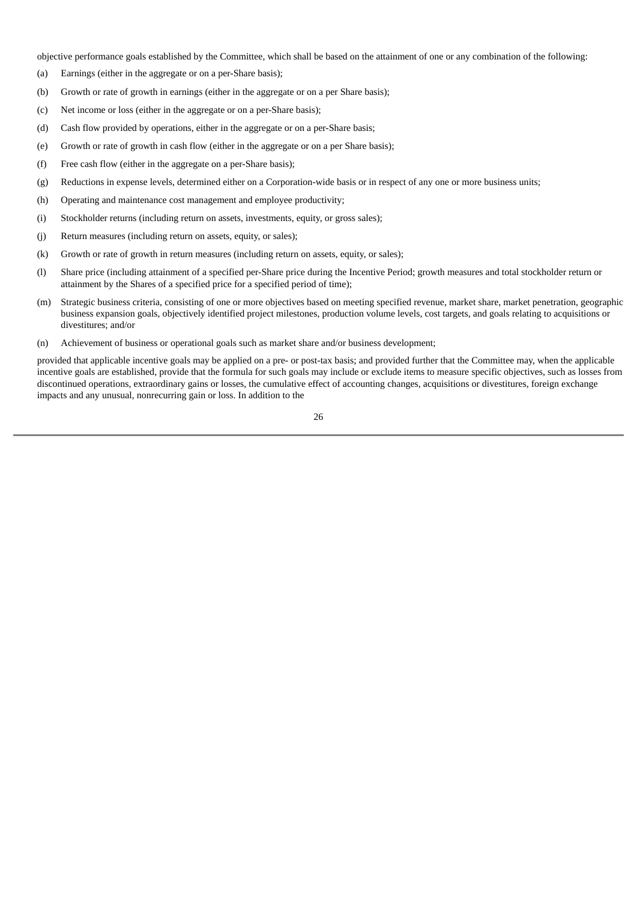objective performance goals established by the Committee, which shall be based on the attainment of one or any combination of the following:

(a) Earnings (either in the aggregate or on a per-Share basis);

(b) Growth or rate of growth in earnings (either in the aggregate or on a per Share basis);

(c) Net income or loss (either in the aggregate or on a per-Share basis);

(d) Cash flow provided by operations, either in the aggregate or on a per-Share basis;

(e) Growth or rate of growth in cash flow (either in the aggregate or on a per Share basis);

(f) Free cash flow (either in the aggregate on a per-Share basis);

(g) Reductions in expense levels, determined either on a Corporation-wide basis or in respect of any one or more business units;

(h) Operating and maintenance cost management and employee productivity;

(i) Stockholder returns (including return on assets, investments, equity, or gross sales);

(j) Return measures (including return on assets, equity, or sales);

(k) Growth or rate of growth in return measures (including return on assets, equity, or sales);

(l) Share price (including attainment of a specified per-Share price during the Incentive Period; growth measures and total stockholder return or attainment by the Shares of a specified price for a specified period of time);

(m) Strategic business criteria, consisting of one or more objectives based on meeting specified revenue, market share, market penetration, geographic business expansion goals, objectively identified project milestones, production volume levels, cost targets, and goals relating to acquisitions or divestitures; and/or

(n) Achievement of business or operational goals such as market share and/or business development;

provided that applicable incentive goals may be applied on a pre- or post-tax basis; and provided further that the Committee may, when the applicable incentive goals are established, provide that the formula for such goals may include or exclude items to measure specific objectives, such as losses from discontinued operations, extraordinary gains or losses, the cumulative effect of accounting changes, acquisitions or divestitures, foreign exchange impacts and any unusual, nonrecurring gain or loss. In addition to the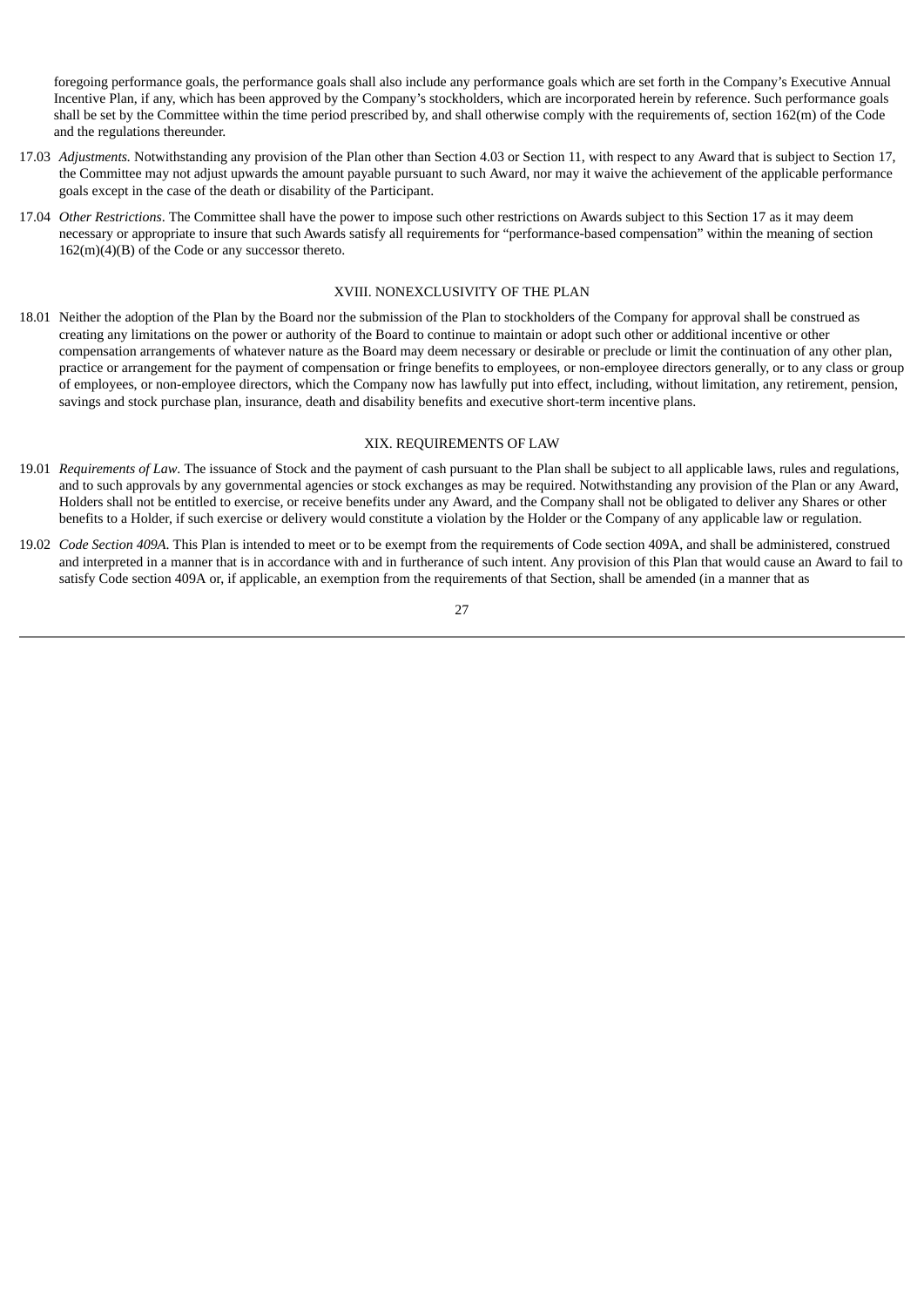foregoing performance goals, the performance goals shall also include any performance goals which are set forth in the Company's Executive Annual Incentive Plan, if any, which has been approved by the Company's stockholders, which are incorporated herein by reference. Such performance goals shall be set by the Committee within the time period prescribed by, and shall otherwise comply with the requirements of, section 162(m) of the Code and the regulations thereunder.

17.03 *Adjustments.* Notwithstanding any provision of the Plan other than Section 4.03 or Section 11, with respect to any Award that is subject to Section 17, the Committee may not adjust upwards the amount payable pursuant to such Award, nor may it waive the achievement of the applicable performance goals except in the case of the death or disability of the Participant.

17.04 *Other Restrictions*. The Committee shall have the power to impose such other restrictions on Awards subject to this Section 17 as it may deem necessary or appropriate to insure that such Awards satisfy all requirements for "performance-based compensation" within the meaning of section 162(m)(4)(B) of the Code or any successor thereto.

## XVIII. NONEXCLUSIVITY OF THE PLAN

18.01 Neither the adoption of the Plan by the Board nor the submission of the Plan to stockholders of the Company for approval shall be construed as creating any limitations on the power or authority of the Board to continue to maintain or adopt such other or additional incentive or other compensation arrangements of whatever nature as the Board may deem necessary or desirable or preclude or limit the continuation of any other plan, practice or arrangement for the payment of compensation or fringe benefits to employees, or non-employee directors generally, or to any class or group of employees, or non-employee directors, which the Company now has lawfully put into effect, including, without limitation, any retirement, pension, savings and stock purchase plan, insurance, death and disability benefits and executive short-term incentive plans.

## XIX. REQUIREMENTS OF LAW

19.01 *Requirements of Law*. The issuance of Stock and the payment of cash pursuant to the Plan shall be subject to all applicable laws, rules and regulations, and to such approvals by any governmental agencies or stock exchanges as may be required. Notwithstanding any provision of the Plan or any Award, Holders shall not be entitled to exercise, or receive benefits under any Award, and the Company shall not be obligated to deliver any Shares or other benefits to a Holder, if such exercise or delivery would constitute a violation by the Holder or the Company of any applicable law or regulation.

19.02 *Code Section 409A*. This Plan is intended to meet or to be exempt from the requirements of Code section 409A, and shall be administered, construed and interpreted in a manner that is in accordance with and in furtherance of such intent. Any provision of this Plan that would cause an Award to fail to satisfy Code section 409A or, if applicable, an exemption from the requirements of that Section, shall be amended (in a manner that as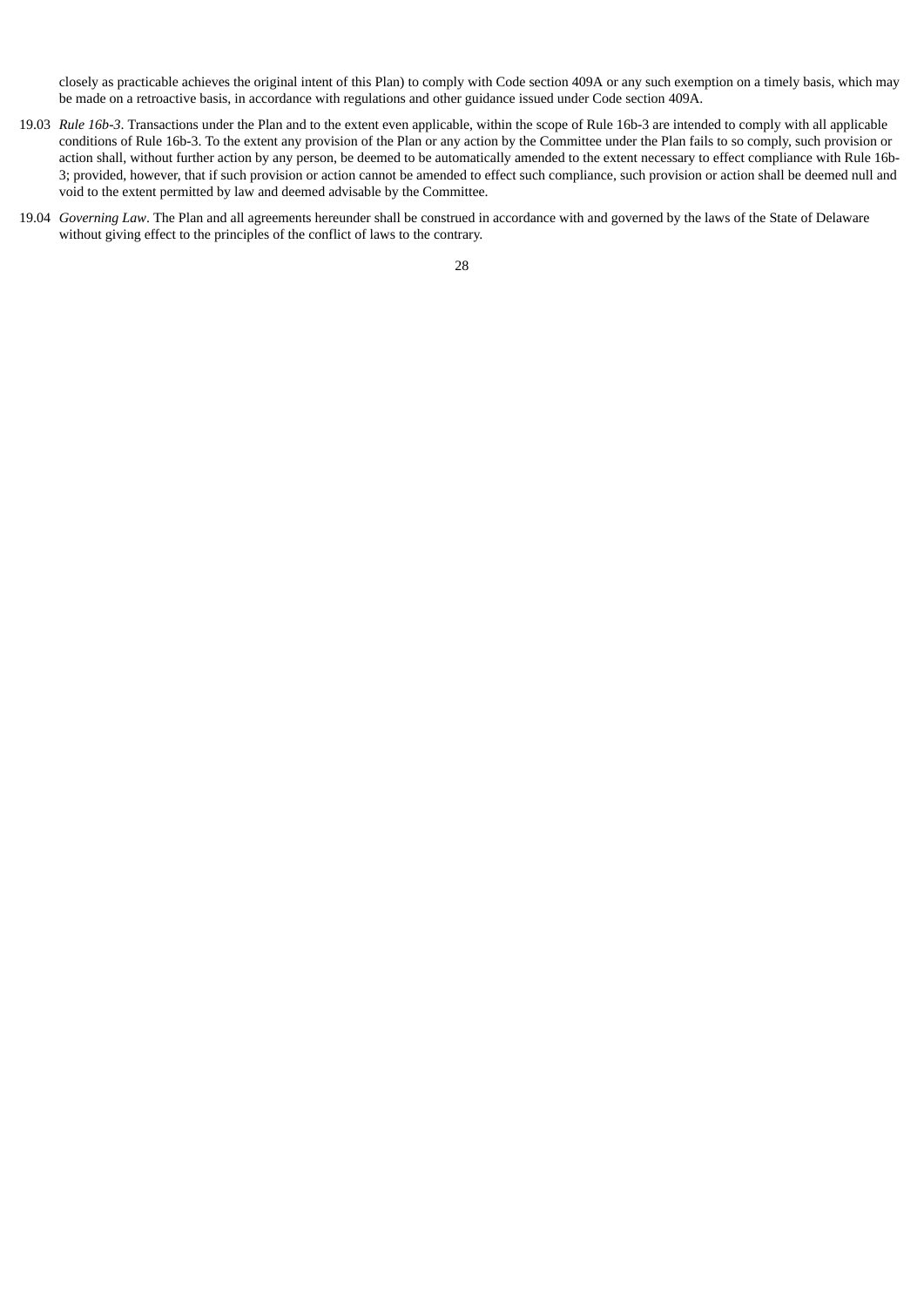closely as practicable achieves the original intent of this Plan) to comply with Code section 409A or any such exemption on a timely basis, which may be made on a retroactive basis, in accordance with regulations and other guidance issued under Code section 409A.

19.03 *Rule 16b-3*. Transactions under the Plan and to the extent even applicable, within the scope of Rule 16b-3 are intended to comply with all applicable conditions of Rule 16b-3. To the extent any provision of the Plan or any action by the Committee under the Plan fails to so comply, such provision or action shall, without further action by any person, be deemed to be automatically amended to the extent necessary to effect compliance with Rule 16b-3; provided, however, that if such provision or action cannot be amended to effect such compliance, such provision or action shall be deemed null and void to the extent permitted by law and deemed advisable by the Committee.

19.04 *Governing Law*. The Plan and all agreements hereunder shall be construed in accordance with and governed by the laws of the State of Delaware without giving effect to the principles of the conflict of laws to the contrary.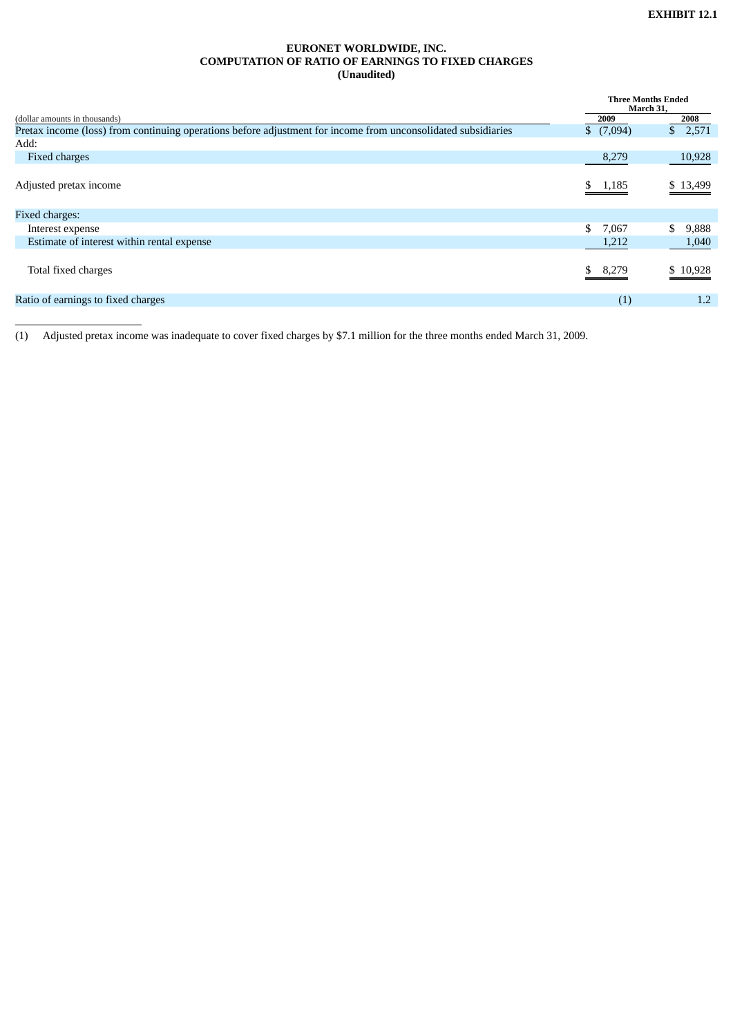**EXHIBIT 12.1**

**EURONET WORLDWIDE, INC.**
**COMPUTATION OF RATIO OF EARNINGS TO FIXED CHARGES**
**(Unaudited)**

| (dollar amounts in thousands) | Three Months Ended March 31, 2009 | Three Months Ended March 31, 2008 |
|---|---|---|
| Pretax income (loss) from continuing operations before adjustment for income from unconsolidated subsidiaries | $ (7,094) | $ 2,571 |
| Add: | | |
| Fixed charges | 8,279 | 10,928 |
| Adjusted pretax income | $ 1,185 | $ 13,499 |
| Fixed charges: | | |
| Interest expense | $ 7,067 | $ 9,888 |
| Estimate of interest within rental expense | 1,212 | 1,040 |
| Total fixed charges | $ 8,279 | $ 10,928 |
| Ratio of earnings to fixed charges | (1) | 1.2 |

(1) Adjusted pretax income was inadequate to cover fixed charges by $7.1 million for the three months ended March 31, 2009.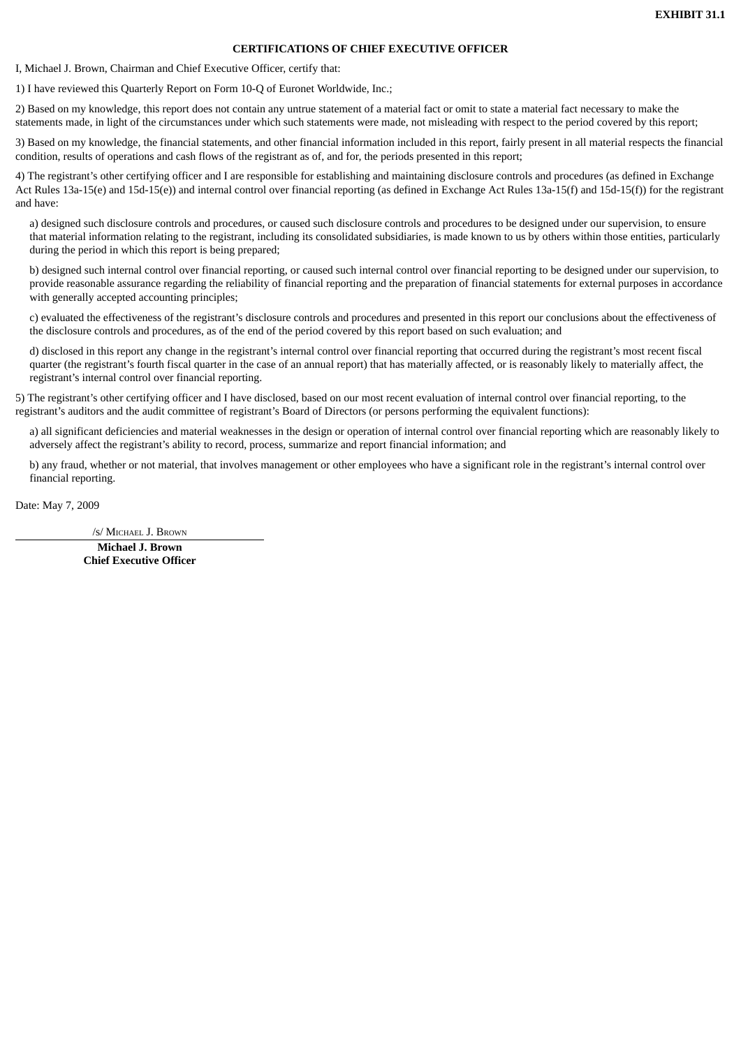**EXHIBIT 31.1**

**CERTIFICATIONS OF CHIEF EXECUTIVE OFFICER**

I, Michael J. Brown, Chairman and Chief Executive Officer, certify that:

1) I have reviewed this Quarterly Report on Form 10-Q of Euronet Worldwide, Inc.;

2) Based on my knowledge, this report does not contain any untrue statement of a material fact or omit to state a material fact necessary to make the statements made, in light of the circumstances under which such statements were made, not misleading with respect to the period covered by this report;

3) Based on my knowledge, the financial statements, and other financial information included in this report, fairly present in all material respects the financial condition, results of operations and cash flows of the registrant as of, and for, the periods presented in this report;

4) The registrant's other certifying officer and I are responsible for establishing and maintaining disclosure controls and procedures (as defined in Exchange Act Rules 13a-15(e) and 15d-15(e)) and internal control over financial reporting (as defined in Exchange Act Rules 13a-15(f) and 15d-15(f)) for the registrant and have:

a) designed such disclosure controls and procedures, or caused such disclosure controls and procedures to be designed under our supervision, to ensure that material information relating to the registrant, including its consolidated subsidiaries, is made known to us by others within those entities, particularly during the period in which this report is being prepared;

b) designed such internal control over financial reporting, or caused such internal control over financial reporting to be designed under our supervision, to provide reasonable assurance regarding the reliability of financial reporting and the preparation of financial statements for external purposes in accordance with generally accepted accounting principles;

c) evaluated the effectiveness of the registrant's disclosure controls and procedures and presented in this report our conclusions about the effectiveness of the disclosure controls and procedures, as of the end of the period covered by this report based on such evaluation; and

d) disclosed in this report any change in the registrant's internal control over financial reporting that occurred during the registrant's most recent fiscal quarter (the registrant's fourth fiscal quarter in the case of an annual report) that has materially affected, or is reasonably likely to materially affect, the registrant's internal control over financial reporting.

5) The registrant's other certifying officer and I have disclosed, based on our most recent evaluation of internal control over financial reporting, to the registrant's auditors and the audit committee of registrant's Board of Directors (or persons performing the equivalent functions):

a) all significant deficiencies and material weaknesses in the design or operation of internal control over financial reporting which are reasonably likely to adversely affect the registrant's ability to record, process, summarize and report financial information; and

b) any fraud, whether or not material, that involves management or other employees who have a significant role in the registrant's internal control over financial reporting.

Date: May 7, 2009

/s/ Michael J. Brown

**Michael J. Brown**
**Chief Executive Officer**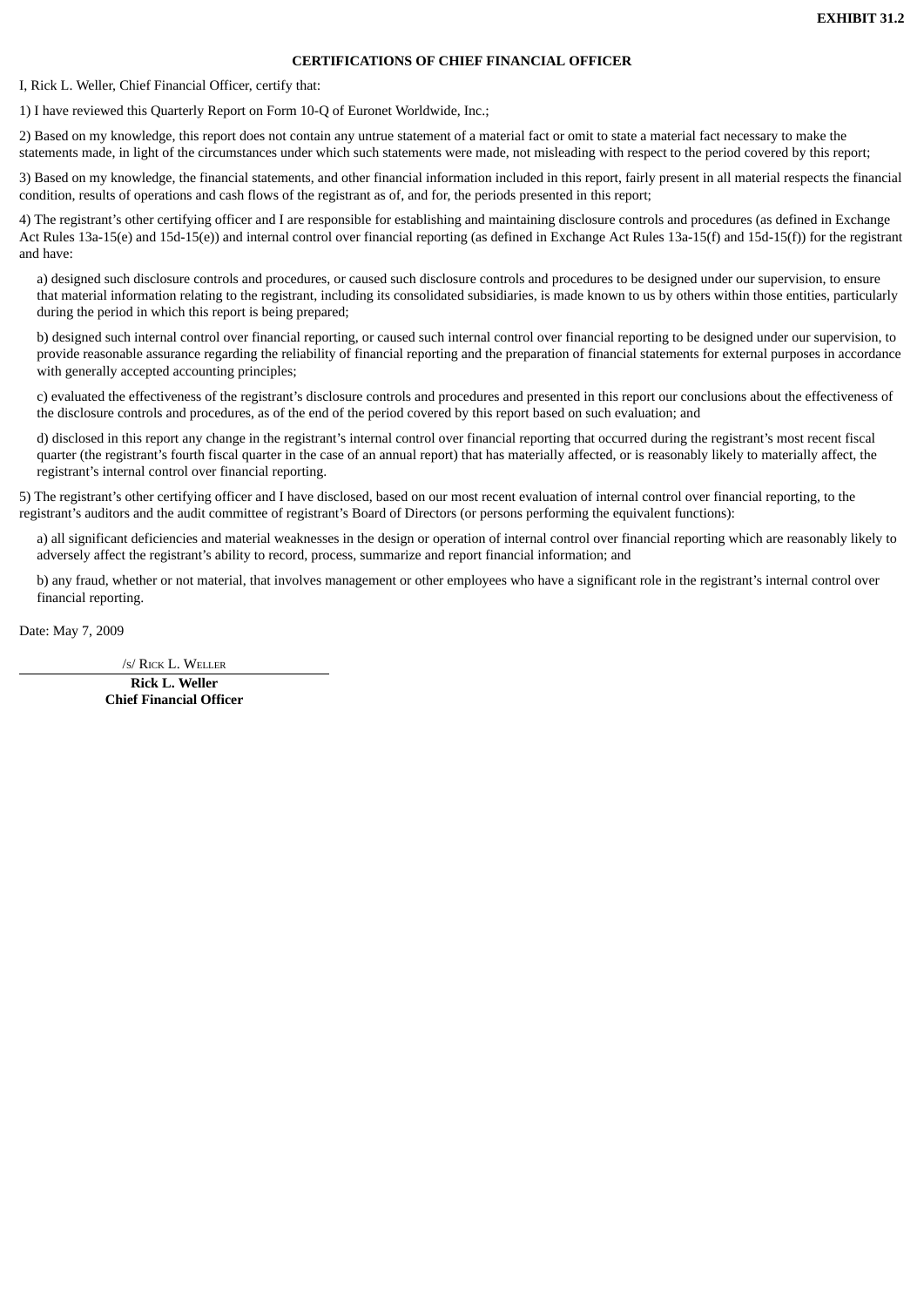**EXHIBIT 31.2**

**CERTIFICATIONS OF CHIEF FINANCIAL OFFICER**

I, Rick L. Weller, Chief Financial Officer, certify that:

1) I have reviewed this Quarterly Report on Form 10-Q of Euronet Worldwide, Inc.;

2) Based on my knowledge, this report does not contain any untrue statement of a material fact or omit to state a material fact necessary to make the statements made, in light of the circumstances under which such statements were made, not misleading with respect to the period covered by this report;

3) Based on my knowledge, the financial statements, and other financial information included in this report, fairly present in all material respects the financial condition, results of operations and cash flows of the registrant as of, and for, the periods presented in this report;

4) The registrant's other certifying officer and I are responsible for establishing and maintaining disclosure controls and procedures (as defined in Exchange Act Rules 13a-15(e) and 15d-15(e)) and internal control over financial reporting (as defined in Exchange Act Rules 13a-15(f) and 15d-15(f)) for the registrant and have:

a) designed such disclosure controls and procedures, or caused such disclosure controls and procedures to be designed under our supervision, to ensure that material information relating to the registrant, including its consolidated subsidiaries, is made known to us by others within those entities, particularly during the period in which this report is being prepared;

b) designed such internal control over financial reporting, or caused such internal control over financial reporting to be designed under our supervision, to provide reasonable assurance regarding the reliability of financial reporting and the preparation of financial statements for external purposes in accordance with generally accepted accounting principles;

c) evaluated the effectiveness of the registrant's disclosure controls and procedures and presented in this report our conclusions about the effectiveness of the disclosure controls and procedures, as of the end of the period covered by this report based on such evaluation; and

d) disclosed in this report any change in the registrant's internal control over financial reporting that occurred during the registrant's most recent fiscal quarter (the registrant's fourth fiscal quarter in the case of an annual report) that has materially affected, or is reasonably likely to materially affect, the registrant's internal control over financial reporting.

5) The registrant's other certifying officer and I have disclosed, based on our most recent evaluation of internal control over financial reporting, to the registrant's auditors and the audit committee of registrant's Board of Directors (or persons performing the equivalent functions):

a) all significant deficiencies and material weaknesses in the design or operation of internal control over financial reporting which are reasonably likely to adversely affect the registrant's ability to record, process, summarize and report financial information; and

b) any fraud, whether or not material, that involves management or other employees who have a significant role in the registrant's internal control over financial reporting.

Date: May 7, 2009

/s/ Rick L. Weller

**Rick L. Weller**
**Chief Financial Officer**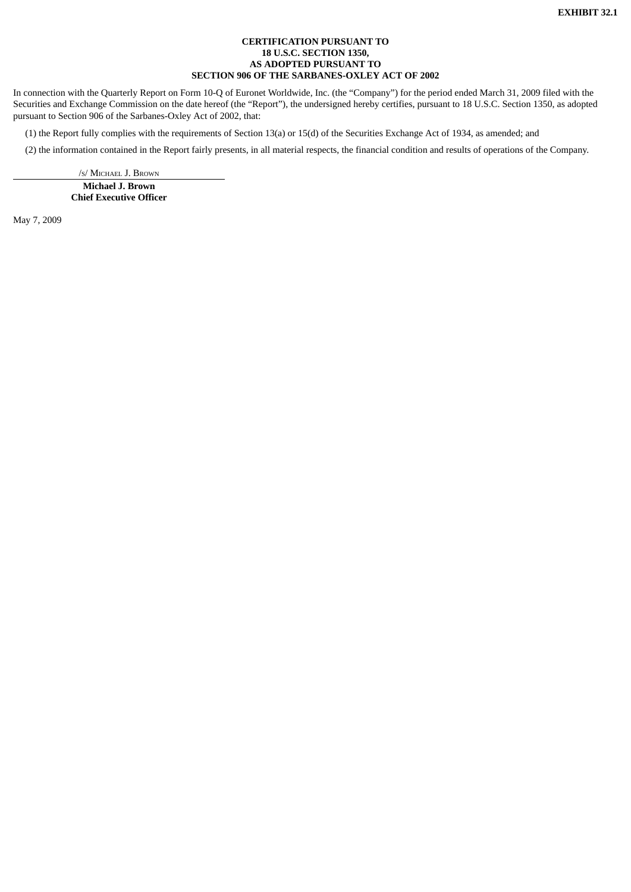**EXHIBIT 32.1**

**CERTIFICATION PURSUANT TO
18 U.S.C. SECTION 1350,
AS ADOPTED PURSUANT TO
SECTION 906 OF THE SARBANES-OXLEY ACT OF 2002**

In connection with the Quarterly Report on Form 10-Q of Euronet Worldwide, Inc. (the "Company") for the period ended March 31, 2009 filed with the Securities and Exchange Commission on the date hereof (the "Report"), the undersigned hereby certifies, pursuant to 18 U.S.C. Section 1350, as adopted pursuant to Section 906 of the Sarbanes-Oxley Act of 2002, that:

(1) the Report fully complies with the requirements of Section 13(a) or 15(d) of the Securities Exchange Act of 1934, as amended; and

(2) the information contained in the Report fairly presents, in all material respects, the financial condition and results of operations of the Company.

/s/ Michael J. Brown

**Michael J. Brown**
**Chief Executive Officer**

May 7, 2009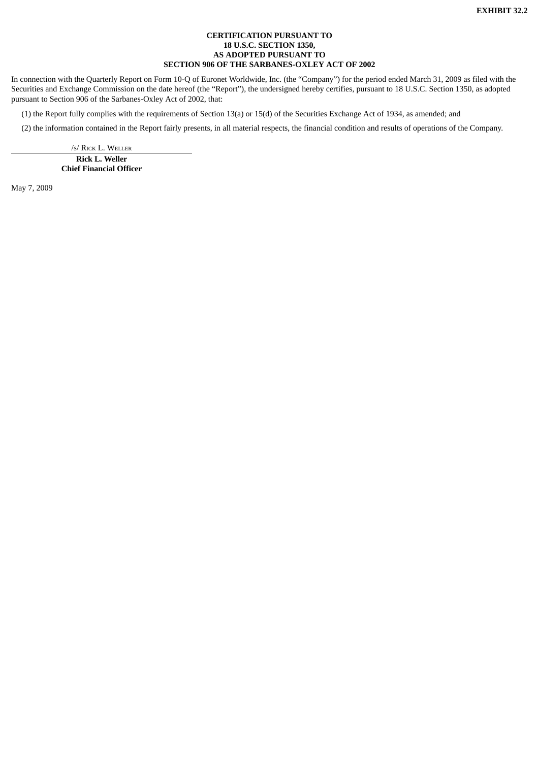**EXHIBIT 32.2**

**CERTIFICATION PURSUANT TO**
**18 U.S.C. SECTION 1350,**
**AS ADOPTED PURSUANT TO**
**SECTION 906 OF THE SARBANES-OXLEY ACT OF 2002**

In connection with the Quarterly Report on Form 10-Q of Euronet Worldwide, Inc. (the "Company") for the period ended March 31, 2009 as filed with the Securities and Exchange Commission on the date hereof (the "Report"), the undersigned hereby certifies, pursuant to 18 U.S.C. Section 1350, as adopted pursuant to Section 906 of the Sarbanes-Oxley Act of 2002, that:

(1) the Report fully complies with the requirements of Section 13(a) or 15(d) of the Securities Exchange Act of 1934, as amended; and

(2) the information contained in the Report fairly presents, in all material respects, the financial condition and results of operations of the Company.

/s/ RICK L. WELLER

**Rick L. Weller**
**Chief Financial Officer**

May 7, 2009